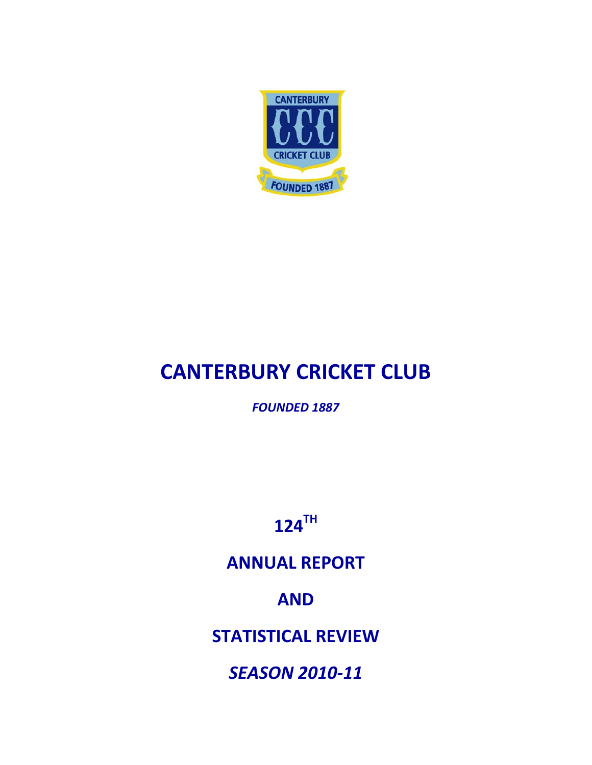# CANTERBURY CRICKET CLUB

*FOUNDED 1887*

**124TH**

**ANNUAL REPORT**

**AND**

**STATISTICAL REVIEW**

***SEASON 2010-11***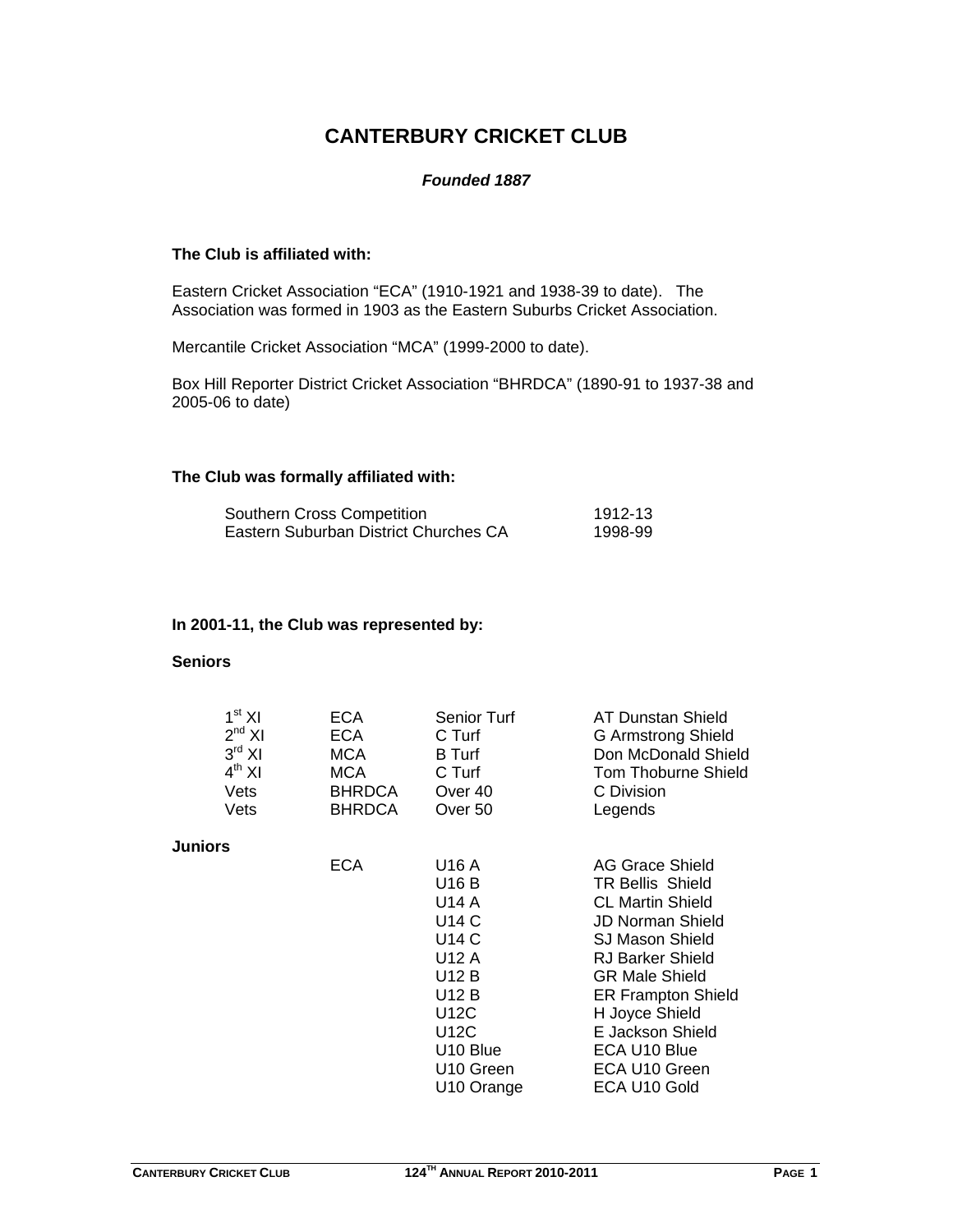# CANTERBURY CRICKET CLUB

***Founded 1887***

**The Club is affiliated with:**

Eastern Cricket Association "ECA" (1910-1921 and 1938-39 to date). The Association was formed in 1903 as the Eastern Suburbs Cricket Association.

Mercantile Cricket Association "MCA" (1999-2000 to date).

Box Hill Reporter District Cricket Association "BHRDCA" (1890-91 to 1937-38 and 2005-06 to date)

**The Club was formally affiliated with:**

| | |
|---|---|
| Southern Cross Competition | 1912-13 |
| Eastern Suburban District Churches CA | 1998-99 |

**In 2001-11, the Club was represented by:**

**Seniors**

| | | | |
|---|---|---|---|
| 1st XI | ECA | Senior Turf | AT Dunstan Shield |
| 2nd XI | ECA | C Turf | G Armstrong Shield |
| 3rd XI | MCA | B Turf | Don McDonald Shield |
| 4th XI | MCA | C Turf | Tom Thoburne Shield |
| Vets | BHRDCA | Over 40 | C Division |
| Vets | BHRDCA | Over 50 | Legends |

**Juniors**

| | | | |
|---|---|---|---|
| | ECA | U16 A | AG Grace Shield |
| | | U16 B | TR Bellis Shield |
| | | U14 A | CL Martin Shield |
| | | U14 C | JD Norman Shield |
| | | U14 C | SJ Mason Shield |
| | | U12 A | RJ Barker Shield |
| | | U12 B | GR Male Shield |
| | | U12 B | ER Frampton Shield |
| | | U12C | H Joyce Shield |
| | | U12C | E Jackson Shield |
| | | U10 Blue | ECA U10 Blue |
| | | U10 Green | ECA U10 Green |
| | | U10 Orange | ECA U10 Gold |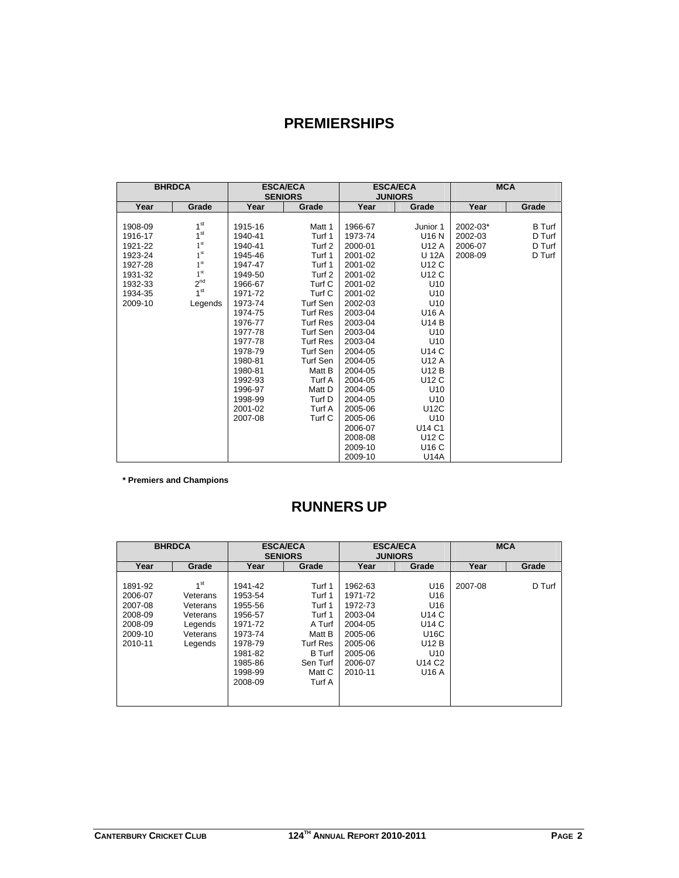# PREMIERSHIPS

| BHRDCA | | ESCA/ECA SENIORS | | ESCA/ECA JUNIORS | | MCA | |
|---|---|---|---|---|---|---|---|
| Year | Grade | Year | Grade | Year | Grade | Year | Grade |
| 1908-09 | 1st | 1915-16 | Matt 1 | 1966-67 | Junior 1 | 2002-03* | B Turf |
| 1916-17 | 1st | 1940-41 | Turf 1 | 1973-74 | U16 N | 2002-03 | D Turf |
| 1921-22 | 1st | 1940-41 | Turf 2 | 2000-01 | U12 A | 2006-07 | D Turf |
| 1923-24 | 1st | 1945-46 | Turf 1 | 2001-02 | U 12A | 2008-09 | D Turf |
| 1927-28 | 1st | 1947-47 | Turf 1 | 2001-02 | U12 C | | |
| 1931-32 | 1st | 1949-50 | Turf 2 | 2001-02 | U12 C | | |
| 1932-33 | 2nd | 1966-67 | Turf C | 2001-02 | U10 | | |
| 1934-35 | 1st | 1971-72 | Turf C | 2001-02 | U10 | | |
| 2009-10 | Legends | 1973-74 | Turf Sen | 2002-03 | U10 | | |
| | | 1974-75 | Turf Res | 2003-04 | U16 A | | |
| | | 1976-77 | Turf Res | 2003-04 | U14 B | | |
| | | 1977-78 | Turf Sen | 2003-04 | U10 | | |
| | | 1977-78 | Turf Res | 2003-04 | U10 | | |
| | | 1978-79 | Turf Sen | 2004-05 | U14 C | | |
| | | 1980-81 | Turf Sen | 2004-05 | U12 A | | |
| | | 1980-81 | Matt B | 2004-05 | U12 B | | |
| | | 1992-93 | Turf A | 2004-05 | U12 C | | |
| | | 1996-97 | Matt D | 2004-05 | U10 | | |
| | | 1998-99 | Turf D | 2004-05 | U10 | | |
| | | 2001-02 | Turf A | 2005-06 | U12C | | |
| | | 2007-08 | Turf C | 2005-06 | U10 | | |
| | | | | 2006-07 | U14 C1 | | |
| | | | | 2008-08 | U12 C | | |
| | | | | 2009-10 | U16 C | | |
| | | | | 2009-10 | U14A | | |

**\* Premiers and Champions**

# RUNNERS UP

| BHRDCA | | ESCA/ECA SENIORS | | ESCA/ECA JUNIORS | | MCA | |
|---|---|---|---|---|---|---|---|
| Year | Grade | Year | Grade | Year | Grade | Year | Grade |
| 1891-92 | 1st | 1941-42 | Turf 1 | 1962-63 | U16 | 2007-08 | D Turf |
| 2006-07 | Veterans | 1953-54 | Turf 1 | 1971-72 | U16 | | |
| 2007-08 | Veterans | 1955-56 | Turf 1 | 1972-73 | U16 | | |
| 2008-09 | Veterans | 1956-57 | Turf 1 | 2003-04 | U14 C | | |
| 2008-09 | Legends | 1971-72 | A Turf | 2004-05 | U14 C | | |
| 2009-10 | Veterans | 1973-74 | Matt B | 2005-06 | U16C | | |
| 2010-11 | Legends | 1978-79 | Turf Res | 2005-06 | U12 B | | |
| | | 1981-82 | B Turf | 2005-06 | U10 | | |
| | | 1985-86 | Sen Turf | 2006-07 | U14 C2 | | |
| | | 1998-99 | Matt C | 2010-11 | U16 A | | |
| | | 2008-09 | Turf A | | | | |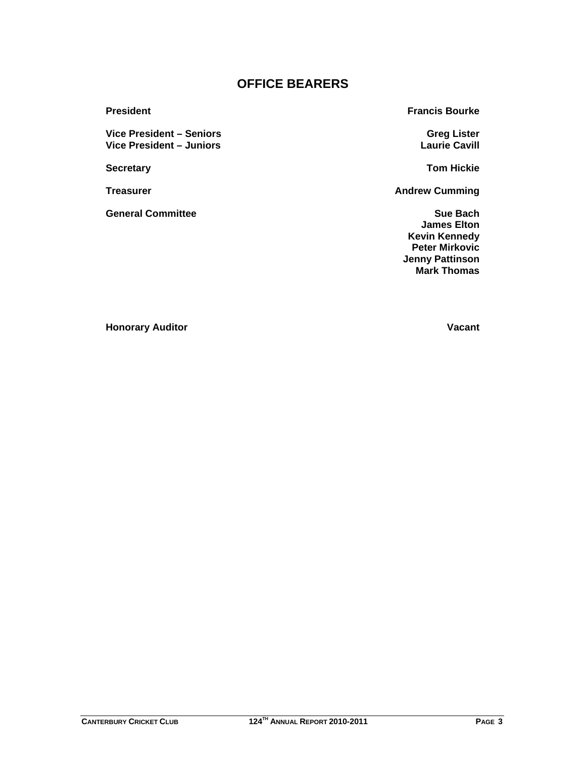# OFFICE BEARERS

| | |
|---|---|
| **President** | **Francis Bourke** |
| **Vice President – Seniors** | **Greg Lister** |
| **Vice President – Juniors** | **Laurie Cavill** |
| **Secretary** | **Tom Hickie** |
| **Treasurer** | **Andrew Cumming** |
| **General Committee** | **Sue Bach** |
| | **James Elton** |
| | **Kevin Kennedy** |
| | **Peter Mirkovic** |
| | **Jenny Pattinson** |
| | **Mark Thomas** |
| **Honorary Auditor** | **Vacant** |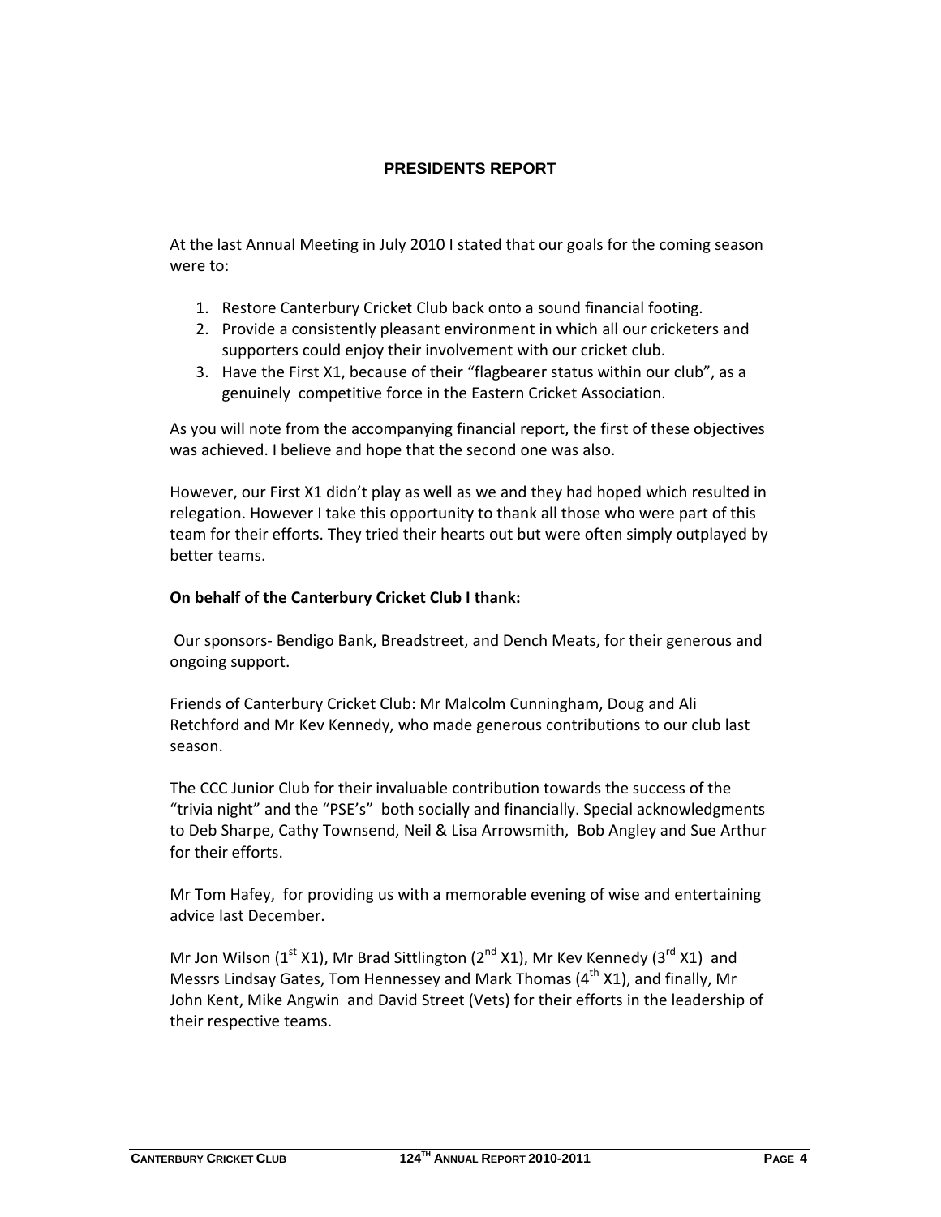## PRESIDENTS REPORT

At the last Annual Meeting in July 2010 I stated that our goals for the coming season were to:

1. Restore Canterbury Cricket Club back onto a sound financial footing.
2. Provide a consistently pleasant environment in which all our cricketers and supporters could enjoy their involvement with our cricket club.
3. Have the First X1, because of their "flagbearer status within our club", as a genuinely competitive force in the Eastern Cricket Association.

As you will note from the accompanying financial report, the first of these objectives was achieved. I believe and hope that the second one was also.

However, our First X1 didn't play as well as we and they had hoped which resulted in relegation. However I take this opportunity to thank all those who were part of this team for their efforts. They tried their hearts out but were often simply outplayed by better teams.

**On behalf of the Canterbury Cricket Club I thank:**

Our sponsors- Bendigo Bank, Breadstreet, and Dench Meats, for their generous and ongoing support.

Friends of Canterbury Cricket Club: Mr Malcolm Cunningham, Doug and Ali Retchford and Mr Kev Kennedy, who made generous contributions to our club last season.

The CCC Junior Club for their invaluable contribution towards the success of the "trivia night" and the "PSE's" both socially and financially. Special acknowledgments to Deb Sharpe, Cathy Townsend, Neil & Lisa Arrowsmith, Bob Angley and Sue Arthur for their efforts.

Mr Tom Hafey, for providing us with a memorable evening of wise and entertaining advice last December.

Mr Jon Wilson (1st X1), Mr Brad Sittlington (2nd X1), Mr Kev Kennedy (3rd X1) and Messrs Lindsay Gates, Tom Hennessey and Mark Thomas (4th X1), and finally, Mr John Kent, Mike Angwin and David Street (Vets) for their efforts in the leadership of their respective teams.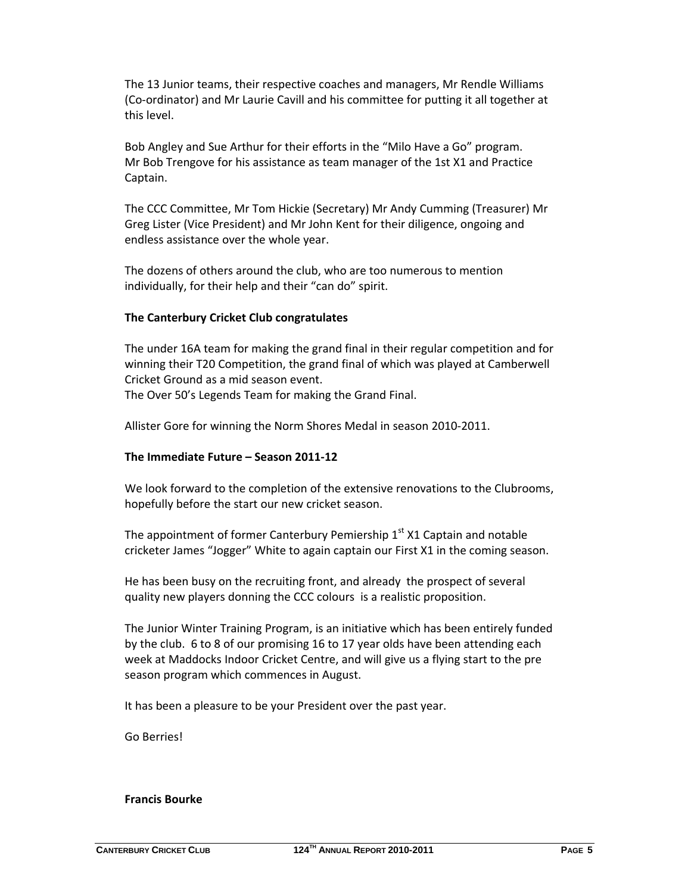The 13 Junior teams, their respective coaches and managers, Mr Rendle Williams (Co-ordinator) and Mr Laurie Cavill and his committee for putting it all together at this level.

Bob Angley and Sue Arthur for their efforts in the "Milo Have a Go" program.
Mr Bob Trengove for his assistance as team manager of the 1st X1 and Practice Captain.

The CCC Committee, Mr Tom Hickie (Secretary) Mr Andy Cumming (Treasurer) Mr Greg Lister (Vice President) and Mr John Kent for their diligence, ongoing and endless assistance over the whole year.

The dozens of others around the club, who are too numerous to mention individually, for their help and their "can do" spirit.

**The Canterbury Cricket Club congratulates**

The under 16A team for making the grand final in their regular competition and for winning their T20 Competition, the grand final of which was played at Camberwell Cricket Ground as a mid season event.
The Over 50's Legends Team for making the Grand Final.

Allister Gore for winning the Norm Shores Medal in season 2010-2011.

**The Immediate Future – Season 2011-12**

We look forward to the completion of the extensive renovations to the Clubrooms, hopefully before the start our new cricket season.

The appointment of former Canterbury Pemiership 1st X1 Captain and notable cricketer James "Jogger" White to again captain our First X1 in the coming season.

He has been busy on the recruiting front, and already the prospect of several quality new players donning the CCC colours is a realistic proposition.

The Junior Winter Training Program, is an initiative which has been entirely funded by the club. 6 to 8 of our promising 16 to 17 year olds have been attending each week at Maddocks Indoor Cricket Centre, and will give us a flying start to the pre season program which commences in August.

It has been a pleasure to be your President over the past year.

Go Berries!

**Francis Bourke**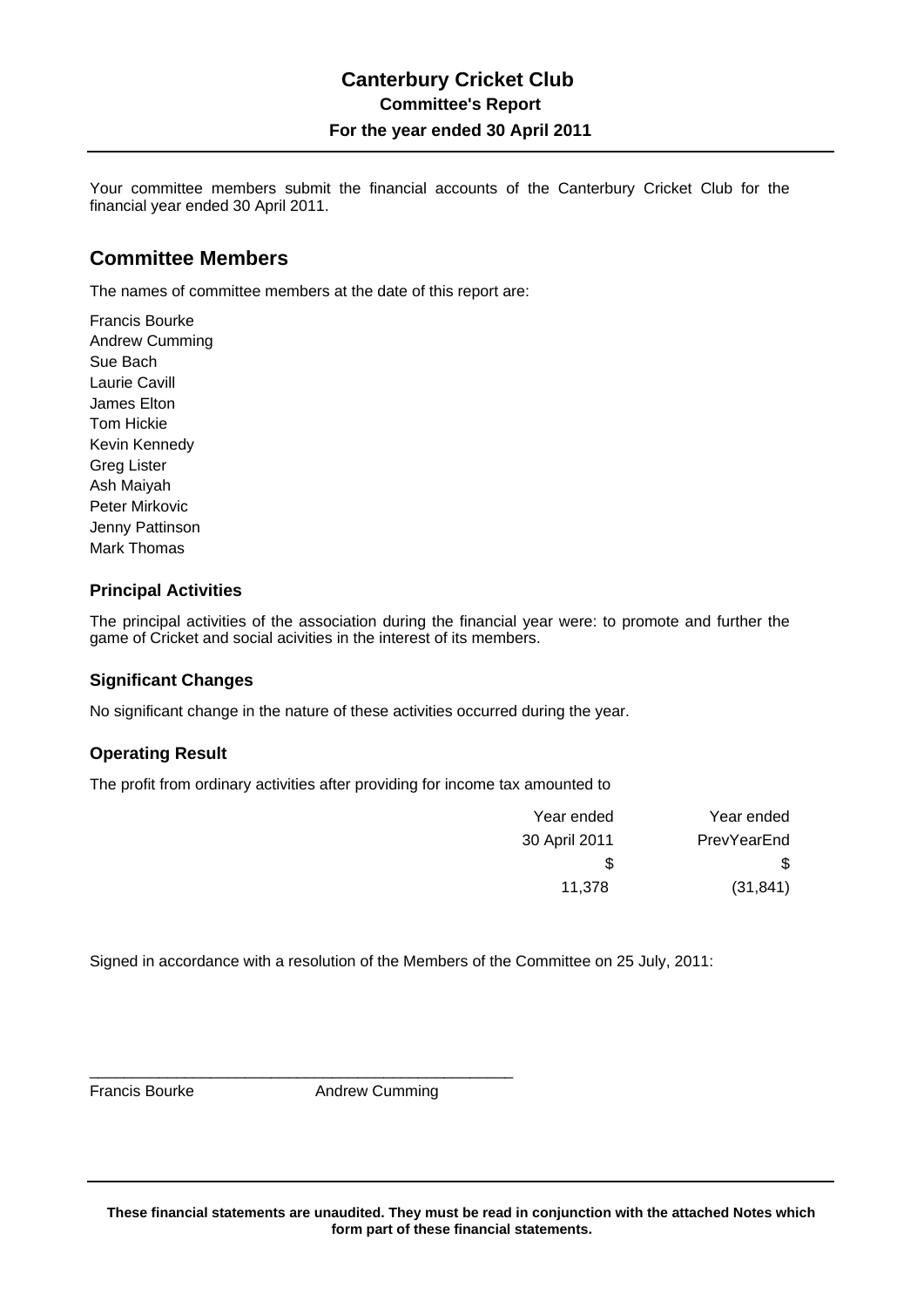# Canterbury Cricket Club

**Committee's Report**

**For the year ended 30 April 2011**

Your committee members submit the financial accounts of the Canterbury Cricket Club for the financial year ended 30 April 2011.

## Committee Members

The names of committee members at the date of this report are:

Francis Bourke
Andrew Cumming
Sue Bach
Laurie Cavill
James Elton
Tom Hickie
Kevin Kennedy
Greg Lister
Ash Maiyah
Peter Mirkovic
Jenny Pattinson
Mark Thomas

### Principal Activities

The principal activities of the association during the financial year were: to promote and further the game of Cricket and social acivities in the interest of its members.

### Significant Changes

No significant change in the nature of these activities occurred during the year.

### Operating Result

The profit from ordinary activities after providing for income tax amounted to

| Year ended 30 April 2011 | Year ended PrevYearEnd |
|---|---|
| $ | $ |
| 11,378 | (31,841) |

Signed in accordance with a resolution of the Members of the Committee on 25 July, 2011:

\_\_\_\_\_\_\_\_\_\_\_\_\_\_\_\_\_\_\_\_\_\_\_\_\_\_\_\_\_\_\_\_\_\_\_\_\_\_\_\_\_\_\_\_\_\_\_\_

Francis Bourke          Andrew Cumming

**These financial statements are unaudited. They must be read in conjunction with the attached Notes which form part of these financial statements.**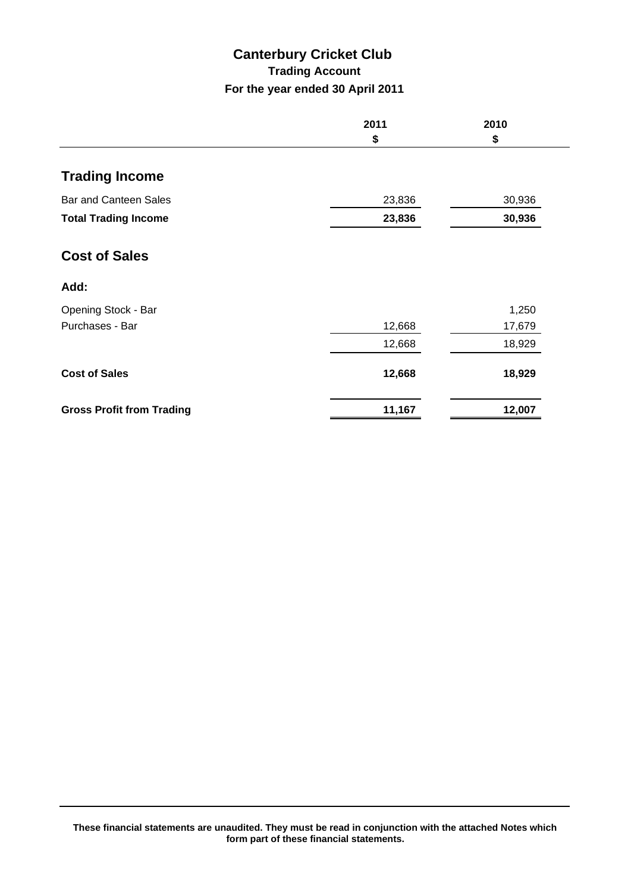# Canterbury Cricket Club

## Trading Account

### For the year ended 30 April 2011

| | 2011 $ | 2010 $ |
|---|---|---|
| **Trading Income** | | |
| Bar and Canteen Sales | 23,836 | 30,936 |
| **Total Trading Income** | **23,836** | **30,936** |
| **Cost of Sales** | | |
| **Add:** | | |
| Opening Stock - Bar | | 1,250 |
| Purchases - Bar | 12,668 | 17,679 |
| | 12,668 | 18,929 |
| **Cost of Sales** | **12,668** | **18,929** |
| **Gross Profit from Trading** | **11,167** | **12,007** |

**These financial statements are unaudited. They must be read in conjunction with the attached Notes which form part of these financial statements.**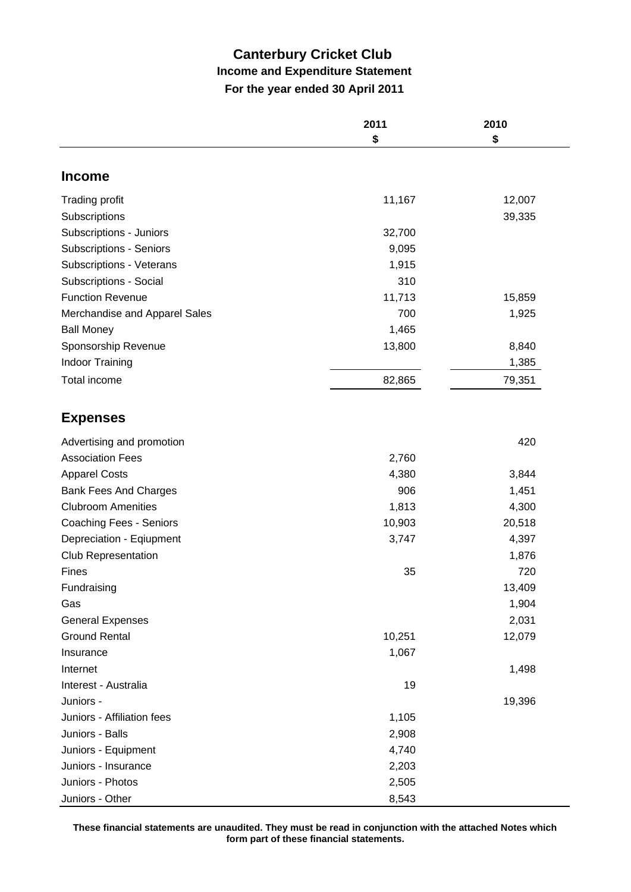# Canterbury Cricket Club

## Income and Expenditure Statement

### For the year ended 30 April 2011

| | 2011 $ | 2010 $ |
|---|---|---|
| **Income** | | |
| Trading profit | 11,167 | 12,007 |
| Subscriptions | | 39,335 |
| Subscriptions - Juniors | 32,700 | |
| Subscriptions - Seniors | 9,095 | |
| Subscriptions - Veterans | 1,915 | |
| Subscriptions - Social | 310 | |
| Function Revenue | 11,713 | 15,859 |
| Merchandise and Apparel Sales | 700 | 1,925 |
| Ball Money | 1,465 | |
| Sponsorship Revenue | 13,800 | 8,840 |
| Indoor Training | | 1,385 |
| Total income | 82,865 | 79,351 |
| **Expenses** | | |
| Advertising and promotion | | 420 |
| Association Fees | 2,760 | |
| Apparel Costs | 4,380 | 3,844 |
| Bank Fees And Charges | 906 | 1,451 |
| Clubroom Amenities | 1,813 | 4,300 |
| Coaching Fees - Seniors | 10,903 | 20,518 |
| Depreciation - Eqiupment | 3,747 | 4,397 |
| Club Representation | | 1,876 |
| Fines | 35 | 720 |
| Fundraising | | 13,409 |
| Gas | | 1,904 |
| General Expenses | | 2,031 |
| Ground Rental | 10,251 | 12,079 |
| Insurance | 1,067 | |
| Internet | | 1,498 |
| Interest - Australia | 19 | |
| Juniors - | | 19,396 |
| Juniors - Affiliation fees | 1,105 | |
| Juniors - Balls | 2,908 | |
| Juniors - Equipment | 4,740 | |
| Juniors - Insurance | 2,203 | |
| Juniors - Photos | 2,505 | |
| Juniors - Other | 8,543 | |

**These financial statements are unaudited. They must be read in conjunction with the attached Notes which form part of these financial statements.**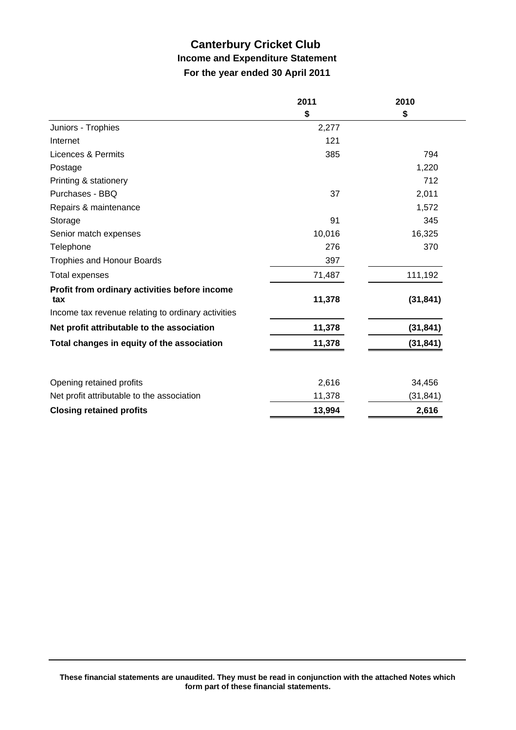# Canterbury Cricket Club

## Income and Expenditure Statement

### For the year ended 30 April 2011

| | 2011 | 2010 |
|---|---|---|
| | $ | $ |
| Juniors - Trophies | 2,277 | |
| Internet | 121 | |
| Licences & Permits | 385 | 794 |
| Postage | | 1,220 |
| Printing & stationery | | 712 |
| Purchases - BBQ | 37 | 2,011 |
| Repairs & maintenance | | 1,572 |
| Storage | 91 | 345 |
| Senior match expenses | 10,016 | 16,325 |
| Telephone | 276 | 370 |
| Trophies and Honour Boards | 397 | |
| Total expenses | 71,487 | 111,192 |
| **Profit from ordinary activities before income tax** | **11,378** | **(31,841)** |
| Income tax revenue relating to ordinary activities | | |
| **Net profit attributable to the association** | **11,378** | **(31,841)** |
| **Total changes in equity of the association** | **11,378** | **(31,841)** |
| | | |
| Opening retained profits | 2,616 | 34,456 |
| Net profit attributable to the association | 11,378 | (31,841) |
| **Closing retained profits** | **13,994** | **2,616** |

**These financial statements are unaudited. They must be read in conjunction with the attached Notes which form part of these financial statements.**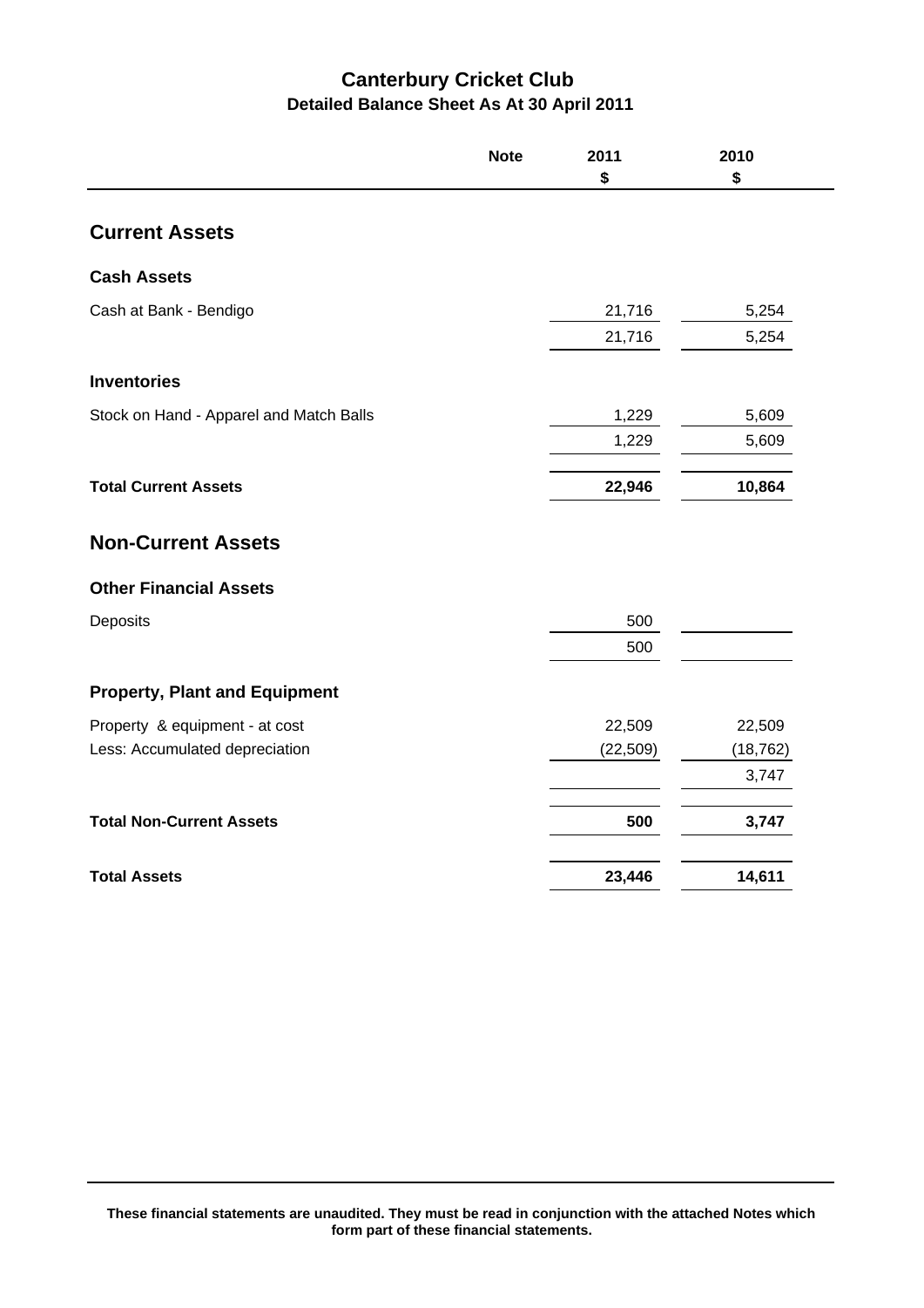# Canterbury Cricket Club

## Detailed Balance Sheet As At 30 April 2011

| | Note | 2011 $ | 2010 $ |
|---|---|---|---|
| **Current Assets** | | | |
| **Cash Assets** | | | |
| Cash at Bank - Bendigo | | 21,716 | 5,254 |
| | | 21,716 | 5,254 |
| **Inventories** | | | |
| Stock on Hand - Apparel and Match Balls | | 1,229 | 5,609 |
| | | 1,229 | 5,609 |
| **Total Current Assets** | | **22,946** | **10,864** |
| **Non-Current Assets** | | | |
| **Other Financial Assets** | | | |
| Deposits | | 500 | |
| | | 500 | |
| **Property, Plant and Equipment** | | | |
| Property & equipment - at cost | | 22,509 | 22,509 |
| Less: Accumulated depreciation | | (22,509) | (18,762) |
| | | | 3,747 |
| **Total Non-Current Assets** | | **500** | **3,747** |
| **Total Assets** | | **23,446** | **14,611** |

**These financial statements are unaudited. They must be read in conjunction with the attached Notes which form part of these financial statements.**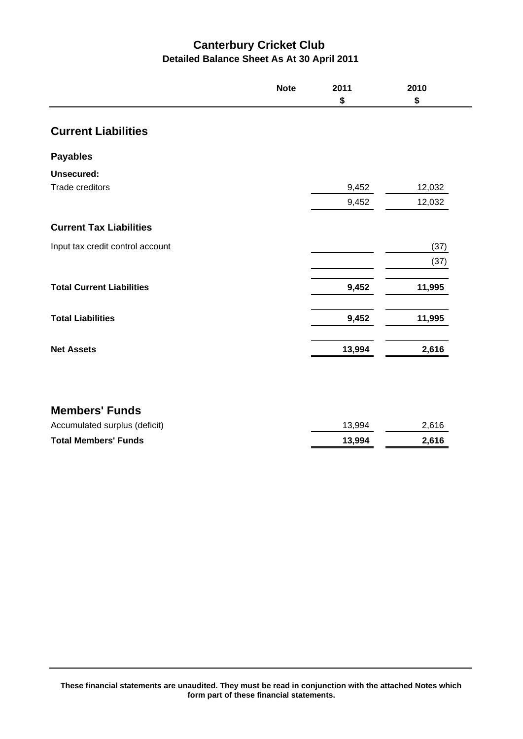# Canterbury Cricket Club

## Detailed Balance Sheet As At 30 April 2011

| | Note | 2011 $ | 2010 $ |
|---|---|---|---|
| **Current Liabilities** | | | |
| **Payables** | | | |
| **Unsecured:** | | | |
| Trade creditors | | 9,452 | 12,032 |
| | | 9,452 | 12,032 |
| **Current Tax Liabilities** | | | |
| Input tax credit control account | | | (37) |
| | | | (37) |
| **Total Current Liabilities** | | **9,452** | **11,995** |
| **Total Liabilities** | | **9,452** | **11,995** |
| **Net Assets** | | **13,994** | **2,616** |
| **Members' Funds** | | | |
| Accumulated surplus (deficit) | | 13,994 | 2,616 |
| **Total Members' Funds** | | **13,994** | **2,616** |

**These financial statements are unaudited. They must be read in conjunction with the attached Notes which form part of these financial statements.**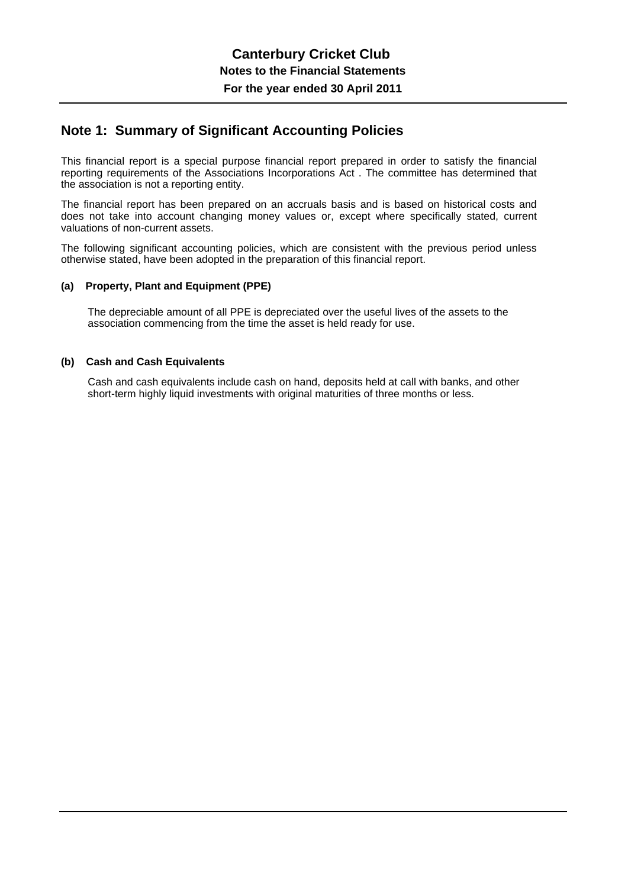# Canterbury Cricket Club

**Notes to the Financial Statements**

**For the year ended 30 April 2011**

## Note 1: Summary of Significant Accounting Policies

This financial report is a special purpose financial report prepared in order to satisfy the financial reporting requirements of the Associations Incorporations Act . The committee has determined that the association is not a reporting entity.

The financial report has been prepared on an accruals basis and is based on historical costs and does not take into account changing money values or, except where specifically stated, current valuations of non-current assets.

The following significant accounting policies, which are consistent with the previous period unless otherwise stated, have been adopted in the preparation of this financial report.

**(a) Property, Plant and Equipment (PPE)**

The depreciable amount of all PPE is depreciated over the useful lives of the assets to the association commencing from the time the asset is held ready for use.

**(b) Cash and Cash Equivalents**

Cash and cash equivalents include cash on hand, deposits held at call with banks, and other short-term highly liquid investments with original maturities of three months or less.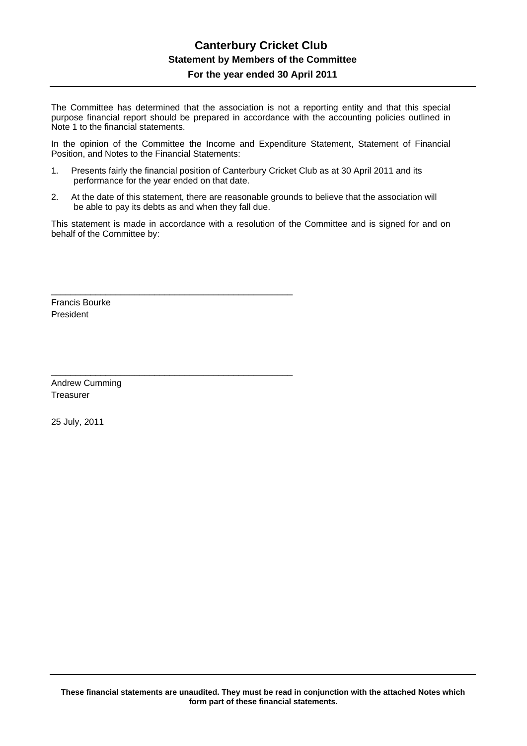# Canterbury Cricket Club

## Statement by Members of the Committee

### For the year ended 30 April 2011

The Committee has determined that the association is not a reporting entity and that this special purpose financial report should be prepared in accordance with the accounting policies outlined in Note 1 to the financial statements.

In the opinion of the Committee the Income and Expenditure Statement, Statement of Financial Position, and Notes to the Financial Statements:

1. Presents fairly the financial position of Canterbury Cricket Club as at 30 April 2011 and its performance for the year ended on that date.
2. At the date of this statement, there are reasonable grounds to believe that the association will be able to pay its debts as and when they fall due.

This statement is made in accordance with a resolution of the Committee and is signed for and on behalf of the Committee by:

\_\_\_\_\_\_\_\_\_\_\_\_\_\_\_\_\_\_\_\_\_\_\_\_\_\_\_\_\_\_\_\_\_\_\_\_\_\_\_\_\_\_\_\_\_\_\_\_

Francis Bourke
President

\_\_\_\_\_\_\_\_\_\_\_\_\_\_\_\_\_\_\_\_\_\_\_\_\_\_\_\_\_\_\_\_\_\_\_\_\_\_\_\_\_\_\_\_\_\_\_\_

Andrew Cumming
Treasurer

25 July, 2011

**These financial statements are unaudited. They must be read in conjunction with the attached Notes which form part of these financial statements.**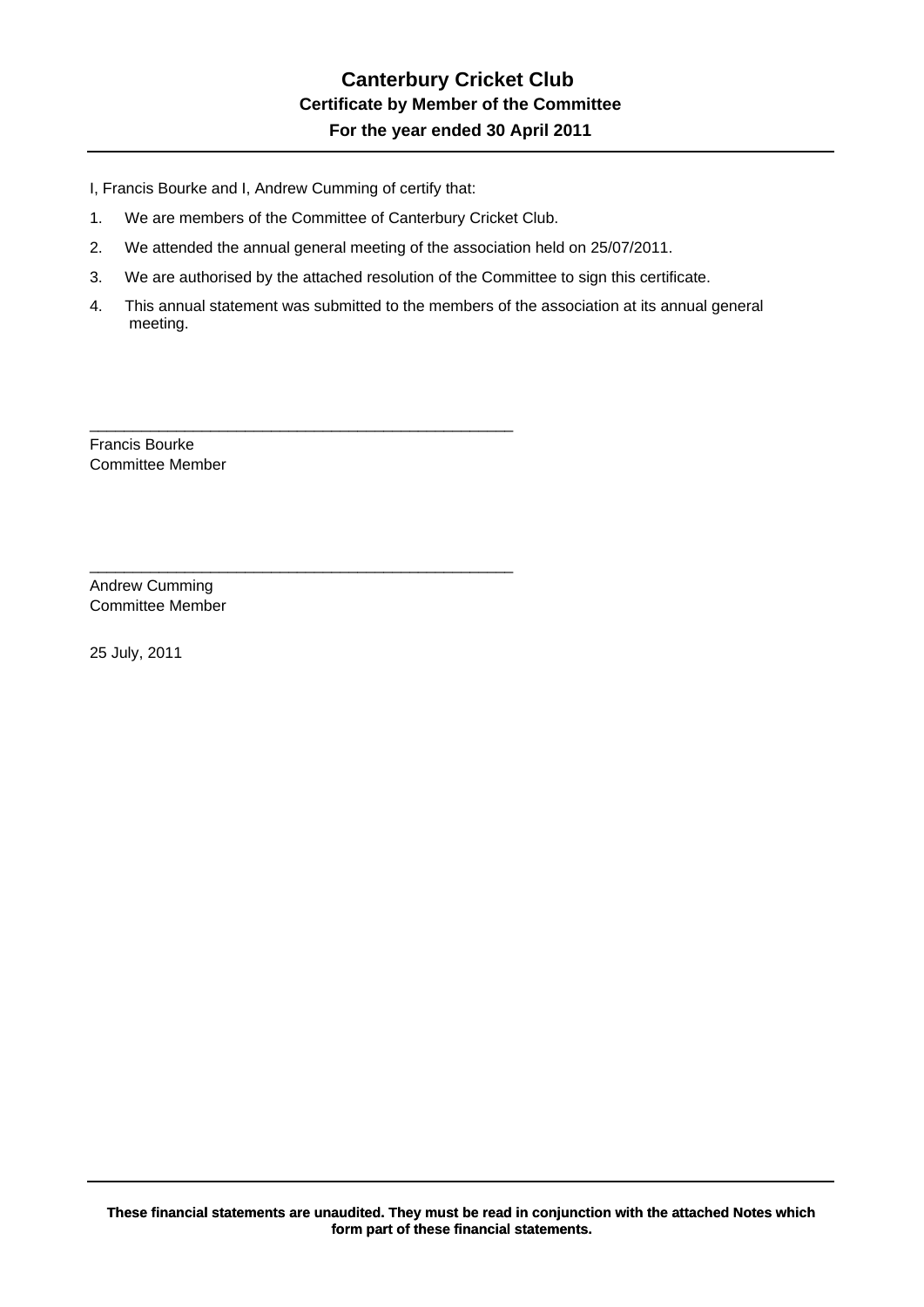# Canterbury Cricket Club

## Certificate by Member of the Committee

### For the year ended 30 April 2011

I, Francis Bourke and I, Andrew Cumming of certify that:

1. We are members of the Committee of Canterbury Cricket Club.
2. We attended the annual general meeting of the association held on 25/07/2011.
3. We are authorised by the attached resolution of the Committee to sign this certificate.
4. This annual statement was submitted to the members of the association at its annual general meeting.

\_\_\_\_\_\_\_\_\_\_\_\_\_\_\_\_\_\_\_\_\_\_\_\_\_\_\_\_\_\_\_\_\_\_\_\_\_\_\_\_\_\_\_\_\_\_\_\_

Francis Bourke
Committee Member

\_\_\_\_\_\_\_\_\_\_\_\_\_\_\_\_\_\_\_\_\_\_\_\_\_\_\_\_\_\_\_\_\_\_\_\_\_\_\_\_\_\_\_\_\_\_\_\_

Andrew Cumming
Committee Member

25 July, 2011

**These financial statements are unaudited. They must be read in conjunction with the attached Notes which form part of these financial statements.**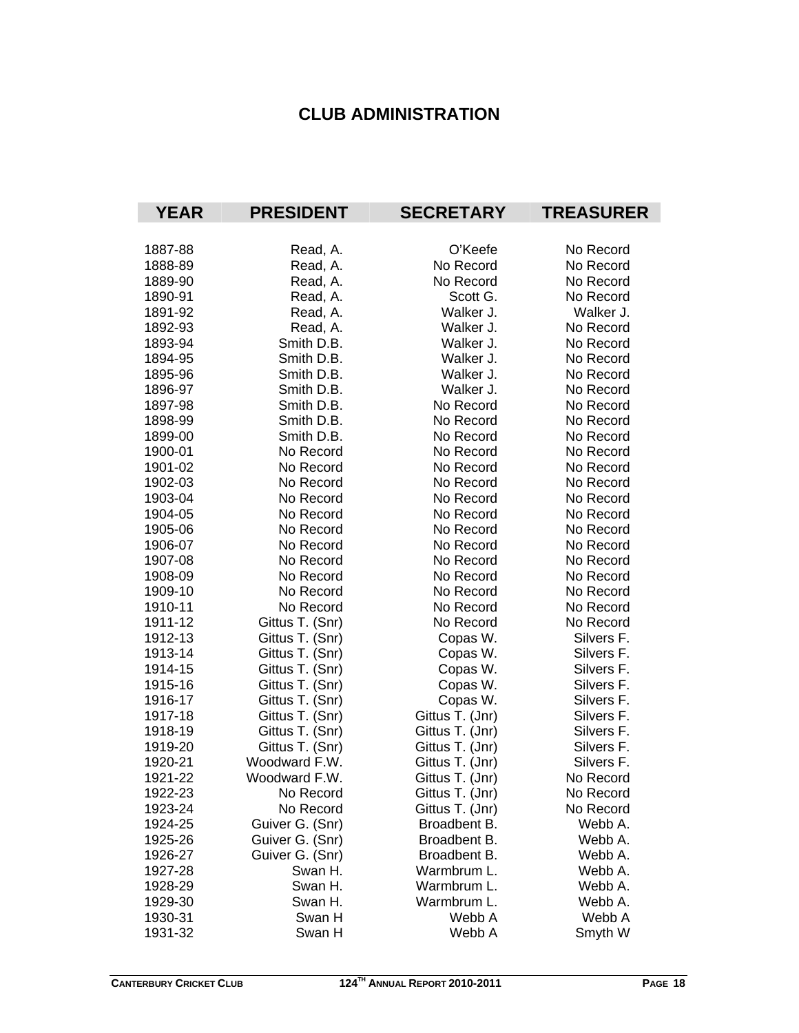## CLUB ADMINISTRATION

| YEAR | PRESIDENT | SECRETARY | TREASURER |
|---|---|---|---|
| 1887-88 | Read, A. | O'Keefe | No Record |
| 1888-89 | Read, A. | No Record | No Record |
| 1889-90 | Read, A. | No Record | No Record |
| 1890-91 | Read, A. | Scott G. | No Record |
| 1891-92 | Read, A. | Walker J. | Walker J. |
| 1892-93 | Read, A. | Walker J. | No Record |
| 1893-94 | Smith D.B. | Walker J. | No Record |
| 1894-95 | Smith D.B. | Walker J. | No Record |
| 1895-96 | Smith D.B. | Walker J. | No Record |
| 1896-97 | Smith D.B. | Walker J. | No Record |
| 1897-98 | Smith D.B. | No Record | No Record |
| 1898-99 | Smith D.B. | No Record | No Record |
| 1899-00 | Smith D.B. | No Record | No Record |
| 1900-01 | No Record | No Record | No Record |
| 1901-02 | No Record | No Record | No Record |
| 1902-03 | No Record | No Record | No Record |
| 1903-04 | No Record | No Record | No Record |
| 1904-05 | No Record | No Record | No Record |
| 1905-06 | No Record | No Record | No Record |
| 1906-07 | No Record | No Record | No Record |
| 1907-08 | No Record | No Record | No Record |
| 1908-09 | No Record | No Record | No Record |
| 1909-10 | No Record | No Record | No Record |
| 1910-11 | No Record | No Record | No Record |
| 1911-12 | Gittus T. (Snr) | No Record | No Record |
| 1912-13 | Gittus T. (Snr) | Copas W. | Silvers F. |
| 1913-14 | Gittus T. (Snr) | Copas W. | Silvers F. |
| 1914-15 | Gittus T. (Snr) | Copas W. | Silvers F. |
| 1915-16 | Gittus T. (Snr) | Copas W. | Silvers F. |
| 1916-17 | Gittus T. (Snr) | Copas W. | Silvers F. |
| 1917-18 | Gittus T. (Snr) | Gittus T. (Jnr) | Silvers F. |
| 1918-19 | Gittus T. (Snr) | Gittus T. (Jnr) | Silvers F. |
| 1919-20 | Gittus T. (Snr) | Gittus T. (Jnr) | Silvers F. |
| 1920-21 | Woodward F.W. | Gittus T. (Jnr) | Silvers F. |
| 1921-22 | Woodward F.W. | Gittus T. (Jnr) | No Record |
| 1922-23 | No Record | Gittus T. (Jnr) | No Record |
| 1923-24 | No Record | Gittus T. (Jnr) | No Record |
| 1924-25 | Guiver G. (Snr) | Broadbent B. | Webb A. |
| 1925-26 | Guiver G. (Snr) | Broadbent B. | Webb A. |
| 1926-27 | Guiver G. (Snr) | Broadbent B. | Webb A. |
| 1927-28 | Swan H. | Warmbrum L. | Webb A. |
| 1928-29 | Swan H. | Warmbrum L. | Webb A. |
| 1929-30 | Swan H. | Warmbrum L. | Webb A. |
| 1930-31 | Swan H | Webb A | Webb A |
| 1931-32 | Swan H | Webb A | Smyth W |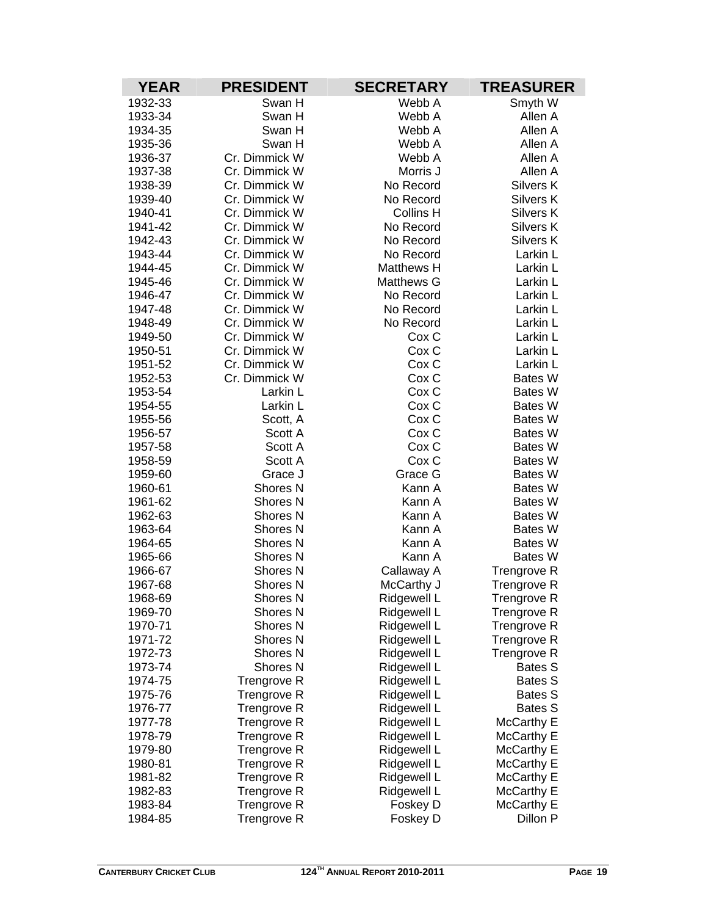| YEAR | PRESIDENT | SECRETARY | TREASURER |
|---|---|---|---|
| 1932-33 | Swan H | Webb A | Smyth W |
| 1933-34 | Swan H | Webb A | Allen A |
| 1934-35 | Swan H | Webb A | Allen A |
| 1935-36 | Swan H | Webb A | Allen A |
| 1936-37 | Cr. Dimmick W | Webb A | Allen A |
| 1937-38 | Cr. Dimmick W | Morris J | Allen A |
| 1938-39 | Cr. Dimmick W | No Record | Silvers K |
| 1939-40 | Cr. Dimmick W | No Record | Silvers K |
| 1940-41 | Cr. Dimmick W | Collins H | Silvers K |
| 1941-42 | Cr. Dimmick W | No Record | Silvers K |
| 1942-43 | Cr. Dimmick W | No Record | Silvers K |
| 1943-44 | Cr. Dimmick W | No Record | Larkin L |
| 1944-45 | Cr. Dimmick W | Matthews H | Larkin L |
| 1945-46 | Cr. Dimmick W | Matthews G | Larkin L |
| 1946-47 | Cr. Dimmick W | No Record | Larkin L |
| 1947-48 | Cr. Dimmick W | No Record | Larkin L |
| 1948-49 | Cr. Dimmick W | No Record | Larkin L |
| 1949-50 | Cr. Dimmick W | Cox C | Larkin L |
| 1950-51 | Cr. Dimmick W | Cox C | Larkin L |
| 1951-52 | Cr. Dimmick W | Cox C | Larkin L |
| 1952-53 | Cr. Dimmick W | Cox C | Bates W |
| 1953-54 | Larkin L | Cox C | Bates W |
| 1954-55 | Larkin L | Cox C | Bates W |
| 1955-56 | Scott, A | Cox C | Bates W |
| 1956-57 | Scott A | Cox C | Bates W |
| 1957-58 | Scott A | Cox C | Bates W |
| 1958-59 | Scott A | Cox C | Bates W |
| 1959-60 | Grace J | Grace G | Bates W |
| 1960-61 | Shores N | Kann A | Bates W |
| 1961-62 | Shores N | Kann A | Bates W |
| 1962-63 | Shores N | Kann A | Bates W |
| 1963-64 | Shores N | Kann A | Bates W |
| 1964-65 | Shores N | Kann A | Bates W |
| 1965-66 | Shores N | Kann A | Bates W |
| 1966-67 | Shores N | Callaway A | Trengrove R |
| 1967-68 | Shores N | McCarthy J | Trengrove R |
| 1968-69 | Shores N | Ridgewell L | Trengrove R |
| 1969-70 | Shores N | Ridgewell L | Trengrove R |
| 1970-71 | Shores N | Ridgewell L | Trengrove R |
| 1971-72 | Shores N | Ridgewell L | Trengrove R |
| 1972-73 | Shores N | Ridgewell L | Trengrove R |
| 1973-74 | Shores N | Ridgewell L | Bates S |
| 1974-75 | Trengrove R | Ridgewell L | Bates S |
| 1975-76 | Trengrove R | Ridgewell L | Bates S |
| 1976-77 | Trengrove R | Ridgewell L | Bates S |
| 1977-78 | Trengrove R | Ridgewell L | McCarthy E |
| 1978-79 | Trengrove R | Ridgewell L | McCarthy E |
| 1979-80 | Trengrove R | Ridgewell L | McCarthy E |
| 1980-81 | Trengrove R | Ridgewell L | McCarthy E |
| 1981-82 | Trengrove R | Ridgewell L | McCarthy E |
| 1982-83 | Trengrove R | Ridgewell L | McCarthy E |
| 1983-84 | Trengrove R | Foskey D | McCarthy E |
| 1984-85 | Trengrove R | Foskey D | Dillon P |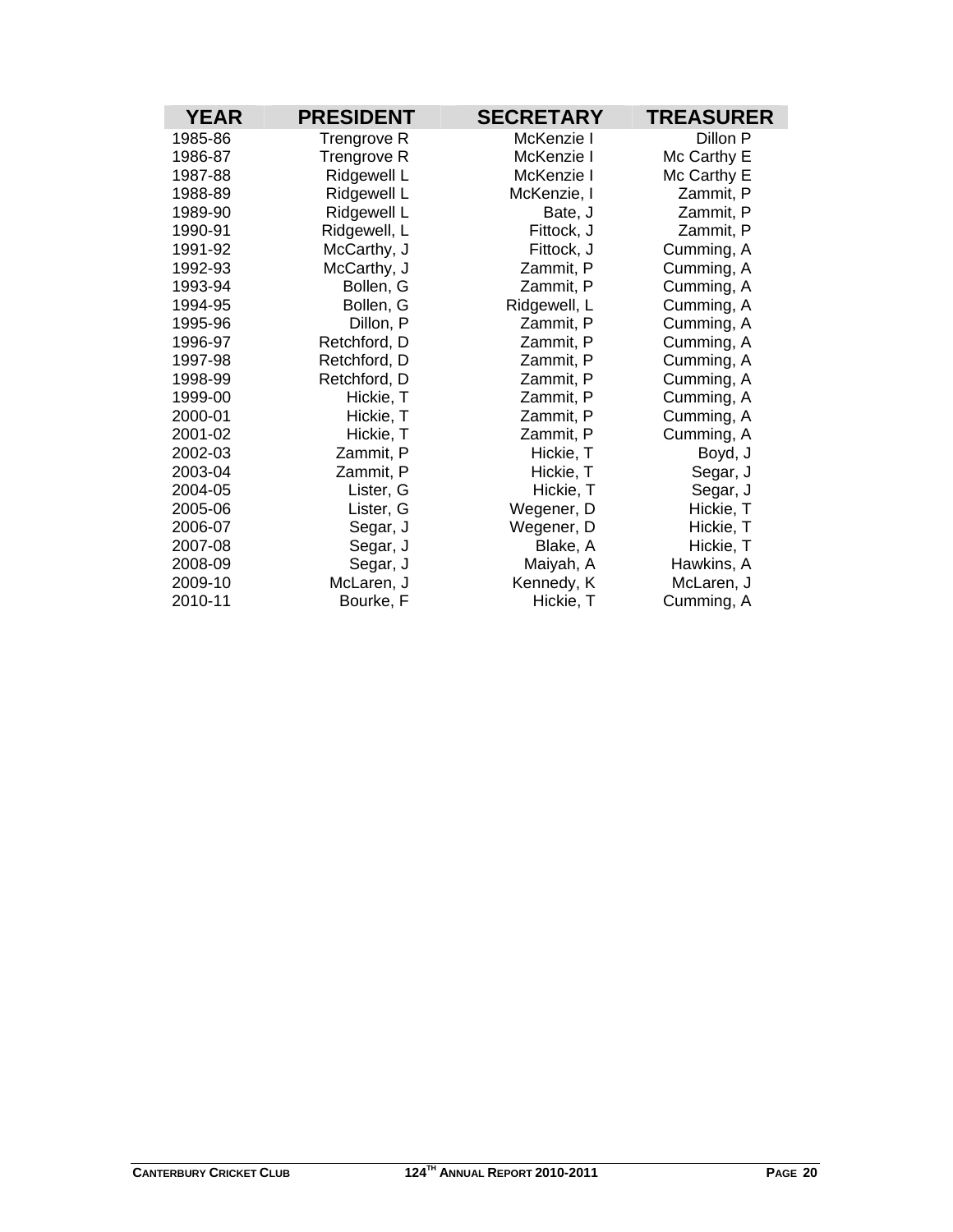| YEAR | PRESIDENT | SECRETARY | TREASURER |
|---|---|---|---|
| 1985-86 | Trengrove R | McKenzie I | Dillon P |
| 1986-87 | Trengrove R | McKenzie I | Mc Carthy E |
| 1987-88 | Ridgewell L | McKenzie I | Mc Carthy E |
| 1988-89 | Ridgewell L | McKenzie, I | Zammit, P |
| 1989-90 | Ridgewell L | Bate, J | Zammit, P |
| 1990-91 | Ridgewell, L | Fittock, J | Zammit, P |
| 1991-92 | McCarthy, J | Fittock, J | Cumming, A |
| 1992-93 | McCarthy, J | Zammit, P | Cumming, A |
| 1993-94 | Bollen, G | Zammit, P | Cumming, A |
| 1994-95 | Bollen, G | Ridgewell, L | Cumming, A |
| 1995-96 | Dillon, P | Zammit, P | Cumming, A |
| 1996-97 | Retchford, D | Zammit, P | Cumming, A |
| 1997-98 | Retchford, D | Zammit, P | Cumming, A |
| 1998-99 | Retchford, D | Zammit, P | Cumming, A |
| 1999-00 | Hickie, T | Zammit, P | Cumming, A |
| 2000-01 | Hickie, T | Zammit, P | Cumming, A |
| 2001-02 | Hickie, T | Zammit, P | Cumming, A |
| 2002-03 | Zammit, P | Hickie, T | Boyd, J |
| 2003-04 | Zammit, P | Hickie, T | Segar, J |
| 2004-05 | Lister, G | Hickie, T | Segar, J |
| 2005-06 | Lister, G | Wegener, D | Hickie, T |
| 2006-07 | Segar, J | Wegener, D | Hickie, T |
| 2007-08 | Segar, J | Blake, A | Hickie, T |
| 2008-09 | Segar, J | Maiyah, A | Hawkins, A |
| 2009-10 | McLaren, J | Kennedy, K | McLaren, J |
| 2010-11 | Bourke, F | Hickie, T | Cumming, A |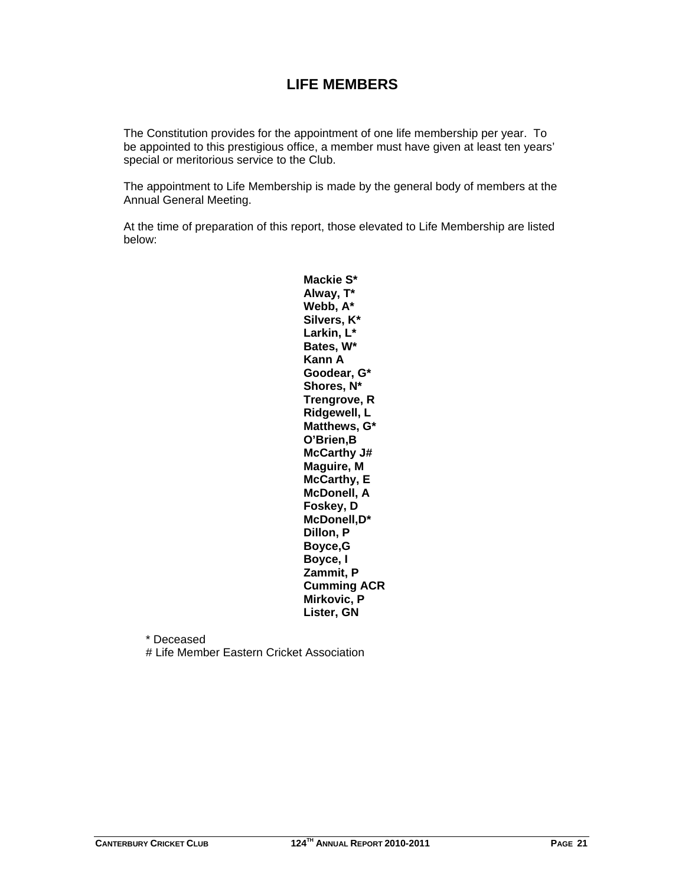# LIFE MEMBERS

The Constitution provides for the appointment of one life membership per year. To be appointed to this prestigious office, a member must have given at least ten years' special or meritorious service to the Club.

The appointment to Life Membership is made by the general body of members at the Annual General Meeting.

At the time of preparation of this report, those elevated to Life Membership are listed below:

**Mackie S***
**Alway, T***
**Webb, A***
**Silvers, K***
**Larkin, L***
**Bates, W***
**Kann A**
**Goodear, G***
**Shores, N***
**Trengrove, R**
**Ridgewell, L**
**Matthews, G***
**O'Brien,B**
**McCarthy J#**
**Maguire, M**
**McCarthy, E**
**McDonell, A**
**Foskey, D**
**McDonell,D***
**Dillon, P**
**Boyce,G**
**Boyce, I**
**Zammit, P**
**Cumming ACR**
**Mirkovic, P**
**Lister, GN**

* Deceased
# Life Member Eastern Cricket Association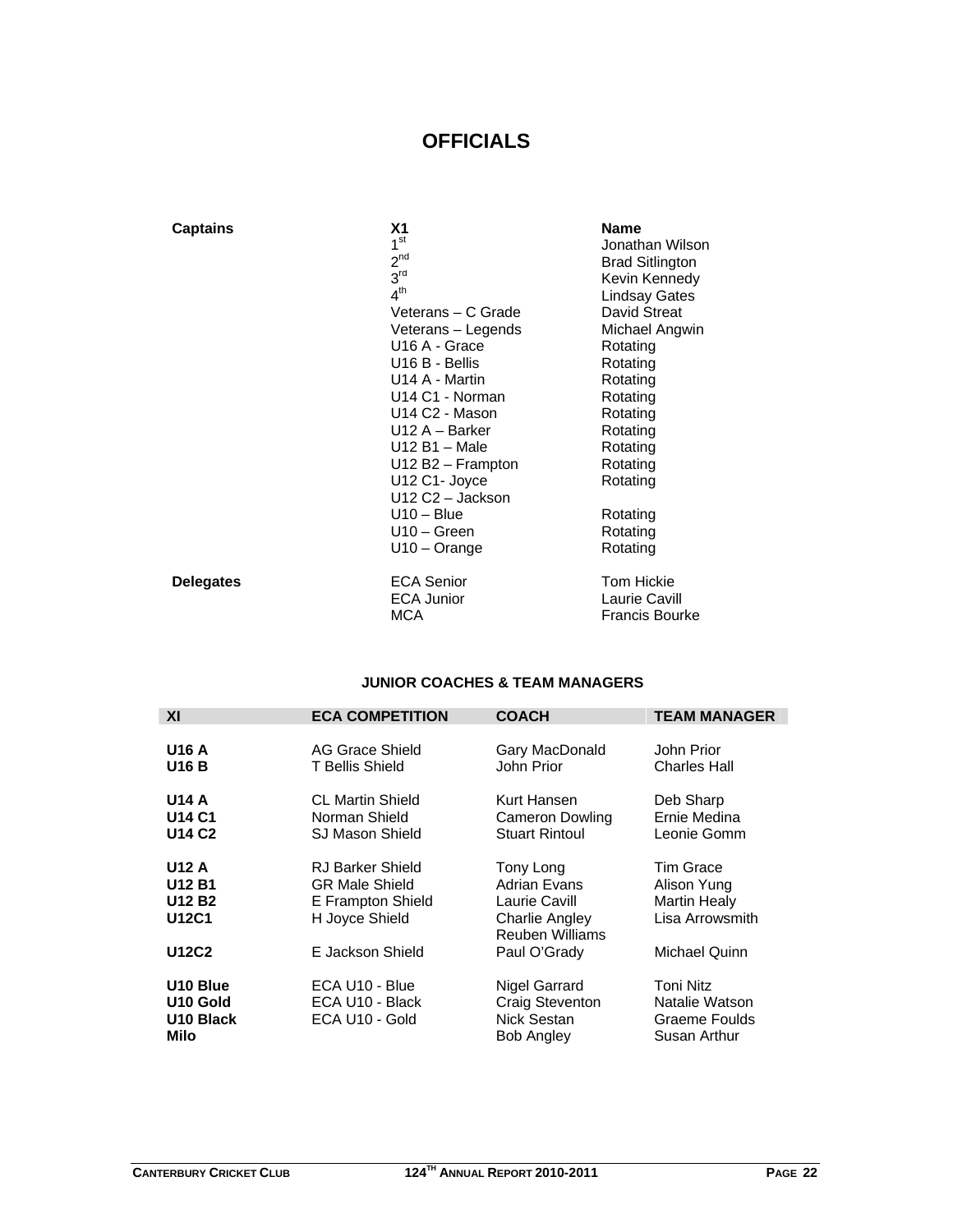# OFFICIALS

| | | |
|---|---|---|
| **Captains** | **X1** | **Name** |
| | 1st | Jonathan Wilson |
| | 2nd | Brad Sitlington |
| | 3rd | Kevin Kennedy |
| | 4th | Lindsay Gates |
| | Veterans – C Grade | David Streat |
| | Veterans – Legends | Michael Angwin |
| | U16 A - Grace | Rotating |
| | U16 B - Bellis | Rotating |
| | U14 A - Martin | Rotating |
| | U14 C1 - Norman | Rotating |
| | U14 C2 - Mason | Rotating |
| | U12 A – Barker | Rotating |
| | U12 B1 – Male | Rotating |
| | U12 B2 – Frampton | Rotating |
| | U12 C1- Joyce | Rotating |
| | U12 C2 – Jackson | |
| | U10 – Blue | Rotating |
| | U10 – Green | Rotating |
| | U10 – Orange | Rotating |
| **Delegates** | ECA Senior | Tom Hickie |
| | ECA Junior | Laurie Cavill |
| | MCA | Francis Bourke |

### JUNIOR COACHES & TEAM MANAGERS

| XI | ECA COMPETITION | COACH | TEAM MANAGER |
|---|---|---|---|
| **U16 A** | AG Grace Shield | Gary MacDonald | John Prior |
| **U16 B** | T Bellis Shield | John Prior | Charles Hall |
| **U14 A** | CL Martin Shield | Kurt Hansen | Deb Sharp |
| **U14 C1** | Norman Shield | Cameron Dowling | Ernie Medina |
| **U14 C2** | SJ Mason Shield | Stuart Rintoul | Leonie Gomm |
| **U12 A** | RJ Barker Shield | Tony Long | Tim Grace |
| **U12 B1** | GR Male Shield | Adrian Evans | Alison Yung |
| **U12 B2** | E Frampton Shield | Laurie Cavill | Martin Healy |
| **U12C1** | H Joyce Shield | Charlie Angley<br>Reuben Williams | Lisa Arrowsmith |
| **U12C2** | E Jackson Shield | Paul O'Grady | Michael Quinn |
| **U10 Blue** | ECA U10 - Blue | Nigel Garrard | Toni Nitz |
| **U10 Gold** | ECA U10 - Black | Craig Steventon | Natalie Watson |
| **U10 Black** | ECA U10 - Gold | Nick Sestan | Graeme Foulds |
| **Milo** | | Bob Angley | Susan Arthur |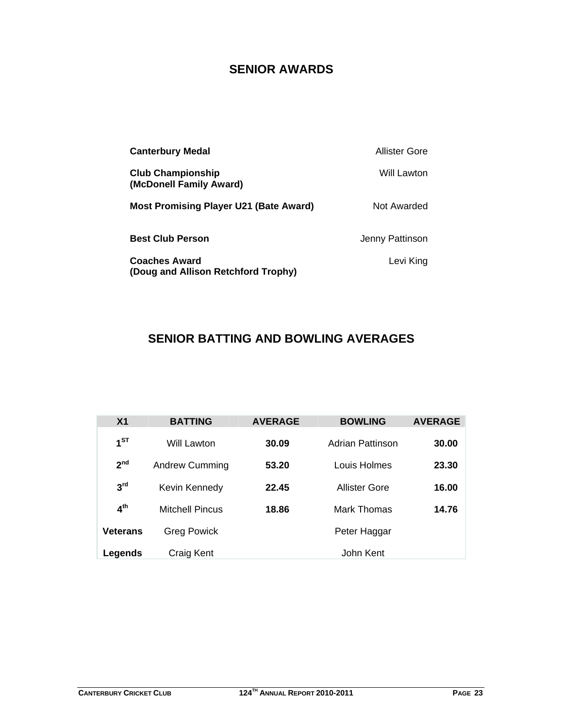## SENIOR AWARDS

| | |
|---|---|
| **Canterbury Medal** | Allister Gore |
| **Club Championship (McDonell Family Award)** | Will Lawton |
| **Most Promising Player U21 (Bate Award)** | Not Awarded |
| **Best Club Person** | Jenny Pattinson |
| **Coaches Award (Doug and Allison Retchford Trophy)** | Levi King |

## SENIOR BATTING AND BOWLING AVERAGES

| X1 | BATTING | AVERAGE | BOWLING | AVERAGE |
|---|---|---|---|---|
| 1ST | Will Lawton | **30.09** | Adrian Pattinson | **30.00** |
| 2nd | Andrew Cumming | **53.20** | Louis Holmes | **23.30** |
| 3rd | Kevin Kennedy | **22.45** | Allister Gore | **16.00** |
| 4th | Mitchell Pincus | **18.86** | Mark Thomas | **14.76** |
| **Veterans** | Greg Powick | | Peter Haggar | |
| **Legends** | Craig Kent | | John Kent | |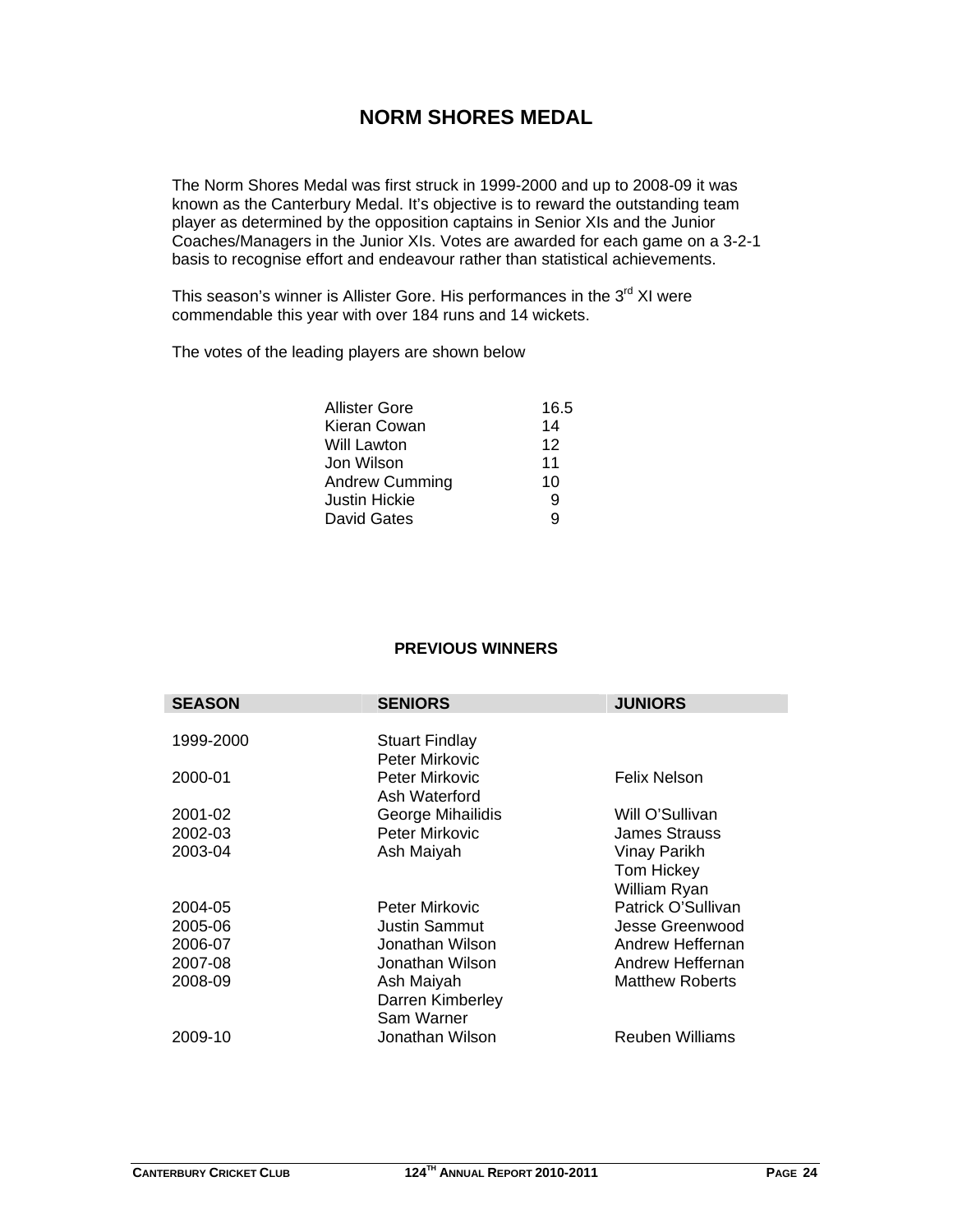# NORM SHORES MEDAL

The Norm Shores Medal was first struck in 1999-2000 and up to 2008-09 it was known as the Canterbury Medal. It's objective is to reward the outstanding team player as determined by the opposition captains in Senior XIs and the Junior Coaches/Managers in the Junior XIs. Votes are awarded for each game on a 3-2-1 basis to recognise effort and endeavour rather than statistical achievements.

This season's winner is Allister Gore. His performances in the 3rd XI were commendable this year with over 184 runs and 14 wickets.

The votes of the leading players are shown below

| | |
|---|---|
| Allister Gore | 16.5 |
| Kieran Cowan | 14 |
| Will Lawton | 12 |
| Jon Wilson | 11 |
| Andrew Cumming | 10 |
| Justin Hickie | 9 |
| David Gates | 9 |

## PREVIOUS WINNERS

| SEASON | SENIORS | JUNIORS |
|---|---|---|
| 1999-2000 | Stuart Findlay<br>Peter Mirkovic | |
| 2000-01 | Peter Mirkovic<br>Ash Waterford | Felix Nelson |
| 2001-02 | George Mihailidis | Will O'Sullivan |
| 2002-03 | Peter Mirkovic | James Strauss |
| 2003-04 | Ash Maiyah | Vinay Parikh<br>Tom Hickey<br>William Ryan |
| 2004-05 | Peter Mirkovic | Patrick O'Sullivan |
| 2005-06 | Justin Sammut | Jesse Greenwood |
| 2006-07 | Jonathan Wilson | Andrew Heffernan |
| 2007-08 | Jonathan Wilson | Andrew Heffernan |
| 2008-09 | Ash Maiyah<br>Darren Kimberley<br>Sam Warner | Matthew Roberts |
| 2009-10 | Jonathan Wilson | Reuben Williams |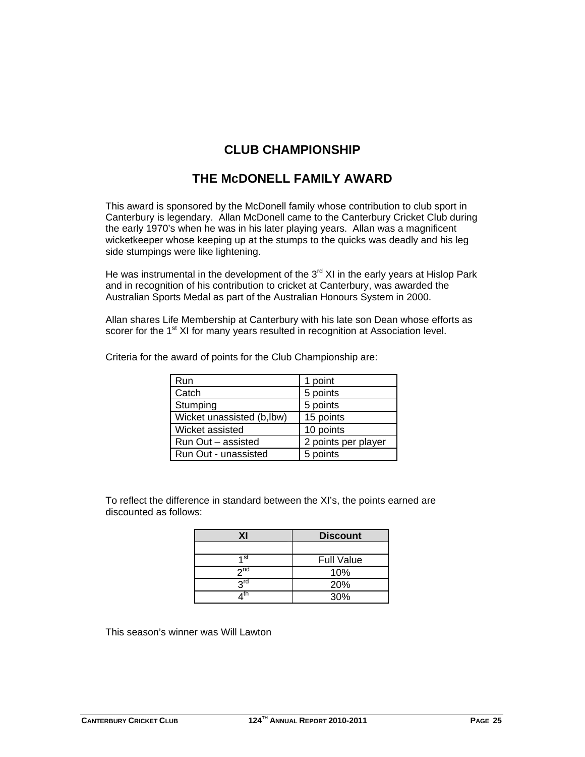# CLUB CHAMPIONSHIP

## THE McDONELL FAMILY AWARD

This award is sponsored by the McDonell family whose contribution to club sport in Canterbury is legendary. Allan McDonell came to the Canterbury Cricket Club during the early 1970's when he was in his later playing years. Allan was a magnificent wicketkeeper whose keeping up at the stumps to the quicks was deadly and his leg side stumpings were like lightening.

He was instrumental in the development of the 3rd XI in the early years at Hislop Park and in recognition of his contribution to cricket at Canterbury, was awarded the Australian Sports Medal as part of the Australian Honours System in 2000.

Allan shares Life Membership at Canterbury with his late son Dean whose efforts as scorer for the 1st XI for many years resulted in recognition at Association level.

Criteria for the award of points for the Club Championship are:

| | |
|---|---|
| Run | 1 point |
| Catch | 5 points |
| Stumping | 5 points |
| Wicket unassisted (b,lbw) | 15 points |
| Wicket assisted | 10 points |
| Run Out – assisted | 2 points per player |
| Run Out - unassisted | 5 points |

To reflect the difference in standard between the XI's, the points earned are discounted as follows:

| XI | Discount |
|---|---|
| | |
| 1st | Full Value |
| 2nd | 10% |
| 3rd | 20% |
| 4th | 30% |

This season's winner was Will Lawton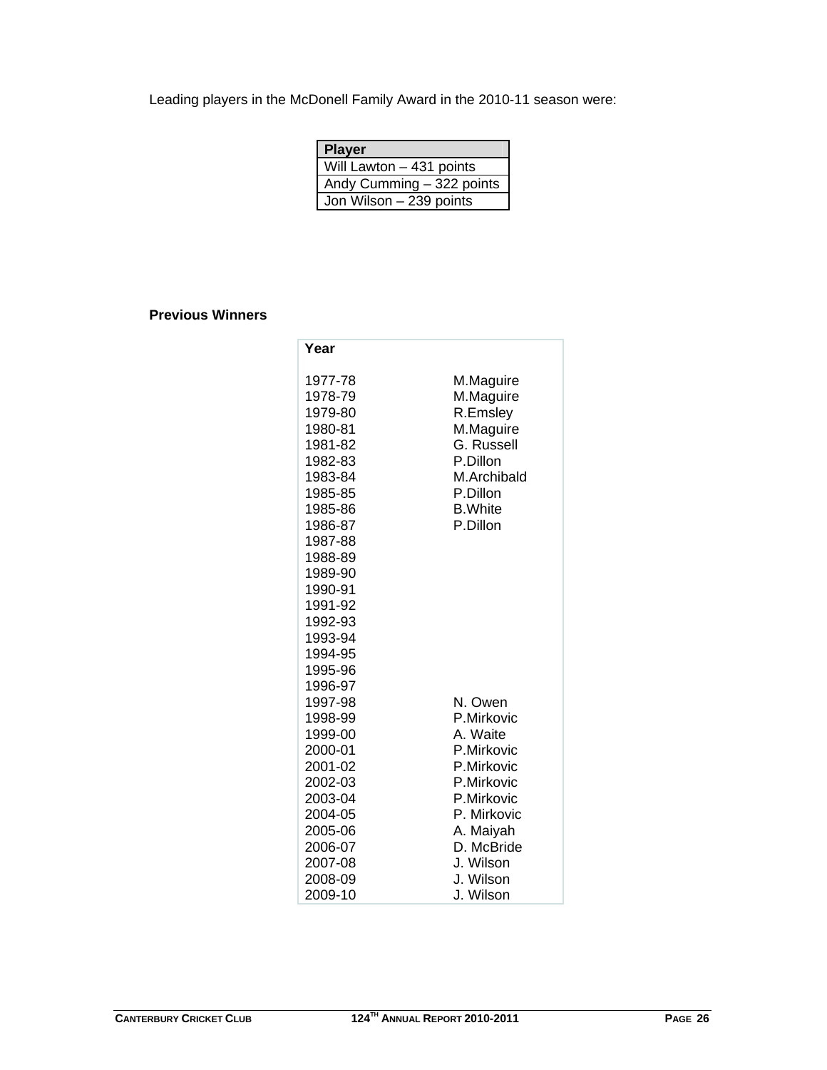Leading players in the McDonell Family Award in the 2010-11 season were:

| Player |
| --- |
| Will Lawton – 431 points |
| Andy Cumming – 322 points |
| Jon Wilson – 239 points |

**Previous Winners**

| Year | |
| --- | --- |
| 1977-78 | M.Maguire |
| 1978-79 | M.Maguire |
| 1979-80 | R.Emsley |
| 1980-81 | M.Maguire |
| 1981-82 | G. Russell |
| 1982-83 | P.Dillon |
| 1983-84 | M.Archibald |
| 1985-85 | P.Dillon |
| 1985-86 | B.White |
| 1986-87 | P.Dillon |
| 1987-88 | |
| 1988-89 | |
| 1989-90 | |
| 1990-91 | |
| 1991-92 | |
| 1992-93 | |
| 1993-94 | |
| 1994-95 | |
| 1995-96 | |
| 1996-97 | |
| 1997-98 | N. Owen |
| 1998-99 | P.Mirkovic |
| 1999-00 | A. Waite |
| 2000-01 | P.Mirkovic |
| 2001-02 | P.Mirkovic |
| 2002-03 | P.Mirkovic |
| 2003-04 | P.Mirkovic |
| 2004-05 | P. Mirkovic |
| 2005-06 | A. Maiyah |
| 2006-07 | D. McBride |
| 2007-08 | J. Wilson |
| 2008-09 | J. Wilson |
| 2009-10 | J. Wilson |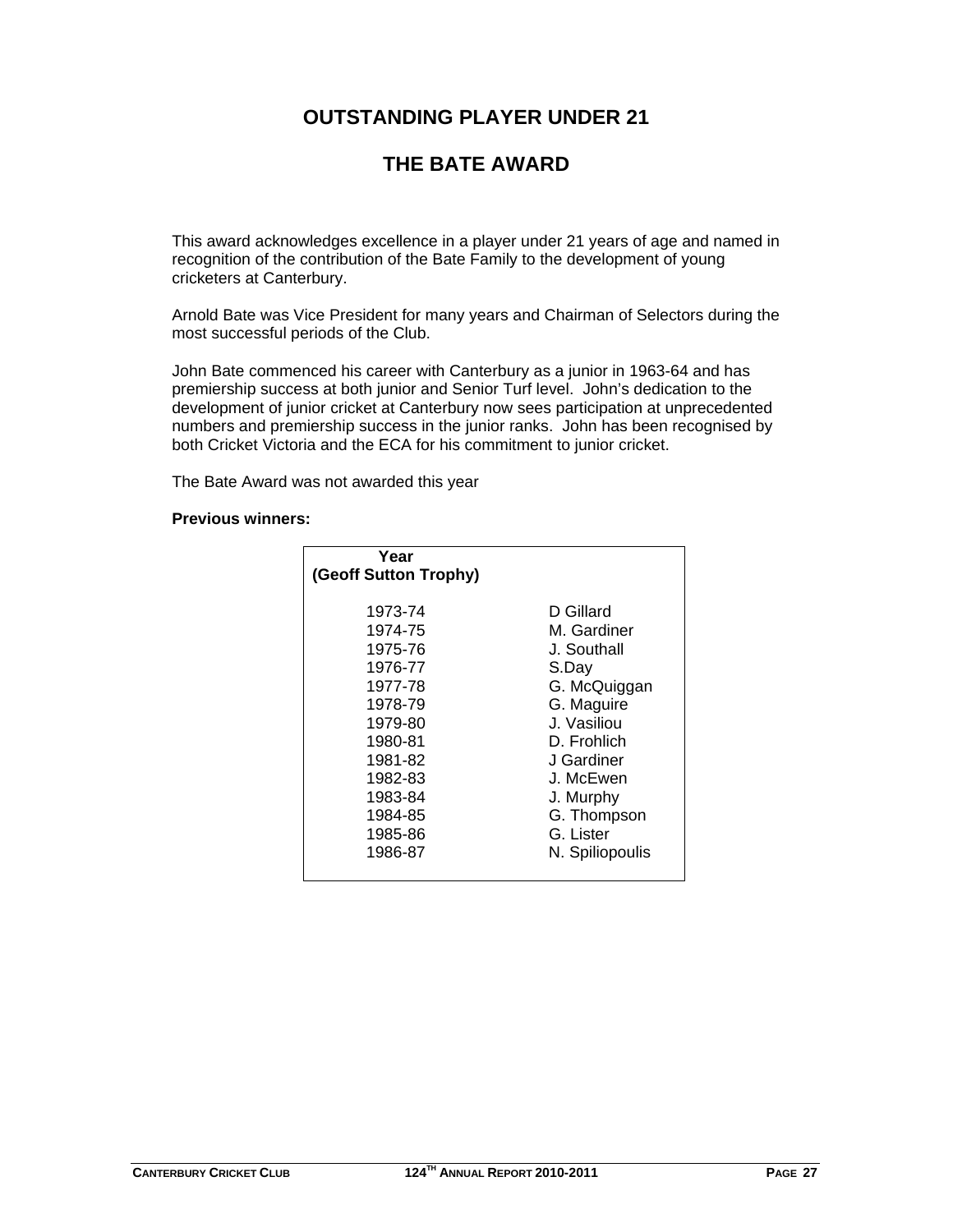# OUTSTANDING PLAYER UNDER 21

# THE BATE AWARD

This award acknowledges excellence in a player under 21 years of age and named in recognition of the contribution of the Bate Family to the development of young cricketers at Canterbury.

Arnold Bate was Vice President for many years and Chairman of Selectors during the most successful periods of the Club.

John Bate commenced his career with Canterbury as a junior in 1963-64 and has premiership success at both junior and Senior Turf level. John's dedication to the development of junior cricket at Canterbury now sees participation at unprecedented numbers and premiership success in the junior ranks. John has been recognised by both Cricket Victoria and the ECA for his commitment to junior cricket.

The Bate Award was not awarded this year

**Previous winners:**

| Year (Geoff Sutton Trophy) | |
|---|---|
| 1973-74 | D Gillard |
| 1974-75 | M. Gardiner |
| 1975-76 | J. Southall |
| 1976-77 | S.Day |
| 1977-78 | G. McQuiggan |
| 1978-79 | G. Maguire |
| 1979-80 | J. Vasiliou |
| 1980-81 | D. Frohlich |
| 1981-82 | J Gardiner |
| 1982-83 | J. McEwen |
| 1983-84 | J. Murphy |
| 1984-85 | G. Thompson |
| 1985-86 | G. Lister |
| 1986-87 | N. Spiliopoulis |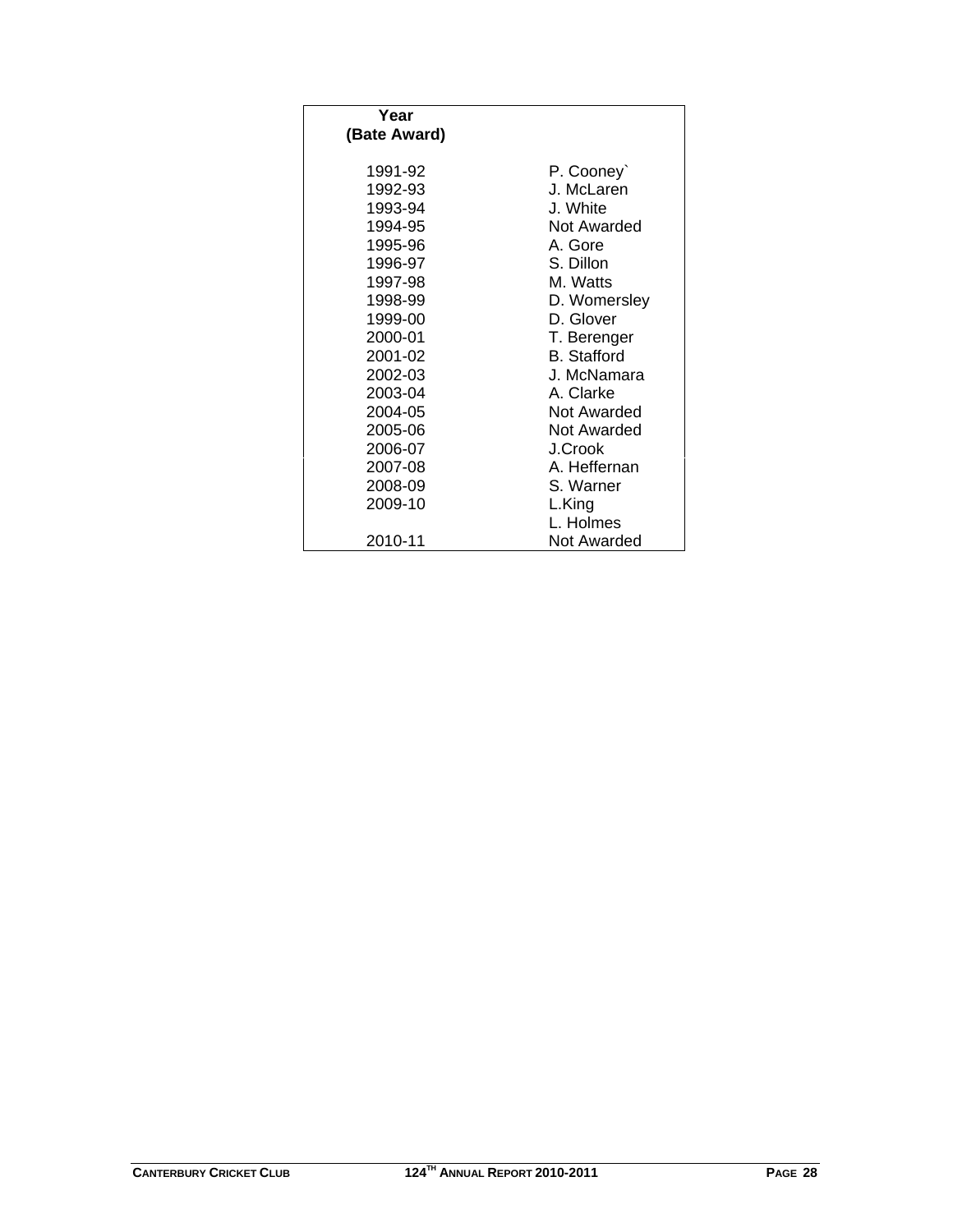| Year (Bate Award) | |
|---|---|
| 1991-92 | P. Cooney` |
| 1992-93 | J. McLaren |
| 1993-94 | J. White |
| 1994-95 | Not Awarded |
| 1995-96 | A. Gore |
| 1996-97 | S. Dillon |
| 1997-98 | M. Watts |
| 1998-99 | D. Womersley |
| 1999-00 | D. Glover |
| 2000-01 | T. Berenger |
| 2001-02 | B. Stafford |
| 2002-03 | J. McNamara |
| 2003-04 | A. Clarke |
| 2004-05 | Not Awarded |
| 2005-06 | Not Awarded |
| 2006-07 | J.Crook |
| 2007-08 | A. Heffernan |
| 2008-09 | S. Warner |
| 2009-10 | L.King |
| | L. Holmes |
| 2010-11 | Not Awarded |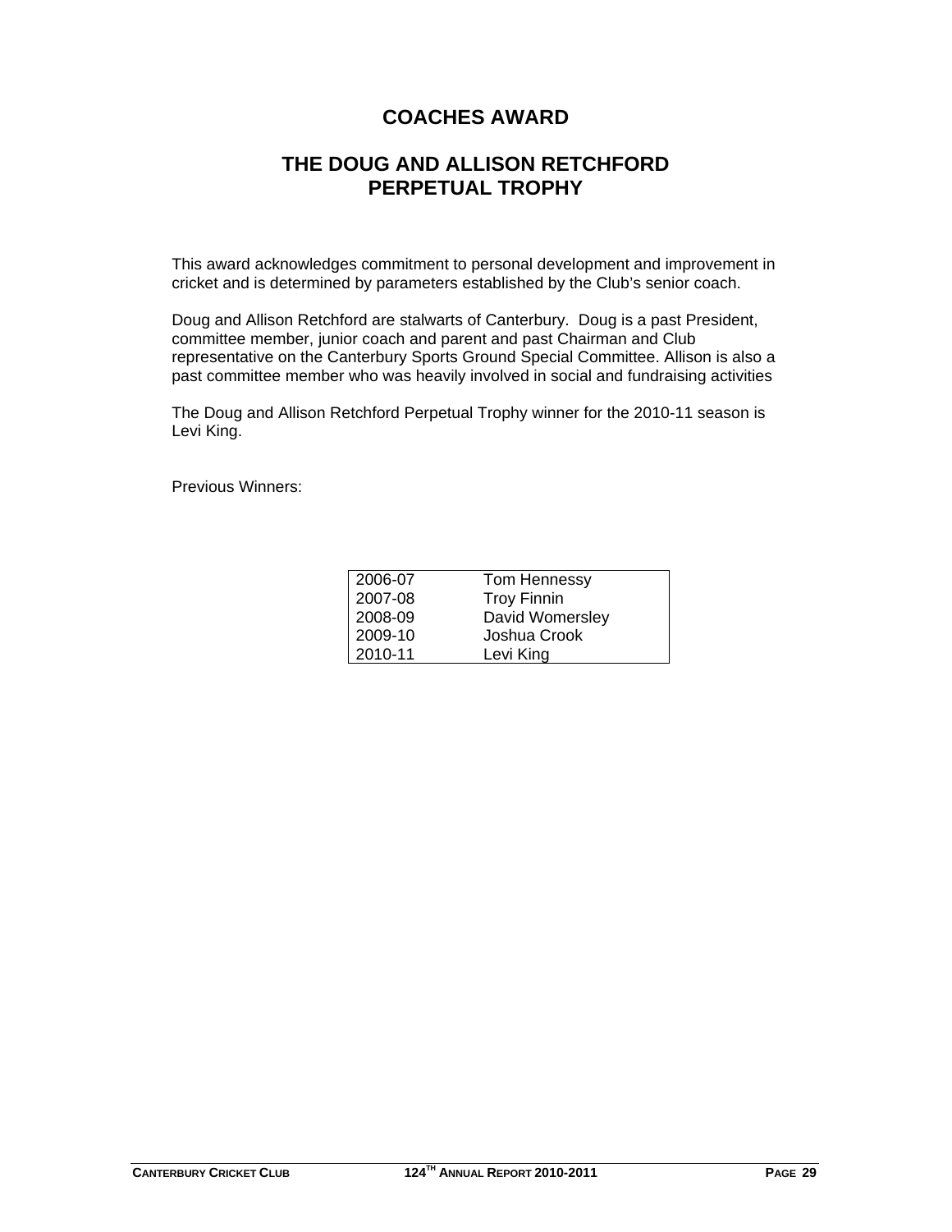# COACHES AWARD

## THE DOUG AND ALLISON RETCHFORD PERPETUAL TROPHY

This award acknowledges commitment to personal development and improvement in cricket and is determined by parameters established by the Club's senior coach.

Doug and Allison Retchford are stalwarts of Canterbury. Doug is a past President, committee member, junior coach and parent and past Chairman and Club representative on the Canterbury Sports Ground Special Committee. Allison is also a past committee member who was heavily involved in social and fundraising activities

The Doug and Allison Retchford Perpetual Trophy winner for the 2010-11 season is Levi King.

Previous Winners:

| | |
|---|---|
| 2006-07 | Tom Hennessy |
| 2007-08 | Troy Finnin |
| 2008-09 | David Womersley |
| 2009-10 | Joshua Crook |
| 2010-11 | Levi King |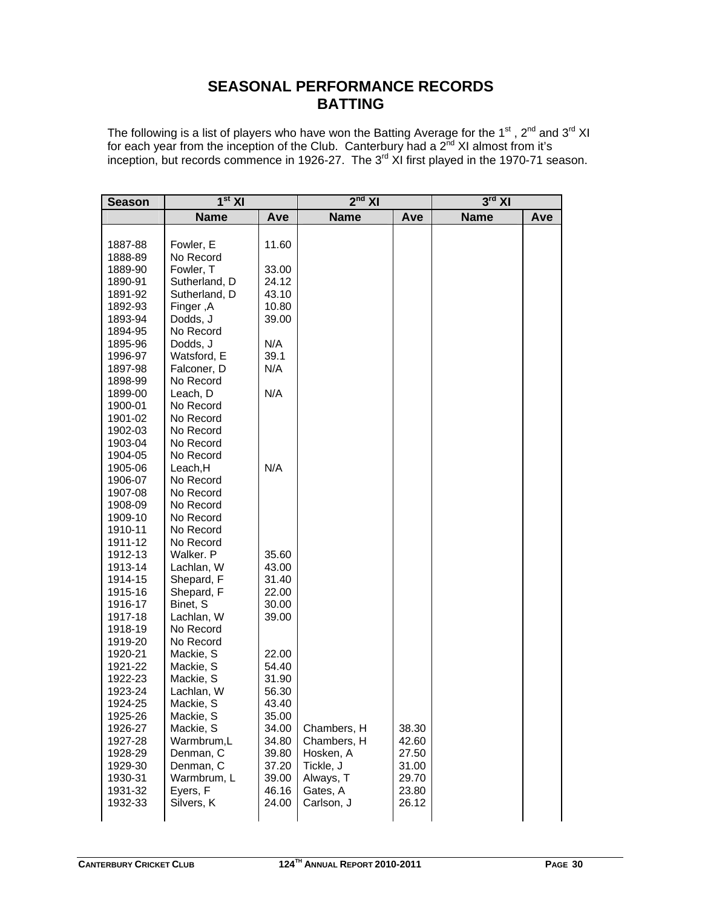# SEASONAL PERFORMANCE RECORDS
# BATTING

The following is a list of players who have won the Batting Average for the 1st , 2nd and 3rd XI for each year from the inception of the Club. Canterbury had a 2nd XI almost from it's inception, but records commence in 1926-27. The 3rd XI first played in the 1970-71 season.

| Season | 1st XI | | 2nd XI | | 3rd XI | |
|---|---|---|---|---|---|---|
| | Name | Ave | Name | Ave | Name | Ave |
| 1887-88 | Fowler, E | 11.60 | | | | |
| 1888-89 | No Record | | | | | |
| 1889-90 | Fowler, T | 33.00 | | | | |
| 1890-91 | Sutherland, D | 24.12 | | | | |
| 1891-92 | Sutherland, D | 43.10 | | | | |
| 1892-93 | Finger ,A | 10.80 | | | | |
| 1893-94 | Dodds, J | 39.00 | | | | |
| 1894-95 | No Record | | | | | |
| 1895-96 | Dodds, J | N/A | | | | |
| 1996-97 | Watsford, E | 39.1 | | | | |
| 1897-98 | Falconer, D | N/A | | | | |
| 1898-99 | No Record | | | | | |
| 1899-00 | Leach, D | N/A | | | | |
| 1900-01 | No Record | | | | | |
| 1901-02 | No Record | | | | | |
| 1902-03 | No Record | | | | | |
| 1903-04 | No Record | | | | | |
| 1904-05 | No Record | | | | | |
| 1905-06 | Leach,H | N/A | | | | |
| 1906-07 | No Record | | | | | |
| 1907-08 | No Record | | | | | |
| 1908-09 | No Record | | | | | |
| 1909-10 | No Record | | | | | |
| 1910-11 | No Record | | | | | |
| 1911-12 | No Record | | | | | |
| 1912-13 | Walker. P | 35.60 | | | | |
| 1913-14 | Lachlan, W | 43.00 | | | | |
| 1914-15 | Shepard, F | 31.40 | | | | |
| 1915-16 | Shepard, F | 22.00 | | | | |
| 1916-17 | Binet, S | 30.00 | | | | |
| 1917-18 | Lachlan, W | 39.00 | | | | |
| 1918-19 | No Record | | | | | |
| 1919-20 | No Record | | | | | |
| 1920-21 | Mackie, S | 22.00 | | | | |
| 1921-22 | Mackie, S | 54.40 | | | | |
| 1922-23 | Mackie, S | 31.90 | | | | |
| 1923-24 | Lachlan, W | 56.30 | | | | |
| 1924-25 | Mackie, S | 43.40 | | | | |
| 1925-26 | Mackie, S | 35.00 | | | | |
| 1926-27 | Mackie, S | 34.00 | Chambers, H | 38.30 | | |
| 1927-28 | Warmbrum,L | 34.80 | Chambers, H | 42.60 | | |
| 1928-29 | Denman, C | 39.80 | Hosken, A | 27.50 | | |
| 1929-30 | Denman, C | 37.20 | Tickle, J | 31.00 | | |
| 1930-31 | Warmbrum, L | 39.00 | Always, T | 29.70 | | |
| 1931-32 | Eyers, F | 46.16 | Gates, A | 23.80 | | |
| 1932-33 | Silvers, K | 24.00 | Carlson, J | 26.12 | | |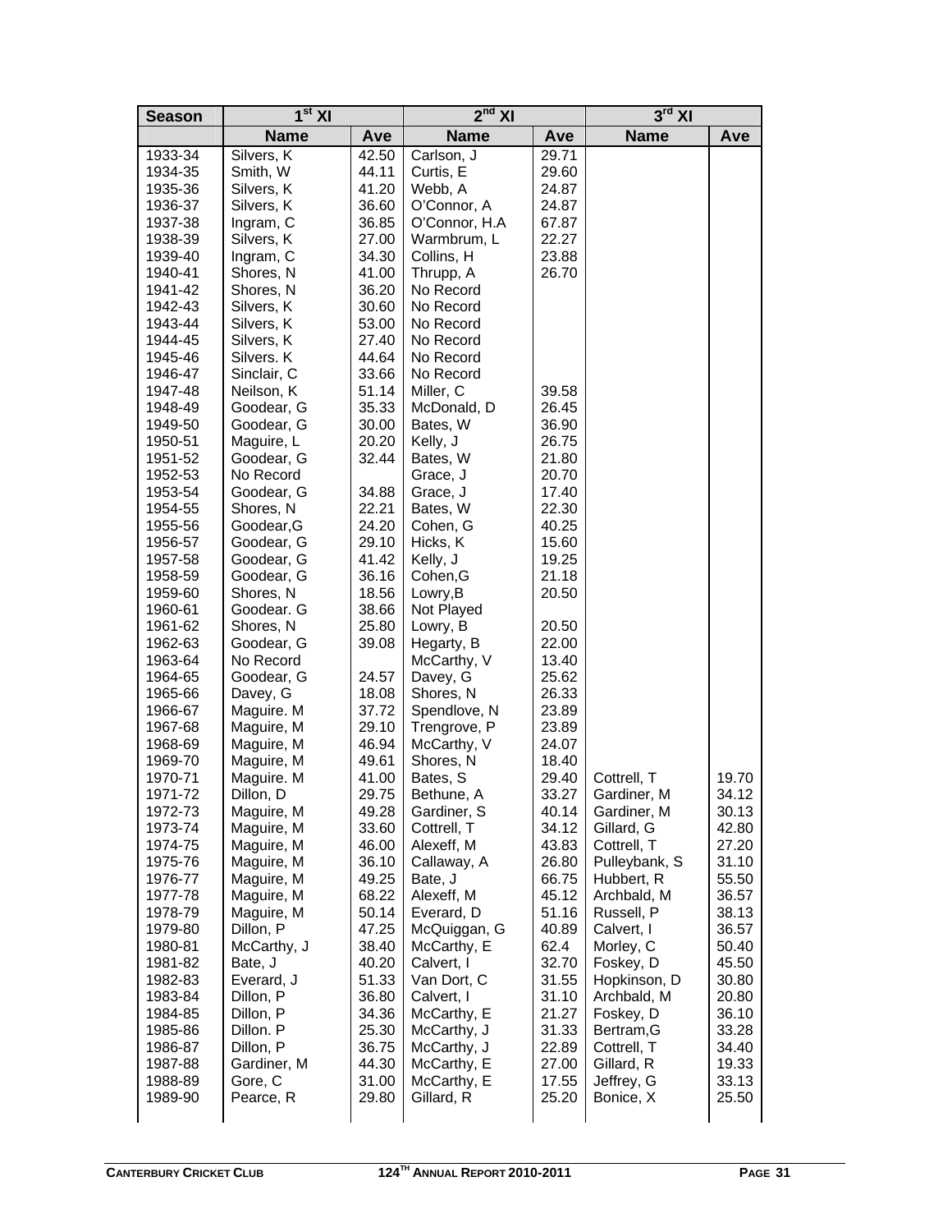| Season | 1st XI | | 2nd XI | | 3rd XI | |
|---|---|---|---|---|---|---|
| | Name | Ave | Name | Ave | Name | Ave |
| 1933-34 | Silvers, K | 42.50 | Carlson, J | 29.71 | | |
| 1934-35 | Smith, W | 44.11 | Curtis, E | 29.60 | | |
| 1935-36 | Silvers, K | 41.20 | Webb, A | 24.87 | | |
| 1936-37 | Silvers, K | 36.60 | O'Connor, A | 24.87 | | |
| 1937-38 | Ingram, C | 36.85 | O'Connor, H.A | 67.87 | | |
| 1938-39 | Silvers, K | 27.00 | Warmbrum, L | 22.27 | | |
| 1939-40 | Ingram, C | 34.30 | Collins, H | 23.88 | | |
| 1940-41 | Shores, N | 41.00 | Thrupp, A | 26.70 | | |
| 1941-42 | Shores, N | 36.20 | No Record | | | |
| 1942-43 | Silvers, K | 30.60 | No Record | | | |
| 1943-44 | Silvers, K | 53.00 | No Record | | | |
| 1944-45 | Silvers, K | 27.40 | No Record | | | |
| 1945-46 | Silvers. K | 44.64 | No Record | | | |
| 1946-47 | Sinclair, C | 33.66 | No Record | | | |
| 1947-48 | Neilson, K | 51.14 | Miller, C | 39.58 | | |
| 1948-49 | Goodear, G | 35.33 | McDonald, D | 26.45 | | |
| 1949-50 | Goodear, G | 30.00 | Bates, W | 36.90 | | |
| 1950-51 | Maguire, L | 20.20 | Kelly, J | 26.75 | | |
| 1951-52 | Goodear, G | 32.44 | Bates, W | 21.80 | | |
| 1952-53 | No Record | | Grace, J | 20.70 | | |
| 1953-54 | Goodear, G | 34.88 | Grace, J | 17.40 | | |
| 1954-55 | Shores, N | 22.21 | Bates, W | 22.30 | | |
| 1955-56 | Goodear,G | 24.20 | Cohen, G | 40.25 | | |
| 1956-57 | Goodear, G | 29.10 | Hicks, K | 15.60 | | |
| 1957-58 | Goodear, G | 41.42 | Kelly, J | 19.25 | | |
| 1958-59 | Goodear, G | 36.16 | Cohen,G | 21.18 | | |
| 1959-60 | Shores, N | 18.56 | Lowry,B | 20.50 | | |
| 1960-61 | Goodear. G | 38.66 | Not Played | | | |
| 1961-62 | Shores, N | 25.80 | Lowry, B | 20.50 | | |
| 1962-63 | Goodear, G | 39.08 | Hegarty, B | 22.00 | | |
| 1963-64 | No Record | | McCarthy, V | 13.40 | | |
| 1964-65 | Goodear, G | 24.57 | Davey, G | 25.62 | | |
| 1965-66 | Davey, G | 18.08 | Shores, N | 26.33 | | |
| 1966-67 | Maguire. M | 37.72 | Spendlove, N | 23.89 | | |
| 1967-68 | Maguire, M | 29.10 | Trengrove, P | 23.89 | | |
| 1968-69 | Maguire, M | 46.94 | McCarthy, V | 24.07 | | |
| 1969-70 | Maguire, M | 49.61 | Shores, N | 18.40 | | |
| 1970-71 | Maguire. M | 41.00 | Bates, S | 29.40 | Cottrell, T | 19.70 |
| 1971-72 | Dillon, D | 29.75 | Bethune, A | 33.27 | Gardiner, M | 34.12 |
| 1972-73 | Maguire, M | 49.28 | Gardiner, S | 40.14 | Gardiner, M | 30.13 |
| 1973-74 | Maguire, M | 33.60 | Cottrell, T | 34.12 | Gillard, G | 42.80 |
| 1974-75 | Maguire, M | 46.00 | Alexeff, M | 43.83 | Cottrell, T | 27.20 |
| 1975-76 | Maguire, M | 36.10 | Callaway, A | 26.80 | Pulleybank, S | 31.10 |
| 1976-77 | Maguire, M | 49.25 | Bate, J | 66.75 | Hubbert, R | 55.50 |
| 1977-78 | Maguire, M | 68.22 | Alexeff, M | 45.12 | Archbald, M | 36.57 |
| 1978-79 | Maguire, M | 50.14 | Everard, D | 51.16 | Russell, P | 38.13 |
| 1979-80 | Dillon, P | 47.25 | McQuiggan, G | 40.89 | Calvert, I | 36.57 |
| 1980-81 | McCarthy, J | 38.40 | McCarthy, E | 62.4 | Morley, C | 50.40 |
| 1981-82 | Bate, J | 40.20 | Calvert, I | 32.70 | Foskey, D | 45.50 |
| 1982-83 | Everard, J | 51.33 | Van Dort, C | 31.55 | Hopkinson, D | 30.80 |
| 1983-84 | Dillon, P | 36.80 | Calvert, I | 31.10 | Archbald, M | 20.80 |
| 1984-85 | Dillon, P | 34.36 | McCarthy, E | 21.27 | Foskey, D | 36.10 |
| 1985-86 | Dillon. P | 25.30 | McCarthy, J | 31.33 | Bertram,G | 33.28 |
| 1986-87 | Dillon, P | 36.75 | McCarthy, J | 22.89 | Cottrell, T | 34.40 |
| 1987-88 | Gardiner, M | 44.30 | McCarthy, E | 27.00 | Gillard, R | 19.33 |
| 1988-89 | Gore, C | 31.00 | McCarthy, E | 17.55 | Jeffrey, G | 33.13 |
| 1989-90 | Pearce, R | 29.80 | Gillard, R | 25.20 | Bonice, X | 25.50 |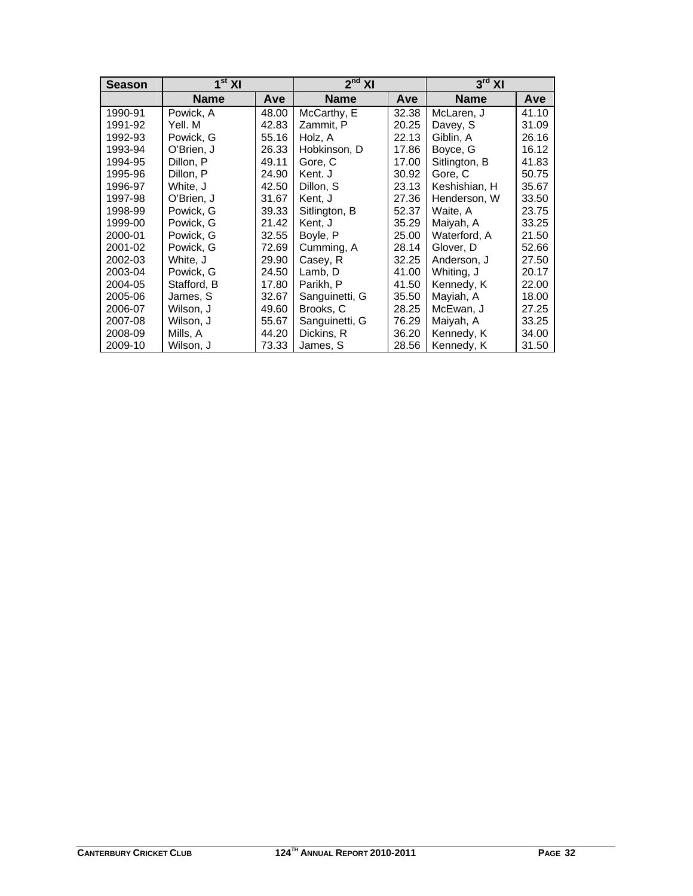| Season | 1st XI | | 2nd XI | | 3rd XI | |
|---|---|---|---|---|---|---|
| | Name | Ave | Name | Ave | Name | Ave |
| 1990-91 | Powick, A | 48.00 | McCarthy, E | 32.38 | McLaren, J | 41.10 |
| 1991-92 | Yell. M | 42.83 | Zammit, P | 20.25 | Davey, S | 31.09 |
| 1992-93 | Powick, G | 55.16 | Holz, A | 22.13 | Giblin, A | 26.16 |
| 1993-94 | O'Brien, J | 26.33 | Hobkinson, D | 17.86 | Boyce, G | 16.12 |
| 1994-95 | Dillon, P | 49.11 | Gore, C | 17.00 | Sitlington, B | 41.83 |
| 1995-96 | Dillon, P | 24.90 | Kent. J | 30.92 | Gore, C | 50.75 |
| 1996-97 | White, J | 42.50 | Dillon, S | 23.13 | Keshishian, H | 35.67 |
| 1997-98 | O'Brien, J | 31.67 | Kent, J | 27.36 | Henderson, W | 33.50 |
| 1998-99 | Powick, G | 39.33 | Sitlington, B | 52.37 | Waite, A | 23.75 |
| 1999-00 | Powick, G | 21.42 | Kent, J | 35.29 | Maiyah, A | 33.25 |
| 2000-01 | Powick, G | 32.55 | Boyle, P | 25.00 | Waterford, A | 21.50 |
| 2001-02 | Powick, G | 72.69 | Cumming, A | 28.14 | Glover, D | 52.66 |
| 2002-03 | White, J | 29.90 | Casey, R | 32.25 | Anderson, J | 27.50 |
| 2003-04 | Powick, G | 24.50 | Lamb, D | 41.00 | Whiting, J | 20.17 |
| 2004-05 | Stafford, B | 17.80 | Parikh, P | 41.50 | Kennedy, K | 22.00 |
| 2005-06 | James, S | 32.67 | Sanguinetti, G | 35.50 | Mayiah, A | 18.00 |
| 2006-07 | Wilson, J | 49.60 | Brooks, C | 28.25 | McEwan, J | 27.25 |
| 2007-08 | Wilson, J | 55.67 | Sanguinetti, G | 76.29 | Maiyah, A | 33.25 |
| 2008-09 | Mills, A | 44.20 | Dickins, R | 36.20 | Kennedy, K | 34.00 |
| 2009-10 | Wilson, J | 73.33 | James, S | 28.56 | Kennedy, K | 31.50 |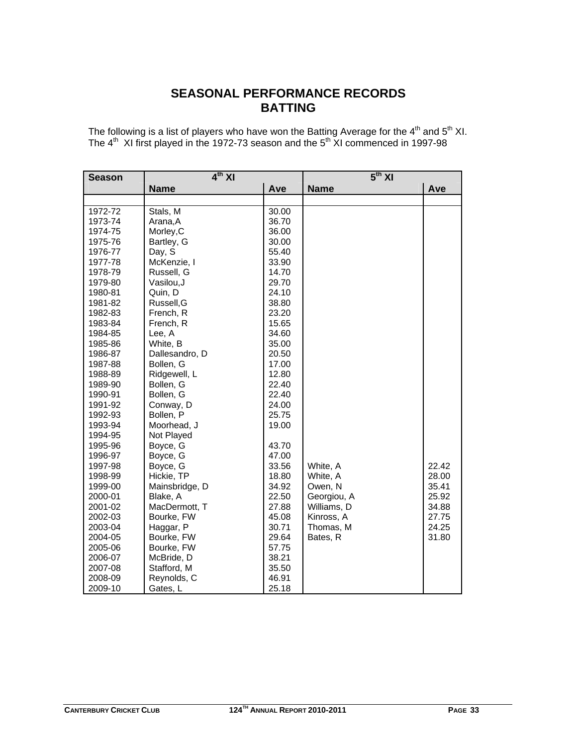# SEASONAL PERFORMANCE RECORDS
# BATTING

The following is a list of players who have won the Batting Average for the 4th and 5th XI. The 4th XI first played in the 1972-73 season and the 5th XI commenced in 1997-98

| Season | 4th XI | | 5th XI | |
|---|---|---|---|---|
| | Name | Ave | Name | Ave |
| | | | | |
| 1972-72 | Stals, M | 30.00 | | |
| 1973-74 | Arana,A | 36.70 | | |
| 1974-75 | Morley,C | 36.00 | | |
| 1975-76 | Bartley, G | 30.00 | | |
| 1976-77 | Day, S | 55.40 | | |
| 1977-78 | McKenzie, I | 33.90 | | |
| 1978-79 | Russell, G | 14.70 | | |
| 1979-80 | Vasilou,J | 29.70 | | |
| 1980-81 | Quin, D | 24.10 | | |
| 1981-82 | Russell,G | 38.80 | | |
| 1982-83 | French, R | 23.20 | | |
| 1983-84 | French, R | 15.65 | | |
| 1984-85 | Lee, A | 34.60 | | |
| 1985-86 | White, B | 35.00 | | |
| 1986-87 | Dallesandro, D | 20.50 | | |
| 1987-88 | Bollen, G | 17.00 | | |
| 1988-89 | Ridgewell, L | 12.80 | | |
| 1989-90 | Bollen, G | 22.40 | | |
| 1990-91 | Bollen, G | 22.40 | | |
| 1991-92 | Conway, D | 24.00 | | |
| 1992-93 | Bollen, P | 25.75 | | |
| 1993-94 | Moorhead, J | 19.00 | | |
| 1994-95 | Not Played | | | |
| 1995-96 | Boyce, G | 43.70 | | |
| 1996-97 | Boyce, G | 47.00 | | |
| 1997-98 | Boyce, G | 33.56 | White, A | 22.42 |
| 1998-99 | Hickie, TP | 18.80 | White, A | 28.00 |
| 1999-00 | Mainsbridge, D | 34.92 | Owen, N | 35.41 |
| 2000-01 | Blake, A | 22.50 | Georgiou, A | 25.92 |
| 2001-02 | MacDermott, T | 27.88 | Williams, D | 34.88 |
| 2002-03 | Bourke, FW | 45.08 | Kinross, A | 27.75 |
| 2003-04 | Haggar, P | 30.71 | Thomas, M | 24.25 |
| 2004-05 | Bourke, FW | 29.64 | Bates, R | 31.80 |
| 2005-06 | Bourke, FW | 57.75 | | |
| 2006-07 | McBride, D | 38.21 | | |
| 2007-08 | Stafford, M | 35.50 | | |
| 2008-09 | Reynolds, C | 46.91 | | |
| 2009-10 | Gates, L | 25.18 | | |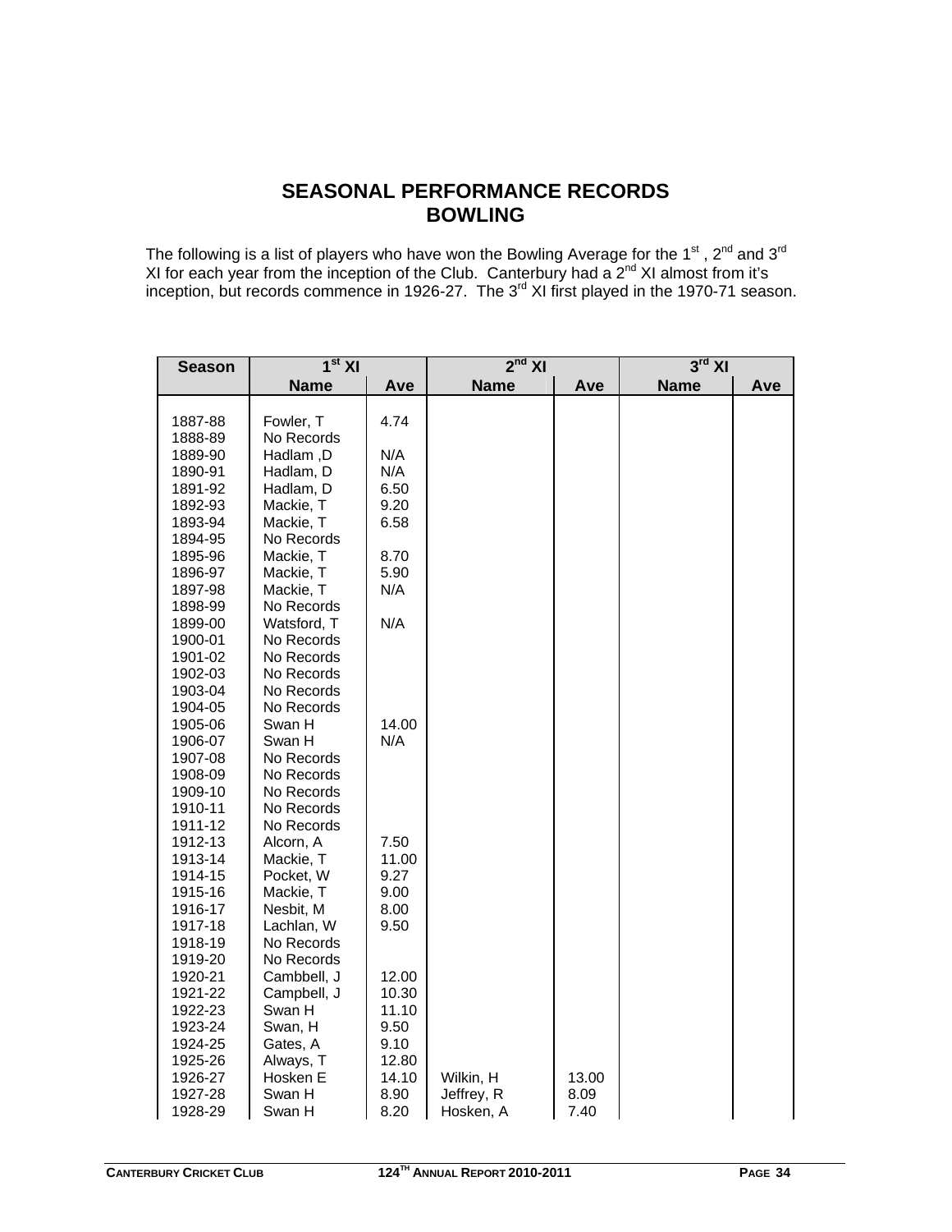# SEASONAL PERFORMANCE RECORDS
# BOWLING

The following is a list of players who have won the Bowling Average for the 1st, 2nd and 3rd XI for each year from the inception of the Club. Canterbury had a 2nd XI almost from it's inception, but records commence in 1926-27. The 3rd XI first played in the 1970-71 season.

| Season | 1st XI | | 2nd XI | | 3rd XI | |
|---|---|---|---|---|---|---|
| | Name | Ave | Name | Ave | Name | Ave |
| 1887-88 | Fowler, T | 4.74 | | | | |
| 1888-89 | No Records | | | | | |
| 1889-90 | Hadlam ,D | N/A | | | | |
| 1890-91 | Hadlam, D | N/A | | | | |
| 1891-92 | Hadlam, D | 6.50 | | | | |
| 1892-93 | Mackie, T | 9.20 | | | | |
| 1893-94 | Mackie, T | 6.58 | | | | |
| 1894-95 | No Records | | | | | |
| 1895-96 | Mackie, T | 8.70 | | | | |
| 1896-97 | Mackie, T | 5.90 | | | | |
| 1897-98 | Mackie, T | N/A | | | | |
| 1898-99 | No Records | | | | | |
| 1899-00 | Watsford, T | N/A | | | | |
| 1900-01 | No Records | | | | | |
| 1901-02 | No Records | | | | | |
| 1902-03 | No Records | | | | | |
| 1903-04 | No Records | | | | | |
| 1904-05 | No Records | | | | | |
| 1905-06 | Swan H | 14.00 | | | | |
| 1906-07 | Swan H | N/A | | | | |
| 1907-08 | No Records | | | | | |
| 1908-09 | No Records | | | | | |
| 1909-10 | No Records | | | | | |
| 1910-11 | No Records | | | | | |
| 1911-12 | No Records | | | | | |
| 1912-13 | Alcorn, A | 7.50 | | | | |
| 1913-14 | Mackie, T | 11.00 | | | | |
| 1914-15 | Pocket, W | 9.27 | | | | |
| 1915-16 | Mackie, T | 9.00 | | | | |
| 1916-17 | Nesbit, M | 8.00 | | | | |
| 1917-18 | Lachlan, W | 9.50 | | | | |
| 1918-19 | No Records | | | | | |
| 1919-20 | No Records | | | | | |
| 1920-21 | Cambbell, J | 12.00 | | | | |
| 1921-22 | Campbell, J | 10.30 | | | | |
| 1922-23 | Swan H | 11.10 | | | | |
| 1923-24 | Swan, H | 9.50 | | | | |
| 1924-25 | Gates, A | 9.10 | | | | |
| 1925-26 | Always, T | 12.80 | | | | |
| 1926-27 | Hosken E | 14.10 | Wilkin, H | 13.00 | | |
| 1927-28 | Swan H | 8.90 | Jeffrey, R | 8.09 | | |
| 1928-29 | Swan H | 8.20 | Hosken, A | 7.40 | | |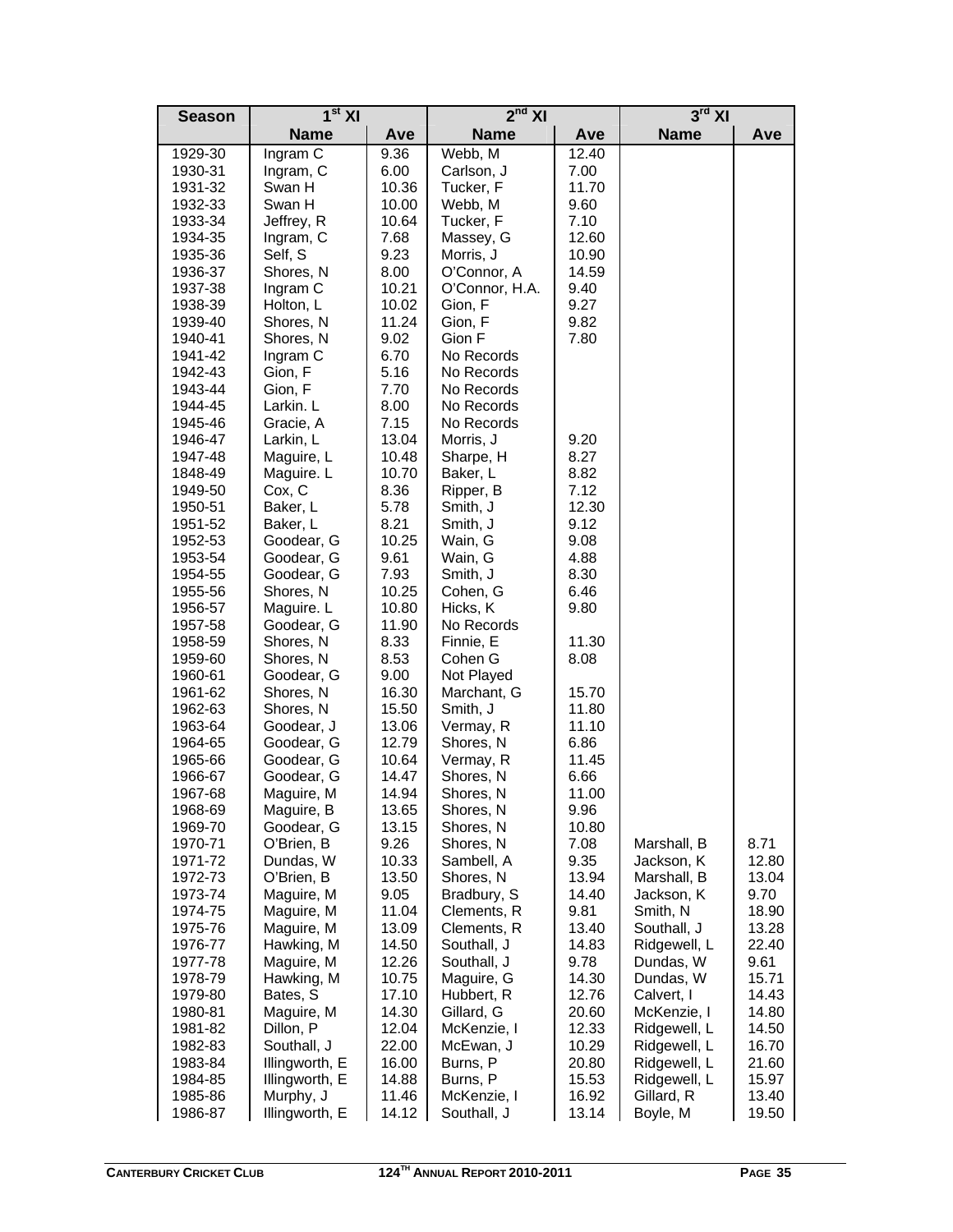| Season | 1st XI | | 2nd XI | | 3rd XI | |
|---|---|---|---|---|---|---|
| | Name | Ave | Name | Ave | Name | Ave |
| 1929-30 | Ingram C | 9.36 | Webb, M | 12.40 | | |
| 1930-31 | Ingram, C | 6.00 | Carlson, J | 7.00 | | |
| 1931-32 | Swan H | 10.36 | Tucker, F | 11.70 | | |
| 1932-33 | Swan H | 10.00 | Webb, M | 9.60 | | |
| 1933-34 | Jeffrey, R | 10.64 | Tucker, F | 7.10 | | |
| 1934-35 | Ingram, C | 7.68 | Massey, G | 12.60 | | |
| 1935-36 | Self, S | 9.23 | Morris, J | 10.90 | | |
| 1936-37 | Shores, N | 8.00 | O'Connor, A | 14.59 | | |
| 1937-38 | Ingram C | 10.21 | O'Connor, H.A. | 9.40 | | |
| 1938-39 | Holton, L | 10.02 | Gion, F | 9.27 | | |
| 1939-40 | Shores, N | 11.24 | Gion, F | 9.82 | | |
| 1940-41 | Shores, N | 9.02 | Gion F | 7.80 | | |
| 1941-42 | Ingram C | 6.70 | No Records | | | |
| 1942-43 | Gion, F | 5.16 | No Records | | | |
| 1943-44 | Gion, F | 7.70 | No Records | | | |
| 1944-45 | Larkin. L | 8.00 | No Records | | | |
| 1945-46 | Gracie, A | 7.15 | No Records | | | |
| 1946-47 | Larkin, L | 13.04 | Morris, J | 9.20 | | |
| 1947-48 | Maguire, L | 10.48 | Sharpe, H | 8.27 | | |
| 1848-49 | Maguire. L | 10.70 | Baker, L | 8.82 | | |
| 1949-50 | Cox, C | 8.36 | Ripper, B | 7.12 | | |
| 1950-51 | Baker, L | 5.78 | Smith, J | 12.30 | | |
| 1951-52 | Baker, L | 8.21 | Smith, J | 9.12 | | |
| 1952-53 | Goodear, G | 10.25 | Wain, G | 9.08 | | |
| 1953-54 | Goodear, G | 9.61 | Wain, G | 4.88 | | |
| 1954-55 | Goodear, G | 7.93 | Smith, J | 8.30 | | |
| 1955-56 | Shores, N | 10.25 | Cohen, G | 6.46 | | |
| 1956-57 | Maguire. L | 10.80 | Hicks, K | 9.80 | | |
| 1957-58 | Goodear, G | 11.90 | No Records | | | |
| 1958-59 | Shores, N | 8.33 | Finnie, E | 11.30 | | |
| 1959-60 | Shores, N | 8.53 | Cohen G | 8.08 | | |
| 1960-61 | Goodear, G | 9.00 | Not Played | | | |
| 1961-62 | Shores, N | 16.30 | Marchant, G | 15.70 | | |
| 1962-63 | Shores, N | 15.50 | Smith, J | 11.80 | | |
| 1963-64 | Goodear, J | 13.06 | Vermay, R | 11.10 | | |
| 1964-65 | Goodear, G | 12.79 | Shores, N | 6.86 | | |
| 1965-66 | Goodear, G | 10.64 | Vermay, R | 11.45 | | |
| 1966-67 | Goodear, G | 14.47 | Shores, N | 6.66 | | |
| 1967-68 | Maguire, M | 14.94 | Shores, N | 11.00 | | |
| 1968-69 | Maguire, B | 13.65 | Shores, N | 9.96 | | |
| 1969-70 | Goodear, G | 13.15 | Shores, N | 10.80 | | |
| 1970-71 | O'Brien, B | 9.26 | Shores, N | 7.08 | Marshall, B | 8.71 |
| 1971-72 | Dundas, W | 10.33 | Sambell, A | 9.35 | Jackson, K | 12.80 |
| 1972-73 | O'Brien, B | 13.50 | Shores, N | 13.94 | Marshall, B | 13.04 |
| 1973-74 | Maguire, M | 9.05 | Bradbury, S | 14.40 | Jackson, K | 9.70 |
| 1974-75 | Maguire, M | 11.04 | Clements, R | 9.81 | Smith, N | 18.90 |
| 1975-76 | Maguire, M | 13.09 | Clements, R | 13.40 | Southall, J | 13.28 |
| 1976-77 | Hawking, M | 14.50 | Southall, J | 14.83 | Ridgewell, L | 22.40 |
| 1977-78 | Maguire, M | 12.26 | Southall, J | 9.78 | Dundas, W | 9.61 |
| 1978-79 | Hawking, M | 10.75 | Maguire, G | 14.30 | Dundas, W | 15.71 |
| 1979-80 | Bates, S | 17.10 | Hubbert, R | 12.76 | Calvert, I | 14.43 |
| 1980-81 | Maguire, M | 14.30 | Gillard, G | 20.60 | McKenzie, I | 14.80 |
| 1981-82 | Dillon, P | 12.04 | McKenzie, I | 12.33 | Ridgewell, L | 14.50 |
| 1982-83 | Southall, J | 22.00 | McEwan, J | 10.29 | Ridgewell, L | 16.70 |
| 1983-84 | Illingworth, E | 16.00 | Burns, P | 20.80 | Ridgewell, L | 21.60 |
| 1984-85 | Illingworth, E | 14.88 | Burns, P | 15.53 | Ridgewell, L | 15.97 |
| 1985-86 | Murphy, J | 11.46 | McKenzie, I | 16.92 | Gillard, R | 13.40 |
| 1986-87 | Illingworth, E | 14.12 | Southall, J | 13.14 | Boyle, M | 19.50 |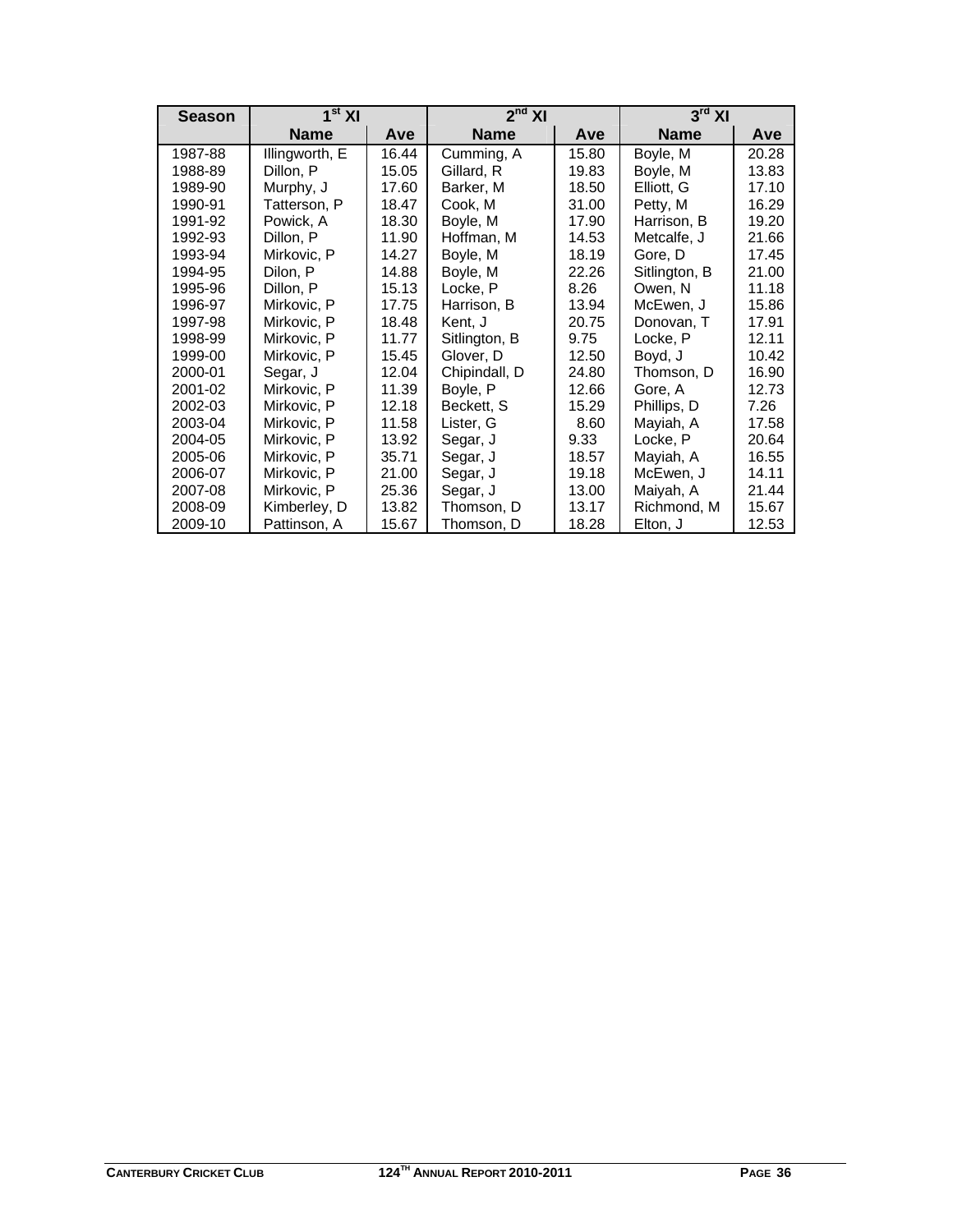| Season | 1st XI | | 2nd XI | | 3rd XI | |
|---|---|---|---|---|---|---|
| | Name | Ave | Name | Ave | Name | Ave |
| 1987-88 | Illingworth, E | 16.44 | Cumming, A | 15.80 | Boyle, M | 20.28 |
| 1988-89 | Dillon, P | 15.05 | Gillard, R | 19.83 | Boyle, M | 13.83 |
| 1989-90 | Murphy, J | 17.60 | Barker, M | 18.50 | Elliott, G | 17.10 |
| 1990-91 | Tatterson, P | 18.47 | Cook, M | 31.00 | Petty, M | 16.29 |
| 1991-92 | Powick, A | 18.30 | Boyle, M | 17.90 | Harrison, B | 19.20 |
| 1992-93 | Dillon, P | 11.90 | Hoffman, M | 14.53 | Metcalfe, J | 21.66 |
| 1993-94 | Mirkovic, P | 14.27 | Boyle, M | 18.19 | Gore, D | 17.45 |
| 1994-95 | Dilon, P | 14.88 | Boyle, M | 22.26 | Sitlington, B | 21.00 |
| 1995-96 | Dillon, P | 15.13 | Locke, P | 8.26 | Owen, N | 11.18 |
| 1996-97 | Mirkovic, P | 17.75 | Harrison, B | 13.94 | McEwen, J | 15.86 |
| 1997-98 | Mirkovic, P | 18.48 | Kent, J | 20.75 | Donovan, T | 17.91 |
| 1998-99 | Mirkovic, P | 11.77 | Sitlington, B | 9.75 | Locke, P | 12.11 |
| 1999-00 | Mirkovic, P | 15.45 | Glover, D | 12.50 | Boyd, J | 10.42 |
| 2000-01 | Segar, J | 12.04 | Chipindall, D | 24.80 | Thomson, D | 16.90 |
| 2001-02 | Mirkovic, P | 11.39 | Boyle, P | 12.66 | Gore, A | 12.73 |
| 2002-03 | Mirkovic, P | 12.18 | Beckett, S | 15.29 | Phillips, D | 7.26 |
| 2003-04 | Mirkovic, P | 11.58 | Lister, G | 8.60 | Mayiah, A | 17.58 |
| 2004-05 | Mirkovic, P | 13.92 | Segar, J | 9.33 | Locke, P | 20.64 |
| 2005-06 | Mirkovic, P | 35.71 | Segar, J | 18.57 | Mayiah, A | 16.55 |
| 2006-07 | Mirkovic, P | 21.00 | Segar, J | 19.18 | McEwen, J | 14.11 |
| 2007-08 | Mirkovic, P | 25.36 | Segar, J | 13.00 | Maiyah, A | 21.44 |
| 2008-09 | Kimberley, D | 13.82 | Thomson, D | 13.17 | Richmond, M | 15.67 |
| 2009-10 | Pattinson, A | 15.67 | Thomson, D | 18.28 | Elton, J | 12.53 |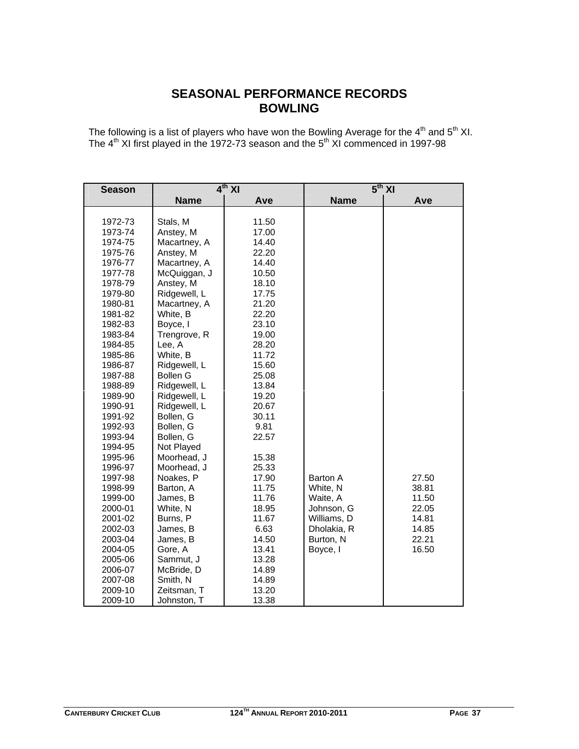# SEASONAL PERFORMANCE RECORDS
## BOWLING

The following is a list of players who have won the Bowling Average for the 4th and 5th XI.
The 4th XI first played in the 1972-73 season and the 5th XI commenced in 1997-98

| Season | 4th XI | | 5th XI | |
|---|---|---|---|---|
| | Name | Ave | Name | Ave |
| 1972-73 | Stals, M | 11.50 | | |
| 1973-74 | Anstey, M | 17.00 | | |
| 1974-75 | Macartney, A | 14.40 | | |
| 1975-76 | Anstey, M | 22.20 | | |
| 1976-77 | Macartney, A | 14.40 | | |
| 1977-78 | McQuiggan, J | 10.50 | | |
| 1978-79 | Anstey, M | 18.10 | | |
| 1979-80 | Ridgewell, L | 17.75 | | |
| 1980-81 | Macartney, A | 21.20 | | |
| 1981-82 | White, B | 22.20 | | |
| 1982-83 | Boyce, I | 23.10 | | |
| 1983-84 | Trengrove, R | 19.00 | | |
| 1984-85 | Lee, A | 28.20 | | |
| 1985-86 | White, B | 11.72 | | |
| 1986-87 | Ridgewell, L | 15.60 | | |
| 1987-88 | Bollen G | 25.08 | | |
| 1988-89 | Ridgewell, L | 13.84 | | |
| 1989-90 | Ridgewell, L | 19.20 | | |
| 1990-91 | Ridgewell, L | 20.67 | | |
| 1991-92 | Bollen, G | 30.11 | | |
| 1992-93 | Bollen, G | 9.81 | | |
| 1993-94 | Bollen, G | 22.57 | | |
| 1994-95 | Not Played | | | |
| 1995-96 | Moorhead, J | 15.38 | | |
| 1996-97 | Moorhead, J | 25.33 | | |
| 1997-98 | Noakes, P | 17.90 | Barton A | 27.50 |
| 1998-99 | Barton, A | 11.75 | White, N | 38.81 |
| 1999-00 | James, B | 11.76 | Waite, A | 11.50 |
| 2000-01 | White, N | 18.95 | Johnson, G | 22.05 |
| 2001-02 | Burns, P | 11.67 | Williams, D | 14.81 |
| 2002-03 | James, B | 6.63 | Dholakia, R | 14.85 |
| 2003-04 | James, B | 14.50 | Burton, N | 22.21 |
| 2004-05 | Gore, A | 13.41 | Boyce, I | 16.50 |
| 2005-06 | Sammut, J | 13.28 | | |
| 2006-07 | McBride, D | 14.89 | | |
| 2007-08 | Smith, N | 14.89 | | |
| 2009-10 | Zeitsman, T | 13.20 | | |
| 2009-10 | Johnston, T | 13.38 | | |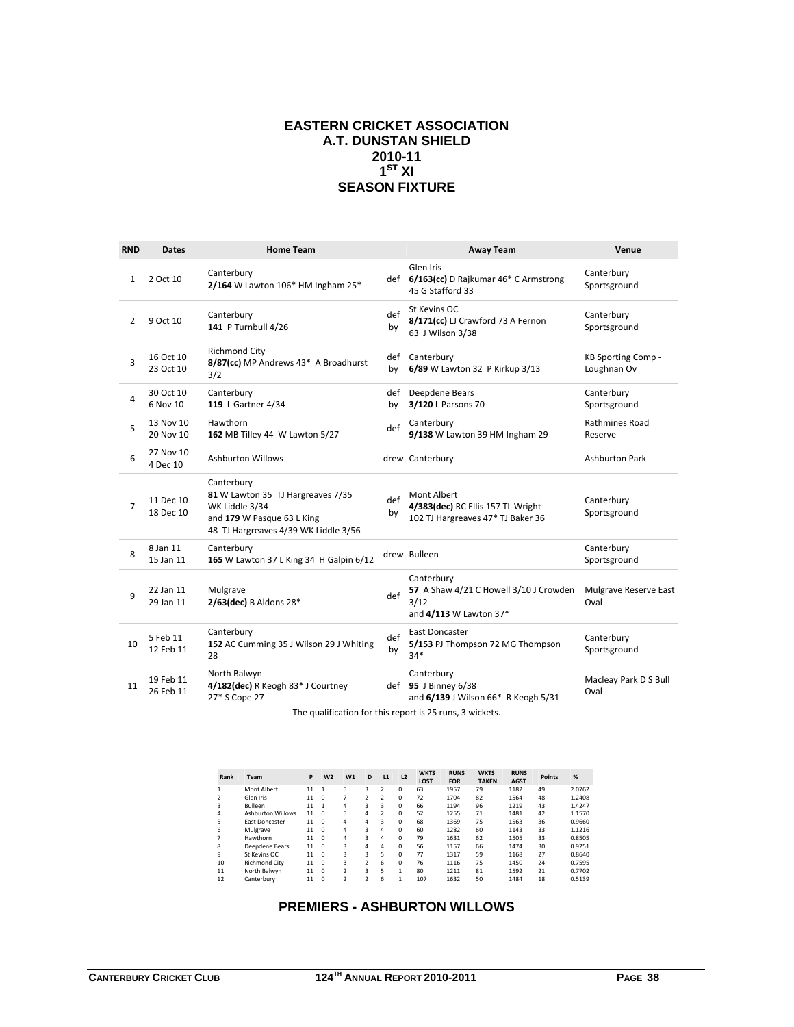# EASTERN CRICKET ASSOCIATION
# A.T. DUNSTAN SHIELD
# 2010-11
# 1ST XI
# SEASON FIXTURE

| RND | Dates | Home Team | | Away Team | Venue |
|---|---|---|---|---|---|
| 1 | 2 Oct 10 | Canterbury **2/164** W Lawton 106* HM Ingham 25* | def | Glen Iris **6/163(cc)** D Rajkumar 46* C Armstrong 45 G Stafford 33 | Canterbury Sportsground |
| 2 | 9 Oct 10 | Canterbury **141** P Turnbull 4/26 | def by | St Kevins OC **8/171(cc)** LJ Crawford 73 A Fernon 63 J Wilson 3/38 | Canterbury Sportsground |
| 3 | 16 Oct 10 23 Oct 10 | Richmond City **8/87(cc)** MP Andrews 43* A Broadhurst 3/2 | def by | Canterbury **6/89** W Lawton 32 P Kirkup 3/13 | KB Sporting Comp - Loughnan Ov |
| 4 | 30 Oct 10 6 Nov 10 | Canterbury **119** L Gartner 4/34 | def by | Deepdene Bears **3/120** L Parsons 70 | Canterbury Sportsground |
| 5 | 13 Nov 10 20 Nov 10 | Hawthorn **162** MB Tilley 44 W Lawton 5/27 | def | Canterbury **9/138** W Lawton 39 HM Ingham 29 | Rathmines Road Reserve |
| 6 | 27 Nov 10 4 Dec 10 | Ashburton Willows | drew | Canterbury | Ashburton Park |
| 7 | 11 Dec 10 18 Dec 10 | Canterbury **81** W Lawton 35 TJ Hargreaves 7/35 WK Liddle 3/34 and **179** W Pasque 63 L King 48 TJ Hargreaves 4/39 WK Liddle 3/56 | def by | Mont Albert **4/383(dec)** RC Ellis 157 TL Wright 102 TJ Hargreaves 47* TJ Baker 36 | Canterbury Sportsground |
| 8 | 8 Jan 11 15 Jan 11 | Canterbury **165** W Lawton 37 L King 34 H Galpin 6/12 | drew | Bulleen | Canterbury Sportsground |
| 9 | 22 Jan 11 29 Jan 11 | Mulgrave **2/63(dec)** B Aldons 28* | def | Canterbury **57** A Shaw 4/21 C Howell 3/10 J Crowden 3/12 and **4/113** W Lawton 37* | Mulgrave Reserve East Oval |
| 10 | 5 Feb 11 12 Feb 11 | Canterbury **152** AC Cumming 35 J Wilson 29 J Whiting 28 | def by | East Doncaster **5/153** PJ Thompson 72 MG Thompson 34* | Canterbury Sportsground |
| 11 | 19 Feb 11 26 Feb 11 | North Balwyn **4/182(dec)** R Keogh 83* J Courtney 27* S Cope 27 | def | Canterbury **95** J Binney 6/38 and **6/139** J Wilson 66* R Keogh 5/31 | Macleay Park D S Bull Oval |

The qualification for this report is 25 runs, 3 wickets.

| Rank | Team | P | W2 | W1 | D | L1 | L2 | WKTS LOST | RUNS FOR | WKTS TAKEN | RUNS AGST | Points | % |
|---|---|---|---|---|---|---|---|---|---|---|---|---|---|
| 1 | Mont Albert | 11 | 1 | 5 | 3 | 2 | 0 | 63 | 1957 | 79 | 1182 | 49 | 2.0762 |
| 2 | Glen Iris | 11 | 0 | 7 | 2 | 2 | 0 | 72 | 1704 | 82 | 1564 | 48 | 1.2408 |
| 3 | Bulleen | 11 | 1 | 4 | 3 | 3 | 0 | 66 | 1194 | 96 | 1219 | 43 | 1.4247 |
| 4 | Ashburton Willows | 11 | 0 | 5 | 4 | 2 | 0 | 52 | 1255 | 71 | 1481 | 42 | 1.1570 |
| 5 | East Doncaster | 11 | 0 | 4 | 4 | 3 | 0 | 68 | 1369 | 75 | 1563 | 36 | 0.9660 |
| 6 | Mulgrave | 11 | 0 | 4 | 3 | 4 | 0 | 60 | 1282 | 60 | 1143 | 33 | 1.1216 |
| 7 | Hawthorn | 11 | 0 | 4 | 3 | 4 | 0 | 79 | 1631 | 62 | 1505 | 33 | 0.8505 |
| 8 | Deepdene Bears | 11 | 0 | 3 | 4 | 4 | 0 | 56 | 1157 | 66 | 1474 | 30 | 0.9251 |
| 9 | St Kevins OC | 11 | 0 | 3 | 3 | 5 | 0 | 77 | 1317 | 59 | 1168 | 27 | 0.8640 |
| 10 | Richmond City | 11 | 0 | 3 | 2 | 6 | 0 | 76 | 1116 | 75 | 1450 | 24 | 0.7595 |
| 11 | North Balwyn | 11 | 0 | 2 | 3 | 5 | 1 | 80 | 1211 | 81 | 1592 | 21 | 0.7702 |
| 12 | Canterbury | 11 | 0 | 2 | 2 | 6 | 1 | 107 | 1632 | 50 | 1484 | 18 | 0.5139 |

## PREMIERS - ASHBURTON WILLOWS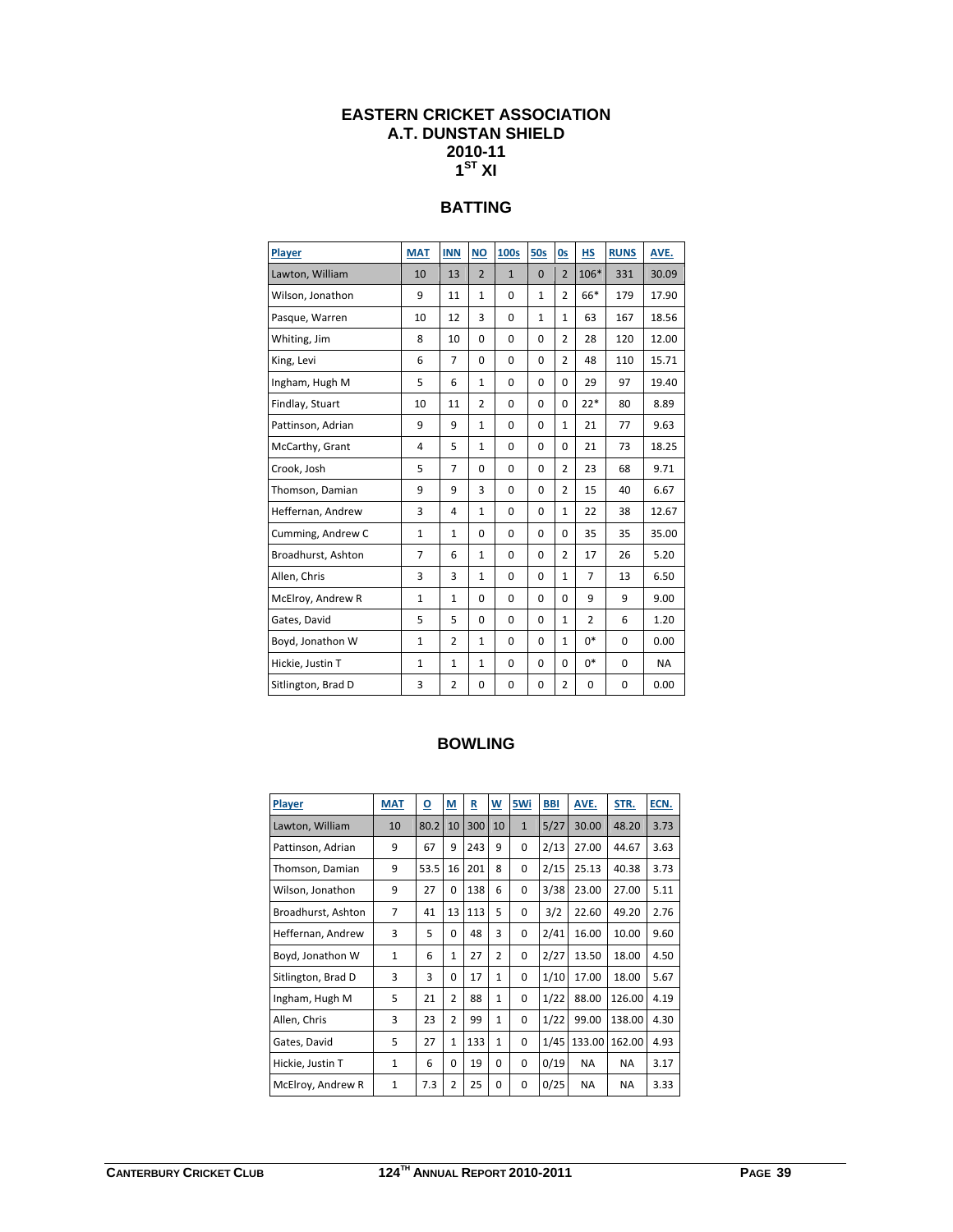# EASTERN CRICKET ASSOCIATION
# A.T. DUNSTAN SHIELD
# 2010-11
# 1ST XI

## BATTING

| Player | MAT | INN | NO | 100s | 50s | 0s | HS | RUNS | AVE. |
|---|---|---|---|---|---|---|---|---|---|
| Lawton, William | 10 | 13 | 2 | 1 | 0 | 2 | 106* | 331 | 30.09 |
| Wilson, Jonathon | 9 | 11 | 1 | 0 | 1 | 2 | 66* | 179 | 17.90 |
| Pasque, Warren | 10 | 12 | 3 | 0 | 1 | 1 | 63 | 167 | 18.56 |
| Whiting, Jim | 8 | 10 | 0 | 0 | 0 | 2 | 28 | 120 | 12.00 |
| King, Levi | 6 | 7 | 0 | 0 | 0 | 2 | 48 | 110 | 15.71 |
| Ingham, Hugh M | 5 | 6 | 1 | 0 | 0 | 0 | 29 | 97 | 19.40 |
| Findlay, Stuart | 10 | 11 | 2 | 0 | 0 | 0 | 22* | 80 | 8.89 |
| Pattinson, Adrian | 9 | 9 | 1 | 0 | 0 | 1 | 21 | 77 | 9.63 |
| McCarthy, Grant | 4 | 5 | 1 | 0 | 0 | 0 | 21 | 73 | 18.25 |
| Crook, Josh | 5 | 7 | 0 | 0 | 0 | 2 | 23 | 68 | 9.71 |
| Thomson, Damian | 9 | 9 | 3 | 0 | 0 | 2 | 15 | 40 | 6.67 |
| Heffernan, Andrew | 3 | 4 | 1 | 0 | 0 | 1 | 22 | 38 | 12.67 |
| Cumming, Andrew C | 1 | 1 | 0 | 0 | 0 | 0 | 35 | 35 | 35.00 |
| Broadhurst, Ashton | 7 | 6 | 1 | 0 | 0 | 2 | 17 | 26 | 5.20 |
| Allen, Chris | 3 | 3 | 1 | 0 | 0 | 1 | 7 | 13 | 6.50 |
| McElroy, Andrew R | 1 | 1 | 0 | 0 | 0 | 0 | 9 | 9 | 9.00 |
| Gates, David | 5 | 5 | 0 | 0 | 0 | 1 | 2 | 6 | 1.20 |
| Boyd, Jonathon W | 1 | 2 | 1 | 0 | 0 | 1 | 0* | 0 | 0.00 |
| Hickie, Justin T | 1 | 1 | 1 | 0 | 0 | 0 | 0* | 0 | NA |
| Sitlington, Brad D | 3 | 2 | 0 | 0 | 0 | 2 | 0 | 0 | 0.00 |

## BOWLING

| Player | MAT | O | M | R | W | 5Wi | BBI | AVE. | STR. | ECN. |
|---|---|---|---|---|---|---|---|---|---|---|
| Lawton, William | 10 | 80.2 | 10 | 300 | 10 | 1 | 5/27 | 30.00 | 48.20 | 3.73 |
| Pattinson, Adrian | 9 | 67 | 9 | 243 | 9 | 0 | 2/13 | 27.00 | 44.67 | 3.63 |
| Thomson, Damian | 9 | 53.5 | 16 | 201 | 8 | 0 | 2/15 | 25.13 | 40.38 | 3.73 |
| Wilson, Jonathon | 9 | 27 | 0 | 138 | 6 | 0 | 3/38 | 23.00 | 27.00 | 5.11 |
| Broadhurst, Ashton | 7 | 41 | 13 | 113 | 5 | 0 | 3/2 | 22.60 | 49.20 | 2.76 |
| Heffernan, Andrew | 3 | 5 | 0 | 48 | 3 | 0 | 2/41 | 16.00 | 10.00 | 9.60 |
| Boyd, Jonathon W | 1 | 6 | 1 | 27 | 2 | 0 | 2/27 | 13.50 | 18.00 | 4.50 |
| Sitlington, Brad D | 3 | 3 | 0 | 17 | 1 | 0 | 1/10 | 17.00 | 18.00 | 5.67 |
| Ingham, Hugh M | 5 | 21 | 2 | 88 | 1 | 0 | 1/22 | 88.00 | 126.00 | 4.19 |
| Allen, Chris | 3 | 23 | 2 | 99 | 1 | 0 | 1/22 | 99.00 | 138.00 | 4.30 |
| Gates, David | 5 | 27 | 1 | 133 | 1 | 0 | 1/45 | 133.00 | 162.00 | 4.93 |
| Hickie, Justin T | 1 | 6 | 0 | 19 | 0 | 0 | 0/19 | NA | NA | 3.17 |
| McElroy, Andrew R | 1 | 7.3 | 2 | 25 | 0 | 0 | 0/25 | NA | NA | 3.33 |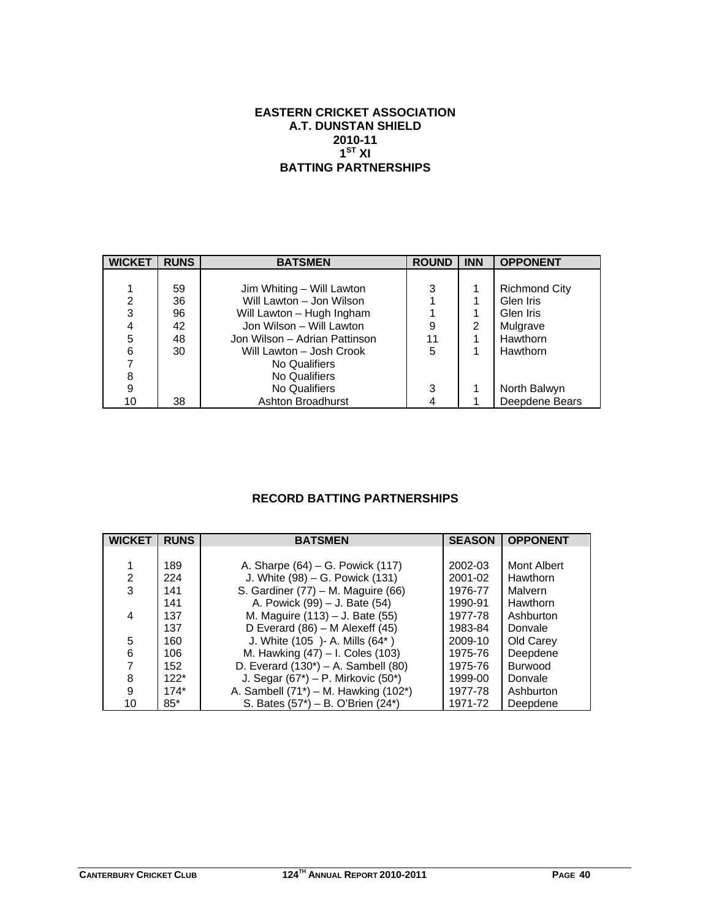**EASTERN CRICKET ASSOCIATION**
**A.T. DUNSTAN SHIELD**
**2010-11**
**1ST XI**
**BATTING PARTNERSHIPS**

| WICKET | RUNS | BATSMEN | ROUND | INN | OPPONENT |
|---|---|---|---|---|---|
| 1 | 59 | Jim Whiting – Will Lawton | 3 | 1 | Richmond City |
| 2 | 36 | Will Lawton – Jon Wilson | 1 | 1 | Glen Iris |
| 3 | 96 | Will Lawton – Hugh Ingham | 1 | 1 | Glen Iris |
| 4 | 42 | Jon Wilson – Will Lawton | 9 | 2 | Mulgrave |
| 5 | 48 | Jon Wilson – Adrian Pattinson | 11 | 1 | Hawthorn |
| 6 | 30 | Will Lawton – Josh Crook | 5 | 1 | Hawthorn |
| 7 | | No Qualifiers | | | |
| 8 | | No Qualifiers | | | |
| 9 | | No Qualifiers | 3 | 1 | North Balwyn |
| 10 | 38 | Ashton Broadhurst | 4 | 1 | Deepdene Bears |

**RECORD BATTING PARTNERSHIPS**

| WICKET | RUNS | BATSMEN | SEASON | OPPONENT |
|---|---|---|---|---|
| 1 | 189 | A. Sharpe (64) – G. Powick (117) | 2002-03 | Mont Albert |
| 2 | 224 | J. White (98) – G. Powick (131) | 2001-02 | Hawthorn |
| 3 | 141 | S. Gardiner (77) – M. Maguire (66) | 1976-77 | Malvern |
| | 141 | A. Powick (99) – J. Bate (54) | 1990-91 | Hawthorn |
| 4 | 137 | M. Maguire (113) – J. Bate (55) | 1977-78 | Ashburton |
| | 137 | D Everard (86) – M Alexeff (45) | 1983-84 | Donvale |
| 5 | 160 | J. White (105 )- A. Mills (64* ) | 2009-10 | Old Carey |
| 6 | 106 | M. Hawking (47) – I. Coles (103) | 1975-76 | Deepdene |
| 7 | 152 | D. Everard (130*) – A. Sambell (80) | 1975-76 | Burwood |
| 8 | 122* | J. Segar (67*) – P. Mirkovic (50*) | 1999-00 | Donvale |
| 9 | 174* | A. Sambell (71*) – M. Hawking (102*) | 1977-78 | Ashburton |
| 10 | 85* | S. Bates (57*) – B. O'Brien (24*) | 1971-72 | Deepdene |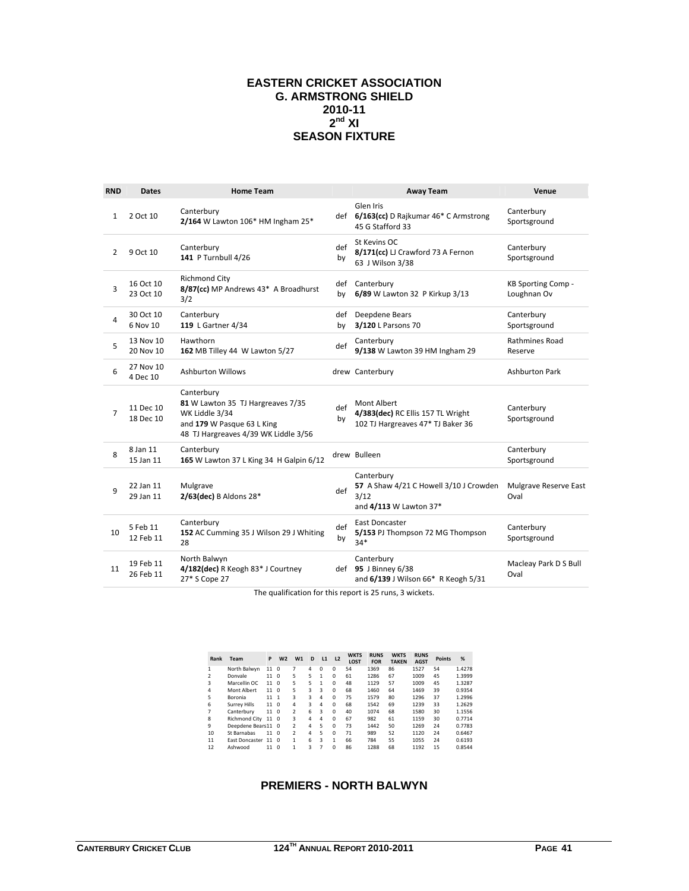# EASTERN CRICKET ASSOCIATION
## G. ARMSTRONG SHIELD
## 2010-11
## 2nd XI
## SEASON FIXTURE

| RND | Dates | Home Team | | Away Team | Venue |
|---|---|---|---|---|---|
| 1 | 2 Oct 10 | Canterbury **2/164** W Lawton 106* HM Ingham 25* | def | Glen Iris **6/163(cc)** D Rajkumar 46* C Armstrong 45 G Stafford 33 | Canterbury Sportsground |
| 2 | 9 Oct 10 | Canterbury **141** P Turnbull 4/26 | def by | St Kevins OC **8/171(cc)** LJ Crawford 73 A Fernon 63 J Wilson 3/38 | Canterbury Sportsground |
| 3 | 16 Oct 10 23 Oct 10 | Richmond City **8/87(cc)** MP Andrews 43* A Broadhurst 3/2 | def by | Canterbury **6/89** W Lawton 32 P Kirkup 3/13 | KB Sporting Comp - Loughnan Ov |
| 4 | 30 Oct 10 6 Nov 10 | Canterbury **119** L Gartner 4/34 | def by | Deepdene Bears **3/120** L Parsons 70 | Canterbury Sportsground |
| 5 | 13 Nov 10 20 Nov 10 | Hawthorn **162** MB Tilley 44 W Lawton 5/27 | def | Canterbury **9/138** W Lawton 39 HM Ingham 29 | Rathmines Road Reserve |
| 6 | 27 Nov 10 4 Dec 10 | Ashburton Willows | drew | Canterbury | Ashburton Park |
| 7 | 11 Dec 10 18 Dec 10 | Canterbury **81** W Lawton 35 TJ Hargreaves 7/35 WK Liddle 3/34 and **179** W Pasque 63 L King 48 TJ Hargreaves 4/39 WK Liddle 3/56 | def by | Mont Albert **4/383(dec)** RC Ellis 157 TL Wright 102 TJ Hargreaves 47* TJ Baker 36 | Canterbury Sportsground |
| 8 | 8 Jan 11 15 Jan 11 | Canterbury **165** W Lawton 37 L King 34 H Galpin 6/12 | drew | Bulleen | Canterbury Sportsground |
| 9 | 22 Jan 11 29 Jan 11 | Mulgrave **2/63(dec)** B Aldons 28* | def | Canterbury **57** A Shaw 4/21 C Howell 3/10 J Crowden 3/12 and **4/113** W Lawton 37* | Mulgrave Reserve East Oval |
| 10 | 5 Feb 11 12 Feb 11 | Canterbury **152** AC Cumming 35 J Wilson 29 J Whiting 28 | def by | East Doncaster **5/153** PJ Thompson 72 MG Thompson 34* | Canterbury Sportsground |
| 11 | 19 Feb 11 26 Feb 11 | North Balwyn **4/182(dec)** R Keogh 83* J Courtney 27* S Cope 27 | def | Canterbury **95** J Binney 6/38 and **6/139** J Wilson 66* R Keogh 5/31 | Macleay Park D S Bull Oval |

The qualification for this report is 25 runs, 3 wickets.

| Rank | Team | P | W2 | W1 | D | L1 | L2 | WKTS LOST | RUNS FOR | WKTS TAKEN | RUNS AGST | Points | % |
|---|---|---|---|---|---|---|---|---|---|---|---|---|---|
| 1 | North Balwyn | 11 | 0 | 7 | 4 | 0 | 0 | 54 | 1369 | 86 | 1527 | 54 | 1.4278 |
| 2 | Donvale | 11 | 0 | 5 | 5 | 1 | 0 | 61 | 1286 | 67 | 1009 | 45 | 1.3999 |
| 3 | Marcellin OC | 11 | 0 | 5 | 5 | 1 | 0 | 48 | 1129 | 57 | 1009 | 45 | 1.3287 |
| 4 | Mont Albert | 11 | 0 | 5 | 3 | 3 | 0 | 68 | 1460 | 64 | 1469 | 39 | 0.9354 |
| 5 | Boronia | 11 | 1 | 3 | 3 | 4 | 0 | 75 | 1579 | 80 | 1296 | 37 | 1.2996 |
| 6 | Surrey Hills | 11 | 0 | 4 | 3 | 4 | 0 | 68 | 1542 | 69 | 1239 | 33 | 1.2629 |
| 7 | Canterbury | 11 | 0 | 2 | 6 | 3 | 0 | 40 | 1074 | 68 | 1580 | 30 | 1.1556 |
| 8 | Richmond City | 11 | 0 | 3 | 4 | 4 | 0 | 67 | 982 | 61 | 1159 | 30 | 0.7714 |
| 9 | Deepdene Bears | 11 | 0 | 2 | 4 | 5 | 0 | 73 | 1442 | 50 | 1269 | 24 | 0.7783 |
| 10 | St Barnabas | 11 | 0 | 2 | 4 | 5 | 0 | 71 | 989 | 52 | 1120 | 24 | 0.6467 |
| 11 | East Doncaster | 11 | 0 | 1 | 6 | 3 | 1 | 66 | 784 | 55 | 1055 | 24 | 0.6193 |
| 12 | Ashwood | 11 | 0 | 1 | 3 | 7 | 0 | 86 | 1288 | 68 | 1192 | 15 | 0.8544 |

## PREMIERS - NORTH BALWYN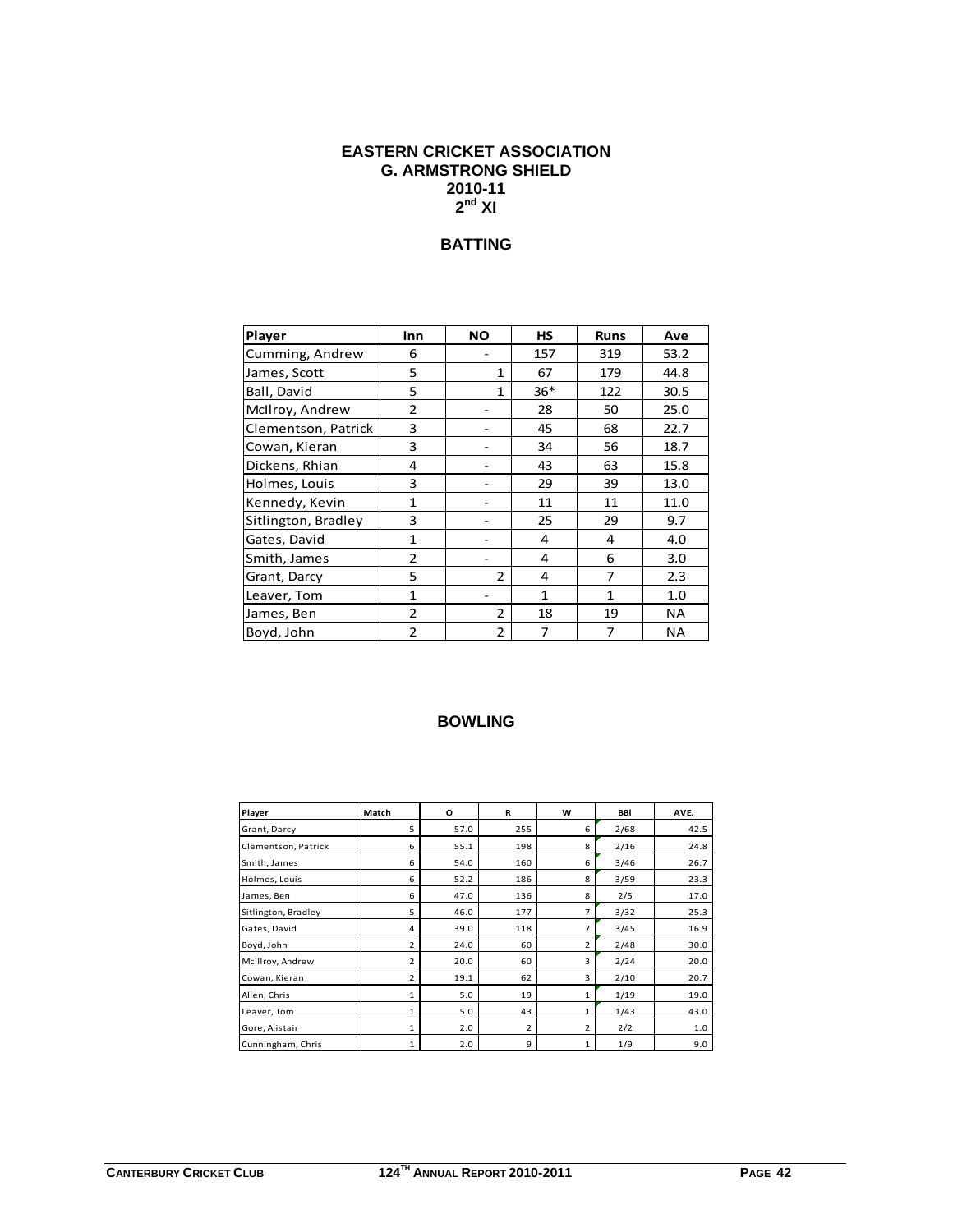# EASTERN CRICKET ASSOCIATION
## G. ARMSTRONG SHIELD
## 2010-11
## 2nd XI

### BATTING

| Player | Inn | NO | HS | Runs | Ave |
|---|---|---|---|---|---|
| Cumming, Andrew | 6 | - | 157 | 319 | 53.2 |
| James, Scott | 5 | 1 | 67 | 179 | 44.8 |
| Ball, David | 5 | 1 | 36* | 122 | 30.5 |
| McIlroy, Andrew | 2 | - | 28 | 50 | 25.0 |
| Clementson, Patrick | 3 | - | 45 | 68 | 22.7 |
| Cowan, Kieran | 3 | - | 34 | 56 | 18.7 |
| Dickens, Rhian | 4 | - | 43 | 63 | 15.8 |
| Holmes, Louis | 3 | - | 29 | 39 | 13.0 |
| Kennedy, Kevin | 1 | - | 11 | 11 | 11.0 |
| Sitlington, Bradley | 3 | - | 25 | 29 | 9.7 |
| Gates, David | 1 | - | 4 | 4 | 4.0 |
| Smith, James | 2 | - | 4 | 6 | 3.0 |
| Grant, Darcy | 5 | 2 | 4 | 7 | 2.3 |
| Leaver, Tom | 1 | - | 1 | 1 | 1.0 |
| James, Ben | 2 | 2 | 18 | 19 | NA |
| Boyd, John | 2 | 2 | 7 | 7 | NA |

### BOWLING

| Player | Match | O | R | W | BBI | AVE. |
|---|---|---|---|---|---|---|
| Grant, Darcy | 5 | 57.0 | 255 | 6 | 2/68 | 42.5 |
| Clementson, Patrick | 6 | 55.1 | 198 | 8 | 2/16 | 24.8 |
| Smith, James | 6 | 54.0 | 160 | 6 | 3/46 | 26.7 |
| Holmes, Louis | 6 | 52.2 | 186 | 8 | 3/59 | 23.3 |
| James, Ben | 6 | 47.0 | 136 | 8 | 2/5 | 17.0 |
| Sitlington, Bradley | 5 | 46.0 | 177 | 7 | 3/32 | 25.3 |
| Gates, David | 4 | 39.0 | 118 | 7 | 3/45 | 16.9 |
| Boyd, John | 2 | 24.0 | 60 | 2 | 2/48 | 30.0 |
| McIllroy, Andrew | 2 | 20.0 | 60 | 3 | 2/24 | 20.0 |
| Cowan, Kieran | 2 | 19.1 | 62 | 3 | 2/10 | 20.7 |
| Allen, Chris | 1 | 5.0 | 19 | 1 | 1/19 | 19.0 |
| Leaver, Tom | 1 | 5.0 | 43 | 1 | 1/43 | 43.0 |
| Gore, Alistair | 1 | 2.0 | 2 | 2 | 2/2 | 1.0 |
| Cunningham, Chris | 1 | 2.0 | 9 | 1 | 1/9 | 9.0 |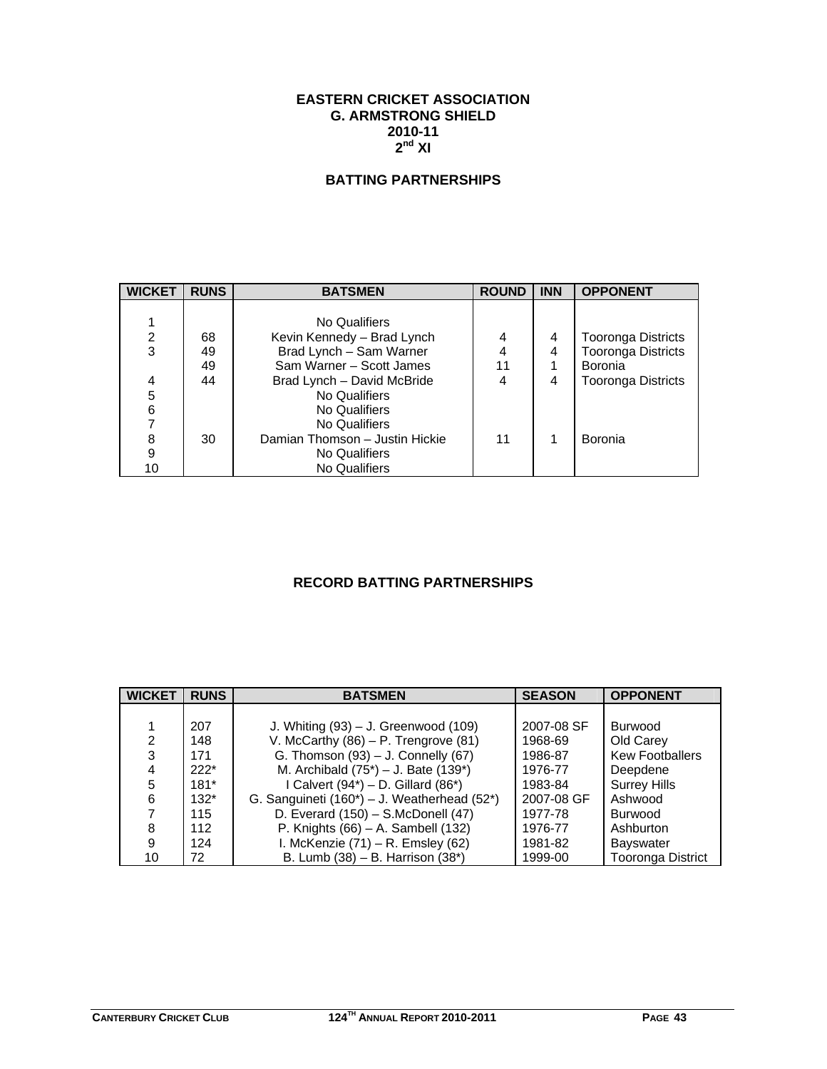**EASTERN CRICKET ASSOCIATION**
**G. ARMSTRONG SHIELD**
**2010-11**
**2nd XI**

## BATTING PARTNERSHIPS

| WICKET | RUNS | BATSMEN | ROUND | INN | OPPONENT |
|---|---|---|---|---|---|
| 1 | | No Qualifiers | | | |
| 2 | 68 | Kevin Kennedy – Brad Lynch | 4 | 4 | Tooronga Districts |
| 3 | 49 | Brad Lynch – Sam Warner | 4 | 4 | Tooronga Districts |
| | 49 | Sam Warner – Scott James | 11 | 1 | Boronia |
| 4 | 44 | Brad Lynch – David McBride | 4 | 4 | Tooronga Districts |
| 5 | | No Qualifiers | | | |
| 6 | | No Qualifiers | | | |
| 7 | | No Qualifiers | | | |
| 8 | 30 | Damian Thomson – Justin Hickie | 11 | 1 | Boronia |
| 9 | | No Qualifiers | | | |
| 10 | | No Qualifiers | | | |

## RECORD BATTING PARTNERSHIPS

| WICKET | RUNS | BATSMEN | SEASON | OPPONENT |
|---|---|---|---|---|
| 1 | 207 | J. Whiting (93) – J. Greenwood (109) | 2007-08 SF | Burwood |
| 2 | 148 | V. McCarthy (86) – P. Trengrove (81) | 1968-69 | Old Carey |
| 3 | 171 | G. Thomson (93) – J. Connelly (67) | 1986-87 | Kew Footballers |
| 4 | 222* | M. Archibald (75*) – J. Bate (139*) | 1976-77 | Deepdene |
| 5 | 181* | I Calvert (94*) – D. Gillard (86*) | 1983-84 | Surrey Hills |
| 6 | 132* | G. Sanguineti (160*) – J. Weatherhead (52*) | 2007-08 GF | Ashwood |
| 7 | 115 | D. Everard (150) – S.McDonell (47) | 1977-78 | Burwood |
| 8 | 112 | P. Knights (66) – A. Sambell (132) | 1976-77 | Ashburton |
| 9 | 124 | I. McKenzie (71) – R. Emsley (62) | 1981-82 | Bayswater |
| 10 | 72 | B. Lumb (38) – B. Harrison (38*) | 1999-00 | Tooronga District |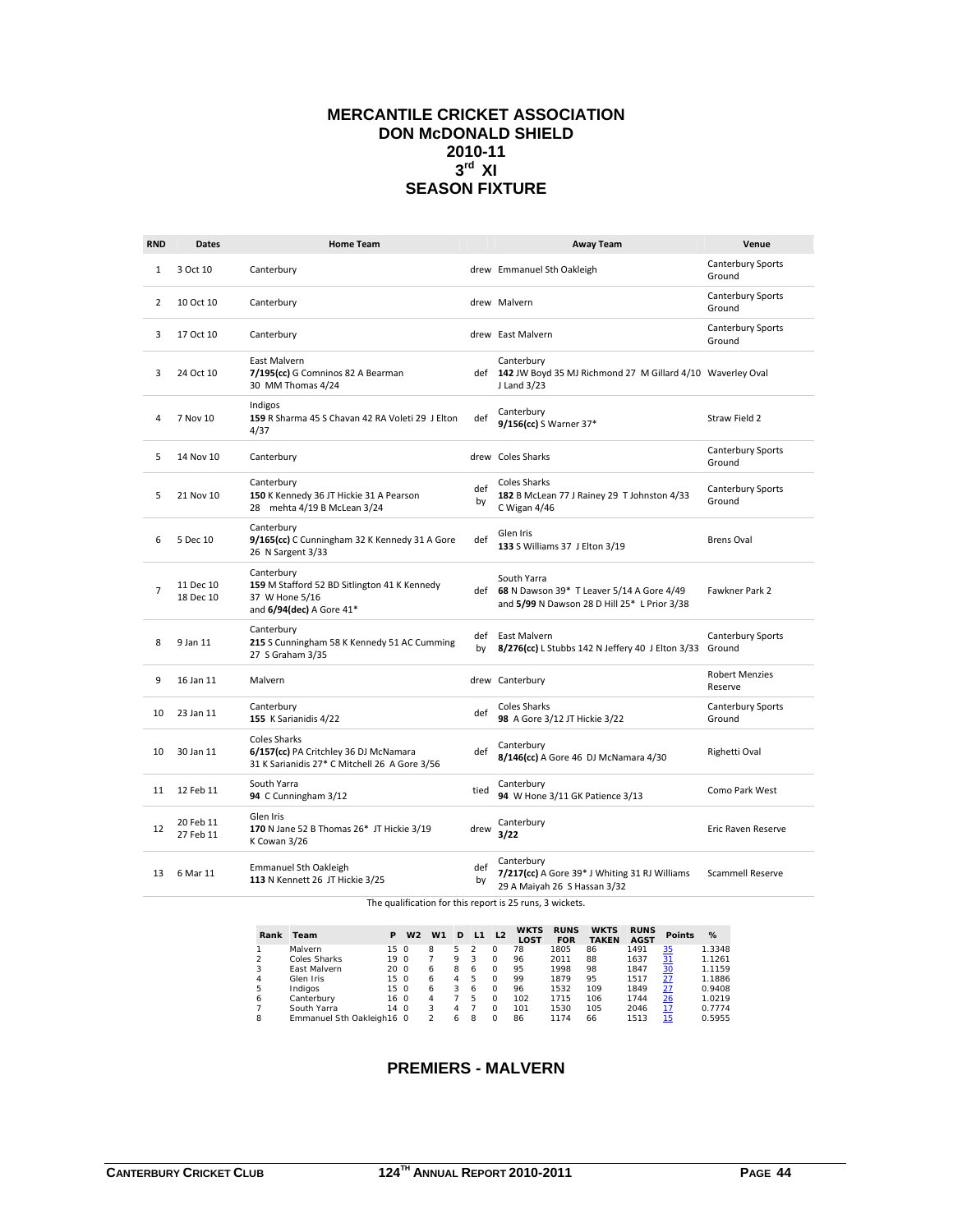# MERCANTILE CRICKET ASSOCIATION
## DON McDONALD SHIELD
## 2010-11
## 3rd XI
## SEASON FIXTURE

| RND | Dates | Home Team | | Away Team | Venue |
|---|---|---|---|---|---|
| 1 | 3 Oct 10 | Canterbury | drew | Emmanuel Sth Oakleigh | Canterbury Sports Ground |
| 2 | 10 Oct 10 | Canterbury | drew | Malvern | Canterbury Sports Ground |
| 3 | 17 Oct 10 | Canterbury | drew | East Malvern | Canterbury Sports Ground |
| 3 | 24 Oct 10 | East Malvern **7/195(cc)** G Comninos 82 A Bearman 30 MM Thomas 4/24 | def | Canterbury **142** JW Boyd 35 MJ Richmond 27 M Gillard 4/10 J Land 3/23 | Waverley Oval |
| 4 | 7 Nov 10 | Indigos **159** R Sharma 45 S Chavan 42 RA Voleti 29 J Elton 4/37 | def | Canterbury **9/156(cc)** S Warner 37* | Straw Field 2 |
| 5 | 14 Nov 10 | Canterbury | drew | Coles Sharks | Canterbury Sports Ground |
| 5 | 21 Nov 10 | Canterbury **150** K Kennedy 36 JT Hickie 31 A Pearson 28 mehta 4/19 B McLean 3/24 | def by | Coles Sharks **182** B McLean 77 J Rainey 29 T Johnston 4/33 C Wigan 4/46 | Canterbury Sports Ground |
| 6 | 5 Dec 10 | Canterbury **9/165(cc)** C Cunningham 32 K Kennedy 31 A Gore 26 N Sargent 3/33 | def | Glen Iris **133** S Williams 37 J Elton 3/19 | Brens Oval |
| 7 | 11 Dec 10 18 Dec 10 | Canterbury **159** M Stafford 52 BD Sitlington 41 K Kennedy 37 W Hone 5/16 and **6/94(dec)** A Gore 41* | def | South Yarra **68** N Dawson 39* T Leaver 5/14 A Gore 4/49 and **5/99** N Dawson 28 D Hill 25* L Prior 3/38 | Fawkner Park 2 |
| 8 | 9 Jan 11 | Canterbury **215** S Cunningham 58 K Kennedy 51 AC Cumming 27 S Graham 3/35 | def by | East Malvern **8/276(cc)** L Stubbs 142 N Jeffery 40 J Elton 3/33 | Canterbury Sports Ground |
| 9 | 16 Jan 11 | Malvern | drew | Canterbury | Robert Menzies Reserve |
| 10 | 23 Jan 11 | Canterbury **155** K Sarianidis 4/22 | def | Coles Sharks **98** A Gore 3/12 JT Hickie 3/22 | Canterbury Sports Ground |
| 10 | 30 Jan 11 | Coles Sharks **6/157(cc)** PA Critchley 36 DJ McNamara 31 K Sarianidis 27* C Mitchell 26 A Gore 3/56 | def | Canterbury **8/146(cc)** A Gore 46 DJ McNamara 4/30 | Righetti Oval |
| 11 | 12 Feb 11 | South Yarra **94** C Cunningham 3/12 | tied | Canterbury **94** W Hone 3/11 GK Patience 3/13 | Como Park West |
| 12 | 20 Feb 11 27 Feb 11 | Glen Iris **170** N Jane 52 B Thomas 26* JT Hickie 3/19 K Cowan 3/26 | drew | Canterbury **3/22** | Eric Raven Reserve |
| 13 | 6 Mar 11 | Emmanuel Sth Oakleigh **113** N Kennett 26 JT Hickie 3/25 | def by | Canterbury **7/217(cc)** A Gore 39* J Whiting 31 RJ Williams 29 A Maiyah 26 S Hassan 3/32 | Scammell Reserve |

The qualification for this report is 25 runs, 3 wickets.

| Rank | Team | P | W2 | W1 | D | L1 | L2 | WKTS LOST | RUNS FOR | WKTS TAKEN | RUNS AGST | Points | % |
|---|---|---|---|---|---|---|---|---|---|---|---|---|---|
| 1 | Malvern | 15 | 0 | 8 | 5 | 2 | 0 | 78 | 1805 | 86 | 1491 | 35 | 1.3348 |
| 2 | Coles Sharks | 19 | 0 | 7 | 9 | 3 | 0 | 96 | 2011 | 88 | 1637 | 31 | 1.1261 |
| 3 | East Malvern | 20 | 0 | 6 | 8 | 6 | 0 | 95 | 1998 | 98 | 1847 | 30 | 1.1159 |
| 4 | Glen Iris | 15 | 0 | 6 | 4 | 5 | 0 | 99 | 1879 | 95 | 1517 | 27 | 1.1886 |
| 5 | Indigos | 15 | 0 | 6 | 3 | 6 | 0 | 96 | 1532 | 109 | 1849 | 27 | 0.9408 |
| 6 | Canterbury | 16 | 0 | 4 | 7 | 5 | 0 | 102 | 1715 | 106 | 1744 | 26 | 1.0219 |
| 7 | South Yarra | 14 | 0 | 3 | 4 | 7 | 0 | 101 | 1530 | 105 | 2046 | 17 | 0.7774 |
| 8 | Emmanuel Sth Oakleigh | 16 | 0 | 2 | 6 | 8 | 0 | 86 | 1174 | 66 | 1513 | 15 | 0.5955 |

## PREMIERS - MALVERN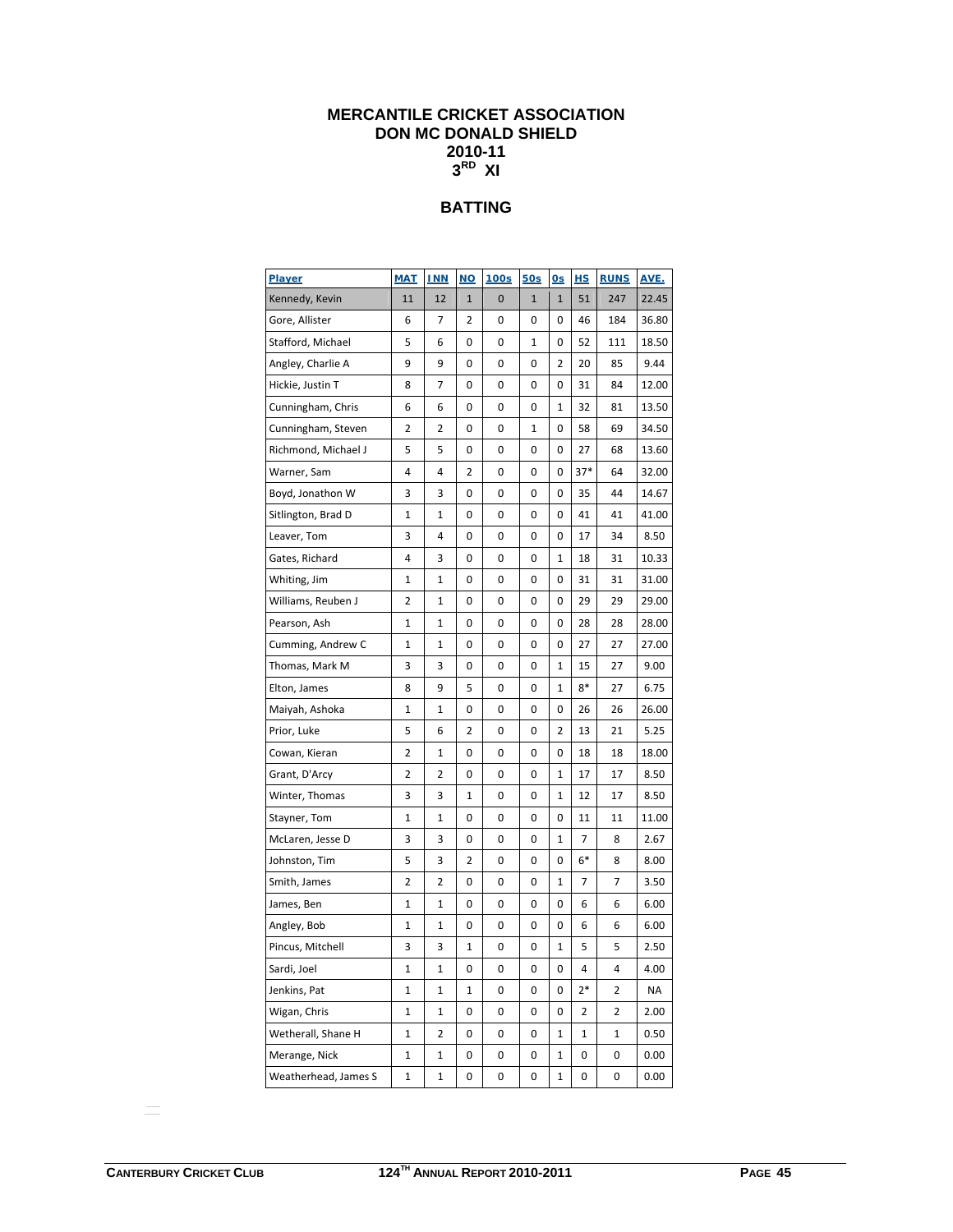# MERCANTILE CRICKET ASSOCIATION
# DON MC DONALD SHIELD
# 2010-11
# 3RD XI

## BATTING

| Player | MAT | INN | NO | 100s | 50s | 0s | HS | RUNS | AVE. |
|---|---|---|---|---|---|---|---|---|---|
| Kennedy, Kevin | 11 | 12 | 1 | 0 | 1 | 1 | 51 | 247 | 22.45 |
| Gore, Allister | 6 | 7 | 2 | 0 | 0 | 0 | 46 | 184 | 36.80 |
| Stafford, Michael | 5 | 6 | 0 | 0 | 1 | 0 | 52 | 111 | 18.50 |
| Angley, Charlie A | 9 | 9 | 0 | 0 | 0 | 2 | 20 | 85 | 9.44 |
| Hickie, Justin T | 8 | 7 | 0 | 0 | 0 | 0 | 31 | 84 | 12.00 |
| Cunningham, Chris | 6 | 6 | 0 | 0 | 0 | 1 | 32 | 81 | 13.50 |
| Cunningham, Steven | 2 | 2 | 0 | 0 | 1 | 0 | 58 | 69 | 34.50 |
| Richmond, Michael J | 5 | 5 | 0 | 0 | 0 | 0 | 27 | 68 | 13.60 |
| Warner, Sam | 4 | 4 | 2 | 0 | 0 | 0 | 37* | 64 | 32.00 |
| Boyd, Jonathon W | 3 | 3 | 0 | 0 | 0 | 0 | 35 | 44 | 14.67 |
| Sitlington, Brad D | 1 | 1 | 0 | 0 | 0 | 0 | 41 | 41 | 41.00 |
| Leaver, Tom | 3 | 4 | 0 | 0 | 0 | 0 | 17 | 34 | 8.50 |
| Gates, Richard | 4 | 3 | 0 | 0 | 0 | 1 | 18 | 31 | 10.33 |
| Whiting, Jim | 1 | 1 | 0 | 0 | 0 | 0 | 31 | 31 | 31.00 |
| Williams, Reuben J | 2 | 1 | 0 | 0 | 0 | 0 | 29 | 29 | 29.00 |
| Pearson, Ash | 1 | 1 | 0 | 0 | 0 | 0 | 28 | 28 | 28.00 |
| Cumming, Andrew C | 1 | 1 | 0 | 0 | 0 | 0 | 27 | 27 | 27.00 |
| Thomas, Mark M | 3 | 3 | 0 | 0 | 0 | 1 | 15 | 27 | 9.00 |
| Elton, James | 8 | 9 | 5 | 0 | 0 | 1 | 8* | 27 | 6.75 |
| Maiyah, Ashoka | 1 | 1 | 0 | 0 | 0 | 0 | 26 | 26 | 26.00 |
| Prior, Luke | 5 | 6 | 2 | 0 | 0 | 2 | 13 | 21 | 5.25 |
| Cowan, Kieran | 2 | 1 | 0 | 0 | 0 | 0 | 18 | 18 | 18.00 |
| Grant, D'Arcy | 2 | 2 | 0 | 0 | 0 | 1 | 17 | 17 | 8.50 |
| Winter, Thomas | 3 | 3 | 1 | 0 | 0 | 1 | 12 | 17 | 8.50 |
| Stayner, Tom | 1 | 1 | 0 | 0 | 0 | 0 | 11 | 11 | 11.00 |
| McLaren, Jesse D | 3 | 3 | 0 | 0 | 0 | 1 | 7 | 8 | 2.67 |
| Johnston, Tim | 5 | 3 | 2 | 0 | 0 | 0 | 6* | 8 | 8.00 |
| Smith, James | 2 | 2 | 0 | 0 | 0 | 1 | 7 | 7 | 3.50 |
| James, Ben | 1 | 1 | 0 | 0 | 0 | 0 | 6 | 6 | 6.00 |
| Angley, Bob | 1 | 1 | 0 | 0 | 0 | 0 | 6 | 6 | 6.00 |
| Pincus, Mitchell | 3 | 3 | 1 | 0 | 0 | 1 | 5 | 5 | 2.50 |
| Sardi, Joel | 1 | 1 | 0 | 0 | 0 | 0 | 4 | 4 | 4.00 |
| Jenkins, Pat | 1 | 1 | 1 | 0 | 0 | 0 | 2* | 2 | NA |
| Wigan, Chris | 1 | 1 | 0 | 0 | 0 | 0 | 2 | 2 | 2.00 |
| Wetherall, Shane H | 1 | 2 | 0 | 0 | 0 | 1 | 1 | 1 | 0.50 |
| Merange, Nick | 1 | 1 | 0 | 0 | 0 | 1 | 0 | 0 | 0.00 |
| Weatherhead, James S | 1 | 1 | 0 | 0 | 0 | 1 | 0 | 0 | 0.00 |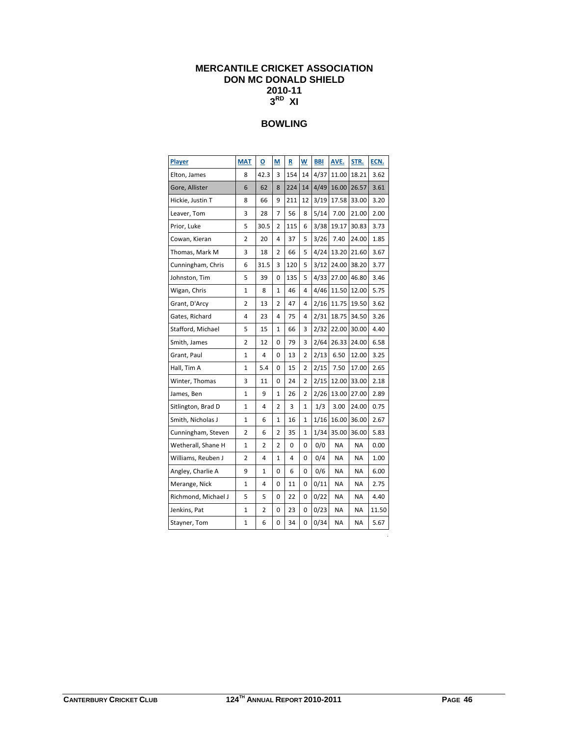# MERCANTILE CRICKET ASSOCIATION
## DON MC DONALD SHIELD
## 2010-11
## 3RD XI

## BOWLING

| Player | MAT | O | M | R | W | BBI | AVE. | STR. | ECN. |
|---|---|---|---|---|---|---|---|---|---|
| Elton, James | 8 | 42.3 | 3 | 154 | 14 | 4/37 | 11.00 | 18.21 | 3.62 |
| Gore, Allister | 6 | 62 | 8 | 224 | 14 | 4/49 | 16.00 | 26.57 | 3.61 |
| Hickie, Justin T | 8 | 66 | 9 | 211 | 12 | 3/19 | 17.58 | 33.00 | 3.20 |
| Leaver, Tom | 3 | 28 | 7 | 56 | 8 | 5/14 | 7.00 | 21.00 | 2.00 |
| Prior, Luke | 5 | 30.5 | 2 | 115 | 6 | 3/38 | 19.17 | 30.83 | 3.73 |
| Cowan, Kieran | 2 | 20 | 4 | 37 | 5 | 3/26 | 7.40 | 24.00 | 1.85 |
| Thomas, Mark M | 3 | 18 | 2 | 66 | 5 | 4/24 | 13.20 | 21.60 | 3.67 |
| Cunningham, Chris | 6 | 31.5 | 3 | 120 | 5 | 3/12 | 24.00 | 38.20 | 3.77 |
| Johnston, Tim | 5 | 39 | 0 | 135 | 5 | 4/33 | 27.00 | 46.80 | 3.46 |
| Wigan, Chris | 1 | 8 | 1 | 46 | 4 | 4/46 | 11.50 | 12.00 | 5.75 |
| Grant, D'Arcy | 2 | 13 | 2 | 47 | 4 | 2/16 | 11.75 | 19.50 | 3.62 |
| Gates, Richard | 4 | 23 | 4 | 75 | 4 | 2/31 | 18.75 | 34.50 | 3.26 |
| Stafford, Michael | 5 | 15 | 1 | 66 | 3 | 2/32 | 22.00 | 30.00 | 4.40 |
| Smith, James | 2 | 12 | 0 | 79 | 3 | 2/64 | 26.33 | 24.00 | 6.58 |
| Grant, Paul | 1 | 4 | 0 | 13 | 2 | 2/13 | 6.50 | 12.00 | 3.25 |
| Hall, Tim A | 1 | 5.4 | 0 | 15 | 2 | 2/15 | 7.50 | 17.00 | 2.65 |
| Winter, Thomas | 3 | 11 | 0 | 24 | 2 | 2/15 | 12.00 | 33.00 | 2.18 |
| James, Ben | 1 | 9 | 1 | 26 | 2 | 2/26 | 13.00 | 27.00 | 2.89 |
| Sitlington, Brad D | 1 | 4 | 2 | 3 | 1 | 1/3 | 3.00 | 24.00 | 0.75 |
| Smith, Nicholas J | 1 | 6 | 1 | 16 | 1 | 1/16 | 16.00 | 36.00 | 2.67 |
| Cunningham, Steven | 2 | 6 | 2 | 35 | 1 | 1/34 | 35.00 | 36.00 | 5.83 |
| Wetherall, Shane H | 1 | 2 | 2 | 0 | 0 | 0/0 | NA | NA | 0.00 |
| Williams, Reuben J | 2 | 4 | 1 | 4 | 0 | 0/4 | NA | NA | 1.00 |
| Angley, Charlie A | 9 | 1 | 0 | 6 | 0 | 0/6 | NA | NA | 6.00 |
| Merange, Nick | 1 | 4 | 0 | 11 | 0 | 0/11 | NA | NA | 2.75 |
| Richmond, Michael J | 5 | 5 | 0 | 22 | 0 | 0/22 | NA | NA | 4.40 |
| Jenkins, Pat | 1 | 2 | 0 | 23 | 0 | 0/23 | NA | NA | 11.50 |
| Stayner, Tom | 1 | 6 | 0 | 34 | 0 | 0/34 | NA | NA | 5.67 |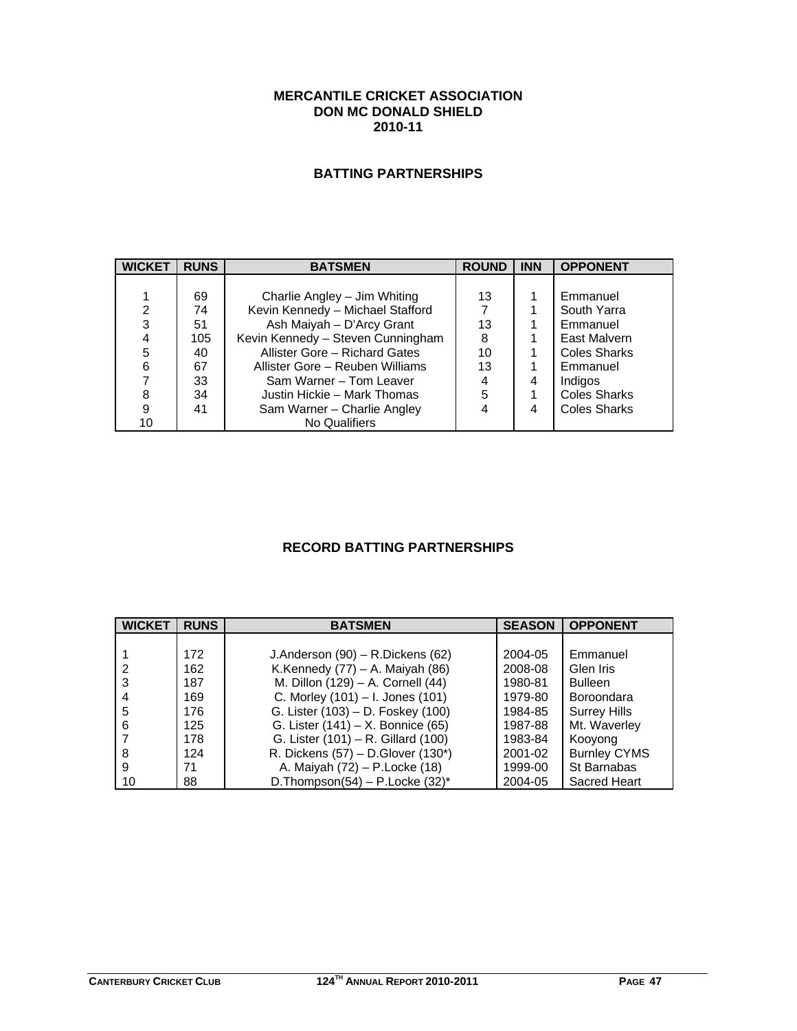**MERCANTILE CRICKET ASSOCIATION**
**DON MC DONALD SHIELD**
**2010-11**

**BATTING PARTNERSHIPS**

| WICKET | RUNS | BATSMEN | ROUND | INN | OPPONENT |
|---|---|---|---|---|---|
| 1 | 69 | Charlie Angley – Jim Whiting | 13 | 1 | Emmanuel |
| 2 | 74 | Kevin Kennedy – Michael Stafford | 7 | 1 | South Yarra |
| 3 | 51 | Ash Maiyah – D'Arcy Grant | 13 | 1 | Emmanuel |
| 4 | 105 | Kevin Kennedy – Steven Cunningham | 8 | 1 | East Malvern |
| 5 | 40 | Allister Gore – Richard Gates | 10 | 1 | Coles Sharks |
| 6 | 67 | Allister Gore – Reuben Williams | 13 | 1 | Emmanuel |
| 7 | 33 | Sam Warner – Tom Leaver | 4 | 4 | Indigos |
| 8 | 34 | Justin Hickie – Mark Thomas | 5 | 1 | Coles Sharks |
| 9 | 41 | Sam Warner – Charlie Angley | 4 | 4 | Coles Sharks |
| 10 | | No Qualifiers | | | |

**RECORD BATTING PARTNERSHIPS**

| WICKET | RUNS | BATSMEN | SEASON | OPPONENT |
|---|---|---|---|---|
| 1 | 172 | J.Anderson (90) – R.Dickens (62) | 2004-05 | Emmanuel |
| 2 | 162 | K.Kennedy (77) – A. Maiyah (86) | 2008-08 | Glen Iris |
| 3 | 187 | M. Dillon (129) – A. Cornell (44) | 1980-81 | Bulleen |
| 4 | 169 | C. Morley (101) – I. Jones (101) | 1979-80 | Boroondara |
| 5 | 176 | G. Lister (103) – D. Foskey (100) | 1984-85 | Surrey Hills |
| 6 | 125 | G. Lister (141) – X. Bonnice (65) | 1987-88 | Mt. Waverley |
| 7 | 178 | G. Lister (101) – R. Gillard (100) | 1983-84 | Kooyong |
| 8 | 124 | R. Dickens (57) – D.Glover (130*) | 2001-02 | Burnley CYMS |
| 9 | 71 | A. Maiyah (72) – P.Locke (18) | 1999-00 | St Barnabas |
| 10 | 88 | D.Thompson(54) – P.Locke (32)* | 2004-05 | Sacred Heart |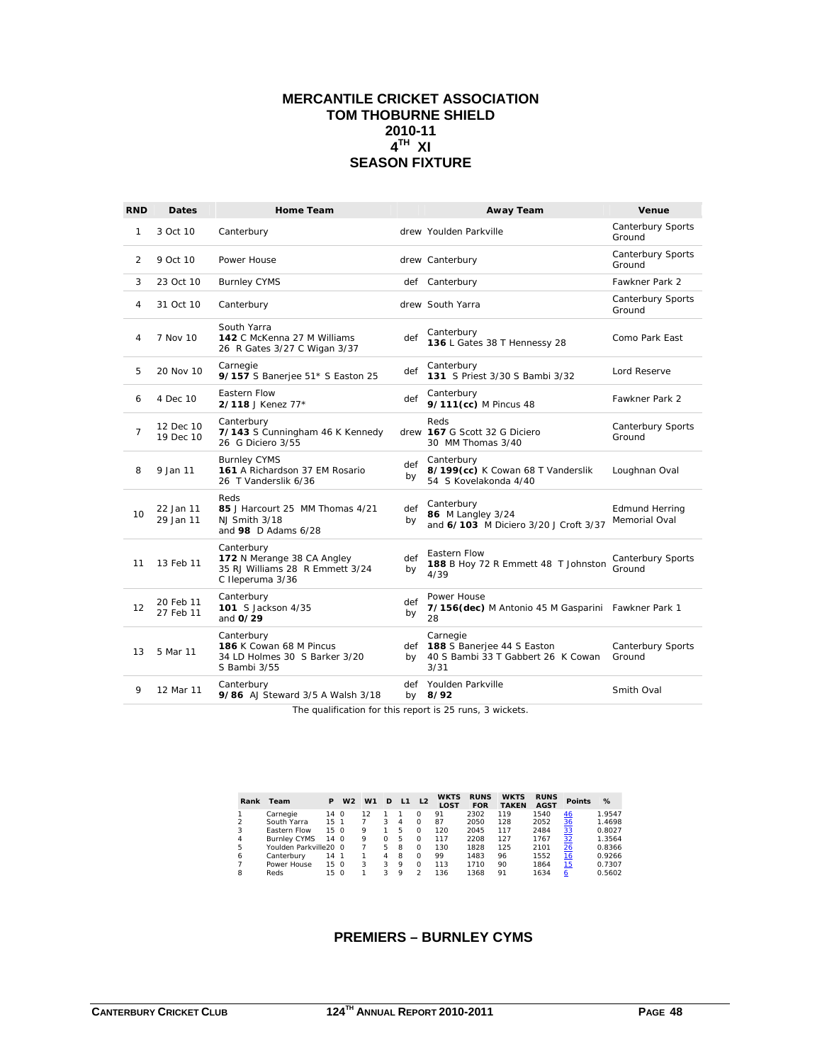# MERCANTILE CRICKET ASSOCIATION
## TOM THOBURNE SHIELD
## 2010-11
## 4TH XI
## SEASON FIXTURE

| RND | Dates | Home Team | | Away Team | Venue |
|---|---|---|---|---|---|
| 1 | 3 Oct 10 | Canterbury | drew | Youlden Parkville | Canterbury Sports Ground |
| 2 | 9 Oct 10 | Power House | drew | Canterbury | Canterbury Sports Ground |
| 3 | 23 Oct 10 | Burnley CYMS | def | Canterbury | Fawkner Park 2 |
| 4 | 31 Oct 10 | Canterbury | drew | South Yarra | Canterbury Sports Ground |
| 4 | 7 Nov 10 | South Yarra **142** C McKenna 27 M Williams 26 R Gates 3/27 C Wigan 3/37 | def | Canterbury **136** L Gates 38 T Hennessy 28 | Como Park East |
| 5 | 20 Nov 10 | Carnegie **9/157** S Banerjee 51* S Easton 25 | def | Canterbury **131** S Priest 3/30 S Bambi 3/32 | Lord Reserve |
| 6 | 4 Dec 10 | Eastern Flow **2/118** J Kenez 77* | def | Canterbury **9/111(cc)** M Pincus 48 | Fawkner Park 2 |
| 7 | 12 Dec 10 19 Dec 10 | Canterbury **7/143** S Cunningham 46 K Kennedy 26 G Diciero 3/55 | drew | Reds **167** G Scott 32 G Diciero 30 MM Thomas 3/40 | Canterbury Sports Ground |
| 8 | 9 Jan 11 | Burnley CYMS **161** A Richardson 37 EM Rosario 26 T Vanderslik 6/36 | def by | Canterbury **8/199(cc)** K Cowan 68 T Vanderslik 54 S Kovelakonda 4/40 | Loughnan Oval |
| 10 | 22 Jan 11 29 Jan 11 | Reds **85** J Harcourt 25 MM Thomas 4/21 NJ Smith 3/18 and **98** D Adams 6/28 | def by | Canterbury **86** M Langley 3/24 and **6/103** M Diciero 3/20 J Croft 3/37 | Edmund Herring Memorial Oval |
| 11 | 13 Feb 11 | Canterbury **172** N Merange 38 CA Angley 35 RJ Williams 28 R Emmett 3/24 C Ileperuma 3/36 | def by | Eastern Flow **188** B Hoy 72 R Emmett 48 T Johnston 4/39 | Canterbury Sports Ground |
| 12 | 20 Feb 11 27 Feb 11 | Canterbury **101** S Jackson 4/35 and **0/29** | def by | Power House **7/156(dec)** M Antonio 45 M Gasparini 28 | Fawkner Park 1 |
| 13 | 5 Mar 11 | Canterbury **186** K Cowan 68 M Pincus 34 LD Holmes 30 S Barker 3/20 S Bambi 3/55 | def by | Carnegie **188** S Banerjee 44 S Easton 40 S Bambi 33 T Gabbert 26 K Cowan 3/31 | Canterbury Sports Ground |
| 9 | 12 Mar 11 | Canterbury **9/86** AJ Steward 3/5 A Walsh 3/18 | def by | Youlden Parkville **8/92** | Smith Oval |

The qualification for this report is 25 runs, 3 wickets.

| Rank | Team | P | W2 | W1 | D | L1 | L2 | WKTS LOST | RUNS FOR | WKTS TAKEN | RUNS AGST | Points | % |
|---|---|---|---|---|---|---|---|---|---|---|---|---|---|
| 1 | Carnegie | 14 | 0 | 12 | 1 | 1 | 0 | 91 | 2302 | 119 | 1540 | 46 | 1.9547 |
| 2 | South Yarra | 15 | 1 | 7 | 3 | 4 | 0 | 87 | 2050 | 128 | 2052 | 36 | 1.4698 |
| 3 | Eastern Flow | 15 | 0 | 9 | 1 | 5 | 0 | 120 | 2045 | 117 | 2484 | 33 | 0.8027 |
| 4 | Burnley CYMS | 14 | 0 | 9 | 0 | 5 | 0 | 117 | 2208 | 127 | 1767 | 32 | 1.3564 |
| 5 | Youlden Parkville | 20 | 0 | 7 | 5 | 8 | 0 | 130 | 1828 | 125 | 2101 | 26 | 0.8366 |
| 6 | Canterbury | 14 | 1 | 1 | 4 | 8 | 0 | 99 | 1483 | 96 | 1552 | 16 | 0.9266 |
| 7 | Power House | 15 | 0 | 3 | 3 | 9 | 0 | 113 | 1710 | 90 | 1864 | 15 | 0.7307 |
| 8 | Reds | 15 | 0 | 1 | 3 | 9 | 2 | 136 | 1368 | 91 | 1634 | 6 | 0.5602 |

## PREMIERS – BURNLEY CYMS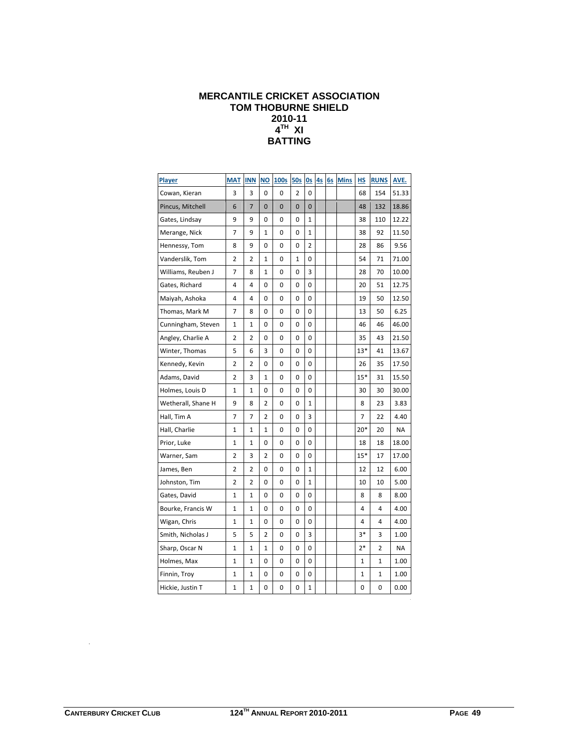# MERCANTILE CRICKET ASSOCIATION
## TOM THOBURNE SHIELD
## 2010-11
## 4TH XI
## BATTING

| Player | MAT | INN | NO | 100s | 50s | 0s | 4s | 6s | Mins | HS | RUNS | AVE. |
|---|---|---|---|---|---|---|---|---|---|---|---|---|
| Cowan, Kieran | 3 | 3 | 0 | 0 | 2 | 0 | | | | 68 | 154 | 51.33 |
| Pincus, Mitchell | 6 | 7 | 0 | 0 | 0 | 0 | | | | 48 | 132 | 18.86 |
| Gates, Lindsay | 9 | 9 | 0 | 0 | 0 | 1 | | | | 38 | 110 | 12.22 |
| Merange, Nick | 7 | 9 | 1 | 0 | 0 | 1 | | | | 38 | 92 | 11.50 |
| Hennessy, Tom | 8 | 9 | 0 | 0 | 0 | 2 | | | | 28 | 86 | 9.56 |
| Vanderslik, Tom | 2 | 2 | 1 | 0 | 1 | 0 | | | | 54 | 71 | 71.00 |
| Williams, Reuben J | 7 | 8 | 1 | 0 | 0 | 3 | | | | 28 | 70 | 10.00 |
| Gates, Richard | 4 | 4 | 0 | 0 | 0 | 0 | | | | 20 | 51 | 12.75 |
| Maiyah, Ashoka | 4 | 4 | 0 | 0 | 0 | 0 | | | | 19 | 50 | 12.50 |
| Thomas, Mark M | 7 | 8 | 0 | 0 | 0 | 0 | | | | 13 | 50 | 6.25 |
| Cunningham, Steven | 1 | 1 | 0 | 0 | 0 | 0 | | | | 46 | 46 | 46.00 |
| Angley, Charlie A | 2 | 2 | 0 | 0 | 0 | 0 | | | | 35 | 43 | 21.50 |
| Winter, Thomas | 5 | 6 | 3 | 0 | 0 | 0 | | | | 13* | 41 | 13.67 |
| Kennedy, Kevin | 2 | 2 | 0 | 0 | 0 | 0 | | | | 26 | 35 | 17.50 |
| Adams, David | 2 | 3 | 1 | 0 | 0 | 0 | | | | 15* | 31 | 15.50 |
| Holmes, Louis D | 1 | 1 | 0 | 0 | 0 | 0 | | | | 30 | 30 | 30.00 |
| Wetherall, Shane H | 9 | 8 | 2 | 0 | 0 | 1 | | | | 8 | 23 | 3.83 |
| Hall, Tim A | 7 | 7 | 2 | 0 | 0 | 3 | | | | 7 | 22 | 4.40 |
| Hall, Charlie | 1 | 1 | 1 | 0 | 0 | 0 | | | | 20* | 20 | NA |
| Prior, Luke | 1 | 1 | 0 | 0 | 0 | 0 | | | | 18 | 18 | 18.00 |
| Warner, Sam | 2 | 3 | 2 | 0 | 0 | 0 | | | | 15* | 17 | 17.00 |
| James, Ben | 2 | 2 | 0 | 0 | 0 | 1 | | | | 12 | 12 | 6.00 |
| Johnston, Tim | 2 | 2 | 0 | 0 | 0 | 1 | | | | 10 | 10 | 5.00 |
| Gates, David | 1 | 1 | 0 | 0 | 0 | 0 | | | | 8 | 8 | 8.00 |
| Bourke, Francis W | 1 | 1 | 0 | 0 | 0 | 0 | | | | 4 | 4 | 4.00 |
| Wigan, Chris | 1 | 1 | 0 | 0 | 0 | 0 | | | | 4 | 4 | 4.00 |
| Smith, Nicholas J | 5 | 5 | 2 | 0 | 0 | 3 | | | | 3* | 3 | 1.00 |
| Sharp, Oscar N | 1 | 1 | 1 | 0 | 0 | 0 | | | | 2* | 2 | NA |
| Holmes, Max | 1 | 1 | 0 | 0 | 0 | 0 | | | | 1 | 1 | 1.00 |
| Finnin, Troy | 1 | 1 | 0 | 0 | 0 | 0 | | | | 1 | 1 | 1.00 |
| Hickie, Justin T | 1 | 1 | 0 | 0 | 0 | 1 | | | | 0 | 0 | 0.00 |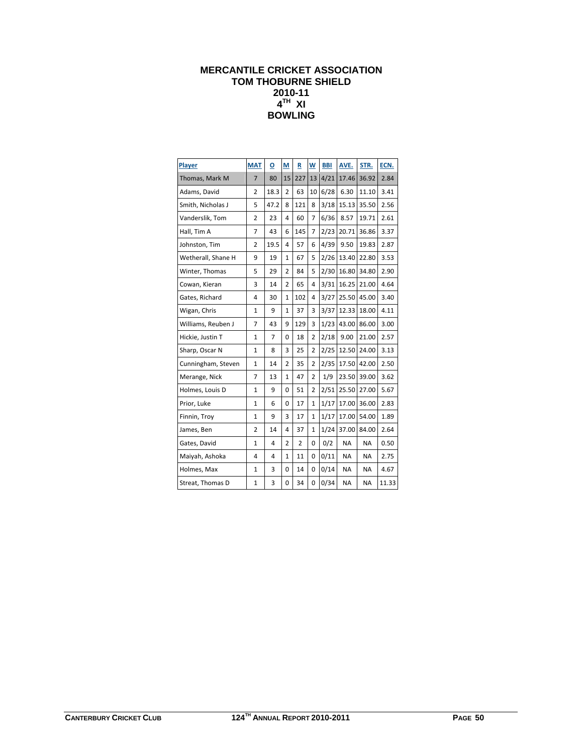# MERCANTILE CRICKET ASSOCIATION
# TOM THOBURNE SHIELD
# 2010-11
# 4TH XI
# BOWLING

| Player | MAT | O | M | R | W | BBI | AVE. | STR. | ECN. |
|---|---|---|---|---|---|---|---|---|---|
| Thomas, Mark M | 7 | 80 | 15 | 227 | 13 | 4/21 | 17.46 | 36.92 | 2.84 |
| Adams, David | 2 | 18.3 | 2 | 63 | 10 | 6/28 | 6.30 | 11.10 | 3.41 |
| Smith, Nicholas J | 5 | 47.2 | 8 | 121 | 8 | 3/18 | 15.13 | 35.50 | 2.56 |
| Vanderslik, Tom | 2 | 23 | 4 | 60 | 7 | 6/36 | 8.57 | 19.71 | 2.61 |
| Hall, Tim A | 7 | 43 | 6 | 145 | 7 | 2/23 | 20.71 | 36.86 | 3.37 |
| Johnston, Tim | 2 | 19.5 | 4 | 57 | 6 | 4/39 | 9.50 | 19.83 | 2.87 |
| Wetherall, Shane H | 9 | 19 | 1 | 67 | 5 | 2/26 | 13.40 | 22.80 | 3.53 |
| Winter, Thomas | 5 | 29 | 2 | 84 | 5 | 2/30 | 16.80 | 34.80 | 2.90 |
| Cowan, Kieran | 3 | 14 | 2 | 65 | 4 | 3/31 | 16.25 | 21.00 | 4.64 |
| Gates, Richard | 4 | 30 | 1 | 102 | 4 | 3/27 | 25.50 | 45.00 | 3.40 |
| Wigan, Chris | 1 | 9 | 1 | 37 | 3 | 3/37 | 12.33 | 18.00 | 4.11 |
| Williams, Reuben J | 7 | 43 | 9 | 129 | 3 | 1/23 | 43.00 | 86.00 | 3.00 |
| Hickie, Justin T | 1 | 7 | 0 | 18 | 2 | 2/18 | 9.00 | 21.00 | 2.57 |
| Sharp, Oscar N | 1 | 8 | 3 | 25 | 2 | 2/25 | 12.50 | 24.00 | 3.13 |
| Cunningham, Steven | 1 | 14 | 2 | 35 | 2 | 2/35 | 17.50 | 42.00 | 2.50 |
| Merange, Nick | 7 | 13 | 1 | 47 | 2 | 1/9 | 23.50 | 39.00 | 3.62 |
| Holmes, Louis D | 1 | 9 | 0 | 51 | 2 | 2/51 | 25.50 | 27.00 | 5.67 |
| Prior, Luke | 1 | 6 | 0 | 17 | 1 | 1/17 | 17.00 | 36.00 | 2.83 |
| Finnin, Troy | 1 | 9 | 3 | 17 | 1 | 1/17 | 17.00 | 54.00 | 1.89 |
| James, Ben | 2 | 14 | 4 | 37 | 1 | 1/24 | 37.00 | 84.00 | 2.64 |
| Gates, David | 1 | 4 | 2 | 2 | 0 | 0/2 | NA | NA | 0.50 |
| Maiyah, Ashoka | 4 | 4 | 1 | 11 | 0 | 0/11 | NA | NA | 2.75 |
| Holmes, Max | 1 | 3 | 0 | 14 | 0 | 0/14 | NA | NA | 4.67 |
| Streat, Thomas D | 1 | 3 | 0 | 34 | 0 | 0/34 | NA | NA | 11.33 |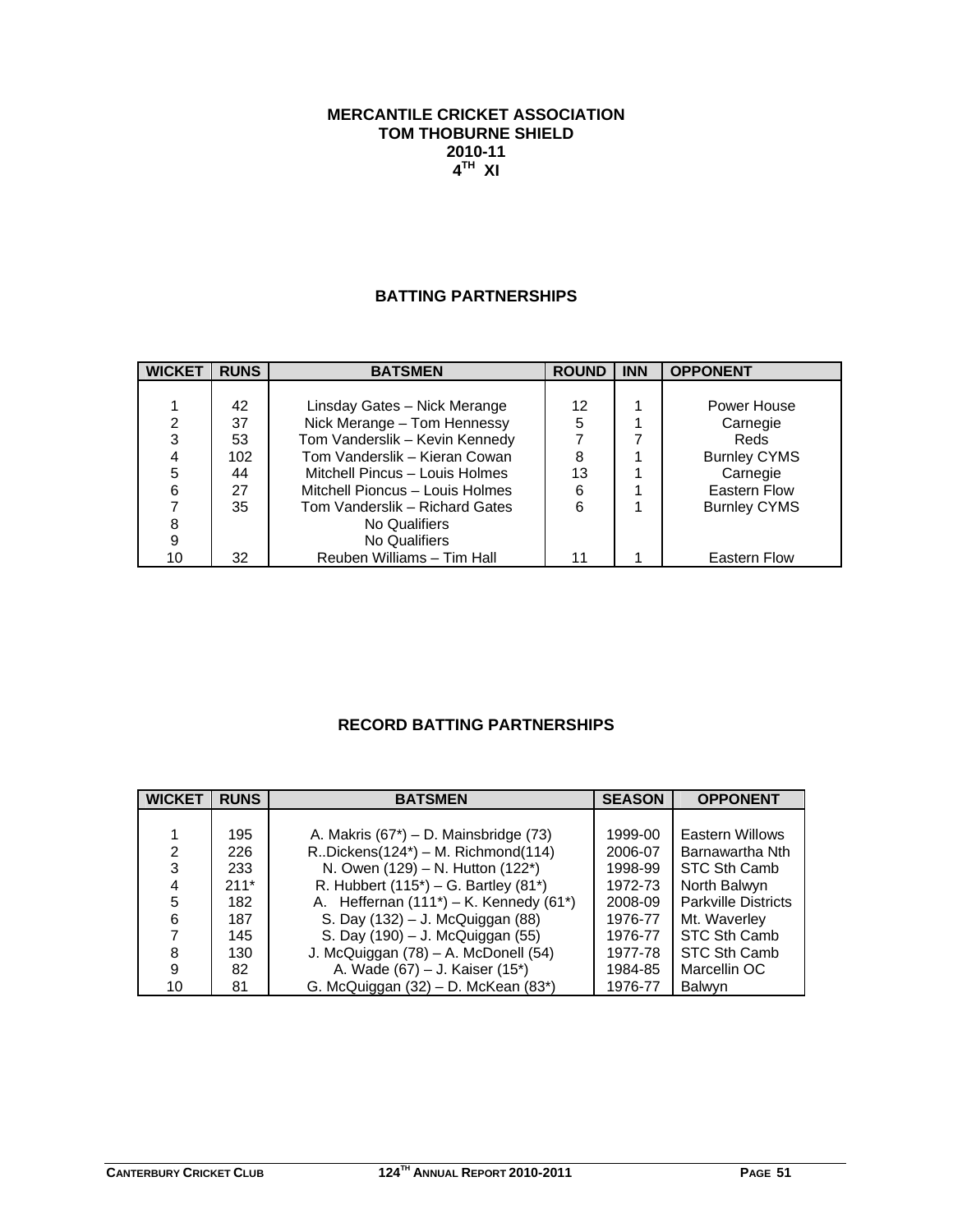# MERCANTILE CRICKET ASSOCIATION
# TOM THOBURNE SHIELD
# 2010-11
# 4TH XI

## BATTING PARTNERSHIPS

| WICKET | RUNS | BATSMEN | ROUND | INN | OPPONENT |
|---|---|---|---|---|---|
| 1 | 42 | Linsday Gates – Nick Merange | 12 | 1 | Power House |
| 2 | 37 | Nick Merange – Tom Hennessy | 5 | 1 | Carnegie |
| 3 | 53 | Tom Vanderslik – Kevin Kennedy | 7 | 7 | Reds |
| 4 | 102 | Tom Vanderslik – Kieran Cowan | 8 | 1 | Burnley CYMS |
| 5 | 44 | Mitchell Pincus – Louis Holmes | 13 | 1 | Carnegie |
| 6 | 27 | Mitchell Pioncus – Louis Holmes | 6 | 1 | Eastern Flow |
| 7 | 35 | Tom Vanderslik – Richard Gates | 6 | 1 | Burnley CYMS |
| 8 | | No Qualifiers | | | |
| 9 | | No Qualifiers | | | |
| 10 | 32 | Reuben Williams – Tim Hall | 11 | 1 | Eastern Flow |

## RECORD BATTING PARTNERSHIPS

| WICKET | RUNS | BATSMEN | SEASON | OPPONENT |
|---|---|---|---|---|
| 1 | 195 | A. Makris (67*) – D. Mainsbridge (73) | 1999-00 | Eastern Willows |
| 2 | 226 | R..Dickens(124*) – M. Richmond(114) | 2006-07 | Barnawartha Nth |
| 3 | 233 | N. Owen (129) – N. Hutton (122*) | 1998-99 | STC Sth Camb |
| 4 | 211* | R. Hubbert (115*) – G. Bartley (81*) | 1972-73 | North Balwyn |
| 5 | 182 | A. Heffernan (111*) – K. Kennedy (61*) | 2008-09 | Parkville Districts |
| 6 | 187 | S. Day (132) – J. McQuiggan (88) | 1976-77 | Mt. Waverley |
| 7 | 145 | S. Day (190) – J. McQuiggan (55) | 1976-77 | STC Sth Camb |
| 8 | 130 | J. McQuiggan (78) – A. McDonell (54) | 1977-78 | STC Sth Camb |
| 9 | 82 | A. Wade (67) – J. Kaiser (15*) | 1984-85 | Marcellin OC |
| 10 | 81 | G. McQuiggan (32) – D. McKean (83*) | 1976-77 | Balwyn |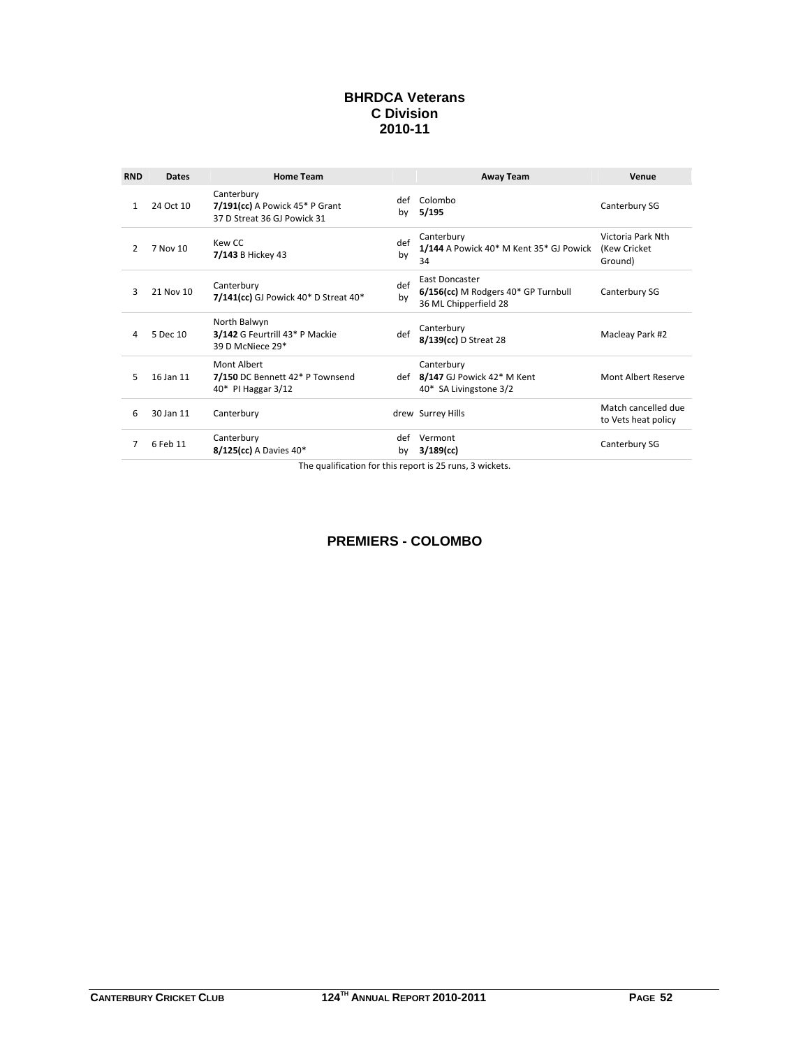# BHRDCA Veterans
## C Division
## 2010-11

| RND | Dates | Home Team | | Away Team | Venue |
|---|---|---|---|---|---|
| 1 | 24 Oct 10 | Canterbury **7/191(cc)** A Powick 45* P Grant 37 D Streat 36 GJ Powick 31 | def by | Colombo **5/195** | Canterbury SG |
| 2 | 7 Nov 10 | Kew CC **7/143** B Hickey 43 | def by | Canterbury **1/144** A Powick 40* M Kent 35* GJ Powick 34 | Victoria Park Nth (Kew Cricket Ground) |
| 3 | 21 Nov 10 | Canterbury **7/141(cc)** GJ Powick 40* D Streat 40* | def by | East Doncaster **6/156(cc)** M Rodgers 40* GP Turnbull 36 ML Chipperfield 28 | Canterbury SG |
| 4 | 5 Dec 10 | North Balwyn **3/142** G Feurtrill 43* P Mackie 39 D McNiece 29* | def | Canterbury **8/139(cc)** D Streat 28 | Macleay Park #2 |
| 5 | 16 Jan 11 | Mont Albert **7/150** DC Bennett 42* P Townsend 40* PI Haggar 3/12 | def | Canterbury **8/147** GJ Powick 42* M Kent 40* SA Livingstone 3/2 | Mont Albert Reserve |
| 6 | 30 Jan 11 | Canterbury | drew | Surrey Hills | Match cancelled due to Vets heat policy |
| 7 | 6 Feb 11 | Canterbury **8/125(cc)** A Davies 40* | def by | Vermont **3/189(cc)** | Canterbury SG |

The qualification for this report is 25 runs, 3 wickets.

**PREMIERS - COLOMBO**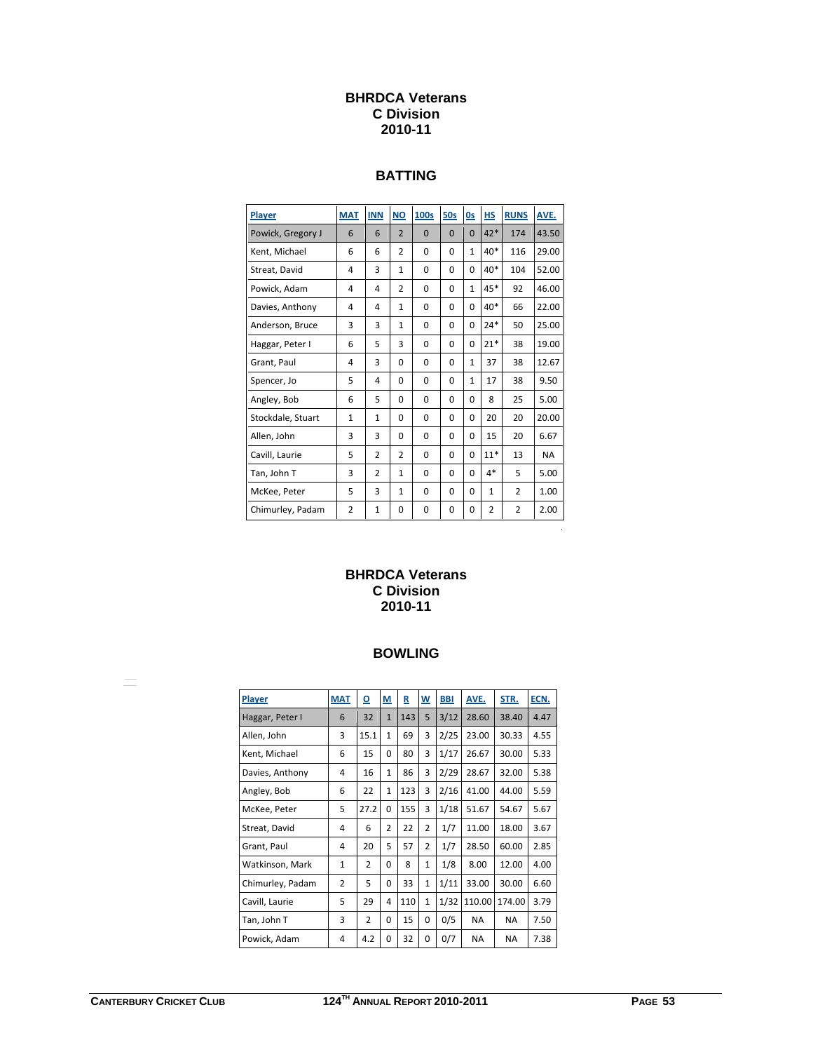# BHRDCA Veterans
## C Division
## 2010-11

### BATTING

| Player | MAT | INN | NO | 100s | 50s | 0s | HS | RUNS | AVE. |
|---|---|---|---|---|---|---|---|---|---|
| Powick, Gregory J | 6 | 6 | 2 | 0 | 0 | 0 | 42* | 174 | 43.50 |
| Kent, Michael | 6 | 6 | 2 | 0 | 0 | 1 | 40* | 116 | 29.00 |
| Streat, David | 4 | 3 | 1 | 0 | 0 | 0 | 40* | 104 | 52.00 |
| Powick, Adam | 4 | 4 | 2 | 0 | 0 | 1 | 45* | 92 | 46.00 |
| Davies, Anthony | 4 | 4 | 1 | 0 | 0 | 0 | 40* | 66 | 22.00 |
| Anderson, Bruce | 3 | 3 | 1 | 0 | 0 | 0 | 24* | 50 | 25.00 |
| Haggar, Peter I | 6 | 5 | 3 | 0 | 0 | 0 | 21* | 38 | 19.00 |
| Grant, Paul | 4 | 3 | 0 | 0 | 0 | 1 | 37 | 38 | 12.67 |
| Spencer, Jo | 5 | 4 | 0 | 0 | 0 | 1 | 17 | 38 | 9.50 |
| Angley, Bob | 6 | 5 | 0 | 0 | 0 | 0 | 8 | 25 | 5.00 |
| Stockdale, Stuart | 1 | 1 | 0 | 0 | 0 | 0 | 20 | 20 | 20.00 |
| Allen, John | 3 | 3 | 0 | 0 | 0 | 0 | 15 | 20 | 6.67 |
| Cavill, Laurie | 5 | 2 | 2 | 0 | 0 | 0 | 11* | 13 | NA |
| Tan, John T | 3 | 2 | 1 | 0 | 0 | 0 | 4* | 5 | 5.00 |
| McKee, Peter | 5 | 3 | 1 | 0 | 0 | 0 | 1 | 2 | 1.00 |
| Chimurley, Padam | 2 | 1 | 0 | 0 | 0 | 0 | 2 | 2 | 2.00 |

# BHRDCA Veterans
## C Division
## 2010-11

### BOWLING

| Player | MAT | O | M | R | W | BBI | AVE. | STR. | ECN. |
|---|---|---|---|---|---|---|---|---|---|
| Haggar, Peter I | 6 | 32 | 1 | 143 | 5 | 3/12 | 28.60 | 38.40 | 4.47 |
| Allen, John | 3 | 15.1 | 1 | 69 | 3 | 2/25 | 23.00 | 30.33 | 4.55 |
| Kent, Michael | 6 | 15 | 0 | 80 | 3 | 1/17 | 26.67 | 30.00 | 5.33 |
| Davies, Anthony | 4 | 16 | 1 | 86 | 3 | 2/29 | 28.67 | 32.00 | 5.38 |
| Angley, Bob | 6 | 22 | 1 | 123 | 3 | 2/16 | 41.00 | 44.00 | 5.59 |
| McKee, Peter | 5 | 27.2 | 0 | 155 | 3 | 1/18 | 51.67 | 54.67 | 5.67 |
| Streat, David | 4 | 6 | 2 | 22 | 2 | 1/7 | 11.00 | 18.00 | 3.67 |
| Grant, Paul | 4 | 20 | 5 | 57 | 2 | 1/7 | 28.50 | 60.00 | 2.85 |
| Watkinson, Mark | 1 | 2 | 0 | 8 | 1 | 1/8 | 8.00 | 12.00 | 4.00 |
| Chimurley, Padam | 2 | 5 | 0 | 33 | 1 | 1/11 | 33.00 | 30.00 | 6.60 |
| Cavill, Laurie | 5 | 29 | 4 | 110 | 1 | 1/32 | 110.00 | 174.00 | 3.79 |
| Tan, John T | 3 | 2 | 0 | 15 | 0 | 0/5 | NA | NA | 7.50 |
| Powick, Adam | 4 | 4.2 | 0 | 32 | 0 | 0/7 | NA | NA | 7.38 |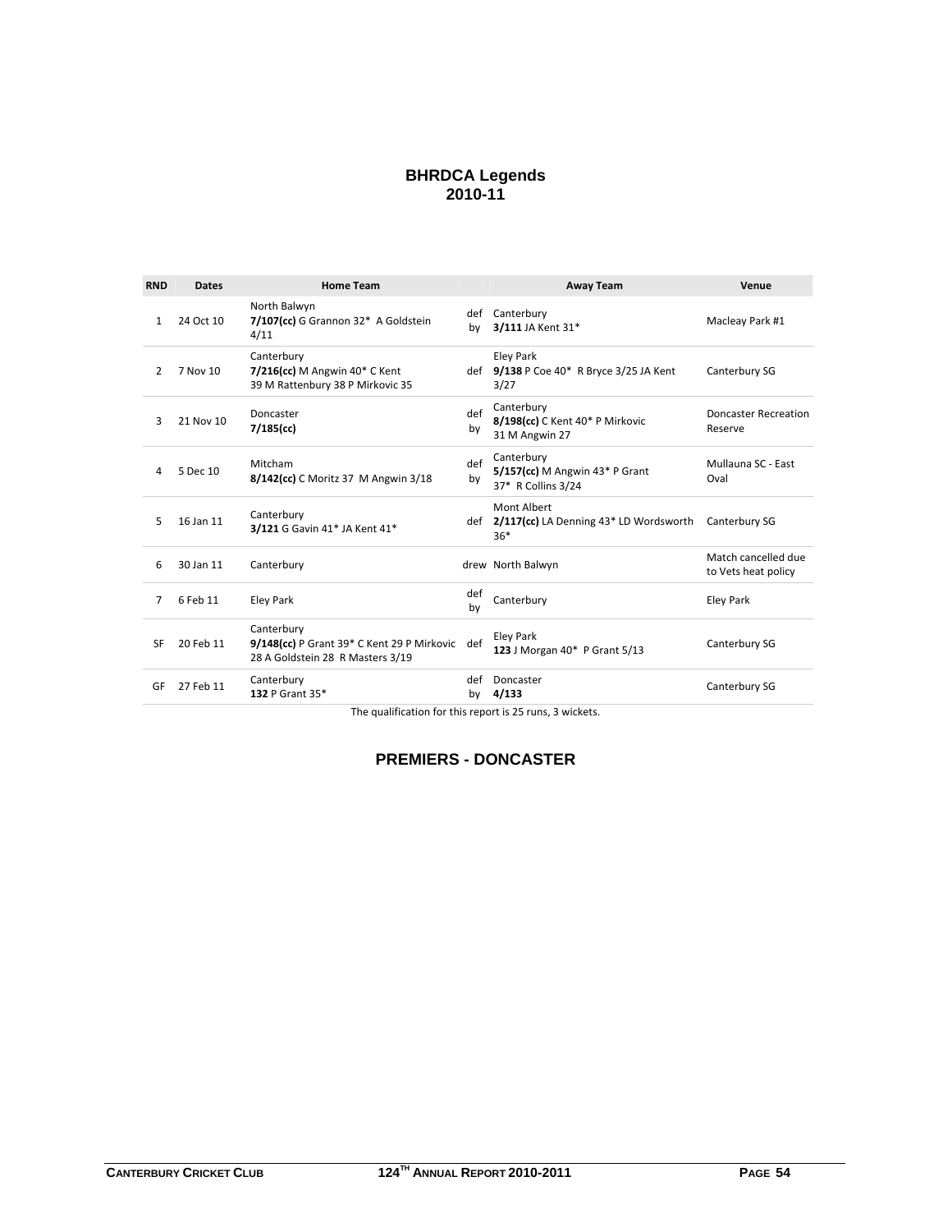## BHRDCA Legends
## 2010-11

| RND | Dates | Home Team | | Away Team | Venue |
|---|---|---|---|---|---|
| 1 | 24 Oct 10 | North Balwyn **7/107(cc)** G Grannon 32* A Goldstein 4/11 | def by | Canterbury **3/111** JA Kent 31* | Macleay Park #1 |
| 2 | 7 Nov 10 | Canterbury **7/216(cc)** M Angwin 40* C Kent 39 M Rattenbury 38 P Mirkovic 35 | def | Eley Park **9/138** P Coe 40* R Bryce 3/25 JA Kent 3/27 | Canterbury SG |
| 3 | 21 Nov 10 | Doncaster **7/185(cc)** | def by | Canterbury **8/198(cc)** C Kent 40* P Mirkovic 31 M Angwin 27 | Doncaster Recreation Reserve |
| 4 | 5 Dec 10 | Mitcham **8/142(cc)** C Moritz 37 M Angwin 3/18 | def by | Canterbury **5/157(cc)** M Angwin 43* P Grant 37* R Collins 3/24 | Mullauna SC - East Oval |
| 5 | 16 Jan 11 | Canterbury **3/121** G Gavin 41* JA Kent 41* | def | Mont Albert **2/117(cc)** LA Denning 43* LD Wordsworth 36* | Canterbury SG |
| 6 | 30 Jan 11 | Canterbury | drew | North Balwyn | Match cancelled due to Vets heat policy |
| 7 | 6 Feb 11 | Eley Park | def by | Canterbury | Eley Park |
| SF | 20 Feb 11 | Canterbury **9/148(cc)** P Grant 39* C Kent 29 P Mirkovic 28 A Goldstein 28 R Masters 3/19 | def | Eley Park **123** J Morgan 40* P Grant 5/13 | Canterbury SG |
| GF | 27 Feb 11 | Canterbury **132** P Grant 35* | def by | Doncaster **4/133** | Canterbury SG |

The qualification for this report is 25 runs, 3 wickets.

## PREMIERS - DONCASTER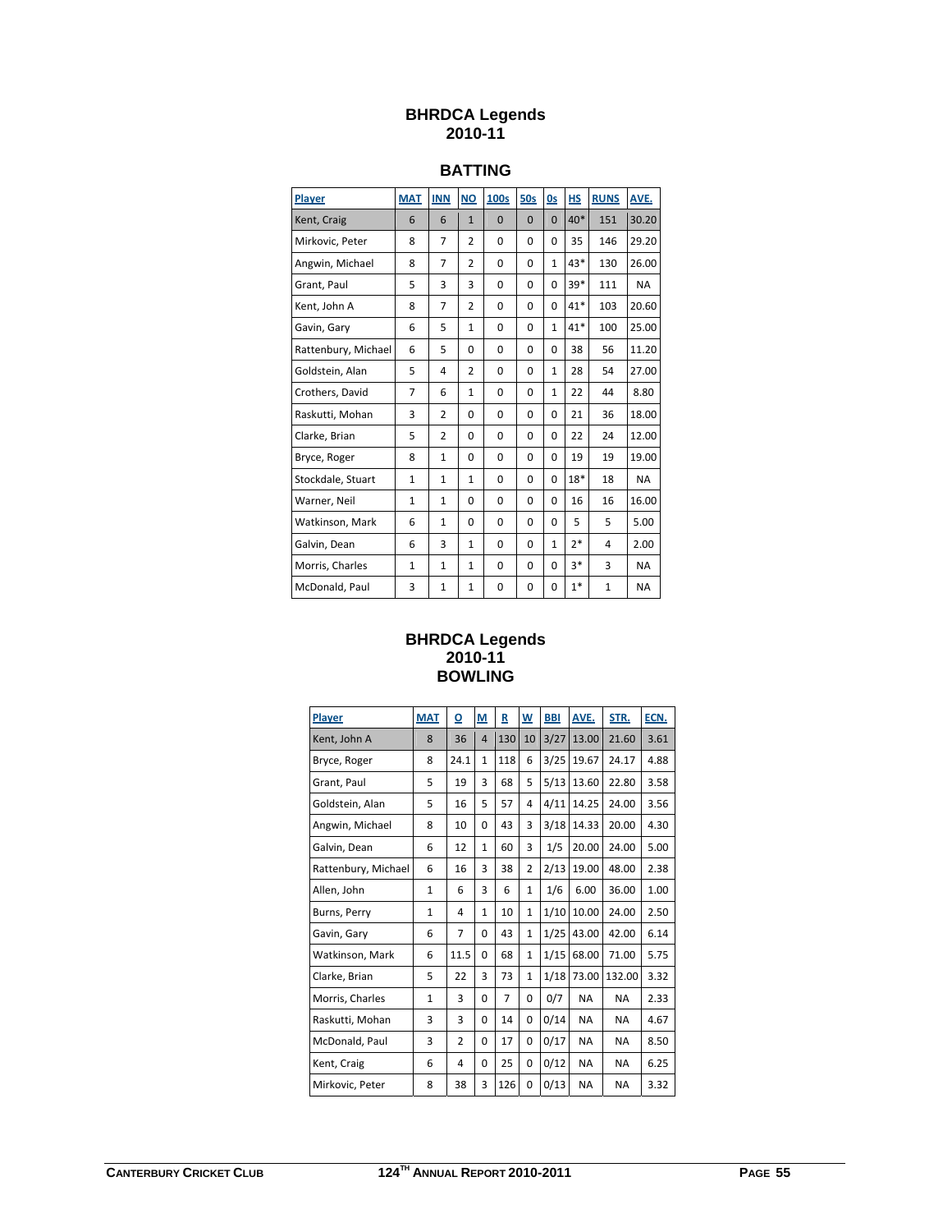# BHRDCA Legends
# 2010-11

## BATTING

| Player | MAT | INN | NO | 100s | 50s | 0s | HS | RUNS | AVE. |
|---|---|---|---|---|---|---|---|---|---|
| Kent, Craig | 6 | 6 | 1 | 0 | 0 | 0 | 40* | 151 | 30.20 |
| Mirkovic, Peter | 8 | 7 | 2 | 0 | 0 | 0 | 35 | 146 | 29.20 |
| Angwin, Michael | 8 | 7 | 2 | 0 | 0 | 1 | 43* | 130 | 26.00 |
| Grant, Paul | 5 | 3 | 3 | 0 | 0 | 0 | 39* | 111 | NA |
| Kent, John A | 8 | 7 | 2 | 0 | 0 | 0 | 41* | 103 | 20.60 |
| Gavin, Gary | 6 | 5 | 1 | 0 | 0 | 1 | 41* | 100 | 25.00 |
| Rattenbury, Michael | 6 | 5 | 0 | 0 | 0 | 0 | 38 | 56 | 11.20 |
| Goldstein, Alan | 5 | 4 | 2 | 0 | 0 | 1 | 28 | 54 | 27.00 |
| Crothers, David | 7 | 6 | 1 | 0 | 0 | 1 | 22 | 44 | 8.80 |
| Raskutti, Mohan | 3 | 2 | 0 | 0 | 0 | 0 | 21 | 36 | 18.00 |
| Clarke, Brian | 5 | 2 | 0 | 0 | 0 | 0 | 22 | 24 | 12.00 |
| Bryce, Roger | 8 | 1 | 0 | 0 | 0 | 0 | 19 | 19 | 19.00 |
| Stockdale, Stuart | 1 | 1 | 1 | 0 | 0 | 0 | 18* | 18 | NA |
| Warner, Neil | 1 | 1 | 0 | 0 | 0 | 0 | 16 | 16 | 16.00 |
| Watkinson, Mark | 6 | 1 | 0 | 0 | 0 | 0 | 5 | 5 | 5.00 |
| Galvin, Dean | 6 | 3 | 1 | 0 | 0 | 1 | 2* | 4 | 2.00 |
| Morris, Charles | 1 | 1 | 1 | 0 | 0 | 0 | 3* | 3 | NA |
| McDonald, Paul | 3 | 1 | 1 | 0 | 0 | 0 | 1* | 1 | NA |

# BHRDCA Legends
# 2010-11
## BOWLING

| Player | MAT | O | M | R | W | BBI | AVE. | STR. | ECN. |
|---|---|---|---|---|---|---|---|---|---|
| Kent, John A | 8 | 36 | 4 | 130 | 10 | 3/27 | 13.00 | 21.60 | 3.61 |
| Bryce, Roger | 8 | 24.1 | 1 | 118 | 6 | 3/25 | 19.67 | 24.17 | 4.88 |
| Grant, Paul | 5 | 19 | 3 | 68 | 5 | 5/13 | 13.60 | 22.80 | 3.58 |
| Goldstein, Alan | 5 | 16 | 5 | 57 | 4 | 4/11 | 14.25 | 24.00 | 3.56 |
| Angwin, Michael | 8 | 10 | 0 | 43 | 3 | 3/18 | 14.33 | 20.00 | 4.30 |
| Galvin, Dean | 6 | 12 | 1 | 60 | 3 | 1/5 | 20.00 | 24.00 | 5.00 |
| Rattenbury, Michael | 6 | 16 | 3 | 38 | 2 | 2/13 | 19.00 | 48.00 | 2.38 |
| Allen, John | 1 | 6 | 3 | 6 | 1 | 1/6 | 6.00 | 36.00 | 1.00 |
| Burns, Perry | 1 | 4 | 1 | 10 | 1 | 1/10 | 10.00 | 24.00 | 2.50 |
| Gavin, Gary | 6 | 7 | 0 | 43 | 1 | 1/25 | 43.00 | 42.00 | 6.14 |
| Watkinson, Mark | 6 | 11.5 | 0 | 68 | 1 | 1/15 | 68.00 | 71.00 | 5.75 |
| Clarke, Brian | 5 | 22 | 3 | 73 | 1 | 1/18 | 73.00 | 132.00 | 3.32 |
| Morris, Charles | 1 | 3 | 0 | 7 | 0 | 0/7 | NA | NA | 2.33 |
| Raskutti, Mohan | 3 | 3 | 0 | 14 | 0 | 0/14 | NA | NA | 4.67 |
| McDonald, Paul | 3 | 2 | 0 | 17 | 0 | 0/17 | NA | NA | 8.50 |
| Kent, Craig | 6 | 4 | 0 | 25 | 0 | 0/12 | NA | NA | 6.25 |
| Mirkovic, Peter | 8 | 38 | 3 | 126 | 0 | 0/13 | NA | NA | 3.32 |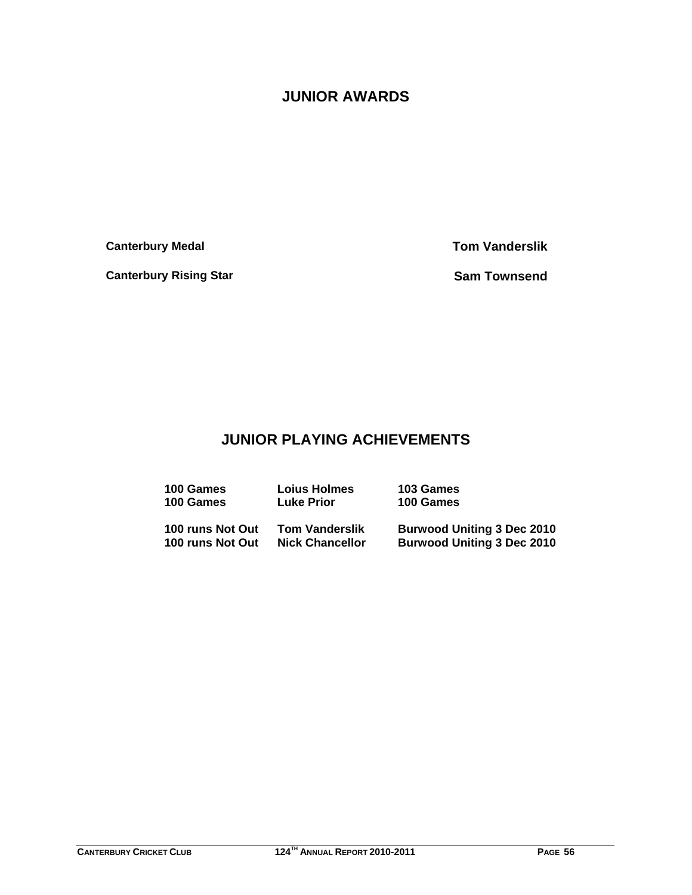## JUNIOR AWARDS

| | |
|---|---|
| **Canterbury Medal** | **Tom Vanderslik** |
| **Canterbury Rising Star** | **Sam Townsend** |

## JUNIOR PLAYING ACHIEVEMENTS

| | | |
|---|---|---|
| **100 Games** | **Loius Holmes** | **103 Games** |
| **100 Games** | **Luke Prior** | **100 Games** |
| **100 runs Not Out** | **Tom Vanderslik** | **Burwood Uniting 3 Dec 2010** |
| **100 runs Not Out** | **Nick Chancellor** | **Burwood Uniting 3 Dec 2010** |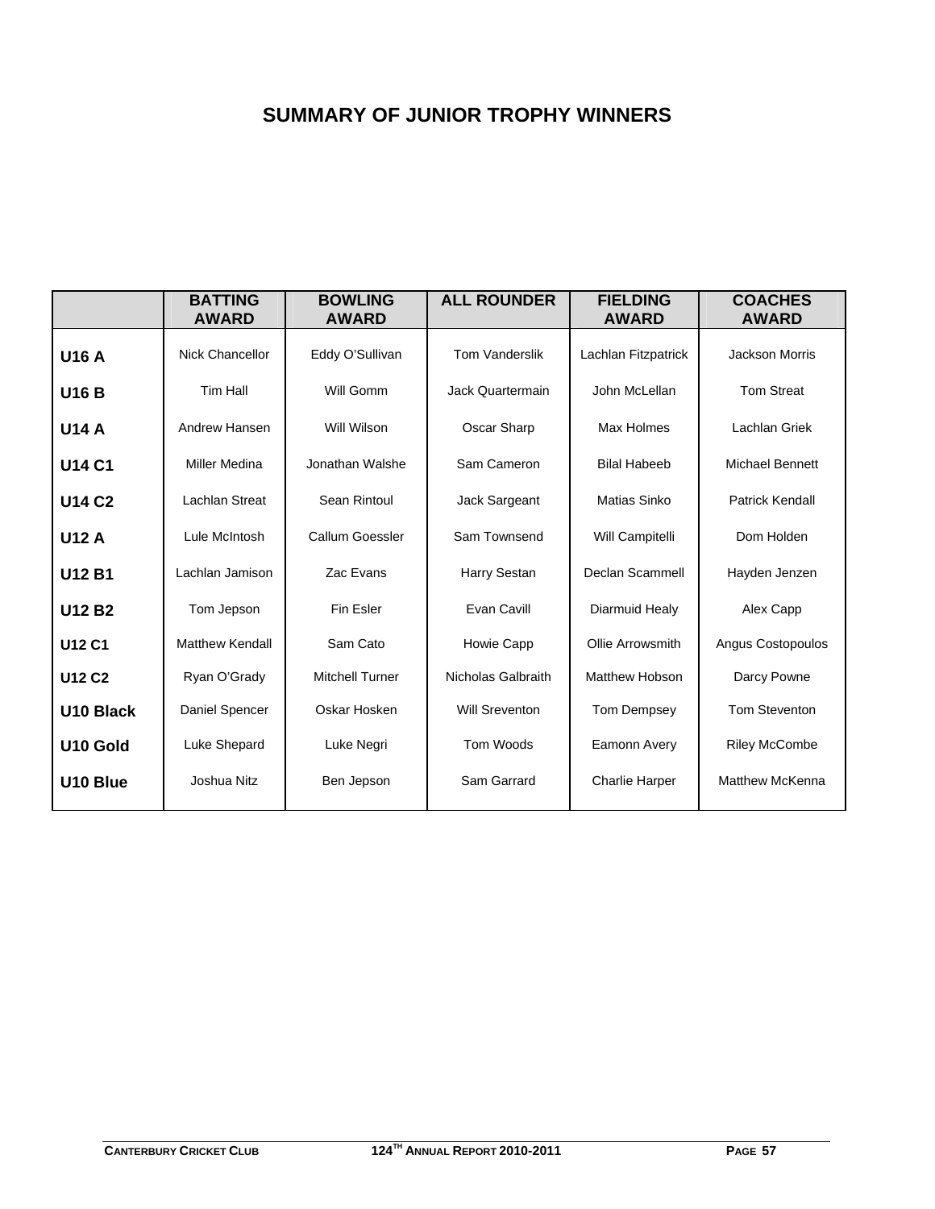# SUMMARY OF JUNIOR TROPHY WINNERS

| | BATTING AWARD | BOWLING AWARD | ALL ROUNDER | FIELDING AWARD | COACHES AWARD |
|---|---|---|---|---|---|
| **U16 A** | Nick Chancellor | Eddy O'Sullivan | Tom Vanderslik | Lachlan Fitzpatrick | Jackson Morris |
| **U16 B** | Tim Hall | Will Gomm | Jack Quartermain | John McLellan | Tom Streat |
| **U14 A** | Andrew Hansen | Will Wilson | Oscar Sharp | Max Holmes | Lachlan Griek |
| **U14 C1** | Miller Medina | Jonathan Walshe | Sam Cameron | Bilal Habeeb | Michael Bennett |
| **U14 C2** | Lachlan Streat | Sean Rintoul | Jack Sargeant | Matias Sinko | Patrick Kendall |
| **U12 A** | Lule McIntosh | Callum Goessler | Sam Townsend | Will Campitelli | Dom Holden |
| **U12 B1** | Lachlan Jamison | Zac Evans | Harry Sestan | Declan Scammell | Hayden Jenzen |
| **U12 B2** | Tom Jepson | Fin Esler | Evan Cavill | Diarmuid Healy | Alex Capp |
| **U12 C1** | Matthew Kendall | Sam Cato | Howie Capp | Ollie Arrowsmith | Angus Costopoulos |
| **U12 C2** | Ryan O'Grady | Mitchell Turner | Nicholas Galbraith | Matthew Hobson | Darcy Powne |
| **U10 Black** | Daniel Spencer | Oskar Hosken | Will Sreventon | Tom Dempsey | Tom Steventon |
| **U10 Gold** | Luke Shepard | Luke Negri | Tom Woods | Eamonn Avery | Riley McCombe |
| **U10 Blue** | Joshua Nitz | Ben Jepson | Sam Garrard | Charlie Harper | Matthew McKenna |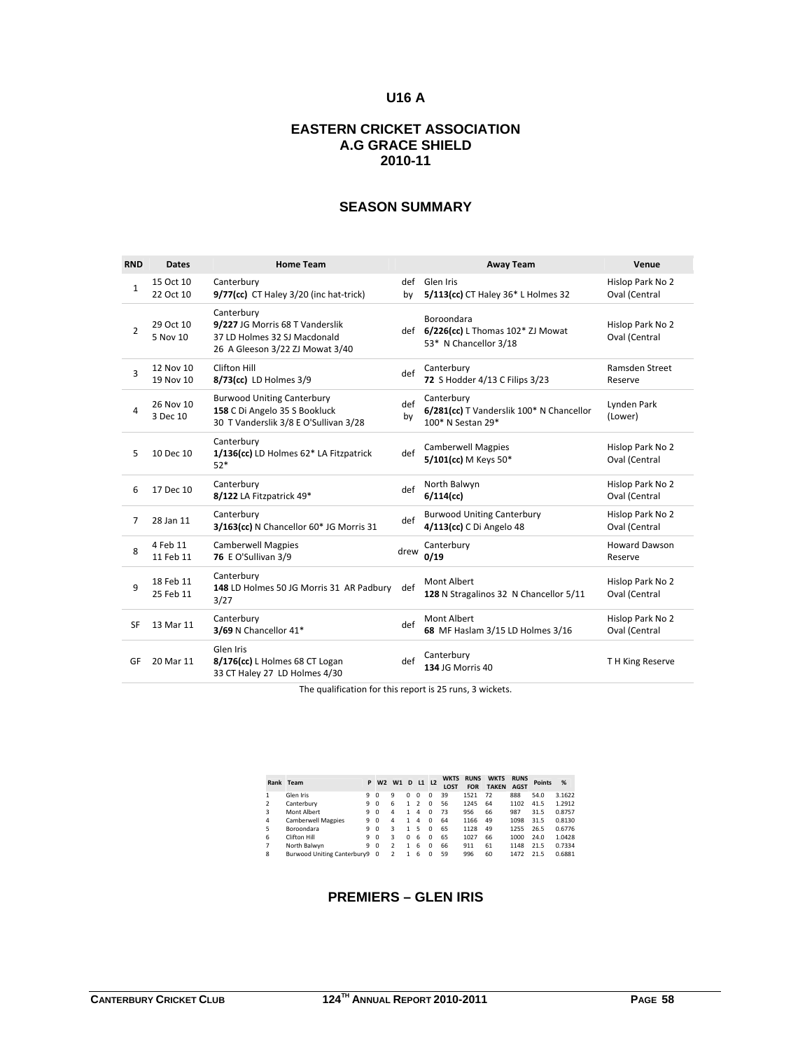# U16 A

## EASTERN CRICKET ASSOCIATION
## A.G GRACE SHIELD
## 2010-11

## SEASON SUMMARY

| RND | Dates | Home Team | | Away Team | Venue |
|---|---|---|---|---|---|
| 1 | 15 Oct 10<br>22 Oct 10 | Canterbury<br>**9/77(cc)** CT Haley 3/20 (inc hat-trick) | def by | Glen Iris<br>**5/113(cc)** CT Haley 36* L Holmes 32 | Hislop Park No 2 Oval (Central |
| 2 | 29 Oct 10<br>5 Nov 10 | Canterbury<br>**9/227** JG Morris 68 T Vanderslik 37 LD Holmes 32 SJ Macdonald 26 A Gleeson 3/22 ZJ Mowat 3/40 | def | Boroondara<br>**6/226(cc)** L Thomas 102* ZJ Mowat 53* N Chancellor 3/18 | Hislop Park No 2 Oval (Central |
| 3 | 12 Nov 10<br>19 Nov 10 | Clifton Hill<br>**8/73(cc)** LD Holmes 3/9 | def | Canterbury<br>**72** S Hodder 4/13 C Filips 3/23 | Ramsden Street Reserve |
| 4 | 26 Nov 10<br>3 Dec 10 | Burwood Uniting Canterbury<br>**158** C Di Angelo 35 S Bookluck 30 T Vanderslik 3/8 E O'Sullivan 3/28 | def by | Canterbury<br>**6/281(cc)** T Vanderslik 100* N Chancellor 100* N Sestan 29* | Lynden Park (Lower) |
| 5 | 10 Dec 10 | Canterbury<br>**1/136(cc)** LD Holmes 62* LA Fitzpatrick 52* | def | Camberwell Magpies<br>**5/101(cc)** M Keys 50* | Hislop Park No 2 Oval (Central |
| 6 | 17 Dec 10 | Canterbury<br>**8/122** LA Fitzpatrick 49* | def | North Balwyn<br>**6/114(cc)** | Hislop Park No 2 Oval (Central |
| 7 | 28 Jan 11 | Canterbury<br>**3/163(cc)** N Chancellor 60* JG Morris 31 | def | Burwood Uniting Canterbury<br>**4/113(cc)** C Di Angelo 48 | Hislop Park No 2 Oval (Central |
| 8 | 4 Feb 11<br>11 Feb 11 | Camberwell Magpies<br>**76** E O'Sullivan 3/9 | drew | Canterbury<br>**0/19** | Howard Dawson Reserve |
| 9 | 18 Feb 11<br>25 Feb 11 | Canterbury<br>**148** LD Holmes 50 JG Morris 31 AR Padbury 3/27 | def | Mont Albert<br>**128** N Stragalinos 32 N Chancellor 5/11 | Hislop Park No 2 Oval (Central |
| SF | 13 Mar 11 | Canterbury<br>**3/69** N Chancellor 41* | def | Mont Albert<br>**68** MF Haslam 3/15 LD Holmes 3/16 | Hislop Park No 2 Oval (Central |
| GF | 20 Mar 11 | Glen Iris<br>**8/176(cc)** L Holmes 68 CT Logan 33 CT Haley 27 LD Holmes 4/30 | def | Canterbury<br>**134** JG Morris 40 | T H King Reserve |

The qualification for this report is 25 runs, 3 wickets.

| Rank | Team | P | W2 | W1 | D | L1 | L2 | WKTS LOST | RUNS FOR | WKTS TAKEN | RUNS AGST | Points | % |
|---|---|---|---|---|---|---|---|---|---|---|---|---|---|
| 1 | Glen Iris | 9 | 0 | 9 | 0 | 0 | 0 | 39 | 1521 | 72 | 888 | 54.0 | 3.1622 |
| 2 | Canterbury | 9 | 0 | 6 | 1 | 2 | 0 | 56 | 1245 | 64 | 1102 | 41.5 | 1.2912 |
| 3 | Mont Albert | 9 | 0 | 4 | 1 | 4 | 0 | 73 | 956 | 66 | 987 | 31.5 | 0.8757 |
| 4 | Camberwell Magpies | 9 | 0 | 4 | 1 | 4 | 0 | 64 | 1166 | 49 | 1098 | 31.5 | 0.8130 |
| 5 | Boroondara | 9 | 0 | 3 | 1 | 5 | 0 | 65 | 1128 | 49 | 1255 | 26.5 | 0.6776 |
| 6 | Clifton Hill | 9 | 0 | 3 | 0 | 6 | 0 | 65 | 1027 | 66 | 1000 | 24.0 | 1.0428 |
| 7 | North Balwyn | 9 | 0 | 2 | 1 | 6 | 0 | 66 | 911 | 61 | 1148 | 21.5 | 0.7334 |
| 8 | Burwood Uniting Canterbury | 9 | 0 | 2 | 1 | 6 | 0 | 59 | 996 | 60 | 1472 | 21.5 | 0.6881 |

## PREMIERS – GLEN IRIS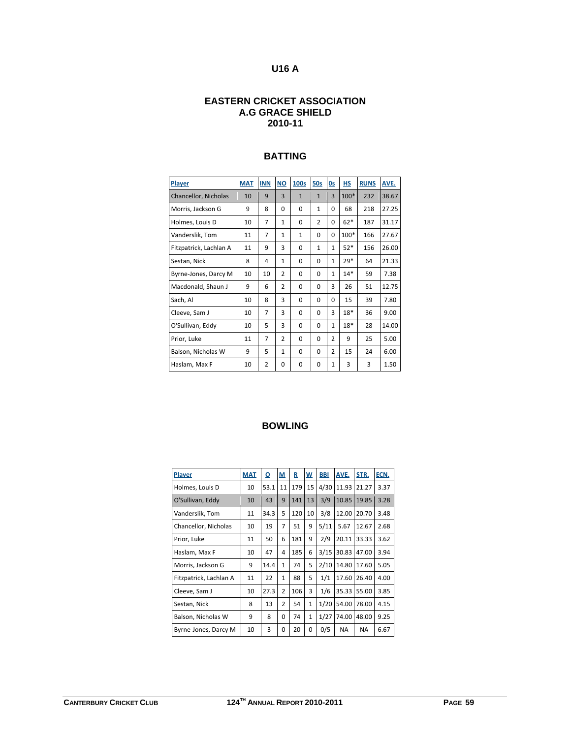# U16 A

## EASTERN CRICKET ASSOCIATION
## A.G GRACE SHIELD
## 2010-11

### BATTING

| Player | MAT | INN | NO | 100s | 50s | 0s | HS | RUNS | AVE. |
|---|---|---|---|---|---|---|---|---|---|
| Chancellor, Nicholas | 10 | 9 | 3 | 1 | 1 | 3 | 100* | 232 | 38.67 |
| Morris, Jackson G | 9 | 8 | 0 | 0 | 1 | 0 | 68 | 218 | 27.25 |
| Holmes, Louis D | 10 | 7 | 1 | 0 | 2 | 0 | 62* | 187 | 31.17 |
| Vanderslik, Tom | 11 | 7 | 1 | 1 | 0 | 0 | 100* | 166 | 27.67 |
| Fitzpatrick, Lachlan A | 11 | 9 | 3 | 0 | 1 | 1 | 52* | 156 | 26.00 |
| Sestan, Nick | 8 | 4 | 1 | 0 | 0 | 1 | 29* | 64 | 21.33 |
| Byrne-Jones, Darcy M | 10 | 10 | 2 | 0 | 0 | 1 | 14* | 59 | 7.38 |
| Macdonald, Shaun J | 9 | 6 | 2 | 0 | 0 | 3 | 26 | 51 | 12.75 |
| Sach, Al | 10 | 8 | 3 | 0 | 0 | 0 | 15 | 39 | 7.80 |
| Cleeve, Sam J | 10 | 7 | 3 | 0 | 0 | 3 | 18* | 36 | 9.00 |
| O'Sullivan, Eddy | 10 | 5 | 3 | 0 | 0 | 1 | 18* | 28 | 14.00 |
| Prior, Luke | 11 | 7 | 2 | 0 | 0 | 2 | 9 | 25 | 5.00 |
| Balson, Nicholas W | 9 | 5 | 1 | 0 | 0 | 2 | 15 | 24 | 6.00 |
| Haslam, Max F | 10 | 2 | 0 | 0 | 0 | 1 | 3 | 3 | 1.50 |

### BOWLING

| Player | MAT | O | M | R | W | BBI | AVE. | STR. | ECN. |
|---|---|---|---|---|---|---|---|---|---|
| Holmes, Louis D | 10 | 53.1 | 11 | 179 | 15 | 4/30 | 11.93 | 21.27 | 3.37 |
| O'Sullivan, Eddy | 10 | 43 | 9 | 141 | 13 | 3/9 | 10.85 | 19.85 | 3.28 |
| Vanderslik, Tom | 11 | 34.3 | 5 | 120 | 10 | 3/8 | 12.00 | 20.70 | 3.48 |
| Chancellor, Nicholas | 10 | 19 | 7 | 51 | 9 | 5/11 | 5.67 | 12.67 | 2.68 |
| Prior, Luke | 11 | 50 | 6 | 181 | 9 | 2/9 | 20.11 | 33.33 | 3.62 |
| Haslam, Max F | 10 | 47 | 4 | 185 | 6 | 3/15 | 30.83 | 47.00 | 3.94 |
| Morris, Jackson G | 9 | 14.4 | 1 | 74 | 5 | 2/10 | 14.80 | 17.60 | 5.05 |
| Fitzpatrick, Lachlan A | 11 | 22 | 1 | 88 | 5 | 1/1 | 17.60 | 26.40 | 4.00 |
| Cleeve, Sam J | 10 | 27.3 | 2 | 106 | 3 | 1/6 | 35.33 | 55.00 | 3.85 |
| Sestan, Nick | 8 | 13 | 2 | 54 | 1 | 1/20 | 54.00 | 78.00 | 4.15 |
| Balson, Nicholas W | 9 | 8 | 0 | 74 | 1 | 1/27 | 74.00 | 48.00 | 9.25 |
| Byrne-Jones, Darcy M | 10 | 3 | 0 | 20 | 0 | 0/5 | NA | NA | 6.67 |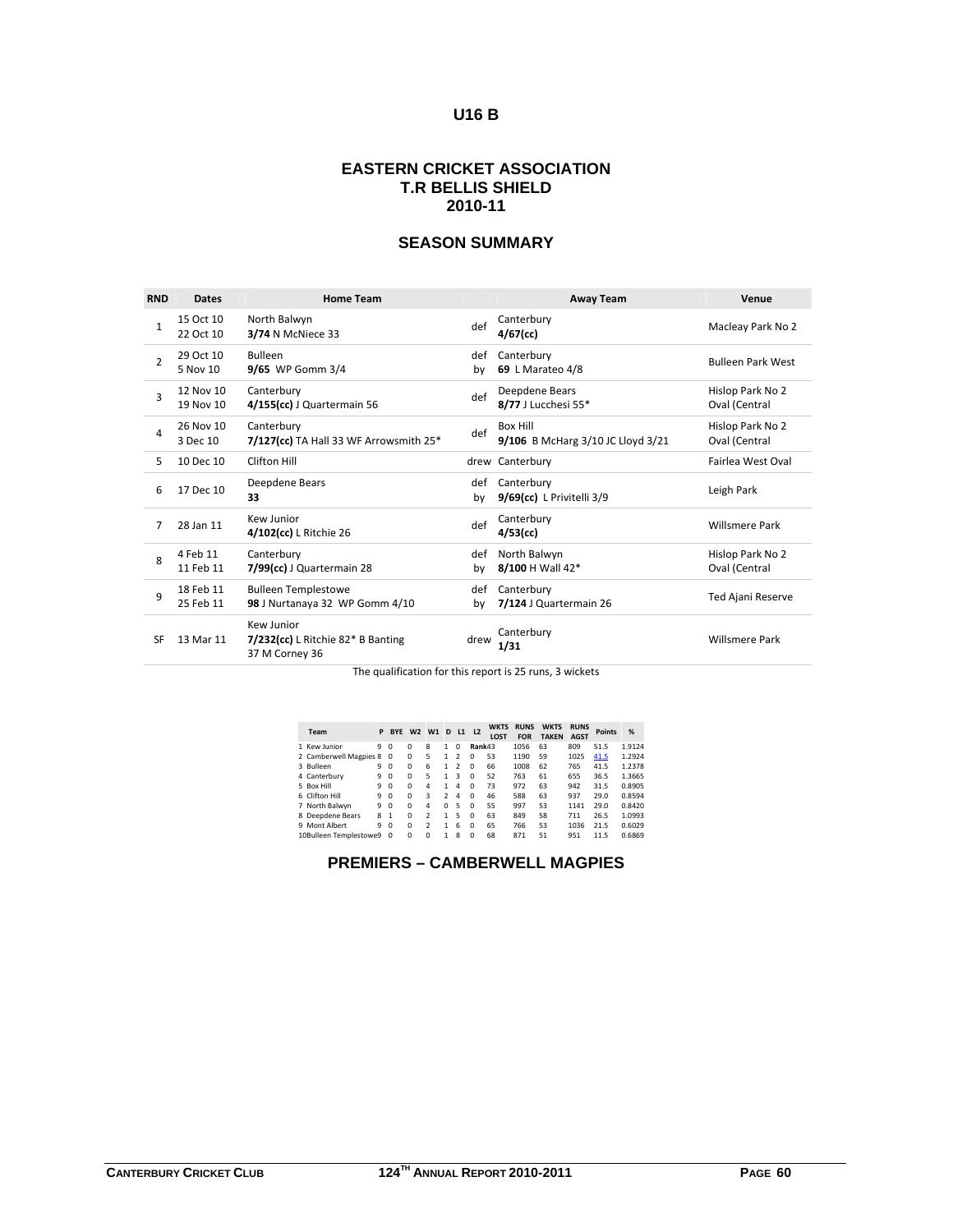## U16 B

# EASTERN CRICKET ASSOCIATION
## T.R BELLIS SHIELD
## 2010-11

## SEASON SUMMARY

| RND | Dates | Home Team | | Away Team | Venue |
|---|---|---|---|---|---|
| 1 | 15 Oct 10<br>22 Oct 10 | North Balwyn<br>**3/74** N McNiece 33 | def | Canterbury<br>**4/67(cc)** | Macleay Park No 2 |
| 2 | 29 Oct 10<br>5 Nov 10 | Bulleen<br>**9/65** WP Gomm 3/4 | def by | Canterbury<br>**69** L Marateo 4/8 | Bulleen Park West |
| 3 | 12 Nov 10<br>19 Nov 10 | Canterbury<br>**4/155(cc)** J Quartermain 56 | def | Deepdene Bears<br>**8/77** J Lucchesi 55* | Hislop Park No 2 Oval (Central |
| 4 | 26 Nov 10<br>3 Dec 10 | Canterbury<br>**7/127(cc)** TA Hall 33 WF Arrowsmith 25* | def | Box Hill<br>**9/106** B McHarg 3/10 JC Lloyd 3/21 | Hislop Park No 2 Oval (Central |
| 5 | 10 Dec 10 | Clifton Hill | drew | Canterbury | Fairlea West Oval |
| 6 | 17 Dec 10 | Deepdene Bears<br>**33** | def by | Canterbury<br>**9/69(cc)** L Privitelli 3/9 | Leigh Park |
| 7 | 28 Jan 11 | Kew Junior<br>**4/102(cc)** L Ritchie 26 | def | Canterbury<br>**4/53(cc)** | Willsmere Park |
| 8 | 4 Feb 11<br>11 Feb 11 | Canterbury<br>**7/99(cc)** J Quartermain 28 | def by | North Balwyn<br>**8/100** H Wall 42* | Hislop Park No 2 Oval (Central |
| 9 | 18 Feb 11<br>25 Feb 11 | Bulleen Templestowe<br>**98** J Nurtanaya 32 WP Gomm 4/10 | def by | Canterbury<br>**7/124** J Quartermain 26 | Ted Ajani Reserve |
| SF | 13 Mar 11 | Kew Junior<br>**7/232(cc)** L Ritchie 82* B Banting 37 M Corney 36 | drew | Canterbury<br>**1/31** | Willsmere Park |

The qualification for this report is 25 runs, 3 wickets

| | Team | P | BYE | W2 | W1 | D | L1 | L2 | WKTS LOST | RUNS FOR | WKTS TAKEN | RUNS AGST | Points | % |
|---|---|---|---|---|---|---|---|---|---|---|---|---|---|---|
| 1 | Kew Junior | 9 | 0 | 0 | 8 | 1 | 0 | Rank | 43 | 1056 | 63 | 809 | 51.5 | 1.9124 |
| 2 | Camberwell Magpies | 8 | 0 | 0 | 5 | 1 | 2 | 0 | 53 | 1190 | 59 | 1025 | 41.5 | 1.2924 |
| 3 | Bulleen | 9 | 0 | 0 | 6 | 1 | 2 | 0 | 66 | 1008 | 62 | 765 | 41.5 | 1.2378 |
| 4 | Canterbury | 9 | 0 | 0 | 5 | 1 | 3 | 0 | 52 | 763 | 61 | 655 | 36.5 | 1.3665 |
| 5 | Box Hill | 9 | 0 | 0 | 4 | 1 | 4 | 0 | 73 | 972 | 63 | 942 | 31.5 | 0.8905 |
| 6 | Clifton Hill | 9 | 0 | 0 | 3 | 2 | 4 | 0 | 46 | 588 | 63 | 937 | 29.0 | 0.8594 |
| 7 | North Balwyn | 9 | 0 | 0 | 4 | 0 | 5 | 0 | 55 | 997 | 53 | 1141 | 29.0 | 0.8420 |
| 8 | Deepdene Bears | 8 | 1 | 0 | 2 | 1 | 5 | 0 | 63 | 849 | 58 | 711 | 26.5 | 1.0993 |
| 9 | Mont Albert | 9 | 0 | 0 | 2 | 1 | 6 | 0 | 65 | 766 | 53 | 1036 | 21.5 | 0.6029 |
| 10 | Bulleen Templestowe | 9 | 0 | 0 | 0 | 1 | 8 | 0 | 68 | 871 | 51 | 951 | 11.5 | 0.6869 |

## PREMIERS – CAMBERWELL MAGPIES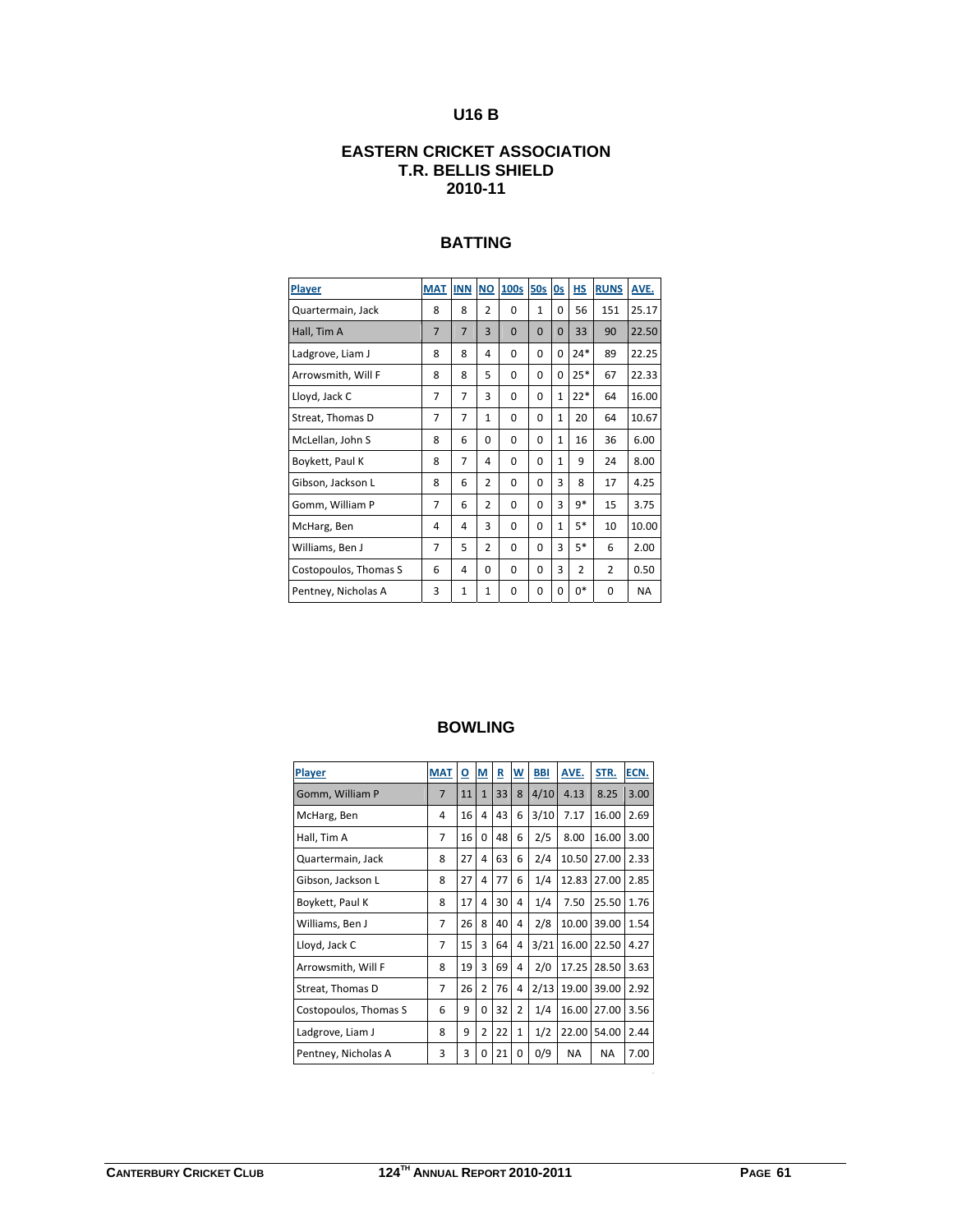## U16 B

## EASTERN CRICKET ASSOCIATION
## T.R. BELLIS SHIELD
## 2010-11

### BATTING

| Player | MAT | INN | NO | 100s | 50s | 0s | HS | RUNS | AVE. |
|---|---|---|---|---|---|---|---|---|---|
| Quartermain, Jack | 8 | 8 | 2 | 0 | 1 | 0 | 56 | 151 | 25.17 |
| Hall, Tim A | 7 | 7 | 3 | 0 | 0 | 0 | 33 | 90 | 22.50 |
| Ladgrove, Liam J | 8 | 8 | 4 | 0 | 0 | 0 | 24* | 89 | 22.25 |
| Arrowsmith, Will F | 8 | 8 | 5 | 0 | 0 | 0 | 25* | 67 | 22.33 |
| Lloyd, Jack C | 7 | 7 | 3 | 0 | 0 | 1 | 22* | 64 | 16.00 |
| Streat, Thomas D | 7 | 7 | 1 | 0 | 0 | 1 | 20 | 64 | 10.67 |
| McLellan, John S | 8 | 6 | 0 | 0 | 0 | 1 | 16 | 36 | 6.00 |
| Boykett, Paul K | 8 | 7 | 4 | 0 | 0 | 1 | 9 | 24 | 8.00 |
| Gibson, Jackson L | 8 | 6 | 2 | 0 | 0 | 3 | 8 | 17 | 4.25 |
| Gomm, William P | 7 | 6 | 2 | 0 | 0 | 3 | 9* | 15 | 3.75 |
| McHarg, Ben | 4 | 4 | 3 | 0 | 0 | 1 | 5* | 10 | 10.00 |
| Williams, Ben J | 7 | 5 | 2 | 0 | 0 | 3 | 5* | 6 | 2.00 |
| Costopoulos, Thomas S | 6 | 4 | 0 | 0 | 0 | 3 | 2 | 2 | 0.50 |
| Pentney, Nicholas A | 3 | 1 | 1 | 0 | 0 | 0 | 0* | 0 | NA |

### BOWLING

| Player | MAT | O | M | R | W | BBI | AVE. | STR. | ECN. |
|---|---|---|---|---|---|---|---|---|---|
| Gomm, William P | 7 | 11 | 1 | 33 | 8 | 4/10 | 4.13 | 8.25 | 3.00 |
| McHarg, Ben | 4 | 16 | 4 | 43 | 6 | 3/10 | 7.17 | 16.00 | 2.69 |
| Hall, Tim A | 7 | 16 | 0 | 48 | 6 | 2/5 | 8.00 | 16.00 | 3.00 |
| Quartermain, Jack | 8 | 27 | 4 | 63 | 6 | 2/4 | 10.50 | 27.00 | 2.33 |
| Gibson, Jackson L | 8 | 27 | 4 | 77 | 6 | 1/4 | 12.83 | 27.00 | 2.85 |
| Boykett, Paul K | 8 | 17 | 4 | 30 | 4 | 1/4 | 7.50 | 25.50 | 1.76 |
| Williams, Ben J | 7 | 26 | 8 | 40 | 4 | 2/8 | 10.00 | 39.00 | 1.54 |
| Lloyd, Jack C | 7 | 15 | 3 | 64 | 4 | 3/21 | 16.00 | 22.50 | 4.27 |
| Arrowsmith, Will F | 8 | 19 | 3 | 69 | 4 | 2/0 | 17.25 | 28.50 | 3.63 |
| Streat, Thomas D | 7 | 26 | 2 | 76 | 4 | 2/13 | 19.00 | 39.00 | 2.92 |
| Costopoulos, Thomas S | 6 | 9 | 0 | 32 | 2 | 1/4 | 16.00 | 27.00 | 3.56 |
| Ladgrove, Liam J | 8 | 9 | 2 | 22 | 1 | 1/2 | 22.00 | 54.00 | 2.44 |
| Pentney, Nicholas A | 3 | 3 | 0 | 21 | 0 | 0/9 | NA | NA | 7.00 |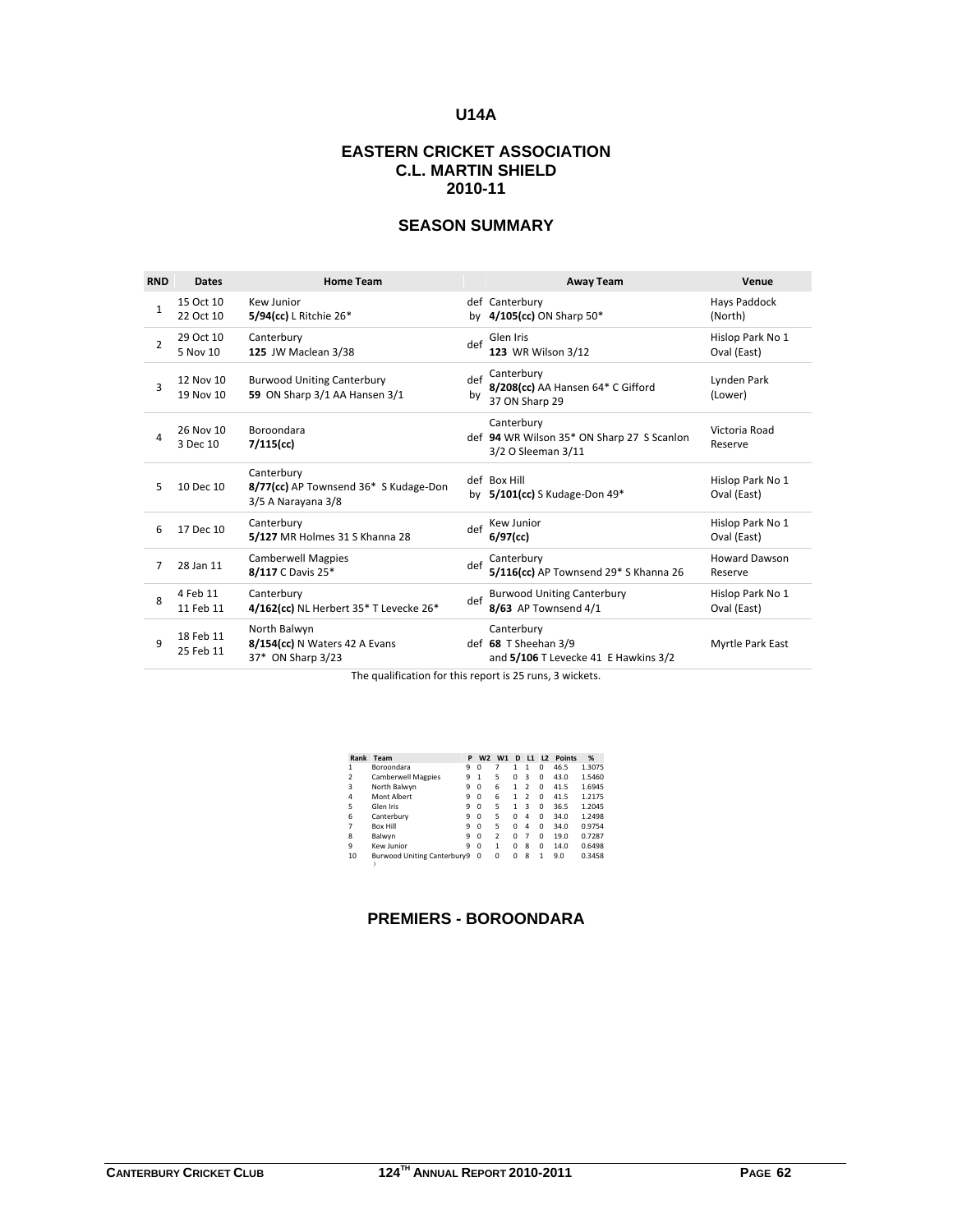# U14A

## EASTERN CRICKET ASSOCIATION
## C.L. MARTIN SHIELD
## 2010-11

## SEASON SUMMARY

| RND | Dates | Home Team | | Away Team | Venue |
|---|---|---|---|---|---|
| 1 | 15 Oct 10<br>22 Oct 10 | Kew Junior<br>**5/94(cc)** L Ritchie 26* | def by | Canterbury<br>**4/105(cc)** ON Sharp 50* | Hays Paddock (North) |
| 2 | 29 Oct 10<br>5 Nov 10 | Canterbury<br>**125** JW Maclean 3/38 | def | Glen Iris<br>**123** WR Wilson 3/12 | Hislop Park No 1 Oval (East) |
| 3 | 12 Nov 10<br>19 Nov 10 | Burwood Uniting Canterbury<br>**59** ON Sharp 3/1 AA Hansen 3/1 | def by | Canterbury<br>**8/208(cc)** AA Hansen 64* C Gifford 37 ON Sharp 29 | Lynden Park (Lower) |
| 4 | 26 Nov 10<br>3 Dec 10 | Boroondara<br>**7/115(cc)** | def | Canterbury<br>**94** WR Wilson 35* ON Sharp 27 S Scanlon 3/2 O Sleeman 3/11 | Victoria Road Reserve |
| 5 | 10 Dec 10 | Canterbury<br>**8/77(cc)** AP Townsend 36* S Kudage-Don 3/5 A Narayana 3/8 | def by | Box Hill<br>**5/101(cc)** S Kudage-Don 49* | Hislop Park No 1 Oval (East) |
| 6 | 17 Dec 10 | Canterbury<br>**5/127** MR Holmes 31 S Khanna 28 | def | Kew Junior<br>**6/97(cc)** | Hislop Park No 1 Oval (East) |
| 7 | 28 Jan 11 | Camberwell Magpies<br>**8/117** C Davis 25* | def | Canterbury<br>**5/116(cc)** AP Townsend 29* S Khanna 26 | Howard Dawson Reserve |
| 8 | 4 Feb 11<br>11 Feb 11 | Canterbury<br>**4/162(cc)** NL Herbert 35* T Levecke 26* | def | Burwood Uniting Canterbury<br>**8/63** AP Townsend 4/1 | Hislop Park No 1 Oval (East) |
| 9 | 18 Feb 11<br>25 Feb 11 | North Balwyn<br>**8/154(cc)** N Waters 42 A Evans 37* ON Sharp 3/23 | def | Canterbury<br>**68** T Sheehan 3/9<br>and **5/106** T Levecke 41 E Hawkins 3/2 | Myrtle Park East |

The qualification for this report is 25 runs, 3 wickets.

| Rank | Team | P | W2 | W1 | D | L1 | L2 | Points | % |
|---|---|---|---|---|---|---|---|---|---|
| 1 | Boroondara | 9 | 0 | 7 | 1 | 1 | 0 | 46.5 | 1.3075 |
| 2 | Camberwell Magpies | 9 | 1 | 5 | 0 | 3 | 0 | 43.0 | 1.5460 |
| 3 | North Balwyn | 9 | 0 | 6 | 1 | 2 | 0 | 41.5 | 1.6945 |
| 4 | Mont Albert | 9 | 0 | 6 | 1 | 2 | 0 | 41.5 | 1.2175 |
| 5 | Glen Iris | 9 | 0 | 5 | 1 | 3 | 0 | 36.5 | 1.2045 |
| 6 | Canterbury | 9 | 0 | 5 | 0 | 4 | 0 | 34.0 | 1.2498 |
| 7 | Box Hill | 9 | 0 | 5 | 0 | 4 | 0 | 34.0 | 0.9754 |
| 8 | Balwyn | 9 | 0 | 2 | 0 | 7 | 0 | 19.0 | 0.7287 |
| 9 | Kew Junior | 9 | 0 | 1 | 0 | 8 | 0 | 14.0 | 0.6498 |
| 10 | Burwood Uniting Canterbury | 9 | 0 | 0 | 0 | 8 | 1 | 9.0 | 0.3458 |

## PREMIERS - BOROONDARA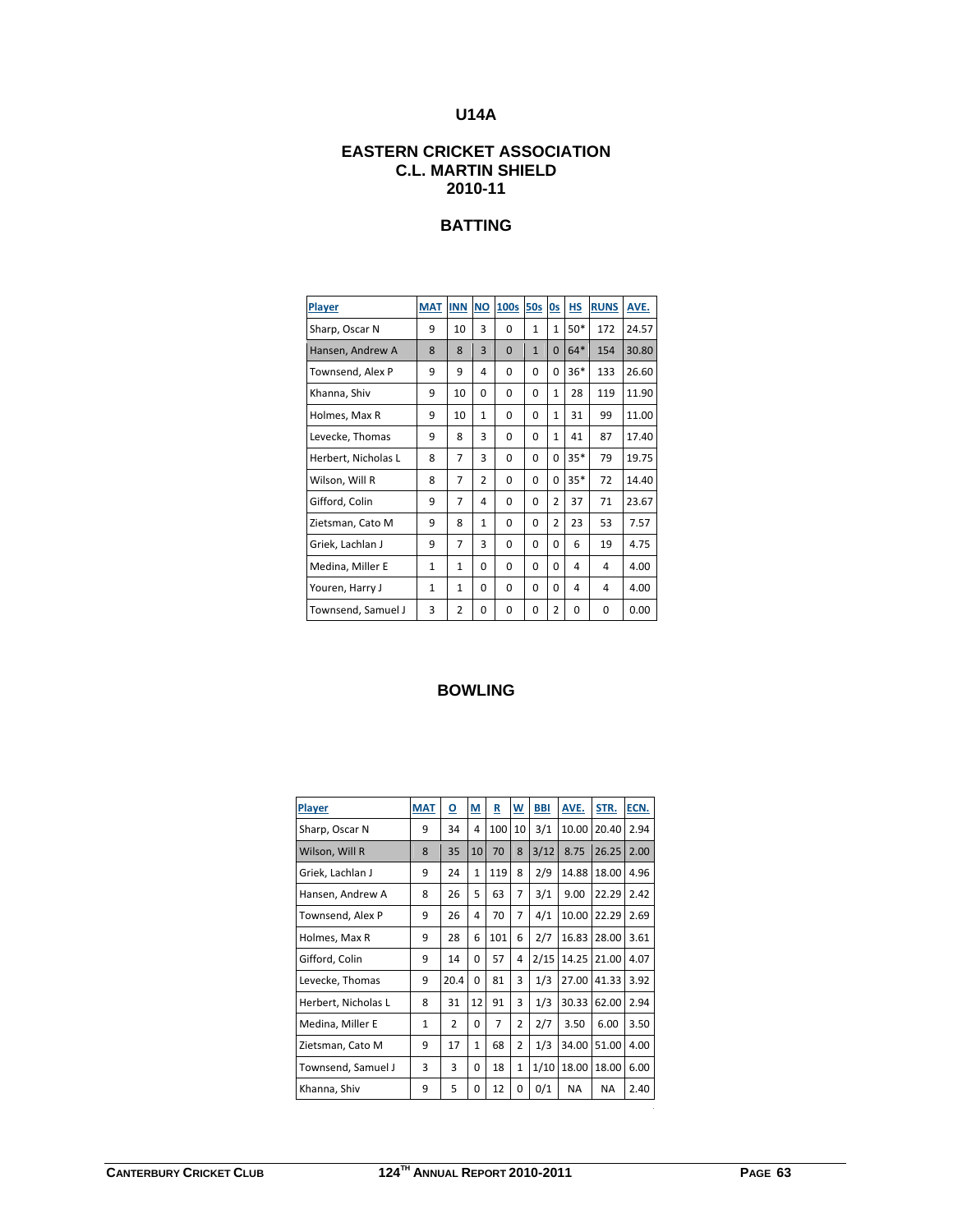# U14A

## EASTERN CRICKET ASSOCIATION
## C.L. MARTIN SHIELD
## 2010-11

## BATTING

| Player | MAT | INN | NO | 100s | 50s | 0s | HS | RUNS | AVE. |
|---|---|---|---|---|---|---|---|---|---|
| Sharp, Oscar N | 9 | 10 | 3 | 0 | 1 | 1 | 50* | 172 | 24.57 |
| Hansen, Andrew A | 8 | 8 | 3 | 0 | 1 | 0 | 64* | 154 | 30.80 |
| Townsend, Alex P | 9 | 9 | 4 | 0 | 0 | 0 | 36* | 133 | 26.60 |
| Khanna, Shiv | 9 | 10 | 0 | 0 | 0 | 1 | 28 | 119 | 11.90 |
| Holmes, Max R | 9 | 10 | 1 | 0 | 0 | 1 | 31 | 99 | 11.00 |
| Levecke, Thomas | 9 | 8 | 3 | 0 | 0 | 1 | 41 | 87 | 17.40 |
| Herbert, Nicholas L | 8 | 7 | 3 | 0 | 0 | 0 | 35* | 79 | 19.75 |
| Wilson, Will R | 8 | 7 | 2 | 0 | 0 | 0 | 35* | 72 | 14.40 |
| Gifford, Colin | 9 | 7 | 4 | 0 | 0 | 2 | 37 | 71 | 23.67 |
| Zietsman, Cato M | 9 | 8 | 1 | 0 | 0 | 2 | 23 | 53 | 7.57 |
| Griek, Lachlan J | 9 | 7 | 3 | 0 | 0 | 0 | 6 | 19 | 4.75 |
| Medina, Miller E | 1 | 1 | 0 | 0 | 0 | 0 | 4 | 4 | 4.00 |
| Youren, Harry J | 1 | 1 | 0 | 0 | 0 | 0 | 4 | 4 | 4.00 |
| Townsend, Samuel J | 3 | 2 | 0 | 0 | 0 | 2 | 0 | 0 | 0.00 |

## BOWLING

| Player | MAT | O | M | R | W | BBI | AVE. | STR. | ECN. |
|---|---|---|---|---|---|---|---|---|---|
| Sharp, Oscar N | 9 | 34 | 4 | 100 | 10 | 3/1 | 10.00 | 20.40 | 2.94 |
| Wilson, Will R | 8 | 35 | 10 | 70 | 8 | 3/12 | 8.75 | 26.25 | 2.00 |
| Griek, Lachlan J | 9 | 24 | 1 | 119 | 8 | 2/9 | 14.88 | 18.00 | 4.96 |
| Hansen, Andrew A | 8 | 26 | 5 | 63 | 7 | 3/1 | 9.00 | 22.29 | 2.42 |
| Townsend, Alex P | 9 | 26 | 4 | 70 | 7 | 4/1 | 10.00 | 22.29 | 2.69 |
| Holmes, Max R | 9 | 28 | 6 | 101 | 6 | 2/7 | 16.83 | 28.00 | 3.61 |
| Gifford, Colin | 9 | 14 | 0 | 57 | 4 | 2/15 | 14.25 | 21.00 | 4.07 |
| Levecke, Thomas | 9 | 20.4 | 0 | 81 | 3 | 1/3 | 27.00 | 41.33 | 3.92 |
| Herbert, Nicholas L | 8 | 31 | 12 | 91 | 3 | 1/3 | 30.33 | 62.00 | 2.94 |
| Medina, Miller E | 1 | 2 | 0 | 7 | 2 | 2/7 | 3.50 | 6.00 | 3.50 |
| Zietsman, Cato M | 9 | 17 | 1 | 68 | 2 | 1/3 | 34.00 | 51.00 | 4.00 |
| Townsend, Samuel J | 3 | 3 | 0 | 18 | 1 | 1/10 | 18.00 | 18.00 | 6.00 |
| Khanna, Shiv | 9 | 5 | 0 | 12 | 0 | 0/1 | NA | NA | 2.40 |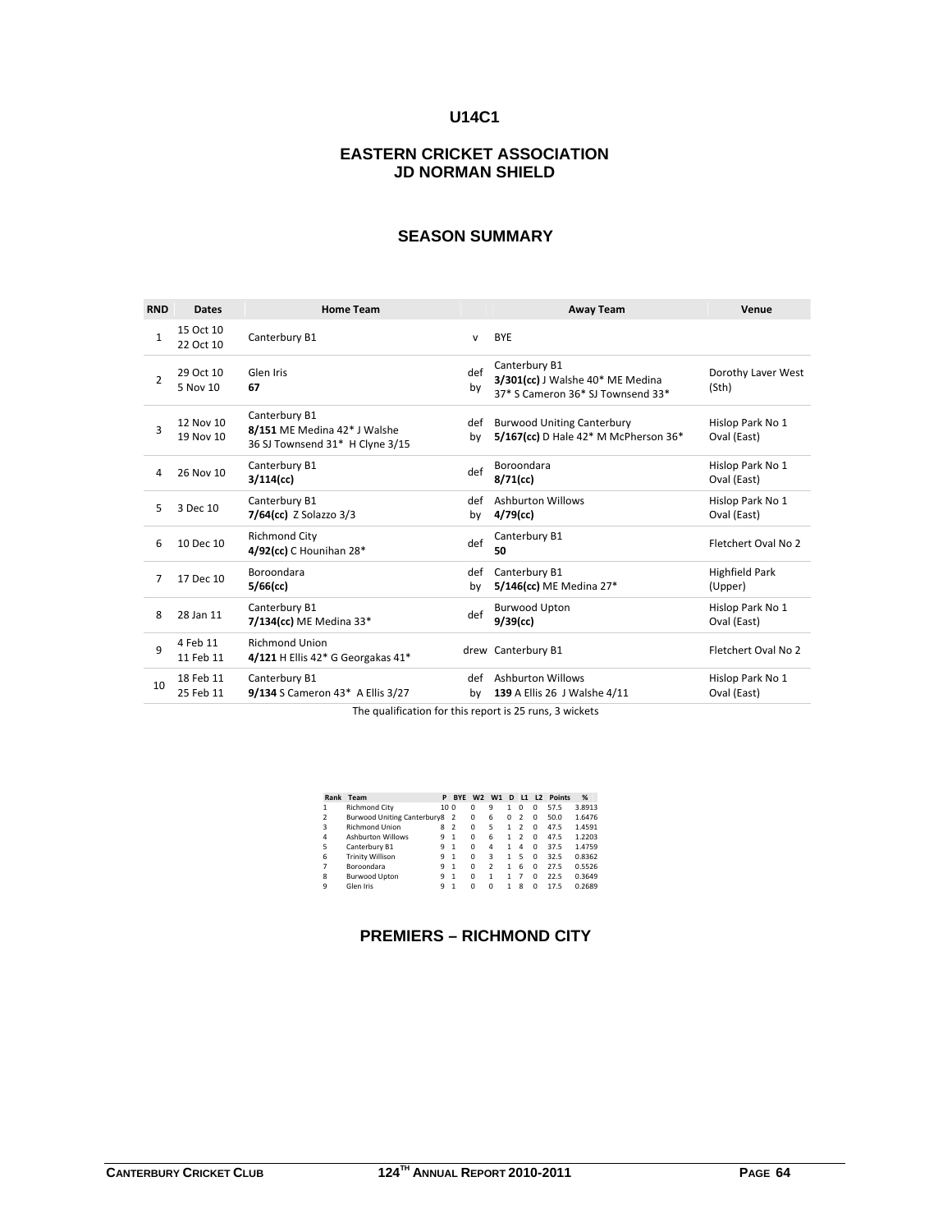# U14C1

## EASTERN CRICKET ASSOCIATION
## JD NORMAN SHIELD

## SEASON SUMMARY

| RND | Dates | Home Team | | Away Team | Venue |
|---|---|---|---|---|---|
| 1 | 15 Oct 10<br>22 Oct 10 | Canterbury B1 | v | BYE | |
| 2 | 29 Oct 10<br>5 Nov 10 | Glen Iris<br>**67** | def by | Canterbury B1<br>**3/301(cc)** J Walshe 40* ME Medina 37* S Cameron 36* SJ Townsend 33* | Dorothy Laver West (Sth) |
| 3 | 12 Nov 10<br>19 Nov 10 | Canterbury B1<br>**8/151** ME Medina 42* J Walshe 36 SJ Townsend 31* H Clyne 3/15 | def by | Burwood Uniting Canterbury<br>**5/167(cc)** D Hale 42* M McPherson 36* | Hislop Park No 1 Oval (East) |
| 4 | 26 Nov 10 | Canterbury B1<br>**3/114(cc)** | def | Boroondara<br>**8/71(cc)** | Hislop Park No 1 Oval (East) |
| 5 | 3 Dec 10 | Canterbury B1<br>**7/64(cc)** Z Solazzo 3/3 | def by | Ashburton Willows<br>**4/79(cc)** | Hislop Park No 1 Oval (East) |
| 6 | 10 Dec 10 | Richmond City<br>**4/92(cc)** C Hounihan 28* | def | Canterbury B1<br>**50** | Fletchert Oval No 2 |
| 7 | 17 Dec 10 | Boroondara<br>**5/66(cc)** | def by | Canterbury B1<br>**5/146(cc)** ME Medina 27* | Highfield Park (Upper) |
| 8 | 28 Jan 11 | Canterbury B1<br>**7/134(cc)** ME Medina 33* | def | Burwood Upton<br>**9/39(cc)** | Hislop Park No 1 Oval (East) |
| 9 | 4 Feb 11<br>11 Feb 11 | Richmond Union<br>**4/121** H Ellis 42* G Georgakas 41* | drew | Canterbury B1 | Fletchert Oval No 2 |
| 10 | 18 Feb 11<br>25 Feb 11 | Canterbury B1<br>**9/134** S Cameron 43* A Ellis 3/27 | def by | Ashburton Willows<br>**139** A Ellis 26 J Walshe 4/11 | Hislop Park No 1 Oval (East) |

The qualification for this report is 25 runs, 3 wickets

| Rank | Team | P | BYE | W2 | W1 | D | L1 | L2 | Points | % |
|---|---|---|---|---|---|---|---|---|---|---|
| 1 | Richmond City | 10 | 0 | 0 | 9 | 1 | 0 | 0 | 57.5 | 3.8913 |
| 2 | Burwood Uniting Canterbury | 8 | 2 | 0 | 6 | 0 | 2 | 0 | 50.0 | 1.6476 |
| 3 | Richmond Union | 8 | 2 | 0 | 5 | 1 | 2 | 0 | 47.5 | 1.4591 |
| 4 | Ashburton Willows | 9 | 1 | 0 | 6 | 1 | 2 | 0 | 47.5 | 1.2203 |
| 5 | Canterbury B1 | 9 | 1 | 0 | 4 | 1 | 4 | 0 | 37.5 | 1.4759 |
| 6 | Trinity Willison | 9 | 1 | 0 | 3 | 1 | 5 | 0 | 32.5 | 0.8362 |
| 7 | Boroondara | 9 | 1 | 0 | 2 | 1 | 6 | 0 | 27.5 | 0.5526 |
| 8 | Burwood Upton | 9 | 1 | 0 | 1 | 1 | 7 | 0 | 22.5 | 0.3649 |
| 9 | Glen Iris | 9 | 1 | 0 | 0 | 1 | 8 | 0 | 17.5 | 0.2689 |

## PREMIERS – RICHMOND CITY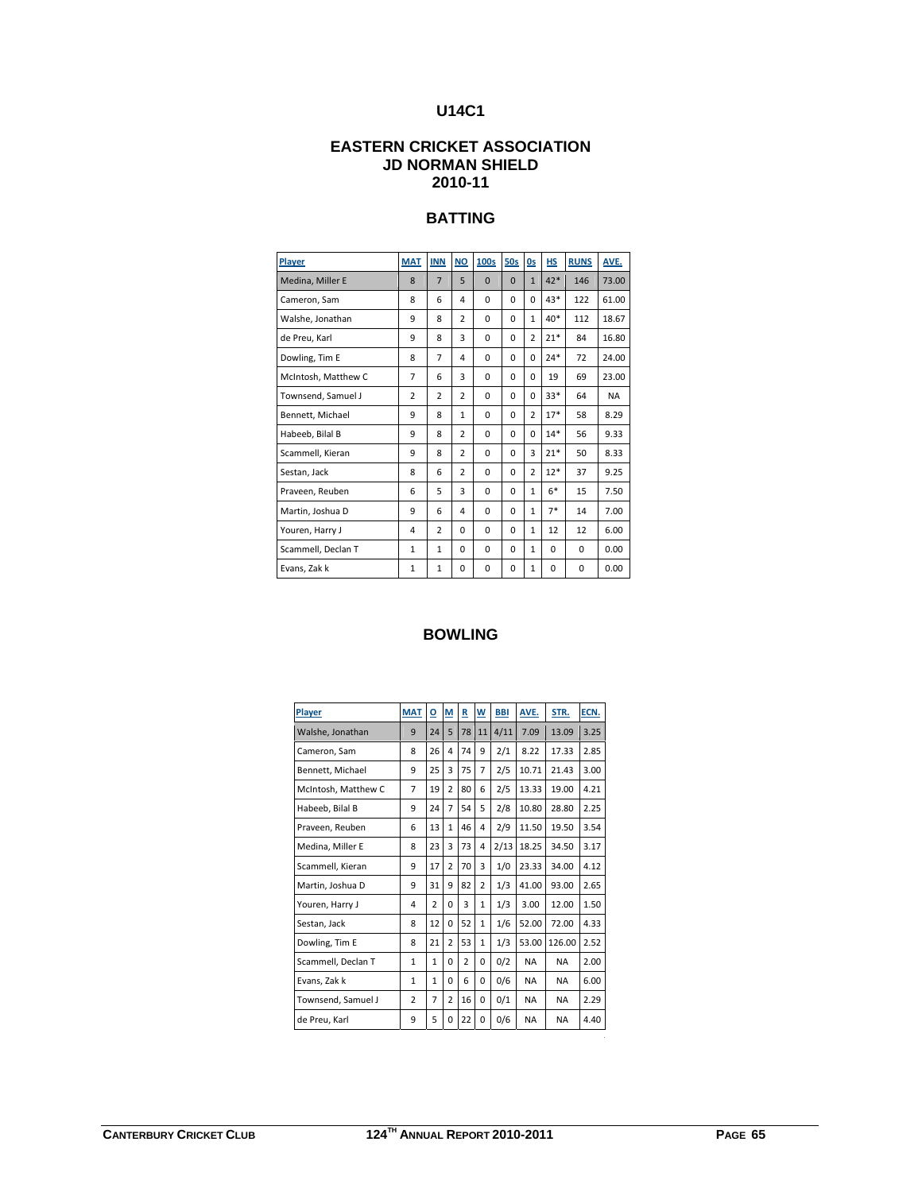# U14C1

## EASTERN CRICKET ASSOCIATION
## JD NORMAN SHIELD
## 2010-11

### BATTING

| Player | MAT | INN | NO | 100s | 50s | 0s | HS | RUNS | AVE. |
|---|---|---|---|---|---|---|---|---|---|
| Medina, Miller E | 8 | 7 | 5 | 0 | 0 | 1 | 42* | 146 | 73.00 |
| Cameron, Sam | 8 | 6 | 4 | 0 | 0 | 0 | 43* | 122 | 61.00 |
| Walshe, Jonathan | 9 | 8 | 2 | 0 | 0 | 1 | 40* | 112 | 18.67 |
| de Preu, Karl | 9 | 8 | 3 | 0 | 0 | 2 | 21* | 84 | 16.80 |
| Dowling, Tim E | 8 | 7 | 4 | 0 | 0 | 0 | 24* | 72 | 24.00 |
| McIntosh, Matthew C | 7 | 6 | 3 | 0 | 0 | 0 | 19 | 69 | 23.00 |
| Townsend, Samuel J | 2 | 2 | 2 | 0 | 0 | 0 | 33* | 64 | NA |
| Bennett, Michael | 9 | 8 | 1 | 0 | 0 | 2 | 17* | 58 | 8.29 |
| Habeeb, Bilal B | 9 | 8 | 2 | 0 | 0 | 0 | 14* | 56 | 9.33 |
| Scammell, Kieran | 9 | 8 | 2 | 0 | 0 | 3 | 21* | 50 | 8.33 |
| Sestan, Jack | 8 | 6 | 2 | 0 | 0 | 2 | 12* | 37 | 9.25 |
| Praveen, Reuben | 6 | 5 | 3 | 0 | 0 | 1 | 6* | 15 | 7.50 |
| Martin, Joshua D | 9 | 6 | 4 | 0 | 0 | 1 | 7* | 14 | 7.00 |
| Youren, Harry J | 4 | 2 | 0 | 0 | 0 | 1 | 12 | 12 | 6.00 |
| Scammell, Declan T | 1 | 1 | 0 | 0 | 0 | 1 | 0 | 0 | 0.00 |
| Evans, Zak k | 1 | 1 | 0 | 0 | 0 | 1 | 0 | 0 | 0.00 |

### BOWLING

| Player | MAT | O | M | R | W | BBI | AVE. | STR. | ECN. |
|---|---|---|---|---|---|---|---|---|---|
| Walshe, Jonathan | 9 | 24 | 5 | 78 | 11 | 4/11 | 7.09 | 13.09 | 3.25 |
| Cameron, Sam | 8 | 26 | 4 | 74 | 9 | 2/1 | 8.22 | 17.33 | 2.85 |
| Bennett, Michael | 9 | 25 | 3 | 75 | 7 | 2/5 | 10.71 | 21.43 | 3.00 |
| McIntosh, Matthew C | 7 | 19 | 2 | 80 | 6 | 2/5 | 13.33 | 19.00 | 4.21 |
| Habeeb, Bilal B | 9 | 24 | 7 | 54 | 5 | 2/8 | 10.80 | 28.80 | 2.25 |
| Praveen, Reuben | 6 | 13 | 1 | 46 | 4 | 2/9 | 11.50 | 19.50 | 3.54 |
| Medina, Miller E | 8 | 23 | 3 | 73 | 4 | 2/13 | 18.25 | 34.50 | 3.17 |
| Scammell, Kieran | 9 | 17 | 2 | 70 | 3 | 1/0 | 23.33 | 34.00 | 4.12 |
| Martin, Joshua D | 9 | 31 | 9 | 82 | 2 | 1/3 | 41.00 | 93.00 | 2.65 |
| Youren, Harry J | 4 | 2 | 0 | 3 | 1 | 1/3 | 3.00 | 12.00 | 1.50 |
| Sestan, Jack | 8 | 12 | 0 | 52 | 1 | 1/6 | 52.00 | 72.00 | 4.33 |
| Dowling, Tim E | 8 | 21 | 2 | 53 | 1 | 1/3 | 53.00 | 126.00 | 2.52 |
| Scammell, Declan T | 1 | 1 | 0 | 2 | 0 | 0/2 | NA | NA | 2.00 |
| Evans, Zak k | 1 | 1 | 0 | 6 | 0 | 0/6 | NA | NA | 6.00 |
| Townsend, Samuel J | 2 | 7 | 2 | 16 | 0 | 0/1 | NA | NA | 2.29 |
| de Preu, Karl | 9 | 5 | 0 | 22 | 0 | 0/6 | NA | NA | 4.40 |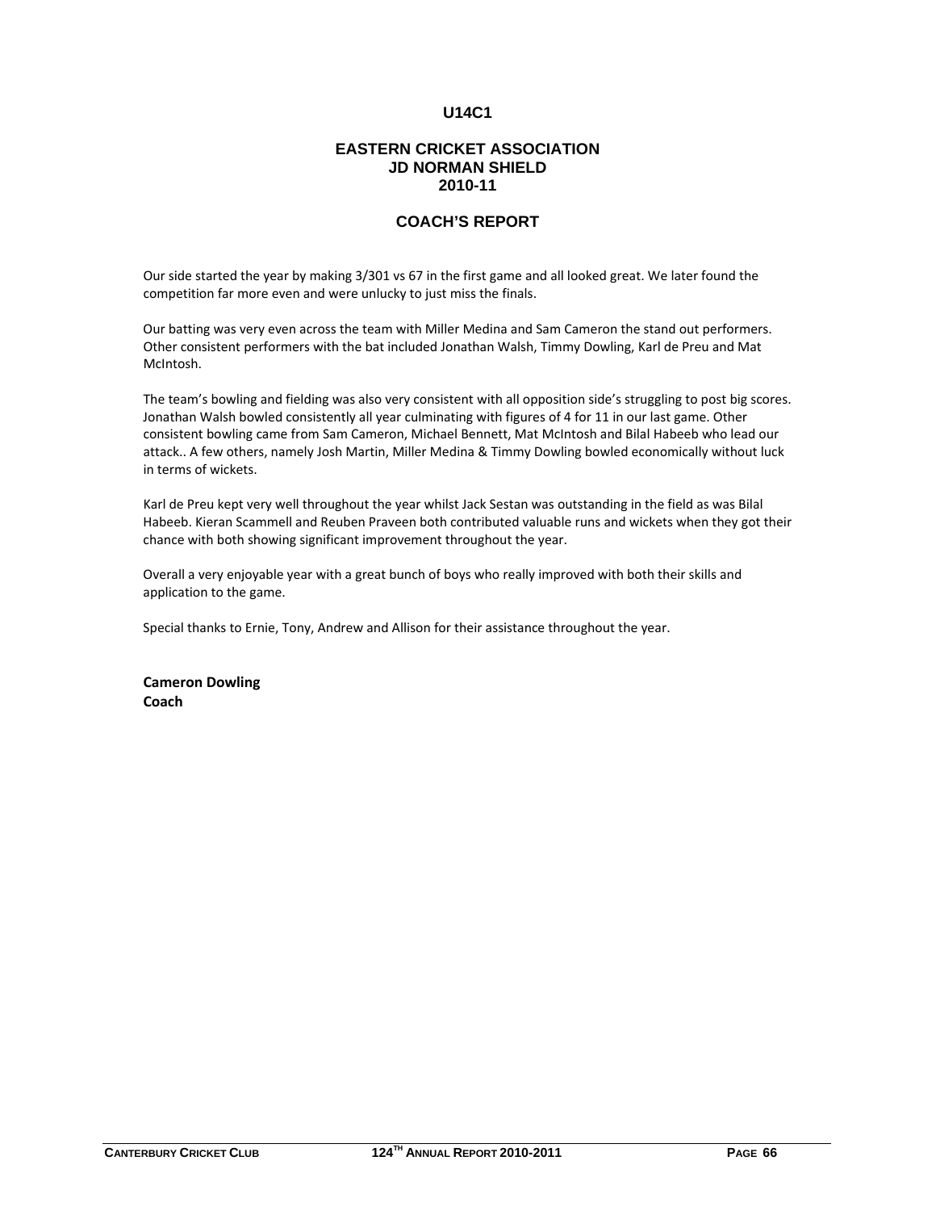# U14C1

## EASTERN CRICKET ASSOCIATION
## JD NORMAN SHIELD
## 2010-11

## COACH'S REPORT

Our side started the year by making 3/301 vs 67 in the first game and all looked great. We later found the competition far more even and were unlucky to just miss the finals.

Our batting was very even across the team with Miller Medina and Sam Cameron the stand out performers. Other consistent performers with the bat included Jonathan Walsh, Timmy Dowling, Karl de Preu and Mat McIntosh.

The team's bowling and fielding was also very consistent with all opposition side's struggling to post big scores. Jonathan Walsh bowled consistently all year culminating with figures of 4 for 11 in our last game. Other consistent bowling came from Sam Cameron, Michael Bennett, Mat McIntosh and Bilal Habeeb who lead our attack.. A few others, namely Josh Martin, Miller Medina & Timmy Dowling bowled economically without luck in terms of wickets.

Karl de Preu kept very well throughout the year whilst Jack Sestan was outstanding in the field as was Bilal Habeeb. Kieran Scammell and Reuben Praveen both contributed valuable runs and wickets when they got their chance with both showing significant improvement throughout the year.

Overall a very enjoyable year with a great bunch of boys who really improved with both their skills and application to the game.

Special thanks to Ernie, Tony, Andrew and Allison for their assistance throughout the year.

**Cameron Dowling**
**Coach**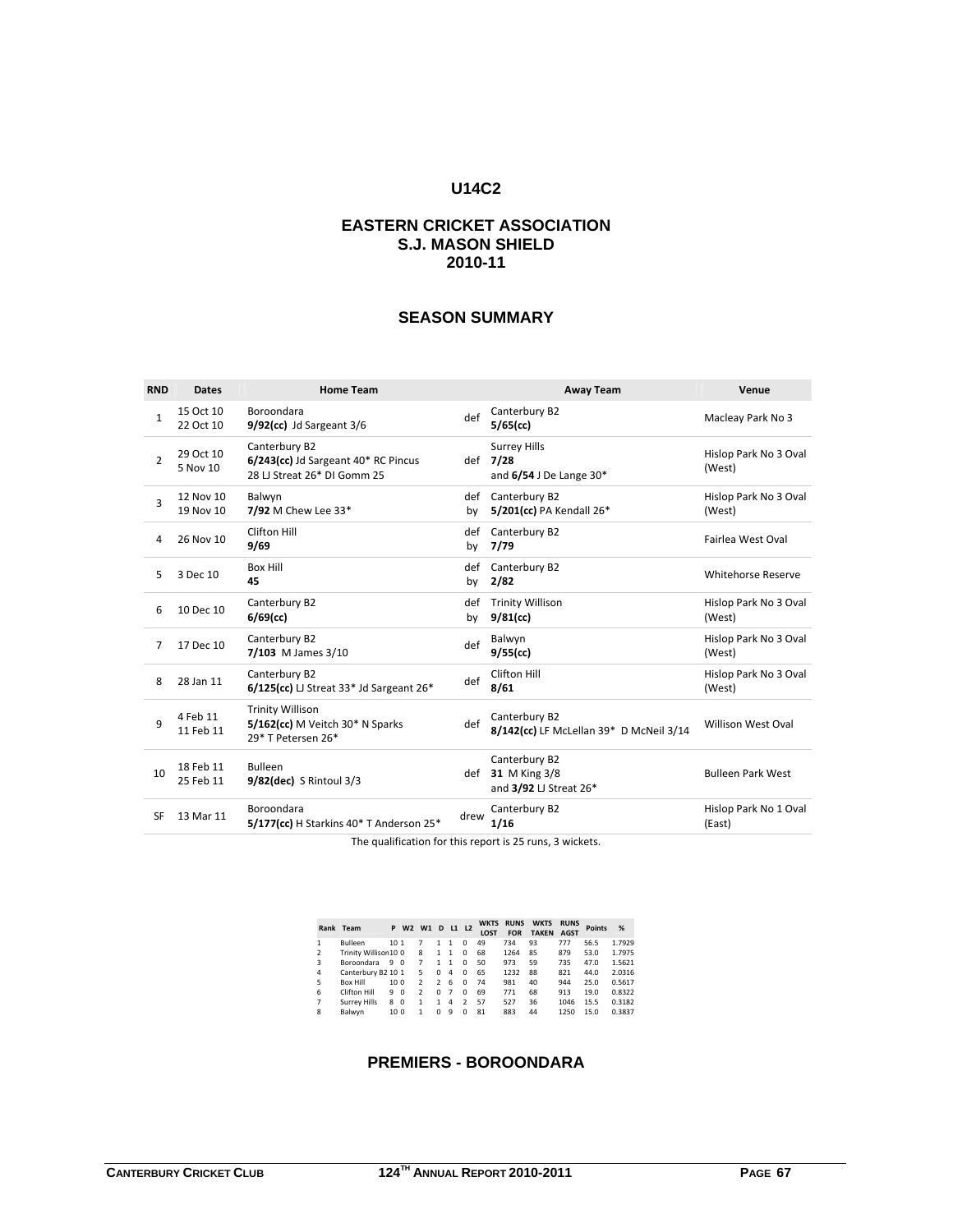# U14C2

## EASTERN CRICKET ASSOCIATION
## S.J. MASON SHIELD
## 2010-11

## SEASON SUMMARY

| RND | Dates | Home Team | | Away Team | Venue |
|---|---|---|---|---|---|
| 1 | 15 Oct 10<br>22 Oct 10 | Boroondara<br>**9/92(cc)** Jd Sargeant 3/6 | def | Canterbury B2<br>**5/65(cc)** | Macleay Park No 3 |
| 2 | 29 Oct 10<br>5 Nov 10 | Canterbury B2<br>**6/243(cc)** Jd Sargeant 40* RC Pincus 28 LJ Streat 26* DI Gomm 25 | def | Surrey Hills<br>**7/28**<br>and **6/54** J De Lange 30* | Hislop Park No 3 Oval (West) |
| 3 | 12 Nov 10<br>19 Nov 10 | Balwyn<br>**7/92** M Chew Lee 33* | def by | Canterbury B2<br>**5/201(cc)** PA Kendall 26* | Hislop Park No 3 Oval (West) |
| 4 | 26 Nov 10 | Clifton Hill<br>**9/69** | def by | Canterbury B2<br>**7/79** | Fairlea West Oval |
| 5 | 3 Dec 10 | Box Hill<br>**45** | def by | Canterbury B2<br>**2/82** | Whitehorse Reserve |
| 6 | 10 Dec 10 | Canterbury B2<br>**6/69(cc)** | def by | Trinity Willison<br>**9/81(cc)** | Hislop Park No 3 Oval (West) |
| 7 | 17 Dec 10 | Canterbury B2<br>**7/103** M James 3/10 | def | Balwyn<br>**9/55(cc)** | Hislop Park No 3 Oval (West) |
| 8 | 28 Jan 11 | Canterbury B2<br>**6/125(cc)** LJ Streat 33* Jd Sargeant 26* | def | Clifton Hill<br>**8/61** | Hislop Park No 3 Oval (West) |
| 9 | 4 Feb 11<br>11 Feb 11 | Trinity Willison<br>**5/162(cc)** M Veitch 30* N Sparks 29* T Petersen 26* | def | Canterbury B2<br>**8/142(cc)** LF McLellan 39* D McNeil 3/14 | Willison West Oval |
| 10 | 18 Feb 11<br>25 Feb 11 | Bulleen<br>**9/82(dec)** S Rintoul 3/3 | def | Canterbury B2<br>**31** M King 3/8<br>and **3/92** LJ Streat 26* | Bulleen Park West |
| SF | 13 Mar 11 | Boroondara<br>**5/177(cc)** H Starkins 40* T Anderson 25* | drew | Canterbury B2<br>**1/16** | Hislop Park No 1 Oval (East) |

The qualification for this report is 25 runs, 3 wickets.

| Rank | Team | P | W2 | W1 | D | L1 | L2 | WKTS LOST | RUNS FOR | WKTS TAKEN | RUNS AGST | Points | % |
|---|---|---|---|---|---|---|---|---|---|---|---|---|---|
| 1 | Bulleen | 10 | 1 | 7 | 1 | 1 | 0 | 49 | 734 | 93 | 777 | 56.5 | 1.7929 |
| 2 | Trinity Willison | 10 | 0 | 8 | 1 | 1 | 0 | 68 | 1264 | 85 | 879 | 53.0 | 1.7975 |
| 3 | Boroondara | 9 | 0 | 7 | 1 | 1 | 0 | 50 | 973 | 59 | 735 | 47.0 | 1.5621 |
| 4 | Canterbury B2 | 10 | 1 | 5 | 0 | 4 | 0 | 65 | 1232 | 88 | 821 | 44.0 | 2.0316 |
| 5 | Box Hill | 10 | 0 | 2 | 2 | 6 | 0 | 74 | 981 | 40 | 944 | 25.0 | 0.5617 |
| 6 | Clifton Hill | 9 | 0 | 2 | 0 | 7 | 0 | 69 | 771 | 68 | 913 | 19.0 | 0.8322 |
| 7 | Surrey Hills | 8 | 0 | 1 | 1 | 4 | 2 | 57 | 527 | 36 | 1046 | 15.5 | 0.3182 |
| 8 | Balwyn | 10 | 0 | 1 | 0 | 9 | 0 | 81 | 883 | 44 | 1250 | 15.0 | 0.3837 |

## PREMIERS - BOROONDARA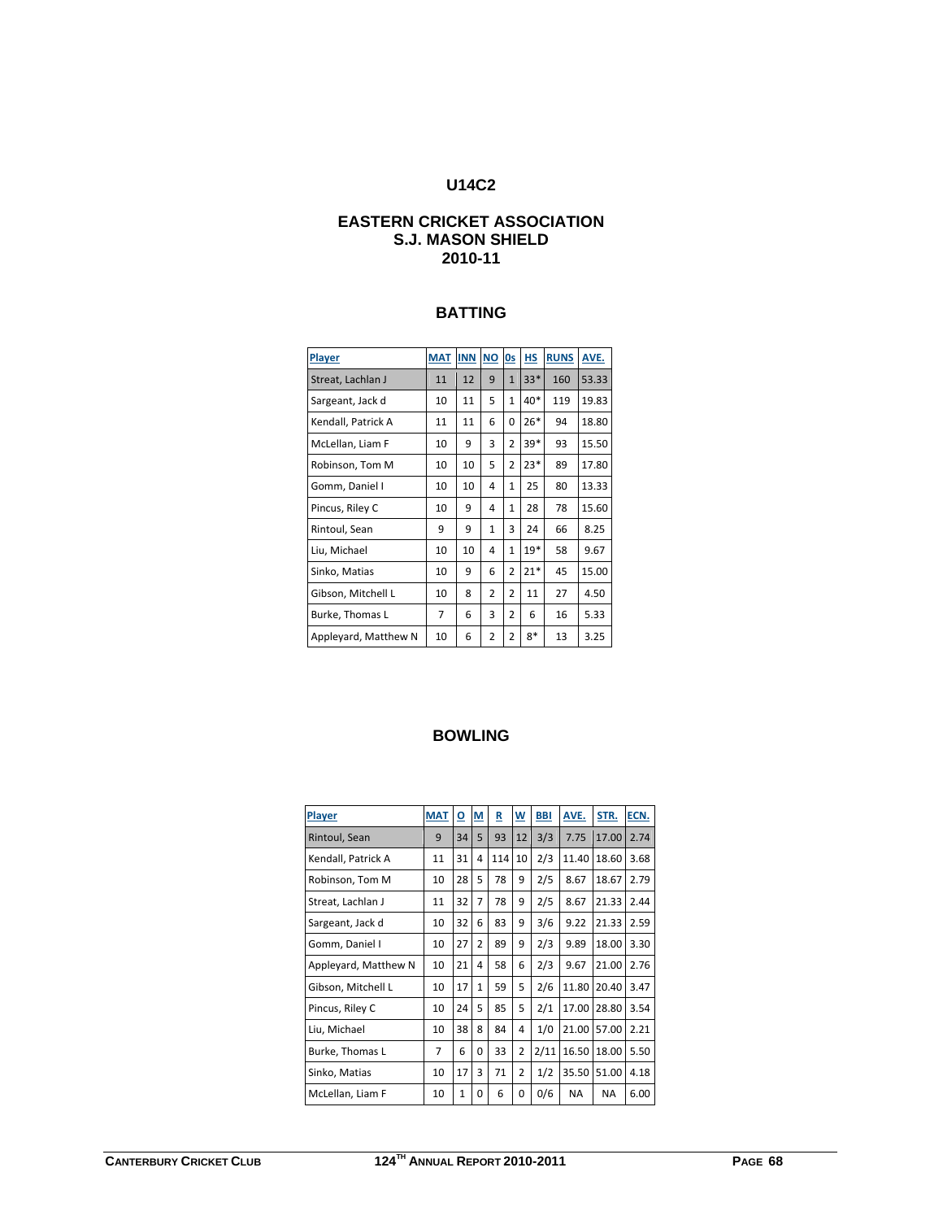## U14C2

## EASTERN CRICKET ASSOCIATION
## S.J. MASON SHIELD
## 2010-11

### BATTING

| Player | MAT | INN | NO | 0s | HS | RUNS | AVE. |
|---|---|---|---|---|---|---|---|
| Streat, Lachlan J | 11 | 12 | 9 | 1 | 33* | 160 | 53.33 |
| Sargeant, Jack d | 10 | 11 | 5 | 1 | 40* | 119 | 19.83 |
| Kendall, Patrick A | 11 | 11 | 6 | 0 | 26* | 94 | 18.80 |
| McLellan, Liam F | 10 | 9 | 3 | 2 | 39* | 93 | 15.50 |
| Robinson, Tom M | 10 | 10 | 5 | 2 | 23* | 89 | 17.80 |
| Gomm, Daniel I | 10 | 10 | 4 | 1 | 25 | 80 | 13.33 |
| Pincus, Riley C | 10 | 9 | 4 | 1 | 28 | 78 | 15.60 |
| Rintoul, Sean | 9 | 9 | 1 | 3 | 24 | 66 | 8.25 |
| Liu, Michael | 10 | 10 | 4 | 1 | 19* | 58 | 9.67 |
| Sinko, Matias | 10 | 9 | 6 | 2 | 21* | 45 | 15.00 |
| Gibson, Mitchell L | 10 | 8 | 2 | 2 | 11 | 27 | 4.50 |
| Burke, Thomas L | 7 | 6 | 3 | 2 | 6 | 16 | 5.33 |
| Appleyard, Matthew N | 10 | 6 | 2 | 2 | 8* | 13 | 3.25 |

### BOWLING

| Player | MAT | O | M | R | W | BBI | AVE. | STR. | ECN. |
|---|---|---|---|---|---|---|---|---|---|
| Rintoul, Sean | 9 | 34 | 5 | 93 | 12 | 3/3 | 7.75 | 17.00 | 2.74 |
| Kendall, Patrick A | 11 | 31 | 4 | 114 | 10 | 2/3 | 11.40 | 18.60 | 3.68 |
| Robinson, Tom M | 10 | 28 | 5 | 78 | 9 | 2/5 | 8.67 | 18.67 | 2.79 |
| Streat, Lachlan J | 11 | 32 | 7 | 78 | 9 | 2/5 | 8.67 | 21.33 | 2.44 |
| Sargeant, Jack d | 10 | 32 | 6 | 83 | 9 | 3/6 | 9.22 | 21.33 | 2.59 |
| Gomm, Daniel I | 10 | 27 | 2 | 89 | 9 | 2/3 | 9.89 | 18.00 | 3.30 |
| Appleyard, Matthew N | 10 | 21 | 4 | 58 | 6 | 2/3 | 9.67 | 21.00 | 2.76 |
| Gibson, Mitchell L | 10 | 17 | 1 | 59 | 5 | 2/6 | 11.80 | 20.40 | 3.47 |
| Pincus, Riley C | 10 | 24 | 5 | 85 | 5 | 2/1 | 17.00 | 28.80 | 3.54 |
| Liu, Michael | 10 | 38 | 8 | 84 | 4 | 1/0 | 21.00 | 57.00 | 2.21 |
| Burke, Thomas L | 7 | 6 | 0 | 33 | 2 | 2/11 | 16.50 | 18.00 | 5.50 |
| Sinko, Matias | 10 | 17 | 3 | 71 | 2 | 1/2 | 35.50 | 51.00 | 4.18 |
| McLellan, Liam F | 10 | 1 | 0 | 6 | 0 | 0/6 | NA | NA | 6.00 |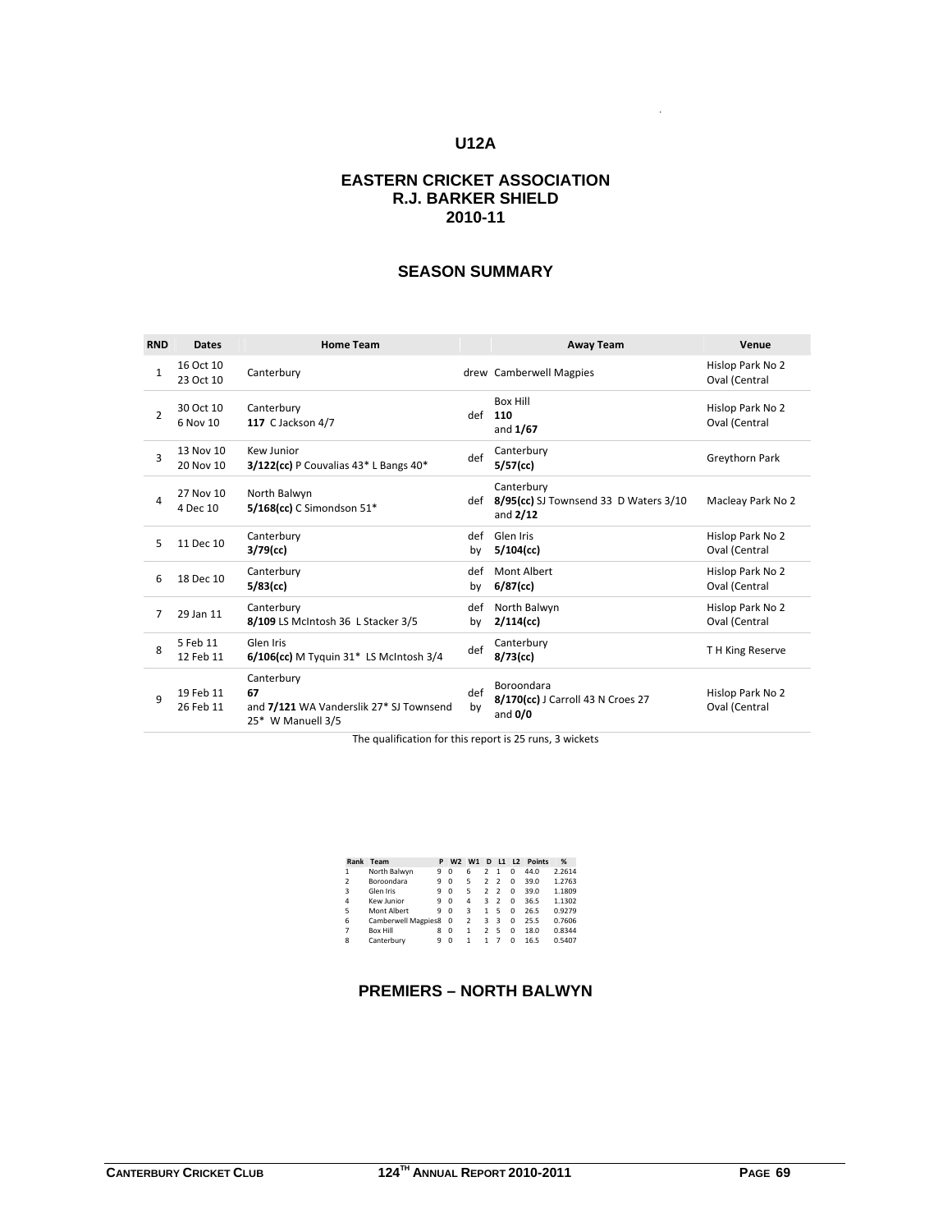### U12A

## EASTERN CRICKET ASSOCIATION
## R.J. BARKER SHIELD
## 2010-11

### SEASON SUMMARY

| RND | Dates | Home Team | | Away Team | Venue |
|---|---|---|---|---|---|
| 1 | 16 Oct 10<br>23 Oct 10 | Canterbury | drew | Camberwell Magpies | Hislop Park No 2 Oval (Central |
| 2 | 30 Oct 10<br>6 Nov 10 | Canterbury<br>**117** C Jackson 4/7 | def | Box Hill<br>**110**<br>and **1/67** | Hislop Park No 2 Oval (Central |
| 3 | 13 Nov 10<br>20 Nov 10 | Kew Junior<br>**3/122(cc)** P Couvalias 43* L Bangs 40* | def | Canterbury<br>**5/57(cc)** | Greythorn Park |
| 4 | 27 Nov 10<br>4 Dec 10 | North Balwyn<br>**5/168(cc)** C Simondson 51* | def | Canterbury<br>**8/95(cc)** SJ Townsend 33 D Waters 3/10<br>and **2/12** | Macleay Park No 2 |
| 5 | 11 Dec 10 | Canterbury<br>**3/79(cc)** | def by | Glen Iris<br>**5/104(cc)** | Hislop Park No 2 Oval (Central |
| 6 | 18 Dec 10 | Canterbury<br>**5/83(cc)** | def by | Mont Albert<br>**6/87(cc)** | Hislop Park No 2 Oval (Central |
| 7 | 29 Jan 11 | Canterbury<br>**8/109** LS McIntosh 36 L Stacker 3/5 | def by | North Balwyn<br>**2/114(cc)** | Hislop Park No 2 Oval (Central |
| 8 | 5 Feb 11<br>12 Feb 11 | Glen Iris<br>**6/106(cc)** M Tyquin 31* LS McIntosh 3/4 | def | Canterbury<br>**8/73(cc)** | T H King Reserve |
| 9 | 19 Feb 11<br>26 Feb 11 | Canterbury<br>**67**<br>and **7/121** WA Vanderslik 27* SJ Townsend 25* W Manuell 3/5 | def by | Boroondara<br>**8/170(cc)** J Carroll 43 N Croes 27<br>and **0/0** | Hislop Park No 2 Oval (Central |

The qualification for this report is 25 runs, 3 wickets

| Rank | Team | P | W2 | W1 | D | L1 | L2 | Points | % |
|---|---|---|---|---|---|---|---|---|---|
| 1 | North Balwyn | 9 | 0 | 6 | 2 | 1 | 0 | 44.0 | 2.2614 |
| 2 | Boroondara | 9 | 0 | 5 | 2 | 2 | 0 | 39.0 | 1.2763 |
| 3 | Glen Iris | 9 | 0 | 5 | 2 | 2 | 0 | 39.0 | 1.1809 |
| 4 | Kew Junior | 9 | 0 | 4 | 3 | 2 | 0 | 36.5 | 1.1302 |
| 5 | Mont Albert | 9 | 0 | 3 | 1 | 5 | 0 | 26.5 | 0.9279 |
| 6 | Camberwell Magpies | 8 | 0 | 2 | 3 | 3 | 0 | 25.5 | 0.7606 |
| 7 | Box Hill | 8 | 0 | 1 | 2 | 5 | 0 | 18.0 | 0.8344 |
| 8 | Canterbury | 9 | 0 | 1 | 1 | 7 | 0 | 16.5 | 0.5407 |

### PREMIERS – NORTH BALWYN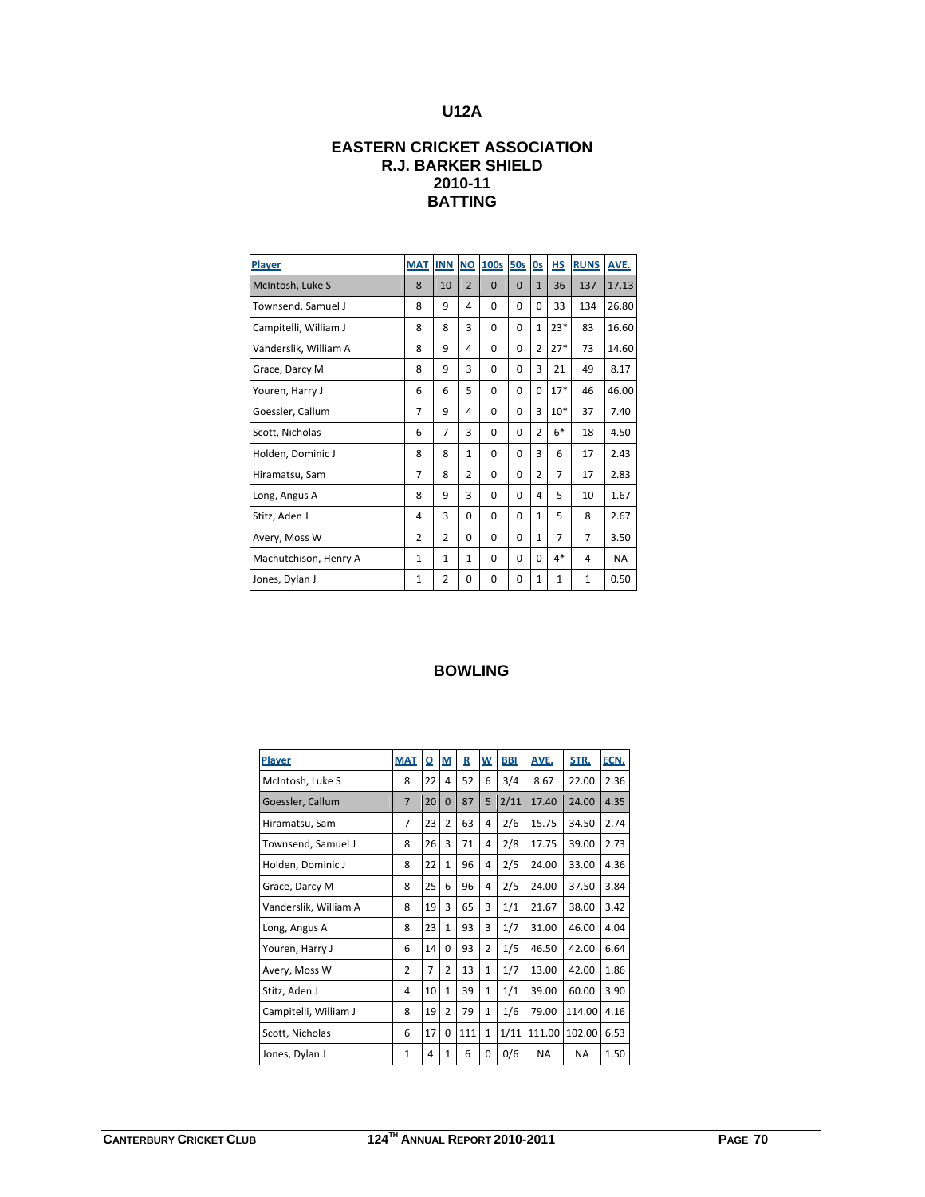# U12A

## EASTERN CRICKET ASSOCIATION
## R.J. BARKER SHIELD
## 2010-11
## BATTING

| Player | MAT | INN | NO | 100s | 50s | 0s | HS | RUNS | AVE. |
|---|---|---|---|---|---|---|---|---|---|
| McIntosh, Luke S | 8 | 10 | 2 | 0 | 0 | 1 | 36 | 137 | 17.13 |
| Townsend, Samuel J | 8 | 9 | 4 | 0 | 0 | 0 | 33 | 134 | 26.80 |
| Campitelli, William J | 8 | 8 | 3 | 0 | 0 | 1 | 23* | 83 | 16.60 |
| Vanderslik, William A | 8 | 9 | 4 | 0 | 0 | 2 | 27* | 73 | 14.60 |
| Grace, Darcy M | 8 | 9 | 3 | 0 | 0 | 3 | 21 | 49 | 8.17 |
| Youren, Harry J | 6 | 6 | 5 | 0 | 0 | 0 | 17* | 46 | 46.00 |
| Goessler, Callum | 7 | 9 | 4 | 0 | 0 | 3 | 10* | 37 | 7.40 |
| Scott, Nicholas | 6 | 7 | 3 | 0 | 0 | 2 | 6* | 18 | 4.50 |
| Holden, Dominic J | 8 | 8 | 1 | 0 | 0 | 3 | 6 | 17 | 2.43 |
| Hiramatsu, Sam | 7 | 8 | 2 | 0 | 0 | 2 | 7 | 17 | 2.83 |
| Long, Angus A | 8 | 9 | 3 | 0 | 0 | 4 | 5 | 10 | 1.67 |
| Stitz, Aden J | 4 | 3 | 0 | 0 | 0 | 1 | 5 | 8 | 2.67 |
| Avery, Moss W | 2 | 2 | 0 | 0 | 0 | 1 | 7 | 7 | 3.50 |
| Machutchison, Henry A | 1 | 1 | 1 | 0 | 0 | 0 | 4* | 4 | NA |
| Jones, Dylan J | 1 | 2 | 0 | 0 | 0 | 1 | 1 | 1 | 0.50 |

## BOWLING

| Player | MAT | O | M | R | W | BBI | AVE. | STR. | ECN. |
|---|---|---|---|---|---|---|---|---|---|
| McIntosh, Luke S | 8 | 22 | 4 | 52 | 6 | 3/4 | 8.67 | 22.00 | 2.36 |
| Goessler, Callum | 7 | 20 | 0 | 87 | 5 | 2/11 | 17.40 | 24.00 | 4.35 |
| Hiramatsu, Sam | 7 | 23 | 2 | 63 | 4 | 2/6 | 15.75 | 34.50 | 2.74 |
| Townsend, Samuel J | 8 | 26 | 3 | 71 | 4 | 2/8 | 17.75 | 39.00 | 2.73 |
| Holden, Dominic J | 8 | 22 | 1 | 96 | 4 | 2/5 | 24.00 | 33.00 | 4.36 |
| Grace, Darcy M | 8 | 25 | 6 | 96 | 4 | 2/5 | 24.00 | 37.50 | 3.84 |
| Vanderslik, William A | 8 | 19 | 3 | 65 | 3 | 1/1 | 21.67 | 38.00 | 3.42 |
| Long, Angus A | 8 | 23 | 1 | 93 | 3 | 1/7 | 31.00 | 46.00 | 4.04 |
| Youren, Harry J | 6 | 14 | 0 | 93 | 2 | 1/5 | 46.50 | 42.00 | 6.64 |
| Avery, Moss W | 2 | 7 | 2 | 13 | 1 | 1/7 | 13.00 | 42.00 | 1.86 |
| Stitz, Aden J | 4 | 10 | 1 | 39 | 1 | 1/1 | 39.00 | 60.00 | 3.90 |
| Campitelli, William J | 8 | 19 | 2 | 79 | 1 | 1/6 | 79.00 | 114.00 | 4.16 |
| Scott, Nicholas | 6 | 17 | 0 | 111 | 1 | 1/11 | 111.00 | 102.00 | 6.53 |
| Jones, Dylan J | 1 | 4 | 1 | 6 | 0 | 0/6 | NA | NA | 1.50 |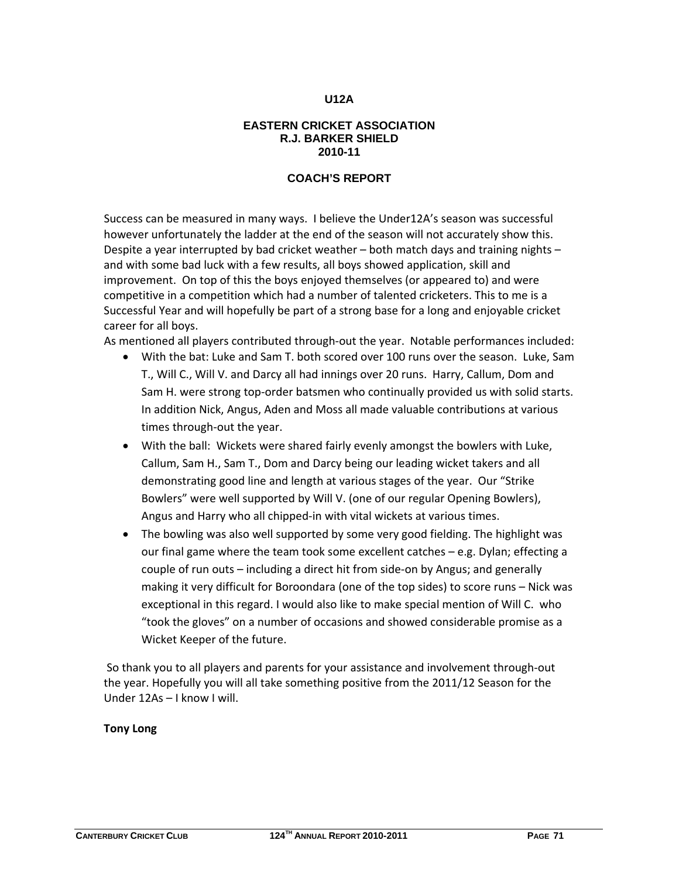# U12A

## EASTERN CRICKET ASSOCIATION
## R.J. BARKER SHIELD
## 2010-11

### COACH'S REPORT

Success can be measured in many ways. I believe the Under12A's season was successful however unfortunately the ladder at the end of the season will not accurately show this. Despite a year interrupted by bad cricket weather – both match days and training nights – and with some bad luck with a few results, all boys showed application, skill and improvement. On top of this the boys enjoyed themselves (or appeared to) and were competitive in a competition which had a number of talented cricketers. This to me is a Successful Year and will hopefully be part of a strong base for a long and enjoyable cricket career for all boys.

As mentioned all players contributed through-out the year. Notable performances included:

- With the bat: Luke and Sam T. both scored over 100 runs over the season. Luke, Sam T., Will C., Will V. and Darcy all had innings over 20 runs. Harry, Callum, Dom and Sam H. were strong top-order batsmen who continually provided us with solid starts. In addition Nick, Angus, Aden and Moss all made valuable contributions at various times through-out the year.
- With the ball: Wickets were shared fairly evenly amongst the bowlers with Luke, Callum, Sam H., Sam T., Dom and Darcy being our leading wicket takers and all demonstrating good line and length at various stages of the year. Our "Strike Bowlers" were well supported by Will V. (one of our regular Opening Bowlers), Angus and Harry who all chipped-in with vital wickets at various times.
- The bowling was also well supported by some very good fielding. The highlight was our final game where the team took some excellent catches – e.g. Dylan; effecting a couple of run outs – including a direct hit from side-on by Angus; and generally making it very difficult for Boroondara (one of the top sides) to score runs – Nick was exceptional in this regard. I would also like to make special mention of Will C. who "took the gloves" on a number of occasions and showed considerable promise as a Wicket Keeper of the future.

So thank you to all players and parents for your assistance and involvement through-out the year. Hopefully you will all take something positive from the 2011/12 Season for the Under 12As – I know I will.

**Tony Long**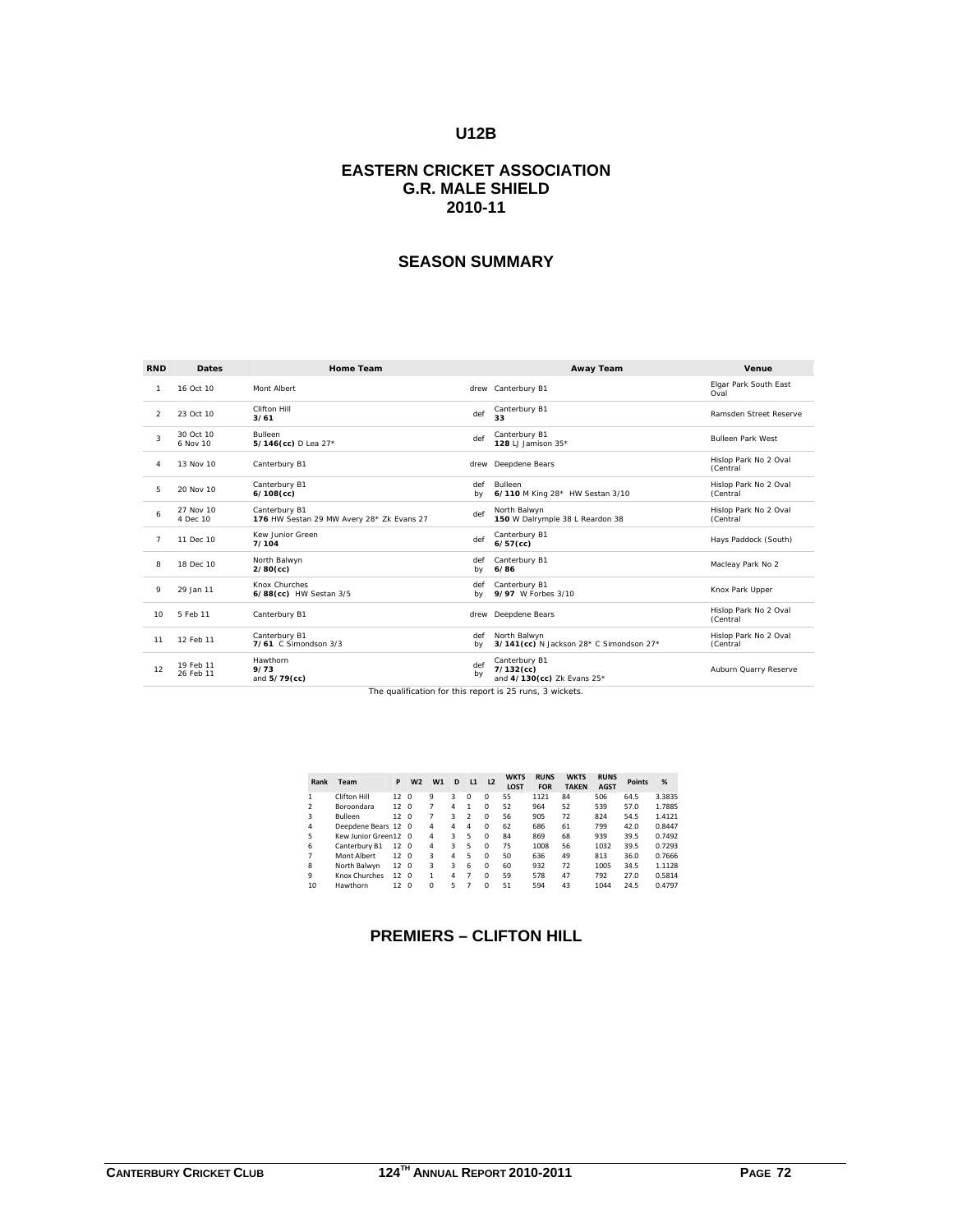# U12B

## EASTERN CRICKET ASSOCIATION
## G.R. MALE SHIELD
## 2010-11

## SEASON SUMMARY

| RND | Dates | Home Team | | Away Team | Venue |
|---|---|---|---|---|---|
| 1 | 16 Oct 10 | Mont Albert | drew | Canterbury B1 | Elgar Park South East Oval |
| 2 | 23 Oct 10 | Clifton Hill **3/61** | def | Canterbury B1 **33** | Ramsden Street Reserve |
| 3 | 30 Oct 10 6 Nov 10 | Bulleen **5/146(cc)** D Lea 27* | def | Canterbury B1 **128** LJ Jamison 35* | Bulleen Park West |
| 4 | 13 Nov 10 | Canterbury B1 | drew | Deepdene Bears | Hislop Park No 2 Oval (Central |
| 5 | 20 Nov 10 | Canterbury B1 **6/108(cc)** | def by | Bulleen **6/110** M King 28* HW Sestan 3/10 | Hislop Park No 2 Oval (Central |
| 6 | 27 Nov 10 4 Dec 10 | Canterbury B1 **176** HW Sestan 29 MW Avery 28* Zk Evans 27 | def | North Balwyn **150** W Dalrymple 38 L Reardon 38 | Hislop Park No 2 Oval (Central |
| 7 | 11 Dec 10 | Kew Junior Green **7/104** | def | Canterbury B1 **6/57(cc)** | Hays Paddock (South) |
| 8 | 18 Dec 10 | North Balwyn **2/80(cc)** | def by | Canterbury B1 **6/86** | Macleay Park No 2 |
| 9 | 29 Jan 11 | Knox Churches **6/88(cc)** HW Sestan 3/5 | def by | Canterbury B1 **9/97** W Forbes 3/10 | Knox Park Upper |
| 10 | 5 Feb 11 | Canterbury B1 | drew | Deepdene Bears | Hislop Park No 2 Oval (Central |
| 11 | 12 Feb 11 | Canterbury B1 **7/61** C Simondson 3/3 | def by | North Balwyn **3/141(cc)** N Jackson 28* C Simondson 27* | Hislop Park No 2 Oval (Central |
| 12 | 19 Feb 11 26 Feb 11 | Hawthorn **9/73** and **5/79(cc)** | def by | Canterbury B1 **7/132(cc)** and **4/130(cc)** Zk Evans 25* | Auburn Quarry Reserve |

*The qualification for this report is 25 runs, 3 wickets.*

| Rank | Team | P | W2 | W1 | D | L1 | L2 | WKTS LOST | RUNS FOR | WKTS TAKEN | RUNS AGST | Points | % |
|---|---|---|---|---|---|---|---|---|---|---|---|---|---|
| 1 | Clifton Hill | 12 | 0 | 9 | 3 | 0 | 0 | 55 | 1121 | 84 | 506 | 64.5 | 3.3835 |
| 2 | Boroondara | 12 | 0 | 7 | 4 | 1 | 0 | 52 | 964 | 52 | 539 | 57.0 | 1.7885 |
| 3 | Bulleen | 12 | 0 | 7 | 3 | 2 | 0 | 56 | 905 | 72 | 824 | 54.5 | 1.4121 |
| 4 | Deepdene Bears | 12 | 0 | 4 | 4 | 4 | 0 | 62 | 686 | 61 | 799 | 42.0 | 0.8447 |
| 5 | Kew Junior Green | 12 | 0 | 4 | 3 | 5 | 0 | 84 | 869 | 68 | 939 | 39.5 | 0.7492 |
| 6 | Canterbury B1 | 12 | 0 | 4 | 3 | 5 | 0 | 75 | 1008 | 56 | 1032 | 39.5 | 0.7293 |
| 7 | Mont Albert | 12 | 0 | 3 | 4 | 5 | 0 | 50 | 636 | 49 | 813 | 36.0 | 0.7666 |
| 8 | North Balwyn | 12 | 0 | 3 | 3 | 6 | 0 | 60 | 932 | 72 | 1005 | 34.5 | 1.1128 |
| 9 | Knox Churches | 12 | 0 | 1 | 4 | 7 | 0 | 59 | 578 | 47 | 792 | 27.0 | 0.5814 |
| 10 | Hawthorn | 12 | 0 | 0 | 5 | 7 | 0 | 51 | 594 | 43 | 1044 | 24.5 | 0.4797 |

## PREMIERS – CLIFTON HILL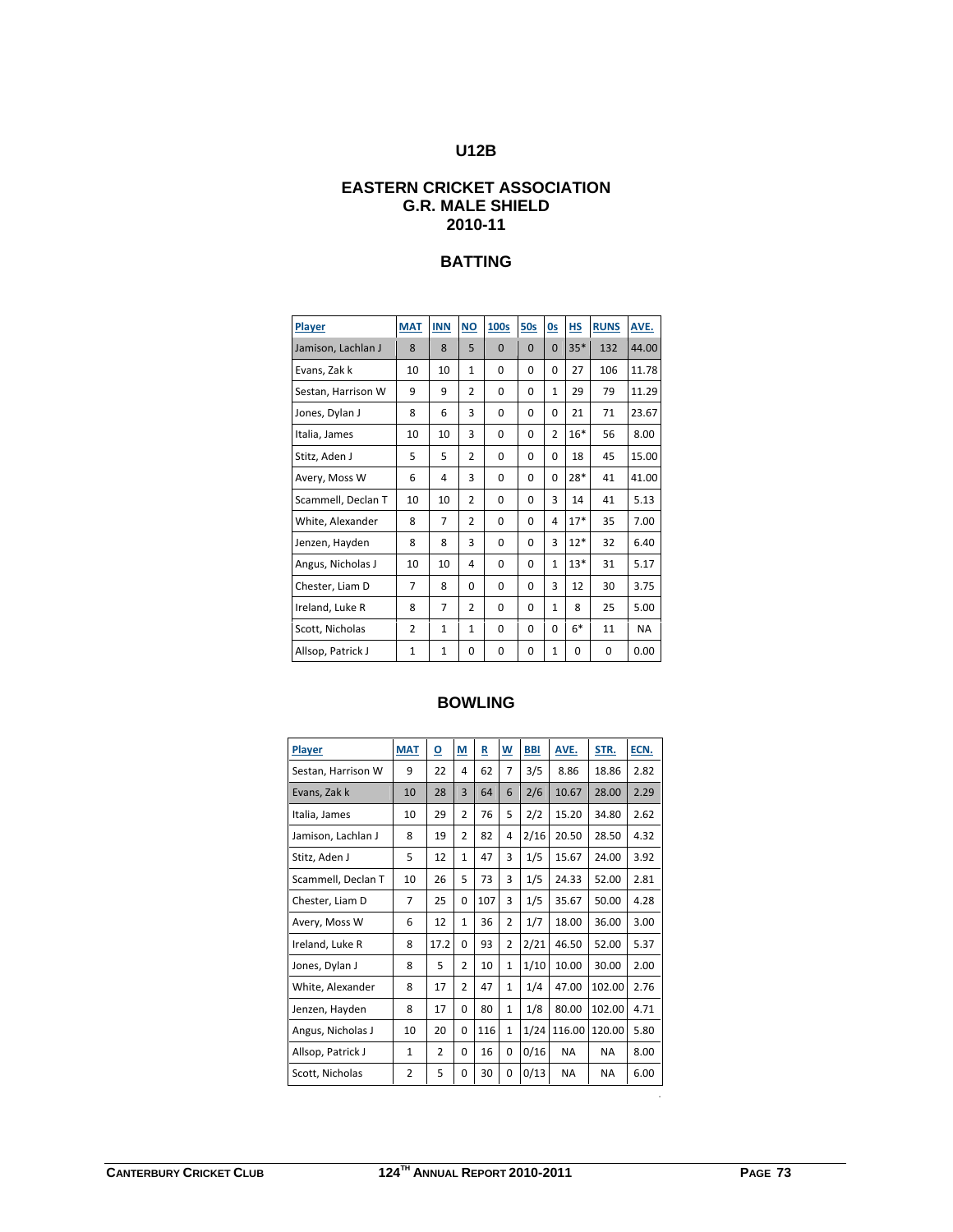# U12B

## EASTERN CRICKET ASSOCIATION
## G.R. MALE SHIELD
## 2010-11

## BATTING

| Player | MAT | INN | NO | 100s | 50s | 0s | HS | RUNS | AVE. |
|---|---|---|---|---|---|---|---|---|---|
| Jamison, Lachlan J | 8 | 8 | 5 | 0 | 0 | 0 | 35* | 132 | 44.00 |
| Evans, Zak k | 10 | 10 | 1 | 0 | 0 | 0 | 27 | 106 | 11.78 |
| Sestan, Harrison W | 9 | 9 | 2 | 0 | 0 | 1 | 29 | 79 | 11.29 |
| Jones, Dylan J | 8 | 6 | 3 | 0 | 0 | 0 | 21 | 71 | 23.67 |
| Italia, James | 10 | 10 | 3 | 0 | 0 | 2 | 16* | 56 | 8.00 |
| Stitz, Aden J | 5 | 5 | 2 | 0 | 0 | 0 | 18 | 45 | 15.00 |
| Avery, Moss W | 6 | 4 | 3 | 0 | 0 | 0 | 28* | 41 | 41.00 |
| Scammell, Declan T | 10 | 10 | 2 | 0 | 0 | 3 | 14 | 41 | 5.13 |
| White, Alexander | 8 | 7 | 2 | 0 | 0 | 4 | 17* | 35 | 7.00 |
| Jenzen, Hayden | 8 | 8 | 3 | 0 | 0 | 3 | 12* | 32 | 6.40 |
| Angus, Nicholas J | 10 | 10 | 4 | 0 | 0 | 1 | 13* | 31 | 5.17 |
| Chester, Liam D | 7 | 8 | 0 | 0 | 0 | 3 | 12 | 30 | 3.75 |
| Ireland, Luke R | 8 | 7 | 2 | 0 | 0 | 1 | 8 | 25 | 5.00 |
| Scott, Nicholas | 2 | 1 | 1 | 0 | 0 | 0 | 6* | 11 | NA |
| Allsop, Patrick J | 1 | 1 | 0 | 0 | 0 | 1 | 0 | 0 | 0.00 |

## BOWLING

| Player | MAT | O | M | R | W | BBI | AVE. | STR. | ECN. |
|---|---|---|---|---|---|---|---|---|---|
| Sestan, Harrison W | 9 | 22 | 4 | 62 | 7 | 3/5 | 8.86 | 18.86 | 2.82 |
| Evans, Zak k | 10 | 28 | 3 | 64 | 6 | 2/6 | 10.67 | 28.00 | 2.29 |
| Italia, James | 10 | 29 | 2 | 76 | 5 | 2/2 | 15.20 | 34.80 | 2.62 |
| Jamison, Lachlan J | 8 | 19 | 2 | 82 | 4 | 2/16 | 20.50 | 28.50 | 4.32 |
| Stitz, Aden J | 5 | 12 | 1 | 47 | 3 | 1/5 | 15.67 | 24.00 | 3.92 |
| Scammell, Declan T | 10 | 26 | 5 | 73 | 3 | 1/5 | 24.33 | 52.00 | 2.81 |
| Chester, Liam D | 7 | 25 | 0 | 107 | 3 | 1/5 | 35.67 | 50.00 | 4.28 |
| Avery, Moss W | 6 | 12 | 1 | 36 | 2 | 1/7 | 18.00 | 36.00 | 3.00 |
| Ireland, Luke R | 8 | 17.2 | 0 | 93 | 2 | 2/21 | 46.50 | 52.00 | 5.37 |
| Jones, Dylan J | 8 | 5 | 2 | 10 | 1 | 1/10 | 10.00 | 30.00 | 2.00 |
| White, Alexander | 8 | 17 | 2 | 47 | 1 | 1/4 | 47.00 | 102.00 | 2.76 |
| Jenzen, Hayden | 8 | 17 | 0 | 80 | 1 | 1/8 | 80.00 | 102.00 | 4.71 |
| Angus, Nicholas J | 10 | 20 | 0 | 116 | 1 | 1/24 | 116.00 | 120.00 | 5.80 |
| Allsop, Patrick J | 1 | 2 | 0 | 16 | 0 | 0/16 | NA | NA | 8.00 |
| Scott, Nicholas | 2 | 5 | 0 | 30 | 0 | 0/13 | NA | NA | 6.00 |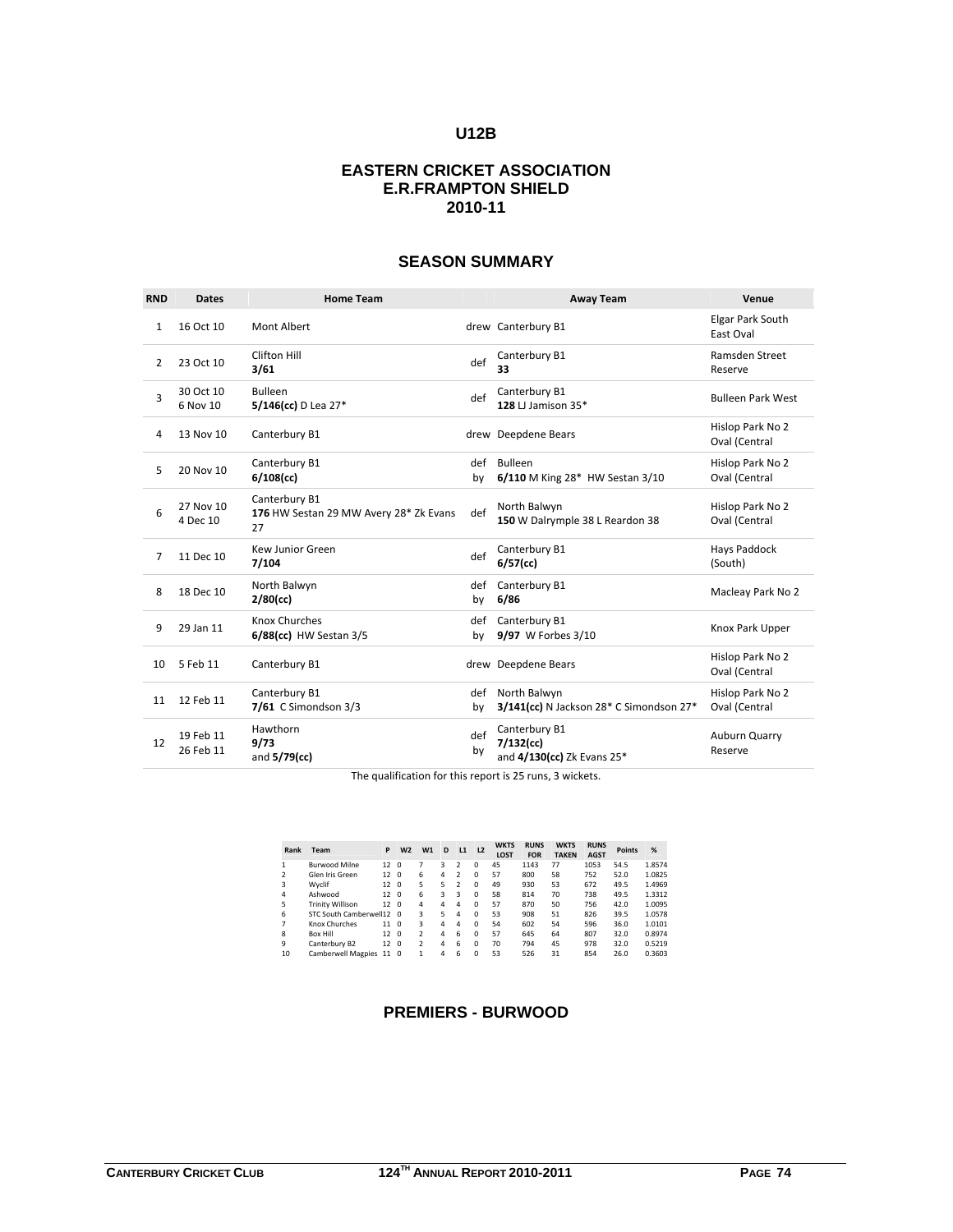# U12B

## EASTERN CRICKET ASSOCIATION
## E.R.FRAMPTON SHIELD
## 2010-11

## SEASON SUMMARY

| RND | Dates | Home Team | | Away Team | Venue |
|---|---|---|---|---|---|
| 1 | 16 Oct 10 | Mont Albert | drew | Canterbury B1 | Elgar Park South East Oval |
| 2 | 23 Oct 10 | Clifton Hill **3/61** | def | Canterbury B1 **33** | Ramsden Street Reserve |
| 3 | 30 Oct 10 6 Nov 10 | Bulleen **5/146(cc)** D Lea 27* | def | Canterbury B1 **128** LJ Jamison 35* | Bulleen Park West |
| 4 | 13 Nov 10 | Canterbury B1 | drew | Deepdene Bears | Hislop Park No 2 Oval (Central |
| 5 | 20 Nov 10 | Canterbury B1 **6/108(cc)** | def by | Bulleen **6/110** M King 28* HW Sestan 3/10 | Hislop Park No 2 Oval (Central |
| 6 | 27 Nov 10 4 Dec 10 | Canterbury B1 **176** HW Sestan 29 MW Avery 28* Zk Evans 27 | def | North Balwyn **150** W Dalrymple 38 L Reardon 38 | Hislop Park No 2 Oval (Central |
| 7 | 11 Dec 10 | Kew Junior Green **7/104** | def | Canterbury B1 **6/57(cc)** | Hays Paddock (South) |
| 8 | 18 Dec 10 | North Balwyn **2/80(cc)** | def by | Canterbury B1 **6/86** | Macleay Park No 2 |
| 9 | 29 Jan 11 | Knox Churches **6/88(cc)** HW Sestan 3/5 | def by | Canterbury B1 **9/97** W Forbes 3/10 | Knox Park Upper |
| 10 | 5 Feb 11 | Canterbury B1 | drew | Deepdene Bears | Hislop Park No 2 Oval (Central |
| 11 | 12 Feb 11 | Canterbury B1 **7/61** C Simondson 3/3 | def by | North Balwyn **3/141(cc)** N Jackson 28* C Simondson 27* | Hislop Park No 2 Oval (Central |
| 12 | 19 Feb 11 26 Feb 11 | Hawthorn **9/73** and **5/79(cc)** | def by | Canterbury B1 **7/132(cc)** and **4/130(cc)** Zk Evans 25* | Auburn Quarry Reserve |

The qualification for this report is 25 runs, 3 wickets.

| Rank | Team | P | W2 | W1 | D | L1 | L2 | WKTS LOST | RUNS FOR | WKTS TAKEN | RUNS AGST | Points | % |
|---|---|---|---|---|---|---|---|---|---|---|---|---|---|
| 1 | Burwood Milne | 12 | 0 | 7 | 3 | 2 | 0 | 45 | 1143 | 77 | 1053 | 54.5 | 1.8574 |
| 2 | Glen Iris Green | 12 | 0 | 6 | 4 | 2 | 0 | 57 | 800 | 58 | 752 | 52.0 | 1.0825 |
| 3 | Wyclif | 12 | 0 | 5 | 5 | 2 | 0 | 49 | 930 | 53 | 672 | 49.5 | 1.4969 |
| 4 | Ashwood | 12 | 0 | 6 | 3 | 3 | 0 | 58 | 814 | 70 | 738 | 49.5 | 1.3312 |
| 5 | Trinity Willison | 12 | 0 | 4 | 4 | 4 | 0 | 57 | 870 | 50 | 756 | 42.0 | 1.0095 |
| 6 | STC South Camberwell | 12 | 0 | 3 | 5 | 4 | 0 | 53 | 908 | 51 | 826 | 39.5 | 1.0578 |
| 7 | Knox Churches | 11 | 0 | 3 | 4 | 4 | 0 | 54 | 602 | 54 | 596 | 36.0 | 1.0101 |
| 8 | Box Hill | 12 | 0 | 2 | 4 | 6 | 0 | 57 | 645 | 64 | 807 | 32.0 | 0.8974 |
| 9 | Canterbury B2 | 12 | 0 | 2 | 4 | 6 | 0 | 70 | 794 | 45 | 978 | 32.0 | 0.5219 |
| 10 | Camberwell Magpies | 11 | 0 | 1 | 4 | 6 | 0 | 53 | 526 | 31 | 854 | 26.0 | 0.3603 |

## PREMIERS - BURWOOD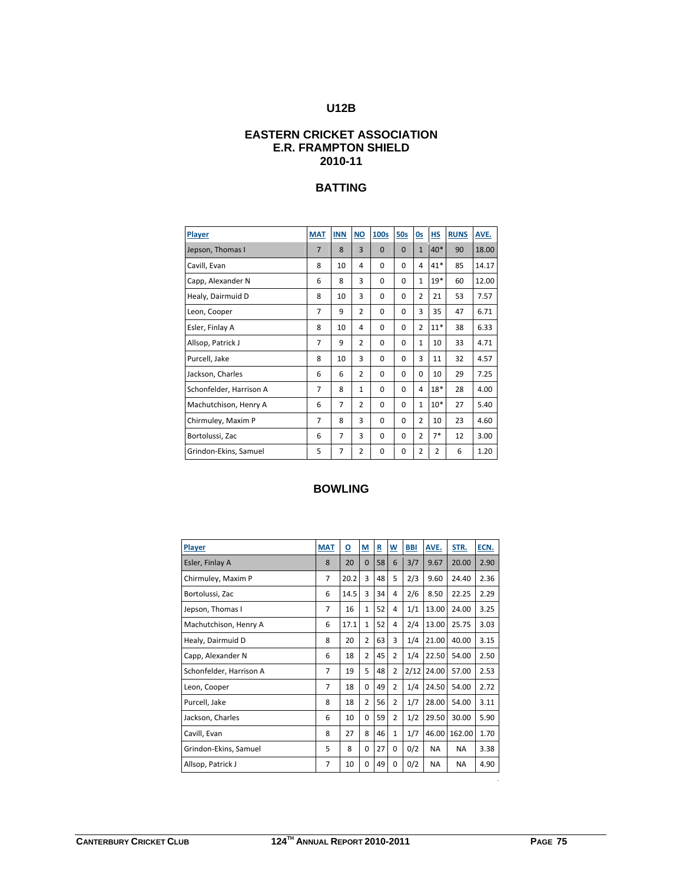# U12B

## EASTERN CRICKET ASSOCIATION
## E.R. FRAMPTON SHIELD
## 2010-11

### BATTING

| Player | MAT | INN | NO | 100s | 50s | 0s | HS | RUNS | AVE. |
|---|---|---|---|---|---|---|---|---|---|
| Jepson, Thomas I | 7 | 8 | 3 | 0 | 0 | 1 | 40* | 90 | 18.00 |
| Cavill, Evan | 8 | 10 | 4 | 0 | 0 | 4 | 41* | 85 | 14.17 |
| Capp, Alexander N | 6 | 8 | 3 | 0 | 0 | 1 | 19* | 60 | 12.00 |
| Healy, Dairmuid D | 8 | 10 | 3 | 0 | 0 | 2 | 21 | 53 | 7.57 |
| Leon, Cooper | 7 | 9 | 2 | 0 | 0 | 3 | 35 | 47 | 6.71 |
| Esler, Finlay A | 8 | 10 | 4 | 0 | 0 | 2 | 11* | 38 | 6.33 |
| Allsop, Patrick J | 7 | 9 | 2 | 0 | 0 | 1 | 10 | 33 | 4.71 |
| Purcell, Jake | 8 | 10 | 3 | 0 | 0 | 3 | 11 | 32 | 4.57 |
| Jackson, Charles | 6 | 6 | 2 | 0 | 0 | 0 | 10 | 29 | 7.25 |
| Schonfelder, Harrison A | 7 | 8 | 1 | 0 | 0 | 4 | 18* | 28 | 4.00 |
| Machutchison, Henry A | 6 | 7 | 2 | 0 | 0 | 1 | 10* | 27 | 5.40 |
| Chirmuley, Maxim P | 7 | 8 | 3 | 0 | 0 | 2 | 10 | 23 | 4.60 |
| Bortolussi, Zac | 6 | 7 | 3 | 0 | 0 | 2 | 7* | 12 | 3.00 |
| Grindon-Ekins, Samuel | 5 | 7 | 2 | 0 | 0 | 2 | 2 | 6 | 1.20 |

### BOWLING

| Player | MAT | O | M | R | W | BBI | AVE. | STR. | ECN. |
|---|---|---|---|---|---|---|---|---|---|
| Esler, Finlay A | 8 | 20 | 0 | 58 | 6 | 3/7 | 9.67 | 20.00 | 2.90 |
| Chirmuley, Maxim P | 7 | 20.2 | 3 | 48 | 5 | 2/3 | 9.60 | 24.40 | 2.36 |
| Bortolussi, Zac | 6 | 14.5 | 3 | 34 | 4 | 2/6 | 8.50 | 22.25 | 2.29 |
| Jepson, Thomas I | 7 | 16 | 1 | 52 | 4 | 1/1 | 13.00 | 24.00 | 3.25 |
| Machutchison, Henry A | 6 | 17.1 | 1 | 52 | 4 | 2/4 | 13.00 | 25.75 | 3.03 |
| Healy, Dairmuid D | 8 | 20 | 2 | 63 | 3 | 1/4 | 21.00 | 40.00 | 3.15 |
| Capp, Alexander N | 6 | 18 | 2 | 45 | 2 | 1/4 | 22.50 | 54.00 | 2.50 |
| Schonfelder, Harrison A | 7 | 19 | 5 | 48 | 2 | 2/12 | 24.00 | 57.00 | 2.53 |
| Leon, Cooper | 7 | 18 | 0 | 49 | 2 | 1/4 | 24.50 | 54.00 | 2.72 |
| Purcell, Jake | 8 | 18 | 2 | 56 | 2 | 1/7 | 28.00 | 54.00 | 3.11 |
| Jackson, Charles | 6 | 10 | 0 | 59 | 2 | 1/2 | 29.50 | 30.00 | 5.90 |
| Cavill, Evan | 8 | 27 | 8 | 46 | 1 | 1/7 | 46.00 | 162.00 | 1.70 |
| Grindon-Ekins, Samuel | 5 | 8 | 0 | 27 | 0 | 0/2 | NA | NA | 3.38 |
| Allsop, Patrick J | 7 | 10 | 0 | 49 | 0 | 0/2 | NA | NA | 4.90 |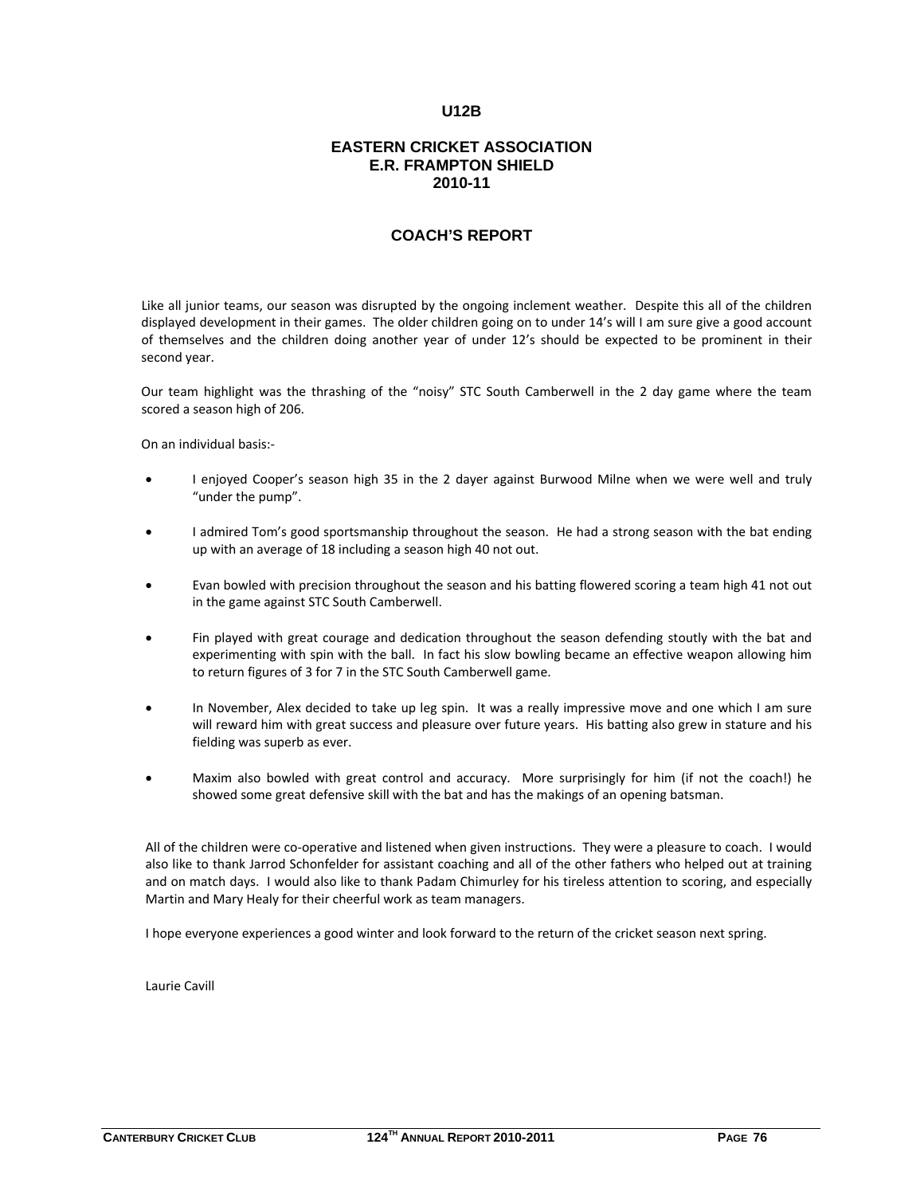## U12B

## EASTERN CRICKET ASSOCIATION
## E.R. FRAMPTON SHIELD
## 2010-11

## COACH'S REPORT

Like all junior teams, our season was disrupted by the ongoing inclement weather. Despite this all of the children displayed development in their games. The older children going on to under 14's will I am sure give a good account of themselves and the children doing another year of under 12's should be expected to be prominent in their second year.

Our team highlight was the thrashing of the "noisy" STC South Camberwell in the 2 day game where the team scored a season high of 206.

On an individual basis:-

- I enjoyed Cooper's season high 35 in the 2 dayer against Burwood Milne when we were well and truly "under the pump".
- I admired Tom's good sportsmanship throughout the season. He had a strong season with the bat ending up with an average of 18 including a season high 40 not out.
- Evan bowled with precision throughout the season and his batting flowered scoring a team high 41 not out in the game against STC South Camberwell.
- Fin played with great courage and dedication throughout the season defending stoutly with the bat and experimenting with spin with the ball. In fact his slow bowling became an effective weapon allowing him to return figures of 3 for 7 in the STC South Camberwell game.
- In November, Alex decided to take up leg spin. It was a really impressive move and one which I am sure will reward him with great success and pleasure over future years. His batting also grew in stature and his fielding was superb as ever.
- Maxim also bowled with great control and accuracy. More surprisingly for him (if not the coach!) he showed some great defensive skill with the bat and has the makings of an opening batsman.

All of the children were co-operative and listened when given instructions. They were a pleasure to coach. I would also like to thank Jarrod Schonfelder for assistant coaching and all of the other fathers who helped out at training and on match days. I would also like to thank Padam Chimurley for his tireless attention to scoring, and especially Martin and Mary Healy for their cheerful work as team managers.

I hope everyone experiences a good winter and look forward to the return of the cricket season next spring.

Laurie Cavill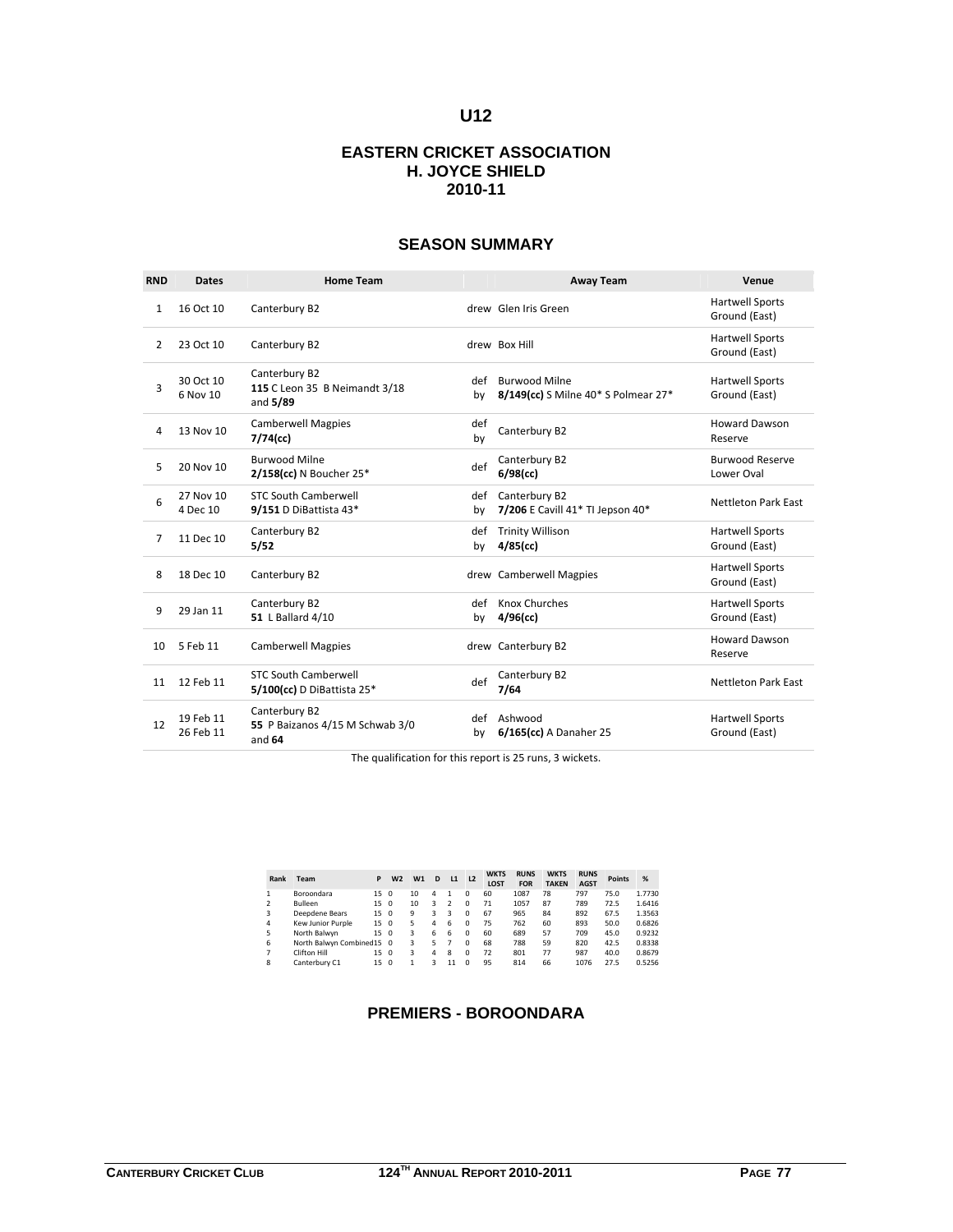# U12

## EASTERN CRICKET ASSOCIATION
## H. JOYCE SHIELD
## 2010-11

## SEASON SUMMARY

| RND | Dates | Home Team | | Away Team | Venue |
|---|---|---|---|---|---|
| 1 | 16 Oct 10 | Canterbury B2 | drew | Glen Iris Green | Hartwell Sports Ground (East) |
| 2 | 23 Oct 10 | Canterbury B2 | drew | Box Hill | Hartwell Sports Ground (East) |
| 3 | 30 Oct 10<br>6 Nov 10 | Canterbury B2<br>**115** C Leon 35 B Neimandt 3/18<br>and **5/89** | def by | Burwood Milne<br>**8/149(cc)** S Milne 40* S Polmear 27* | Hartwell Sports Ground (East) |
| 4 | 13 Nov 10 | Camberwell Magpies<br>**7/74(cc)** | def by | Canterbury B2 | Howard Dawson Reserve |
| 5 | 20 Nov 10 | Burwood Milne<br>**2/158(cc)** N Boucher 25* | def | Canterbury B2<br>**6/98(cc)** | Burwood Reserve Lower Oval |
| 6 | 27 Nov 10<br>4 Dec 10 | STC South Camberwell<br>**9/151** D DiBattista 43* | def by | Canterbury B2<br>**7/206** E Cavill 41* TI Jepson 40* | Nettleton Park East |
| 7 | 11 Dec 10 | Canterbury B2<br>**5/52** | def by | Trinity Willison<br>**4/85(cc)** | Hartwell Sports Ground (East) |
| 8 | 18 Dec 10 | Canterbury B2 | drew | Camberwell Magpies | Hartwell Sports Ground (East) |
| 9 | 29 Jan 11 | Canterbury B2<br>**51** L Ballard 4/10 | def by | Knox Churches<br>**4/96(cc)** | Hartwell Sports Ground (East) |
| 10 | 5 Feb 11 | Camberwell Magpies | drew | Canterbury B2 | Howard Dawson Reserve |
| 11 | 12 Feb 11 | STC South Camberwell<br>**5/100(cc)** D DiBattista 25* | def | Canterbury B2<br>**7/64** | Nettleton Park East |
| 12 | 19 Feb 11<br>26 Feb 11 | Canterbury B2<br>**55** P Baizanos 4/15 M Schwab 3/0<br>and **64** | def by | Ashwood<br>**6/165(cc)** A Danaher 25 | Hartwell Sports Ground (East) |

The qualification for this report is 25 runs, 3 wickets.

| Rank | Team | P | W2 | W1 | D | L1 | L2 | WKTS LOST | RUNS FOR | WKTS TAKEN | RUNS AGST | Points | % |
|---|---|---|---|---|---|---|---|---|---|---|---|---|---|
| 1 | Boroondara | 15 | 0 | 10 | 4 | 1 | 0 | 60 | 1087 | 78 | 797 | 75.0 | 1.7730 |
| 2 | Bulleen | 15 | 0 | 10 | 3 | 2 | 0 | 71 | 1057 | 87 | 789 | 72.5 | 1.6416 |
| 3 | Deepdene Bears | 15 | 0 | 9 | 3 | 3 | 0 | 67 | 965 | 84 | 892 | 67.5 | 1.3563 |
| 4 | Kew Junior Purple | 15 | 0 | 5 | 4 | 6 | 0 | 75 | 762 | 60 | 893 | 50.0 | 0.6826 |
| 5 | North Balwyn | 15 | 0 | 3 | 6 | 6 | 0 | 60 | 689 | 57 | 709 | 45.0 | 0.9232 |
| 6 | North Balwyn Combined | 15 | 0 | 3 | 5 | 7 | 0 | 68 | 788 | 59 | 820 | 42.5 | 0.8338 |
| 7 | Clifton Hill | 15 | 0 | 3 | 4 | 8 | 0 | 72 | 801 | 77 | 987 | 40.0 | 0.8679 |
| 8 | Canterbury C1 | 15 | 0 | 1 | 3 | 11 | 0 | 95 | 814 | 66 | 1076 | 27.5 | 0.5256 |

## PREMIERS - BOROONDARA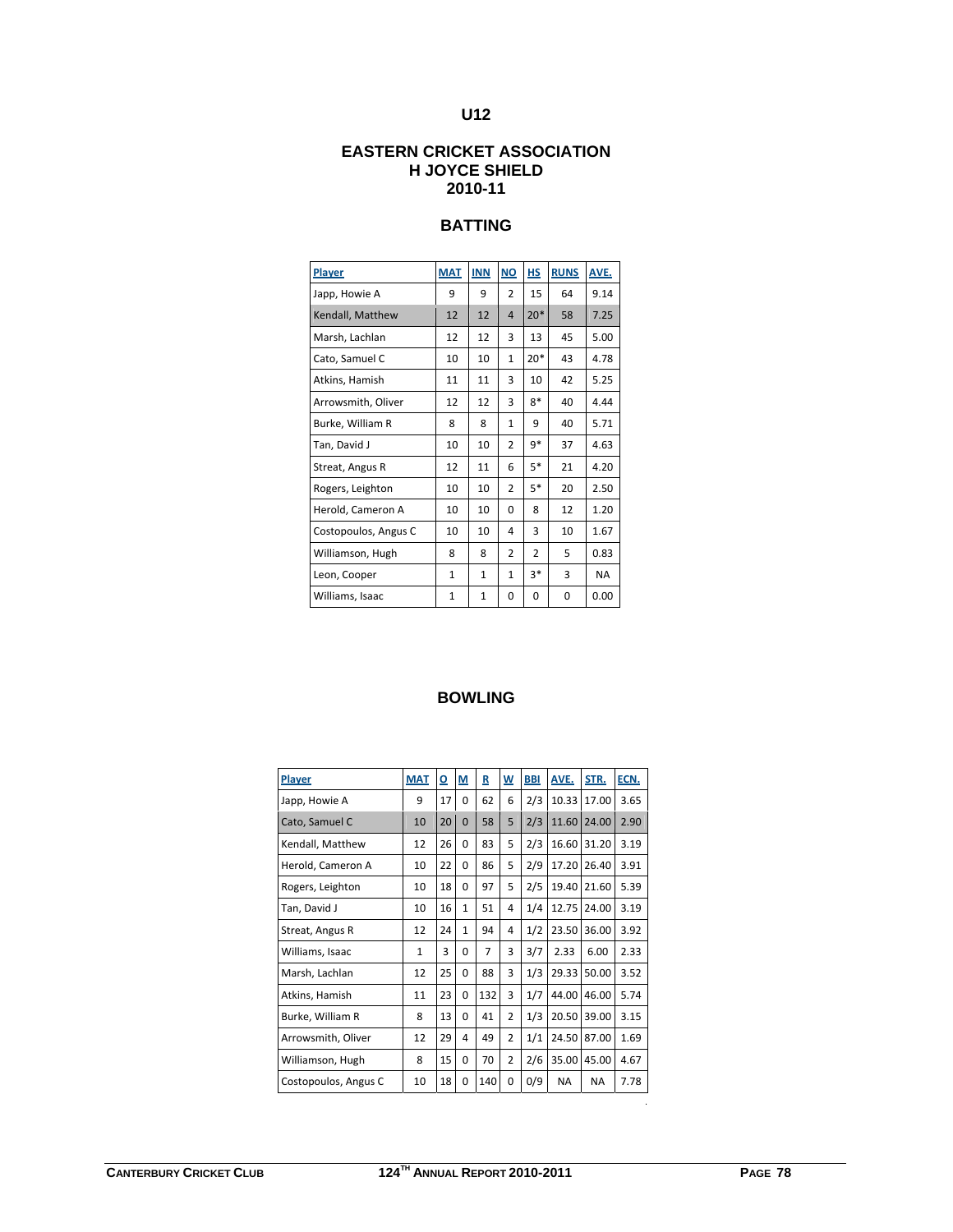# U12

## EASTERN CRICKET ASSOCIATION
## H JOYCE SHIELD
## 2010-11

### BATTING

| Player | MAT | INN | NO | HS | RUNS | AVE. |
|---|---|---|---|---|---|---|
| Japp, Howie A | 9 | 9 | 2 | 15 | 64 | 9.14 |
| Kendall, Matthew | 12 | 12 | 4 | 20* | 58 | 7.25 |
| Marsh, Lachlan | 12 | 12 | 3 | 13 | 45 | 5.00 |
| Cato, Samuel C | 10 | 10 | 1 | 20* | 43 | 4.78 |
| Atkins, Hamish | 11 | 11 | 3 | 10 | 42 | 5.25 |
| Arrowsmith, Oliver | 12 | 12 | 3 | 8* | 40 | 4.44 |
| Burke, William R | 8 | 8 | 1 | 9 | 40 | 5.71 |
| Tan, David J | 10 | 10 | 2 | 9* | 37 | 4.63 |
| Streat, Angus R | 12 | 11 | 6 | 5* | 21 | 4.20 |
| Rogers, Leighton | 10 | 10 | 2 | 5* | 20 | 2.50 |
| Herold, Cameron A | 10 | 10 | 0 | 8 | 12 | 1.20 |
| Costopoulos, Angus C | 10 | 10 | 4 | 3 | 10 | 1.67 |
| Williamson, Hugh | 8 | 8 | 2 | 2 | 5 | 0.83 |
| Leon, Cooper | 1 | 1 | 1 | 3* | 3 | NA |
| Williams, Isaac | 1 | 1 | 0 | 0 | 0 | 0.00 |

### BOWLING

| Player | MAT | O | M | R | W | BBI | AVE. | STR. | ECN. |
|---|---|---|---|---|---|---|---|---|---|
| Japp, Howie A | 9 | 17 | 0 | 62 | 6 | 2/3 | 10.33 | 17.00 | 3.65 |
| Cato, Samuel C | 10 | 20 | 0 | 58 | 5 | 2/3 | 11.60 | 24.00 | 2.90 |
| Kendall, Matthew | 12 | 26 | 0 | 83 | 5 | 2/3 | 16.60 | 31.20 | 3.19 |
| Herold, Cameron A | 10 | 22 | 0 | 86 | 5 | 2/9 | 17.20 | 26.40 | 3.91 |
| Rogers, Leighton | 10 | 18 | 0 | 97 | 5 | 2/5 | 19.40 | 21.60 | 5.39 |
| Tan, David J | 10 | 16 | 1 | 51 | 4 | 1/4 | 12.75 | 24.00 | 3.19 |
| Streat, Angus R | 12 | 24 | 1 | 94 | 4 | 1/2 | 23.50 | 36.00 | 3.92 |
| Williams, Isaac | 1 | 3 | 0 | 7 | 3 | 3/7 | 2.33 | 6.00 | 2.33 |
| Marsh, Lachlan | 12 | 25 | 0 | 88 | 3 | 1/3 | 29.33 | 50.00 | 3.52 |
| Atkins, Hamish | 11 | 23 | 0 | 132 | 3 | 1/7 | 44.00 | 46.00 | 5.74 |
| Burke, William R | 8 | 13 | 0 | 41 | 2 | 1/3 | 20.50 | 39.00 | 3.15 |
| Arrowsmith, Oliver | 12 | 29 | 4 | 49 | 2 | 1/1 | 24.50 | 87.00 | 1.69 |
| Williamson, Hugh | 8 | 15 | 0 | 70 | 2 | 2/6 | 35.00 | 45.00 | 4.67 |
| Costopoulos, Angus C | 10 | 18 | 0 | 140 | 0 | 0/9 | NA | NA | 7.78 |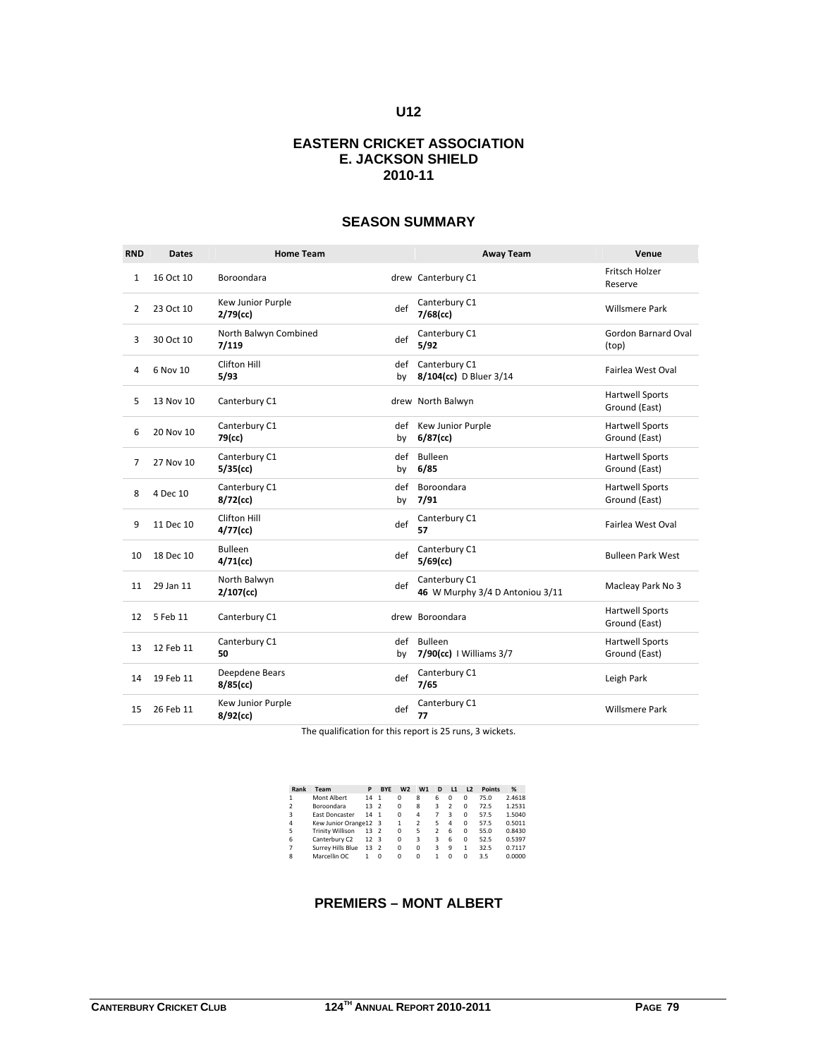# U12

## EASTERN CRICKET ASSOCIATION
## E. JACKSON SHIELD
## 2010-11

### SEASON SUMMARY

| RND | Dates | Home Team | | Away Team | Venue |
|---|---|---|---|---|---|
| 1 | 16 Oct 10 | Boroondara | drew | Canterbury C1 | Fritsch Holzer Reserve |
| 2 | 23 Oct 10 | Kew Junior Purple **2/79(cc)** | def | Canterbury C1 **7/68(cc)** | Willsmere Park |
| 3 | 30 Oct 10 | North Balwyn Combined **7/119** | def | Canterbury C1 **5/92** | Gordon Barnard Oval (top) |
| 4 | 6 Nov 10 | Clifton Hill **5/93** | def by | Canterbury C1 **8/104(cc)** D Bluer 3/14 | Fairlea West Oval |
| 5 | 13 Nov 10 | Canterbury C1 | drew | North Balwyn | Hartwell Sports Ground (East) |
| 6 | 20 Nov 10 | Canterbury C1 **79(cc)** | def by | Kew Junior Purple **6/87(cc)** | Hartwell Sports Ground (East) |
| 7 | 27 Nov 10 | Canterbury C1 **5/35(cc)** | def by | Bulleen **6/85** | Hartwell Sports Ground (East) |
| 8 | 4 Dec 10 | Canterbury C1 **8/72(cc)** | def by | Boroondara **7/91** | Hartwell Sports Ground (East) |
| 9 | 11 Dec 10 | Clifton Hill **4/77(cc)** | def | Canterbury C1 **57** | Fairlea West Oval |
| 10 | 18 Dec 10 | Bulleen **4/71(cc)** | def | Canterbury C1 **5/69(cc)** | Bulleen Park West |
| 11 | 29 Jan 11 | North Balwyn **2/107(cc)** | def | Canterbury C1 **46** W Murphy 3/4 D Antoniou 3/11 | Macleay Park No 3 |
| 12 | 5 Feb 11 | Canterbury C1 | drew | Boroondara | Hartwell Sports Ground (East) |
| 13 | 12 Feb 11 | Canterbury C1 **50** | def by | Bulleen **7/90(cc)** I Williams 3/7 | Hartwell Sports Ground (East) |
| 14 | 19 Feb 11 | Deepdene Bears **8/85(cc)** | def | Canterbury C1 **7/65** | Leigh Park |
| 15 | 26 Feb 11 | Kew Junior Purple **8/92(cc)** | def | Canterbury C1 **77** | Willsmere Park |

The qualification for this report is 25 runs, 3 wickets.

| Rank | Team | P | BYE | W2 | W1 | D | L1 | L2 | Points | % |
|---|---|---|---|---|---|---|---|---|---|---|
| 1 | Mont Albert | 14 | 1 | 0 | 8 | 6 | 0 | 0 | 75.0 | 2.4618 |
| 2 | Boroondara | 13 | 2 | 0 | 8 | 3 | 2 | 0 | 72.5 | 1.2531 |
| 3 | East Doncaster | 14 | 1 | 0 | 4 | 7 | 3 | 0 | 57.5 | 1.5040 |
| 4 | Kew Junior Orange | 12 | 3 | 1 | 2 | 5 | 4 | 0 | 57.5 | 0.5011 |
| 5 | Trinity Willison | 13 | 2 | 0 | 5 | 2 | 6 | 0 | 55.0 | 0.8430 |
| 6 | Canterbury C2 | 12 | 3 | 0 | 3 | 3 | 6 | 0 | 52.5 | 0.5397 |
| 7 | Surrey Hills Blue | 13 | 2 | 0 | 0 | 3 | 9 | 1 | 32.5 | 0.7117 |
| 8 | Marcellin OC | 1 | 0 | 0 | 0 | 1 | 0 | 0 | 3.5 | 0.0000 |

### PREMIERS – MONT ALBERT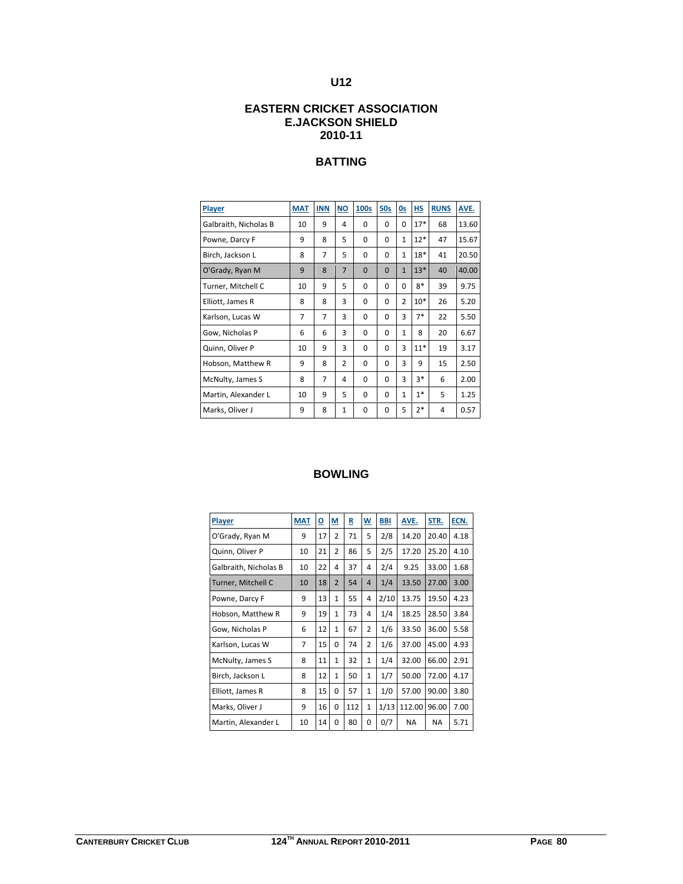# U12

## EASTERN CRICKET ASSOCIATION
## E.JACKSON SHIELD
## 2010-11

### BATTING

| Player | MAT | INN | NO | 100s | 50s | 0s | HS | RUNS | AVE. |
|---|---|---|---|---|---|---|---|---|---|
| Galbraith, Nicholas B | 10 | 9 | 4 | 0 | 0 | 0 | 17* | 68 | 13.60 |
| Powne, Darcy F | 9 | 8 | 5 | 0 | 0 | 1 | 12* | 47 | 15.67 |
| Birch, Jackson L | 8 | 7 | 5 | 0 | 0 | 1 | 18* | 41 | 20.50 |
| O'Grady, Ryan M | 9 | 8 | 7 | 0 | 0 | 1 | 13* | 40 | 40.00 |
| Turner, Mitchell C | 10 | 9 | 5 | 0 | 0 | 0 | 8* | 39 | 9.75 |
| Elliott, James R | 8 | 8 | 3 | 0 | 0 | 2 | 10* | 26 | 5.20 |
| Karlson, Lucas W | 7 | 7 | 3 | 0 | 0 | 3 | 7* | 22 | 5.50 |
| Gow, Nicholas P | 6 | 6 | 3 | 0 | 0 | 1 | 8 | 20 | 6.67 |
| Quinn, Oliver P | 10 | 9 | 3 | 0 | 0 | 3 | 11* | 19 | 3.17 |
| Hobson, Matthew R | 9 | 8 | 2 | 0 | 0 | 3 | 9 | 15 | 2.50 |
| McNulty, James S | 8 | 7 | 4 | 0 | 0 | 3 | 3* | 6 | 2.00 |
| Martin, Alexander L | 10 | 9 | 5 | 0 | 0 | 1 | 1* | 5 | 1.25 |
| Marks, Oliver J | 9 | 8 | 1 | 0 | 0 | 5 | 2* | 4 | 0.57 |

### BOWLING

| Player | MAT | O | M | R | W | BBI | AVE. | STR. | ECN. |
|---|---|---|---|---|---|---|---|---|---|
| O'Grady, Ryan M | 9 | 17 | 2 | 71 | 5 | 2/8 | 14.20 | 20.40 | 4.18 |
| Quinn, Oliver P | 10 | 21 | 2 | 86 | 5 | 2/5 | 17.20 | 25.20 | 4.10 |
| Galbraith, Nicholas B | 10 | 22 | 4 | 37 | 4 | 2/4 | 9.25 | 33.00 | 1.68 |
| Turner, Mitchell C | 10 | 18 | 2 | 54 | 4 | 1/4 | 13.50 | 27.00 | 3.00 |
| Powne, Darcy F | 9 | 13 | 1 | 55 | 4 | 2/10 | 13.75 | 19.50 | 4.23 |
| Hobson, Matthew R | 9 | 19 | 1 | 73 | 4 | 1/4 | 18.25 | 28.50 | 3.84 |
| Gow, Nicholas P | 6 | 12 | 1 | 67 | 2 | 1/6 | 33.50 | 36.00 | 5.58 |
| Karlson, Lucas W | 7 | 15 | 0 | 74 | 2 | 1/6 | 37.00 | 45.00 | 4.93 |
| McNulty, James S | 8 | 11 | 1 | 32 | 1 | 1/4 | 32.00 | 66.00 | 2.91 |
| Birch, Jackson L | 8 | 12 | 1 | 50 | 1 | 1/7 | 50.00 | 72.00 | 4.17 |
| Elliott, James R | 8 | 15 | 0 | 57 | 1 | 1/0 | 57.00 | 90.00 | 3.80 |
| Marks, Oliver J | 9 | 16 | 0 | 112 | 1 | 1/13 | 112.00 | 96.00 | 7.00 |
| Martin, Alexander L | 10 | 14 | 0 | 80 | 0 | 0/7 | NA | NA | 5.71 |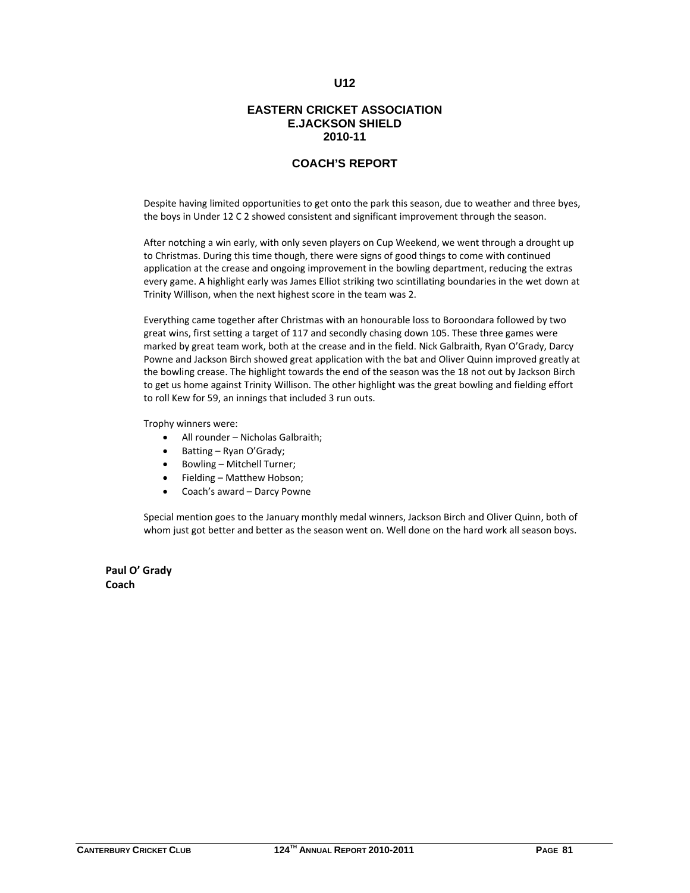# U12

## EASTERN CRICKET ASSOCIATION
## E.JACKSON SHIELD
## 2010-11

## COACH'S REPORT

Despite having limited opportunities to get onto the park this season, due to weather and three byes, the boys in Under 12 C 2 showed consistent and significant improvement through the season.

After notching a win early, with only seven players on Cup Weekend, we went through a drought up to Christmas. During this time though, there were signs of good things to come with continued application at the crease and ongoing improvement in the bowling department, reducing the extras every game. A highlight early was James Elliot striking two scintillating boundaries in the wet down at Trinity Willison, when the next highest score in the team was 2.

Everything came together after Christmas with an honourable loss to Boroondara followed by two great wins, first setting a target of 117 and secondly chasing down 105. These three games were marked by great team work, both at the crease and in the field. Nick Galbraith, Ryan O'Grady, Darcy Powne and Jackson Birch showed great application with the bat and Oliver Quinn improved greatly at the bowling crease. The highlight towards the end of the season was the 18 not out by Jackson Birch to get us home against Trinity Willison. The other highlight was the great bowling and fielding effort to roll Kew for 59, an innings that included 3 run outs.

Trophy winners were:

- All rounder – Nicholas Galbraith;
- Batting – Ryan O'Grady;
- Bowling – Mitchell Turner;
- Fielding – Matthew Hobson;
- Coach's award – Darcy Powne

Special mention goes to the January monthly medal winners, Jackson Birch and Oliver Quinn, both of whom just got better and better as the season went on. Well done on the hard work all season boys.

**Paul O' Grady**
**Coach**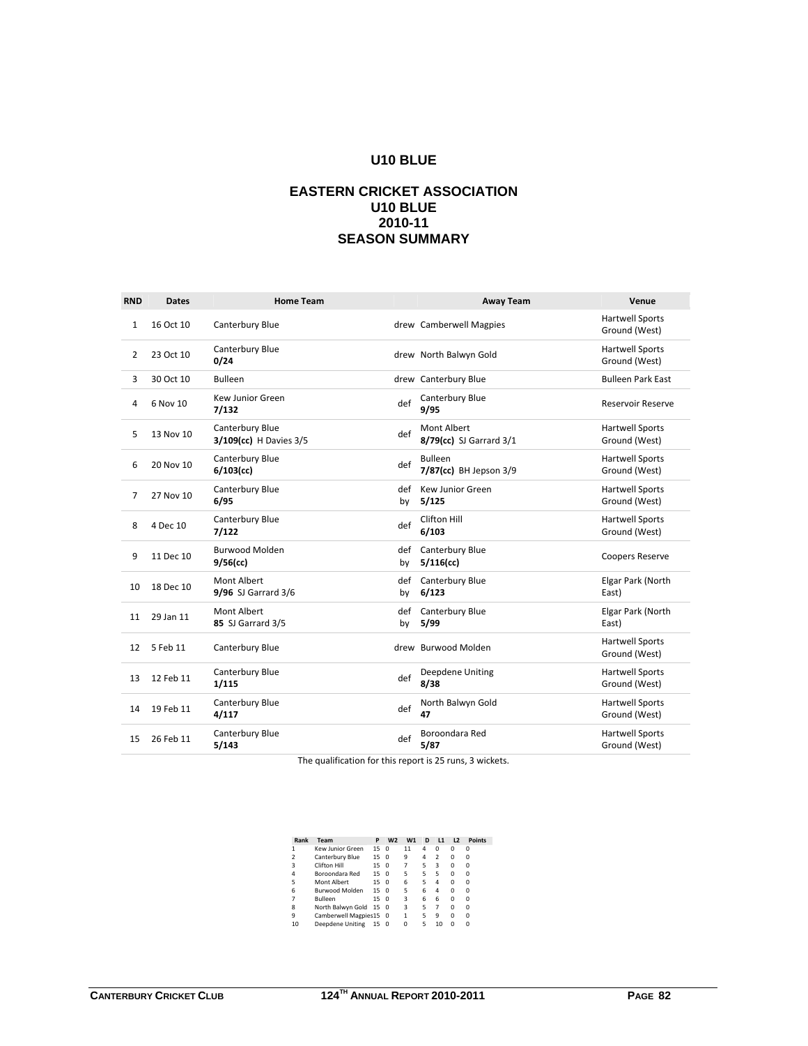# U10 BLUE

## EASTERN CRICKET ASSOCIATION
## U10 BLUE
## 2010-11
## SEASON SUMMARY

| RND | Dates | Home Team | | Away Team | Venue |
|---|---|---|---|---|---|
| 1 | 16 Oct 10 | Canterbury Blue | drew | Camberwell Magpies | Hartwell Sports Ground (West) |
| 2 | 23 Oct 10 | Canterbury Blue **0/24** | drew | North Balwyn Gold | Hartwell Sports Ground (West) |
| 3 | 30 Oct 10 | Bulleen | drew | Canterbury Blue | Bulleen Park East |
| 4 | 6 Nov 10 | Kew Junior Green **7/132** | def | Canterbury Blue **9/95** | Reservoir Reserve |
| 5 | 13 Nov 10 | Canterbury Blue **3/109(cc)** H Davies 3/5 | def | Mont Albert **8/79(cc)** SJ Garrard 3/1 | Hartwell Sports Ground (West) |
| 6 | 20 Nov 10 | Canterbury Blue **6/103(cc)** | def | Bulleen **7/87(cc)** BH Jepson 3/9 | Hartwell Sports Ground (West) |
| 7 | 27 Nov 10 | Canterbury Blue **6/95** | def by | Kew Junior Green **5/125** | Hartwell Sports Ground (West) |
| 8 | 4 Dec 10 | Canterbury Blue **7/122** | def | Clifton Hill **6/103** | Hartwell Sports Ground (West) |
| 9 | 11 Dec 10 | Burwood Molden **9/56(cc)** | def by | Canterbury Blue **5/116(cc)** | Coopers Reserve |
| 10 | 18 Dec 10 | Mont Albert **9/96** SJ Garrard 3/6 | def by | Canterbury Blue **6/123** | Elgar Park (North East) |
| 11 | 29 Jan 11 | Mont Albert **85** SJ Garrard 3/5 | def by | Canterbury Blue **5/99** | Elgar Park (North East) |
| 12 | 5 Feb 11 | Canterbury Blue | drew | Burwood Molden | Hartwell Sports Ground (West) |
| 13 | 12 Feb 11 | Canterbury Blue **1/115** | def | Deepdene Uniting **8/38** | Hartwell Sports Ground (West) |
| 14 | 19 Feb 11 | Canterbury Blue **4/117** | def | North Balwyn Gold **47** | Hartwell Sports Ground (West) |
| 15 | 26 Feb 11 | Canterbury Blue **5/143** | def | Boroondara Red **5/87** | Hartwell Sports Ground (West) |

The qualification for this report is 25 runs, 3 wickets.

| Rank | Team | P | W2 | W1 | D | L1 | L2 | Points |
|---|---|---|---|---|---|---|---|---|
| 1 | Kew Junior Green | 15 | 0 | 11 | 4 | 0 | 0 | 0 |
| 2 | Canterbury Blue | 15 | 0 | 9 | 4 | 2 | 0 | 0 |
| 3 | Clifton Hill | 15 | 0 | 7 | 5 | 3 | 0 | 0 |
| 4 | Boroondara Red | 15 | 0 | 5 | 5 | 5 | 0 | 0 |
| 5 | Mont Albert | 15 | 0 | 6 | 5 | 4 | 0 | 0 |
| 6 | Burwood Molden | 15 | 0 | 5 | 6 | 4 | 0 | 0 |
| 7 | Bulleen | 15 | 0 | 3 | 6 | 6 | 0 | 0 |
| 8 | North Balwyn Gold | 15 | 0 | 3 | 5 | 7 | 0 | 0 |
| 9 | Camberwell Magpies | 15 | 0 | 1 | 5 | 9 | 0 | 0 |
| 10 | Deepdene Uniting | 15 | 0 | 0 | 5 | 10 | 0 | 0 |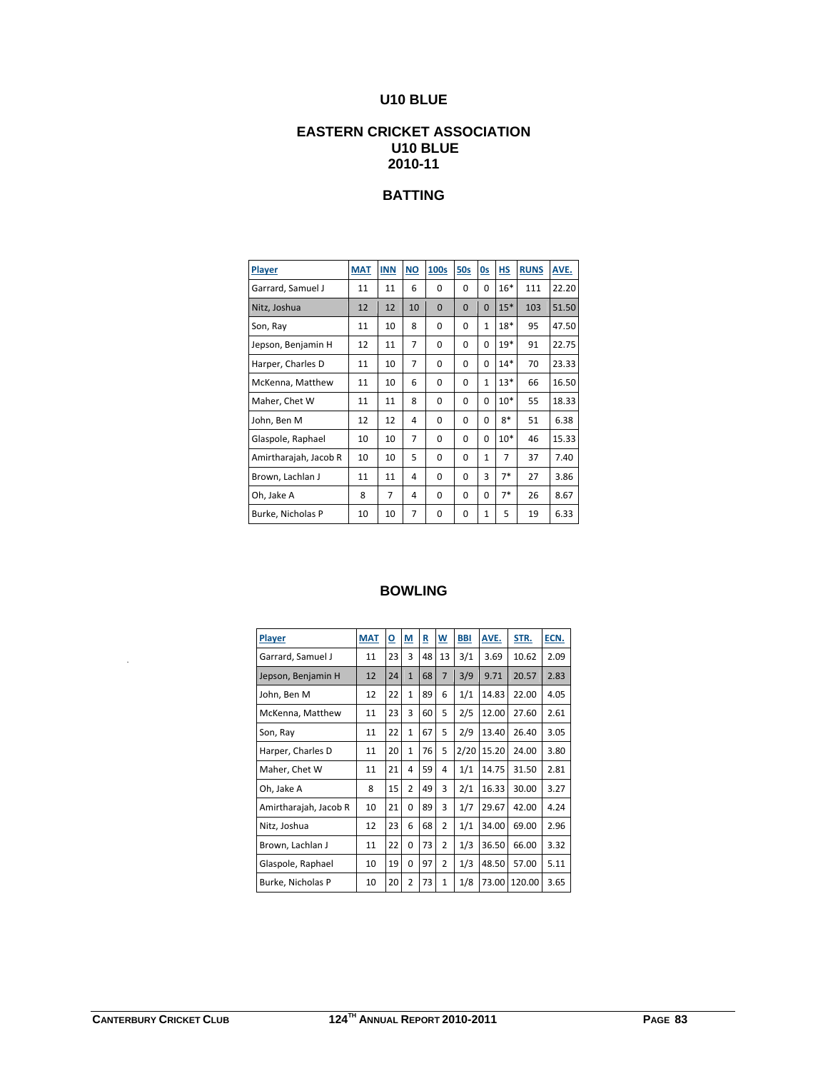# U10 BLUE

## EASTERN CRICKET ASSOCIATION
## U10 BLUE
## 2010-11

## BATTING

| Player | MAT | INN | NO | 100s | 50s | 0s | HS | RUNS | AVE. |
|---|---|---|---|---|---|---|---|---|---|
| Garrard, Samuel J | 11 | 11 | 6 | 0 | 0 | 0 | 16* | 111 | 22.20 |
| Nitz, Joshua | 12 | 12 | 10 | 0 | 0 | 0 | 15* | 103 | 51.50 |
| Son, Ray | 11 | 10 | 8 | 0 | 0 | 1 | 18* | 95 | 47.50 |
| Jepson, Benjamin H | 12 | 11 | 7 | 0 | 0 | 0 | 19* | 91 | 22.75 |
| Harper, Charles D | 11 | 10 | 7 | 0 | 0 | 0 | 14* | 70 | 23.33 |
| McKenna, Matthew | 11 | 10 | 6 | 0 | 0 | 1 | 13* | 66 | 16.50 |
| Maher, Chet W | 11 | 11 | 8 | 0 | 0 | 0 | 10* | 55 | 18.33 |
| John, Ben M | 12 | 12 | 4 | 0 | 0 | 0 | 8* | 51 | 6.38 |
| Glaspole, Raphael | 10 | 10 | 7 | 0 | 0 | 0 | 10* | 46 | 15.33 |
| Amirtharajah, Jacob R | 10 | 10 | 5 | 0 | 0 | 1 | 7 | 37 | 7.40 |
| Brown, Lachlan J | 11 | 11 | 4 | 0 | 0 | 3 | 7* | 27 | 3.86 |
| Oh, Jake A | 8 | 7 | 4 | 0 | 0 | 0 | 7* | 26 | 8.67 |
| Burke, Nicholas P | 10 | 10 | 7 | 0 | 0 | 1 | 5 | 19 | 6.33 |

## BOWLING

| Player | MAT | O | M | R | W | BBI | AVE. | STR. | ECN. |
|---|---|---|---|---|---|---|---|---|---|
| Garrard, Samuel J | 11 | 23 | 3 | 48 | 13 | 3/1 | 3.69 | 10.62 | 2.09 |
| Jepson, Benjamin H | 12 | 24 | 1 | 68 | 7 | 3/9 | 9.71 | 20.57 | 2.83 |
| John, Ben M | 12 | 22 | 1 | 89 | 6 | 1/1 | 14.83 | 22.00 | 4.05 |
| McKenna, Matthew | 11 | 23 | 3 | 60 | 5 | 2/5 | 12.00 | 27.60 | 2.61 |
| Son, Ray | 11 | 22 | 1 | 67 | 5 | 2/9 | 13.40 | 26.40 | 3.05 |
| Harper, Charles D | 11 | 20 | 1 | 76 | 5 | 2/20 | 15.20 | 24.00 | 3.80 |
| Maher, Chet W | 11 | 21 | 4 | 59 | 4 | 1/1 | 14.75 | 31.50 | 2.81 |
| Oh, Jake A | 8 | 15 | 2 | 49 | 3 | 2/1 | 16.33 | 30.00 | 3.27 |
| Amirtharajah, Jacob R | 10 | 21 | 0 | 89 | 3 | 1/7 | 29.67 | 42.00 | 4.24 |
| Nitz, Joshua | 12 | 23 | 6 | 68 | 2 | 1/1 | 34.00 | 69.00 | 2.96 |
| Brown, Lachlan J | 11 | 22 | 0 | 73 | 2 | 1/3 | 36.50 | 66.00 | 3.32 |
| Glaspole, Raphael | 10 | 19 | 0 | 97 | 2 | 1/3 | 48.50 | 57.00 | 5.11 |
| Burke, Nicholas P | 10 | 20 | 2 | 73 | 1 | 1/8 | 73.00 | 120.00 | 3.65 |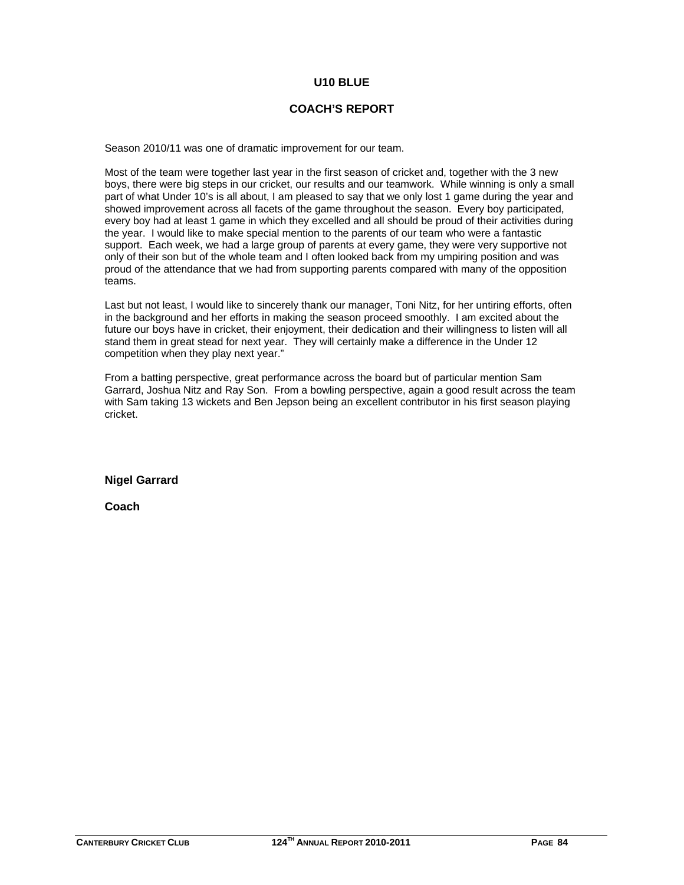## U10 BLUE

## COACH'S REPORT

Season 2010/11 was one of dramatic improvement for our team.

Most of the team were together last year in the first season of cricket and, together with the 3 new boys, there were big steps in our cricket, our results and our teamwork. While winning is only a small part of what Under 10's is all about, I am pleased to say that we only lost 1 game during the year and showed improvement across all facets of the game throughout the season. Every boy participated, every boy had at least 1 game in which they excelled and all should be proud of their activities during the year. I would like to make special mention to the parents of our team who were a fantastic support. Each week, we had a large group of parents at every game, they were very supportive not only of their son but of the whole team and I often looked back from my umpiring position and was proud of the attendance that we had from supporting parents compared with many of the opposition teams.

Last but not least, I would like to sincerely thank our manager, Toni Nitz, for her untiring efforts, often in the background and her efforts in making the season proceed smoothly. I am excited about the future our boys have in cricket, their enjoyment, their dedication and their willingness to listen will all stand them in great stead for next year. They will certainly make a difference in the Under 12 competition when they play next year."

From a batting perspective, great performance across the board but of particular mention Sam Garrard, Joshua Nitz and Ray Son. From a bowling perspective, again a good result across the team with Sam taking 13 wickets and Ben Jepson being an excellent contributor in his first season playing cricket.

**Nigel Garrard**

**Coach**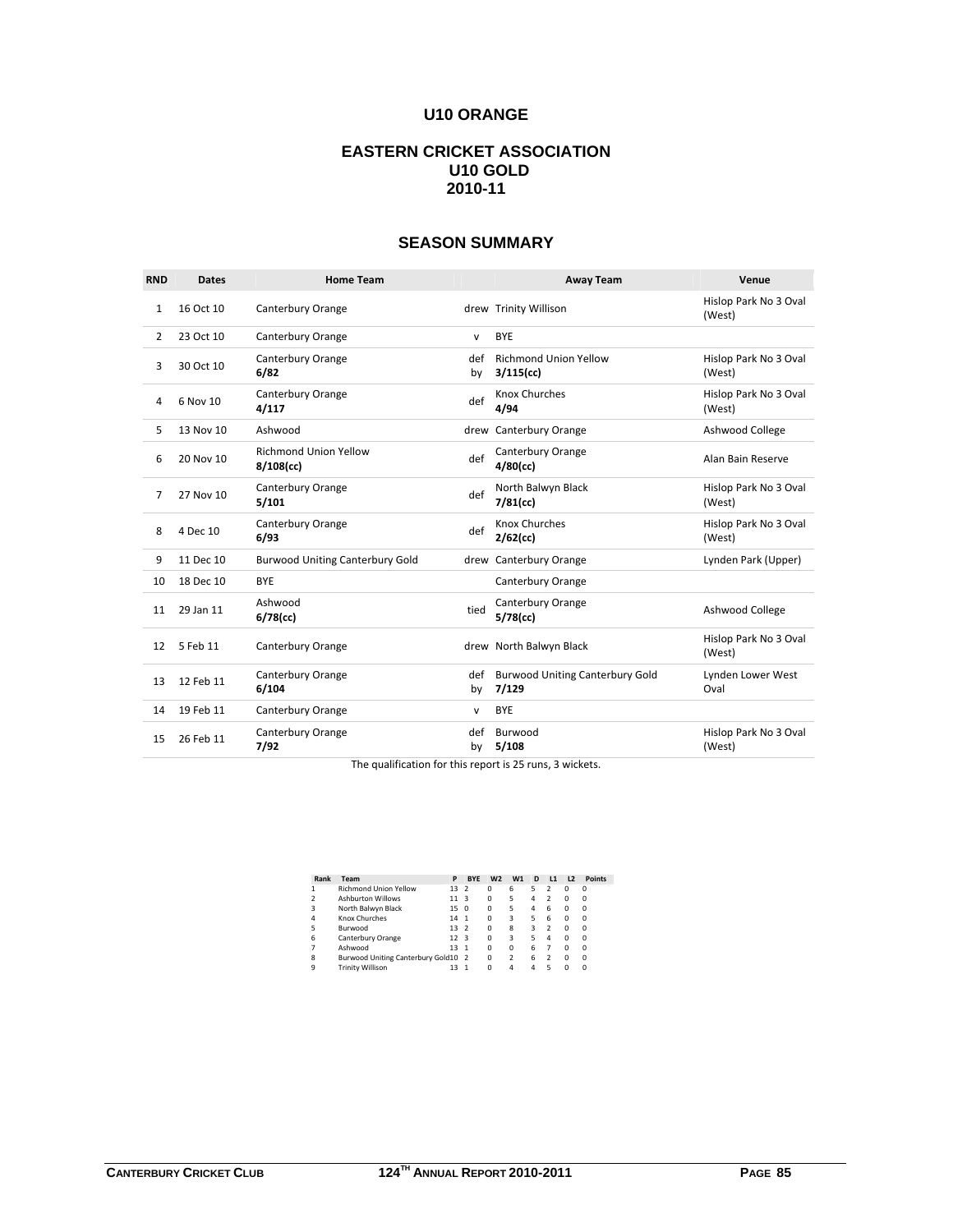## U10 ORANGE

### EASTERN CRICKET ASSOCIATION
### U10 GOLD
### 2010-11

### SEASON SUMMARY

| RND | Dates | Home Team | | Away Team | Venue |
|---|---|---|---|---|---|
| 1 | 16 Oct 10 | Canterbury Orange | drew | Trinity Willison | Hislop Park No 3 Oval (West) |
| 2 | 23 Oct 10 | Canterbury Orange | v | BYE | |
| 3 | 30 Oct 10 | Canterbury Orange **6/82** | def by | Richmond Union Yellow **3/115(cc)** | Hislop Park No 3 Oval (West) |
| 4 | 6 Nov 10 | Canterbury Orange **4/117** | def | Knox Churches **4/94** | Hislop Park No 3 Oval (West) |
| 5 | 13 Nov 10 | Ashwood | drew | Canterbury Orange | Ashwood College |
| 6 | 20 Nov 10 | Richmond Union Yellow **8/108(cc)** | def | Canterbury Orange **4/80(cc)** | Alan Bain Reserve |
| 7 | 27 Nov 10 | Canterbury Orange **5/101** | def | North Balwyn Black **7/81(cc)** | Hislop Park No 3 Oval (West) |
| 8 | 4 Dec 10 | Canterbury Orange **6/93** | def | Knox Churches **2/62(cc)** | Hislop Park No 3 Oval (West) |
| 9 | 11 Dec 10 | Burwood Uniting Canterbury Gold | drew | Canterbury Orange | Lynden Park (Upper) |
| 10 | 18 Dec 10 | BYE | | Canterbury Orange | |
| 11 | 29 Jan 11 | Ashwood **6/78(cc)** | tied | Canterbury Orange **5/78(cc)** | Ashwood College |
| 12 | 5 Feb 11 | Canterbury Orange | drew | North Balwyn Black | Hislop Park No 3 Oval (West) |
| 13 | 12 Feb 11 | Canterbury Orange **6/104** | def by | Burwood Uniting Canterbury Gold **7/129** | Lynden Lower West Oval |
| 14 | 19 Feb 11 | Canterbury Orange | v | BYE | |
| 15 | 26 Feb 11 | Canterbury Orange **7/92** | def by | Burwood **5/108** | Hislop Park No 3 Oval (West) |

The qualification for this report is 25 runs, 3 wickets.

| Rank | Team | P | BYE | W2 | W1 | D | L1 | L2 | Points |
|---|---|---|---|---|---|---|---|---|---|
| 1 | Richmond Union Yellow | 13 | 2 | 0 | 6 | 5 | 2 | 0 | 0 |
| 2 | Ashburton Willows | 11 | 3 | 0 | 5 | 4 | 2 | 0 | 0 |
| 3 | North Balwyn Black | 15 | 0 | 0 | 5 | 4 | 6 | 0 | 0 |
| 4 | Knox Churches | 14 | 1 | 0 | 3 | 5 | 6 | 0 | 0 |
| 5 | Burwood | 13 | 2 | 0 | 8 | 3 | 2 | 0 | 0 |
| 6 | Canterbury Orange | 12 | 3 | 0 | 3 | 5 | 4 | 0 | 0 |
| 7 | Ashwood | 13 | 1 | 0 | 0 | 6 | 7 | 0 | 0 |
| 8 | Burwood Uniting Canterbury Gold | 10 | 2 | 0 | 2 | 6 | 2 | 0 | 0 |
| 9 | Trinity Willison | 13 | 1 | 0 | 4 | 4 | 5 | 0 | 0 |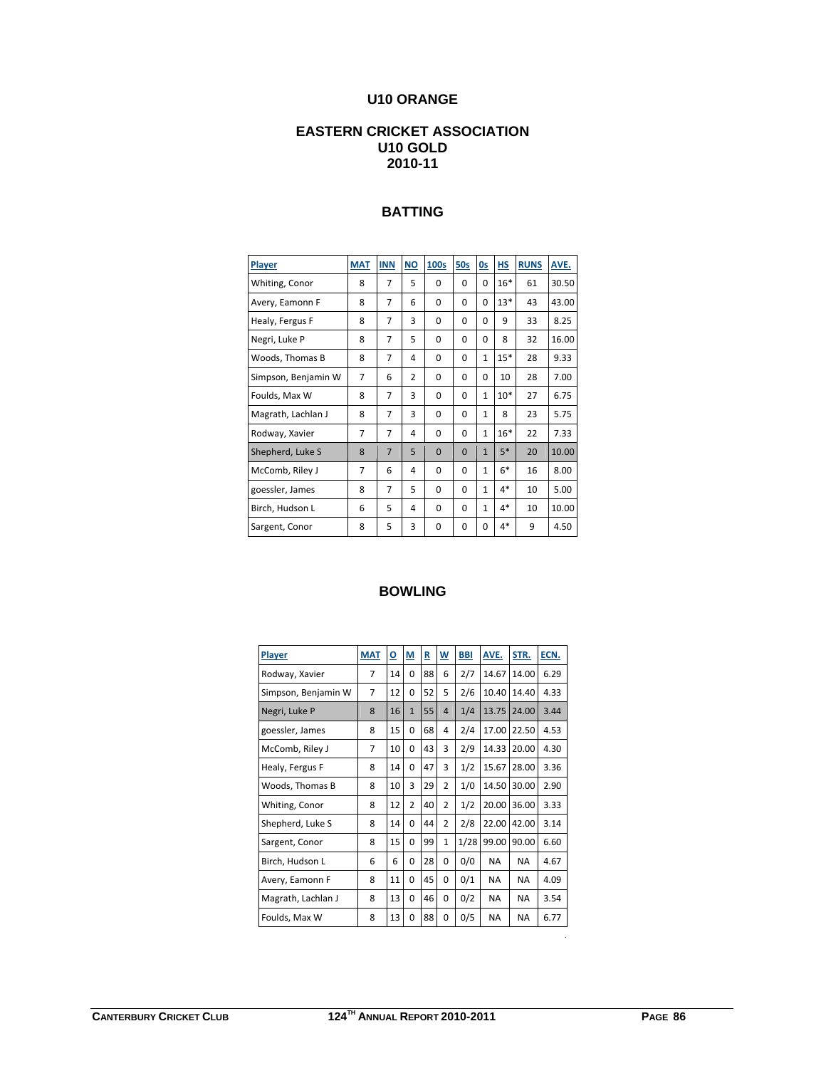# U10 ORANGE

## EASTERN CRICKET ASSOCIATION
## U10 GOLD
## 2010-11

### BATTING

| Player | MAT | INN | NO | 100s | 50s | 0s | HS | RUNS | AVE. |
|---|---|---|---|---|---|---|---|---|---|
| Whiting, Conor | 8 | 7 | 5 | 0 | 0 | 0 | 16* | 61 | 30.50 |
| Avery, Eamonn F | 8 | 7 | 6 | 0 | 0 | 0 | 13* | 43 | 43.00 |
| Healy, Fergus F | 8 | 7 | 3 | 0 | 0 | 0 | 9 | 33 | 8.25 |
| Negri, Luke P | 8 | 7 | 5 | 0 | 0 | 0 | 8 | 32 | 16.00 |
| Woods, Thomas B | 8 | 7 | 4 | 0 | 0 | 1 | 15* | 28 | 9.33 |
| Simpson, Benjamin W | 7 | 6 | 2 | 0 | 0 | 0 | 10 | 28 | 7.00 |
| Foulds, Max W | 8 | 7 | 3 | 0 | 0 | 1 | 10* | 27 | 6.75 |
| Magrath, Lachlan J | 8 | 7 | 3 | 0 | 0 | 1 | 8 | 23 | 5.75 |
| Rodway, Xavier | 7 | 7 | 4 | 0 | 0 | 1 | 16* | 22 | 7.33 |
| Shepherd, Luke S | 8 | 7 | 5 | 0 | 0 | 1 | 5* | 20 | 10.00 |
| McComb, Riley J | 7 | 6 | 4 | 0 | 0 | 1 | 6* | 16 | 8.00 |
| goessler, James | 8 | 7 | 5 | 0 | 0 | 1 | 4* | 10 | 5.00 |
| Birch, Hudson L | 6 | 5 | 4 | 0 | 0 | 1 | 4* | 10 | 10.00 |
| Sargent, Conor | 8 | 5 | 3 | 0 | 0 | 0 | 4* | 9 | 4.50 |

### BOWLING

| Player | MAT | O | M | R | W | BBI | AVE. | STR. | ECN. |
|---|---|---|---|---|---|---|---|---|---|
| Rodway, Xavier | 7 | 14 | 0 | 88 | 6 | 2/7 | 14.67 | 14.00 | 6.29 |
| Simpson, Benjamin W | 7 | 12 | 0 | 52 | 5 | 2/6 | 10.40 | 14.40 | 4.33 |
| Negri, Luke P | 8 | 16 | 1 | 55 | 4 | 1/4 | 13.75 | 24.00 | 3.44 |
| goessler, James | 8 | 15 | 0 | 68 | 4 | 2/4 | 17.00 | 22.50 | 4.53 |
| McComb, Riley J | 7 | 10 | 0 | 43 | 3 | 2/9 | 14.33 | 20.00 | 4.30 |
| Healy, Fergus F | 8 | 14 | 0 | 47 | 3 | 1/2 | 15.67 | 28.00 | 3.36 |
| Woods, Thomas B | 8 | 10 | 3 | 29 | 2 | 1/0 | 14.50 | 30.00 | 2.90 |
| Whiting, Conor | 8 | 12 | 2 | 40 | 2 | 1/2 | 20.00 | 36.00 | 3.33 |
| Shepherd, Luke S | 8 | 14 | 0 | 44 | 2 | 2/8 | 22.00 | 42.00 | 3.14 |
| Sargent, Conor | 8 | 15 | 0 | 99 | 1 | 1/28 | 99.00 | 90.00 | 6.60 |
| Birch, Hudson L | 6 | 6 | 0 | 28 | 0 | 0/0 | NA | NA | 4.67 |
| Avery, Eamonn F | 8 | 11 | 0 | 45 | 0 | 0/1 | NA | NA | 4.09 |
| Magrath, Lachlan J | 8 | 13 | 0 | 46 | 0 | 0/2 | NA | NA | 3.54 |
| Foulds, Max W | 8 | 13 | 0 | 88 | 0 | 0/5 | NA | NA | 6.77 |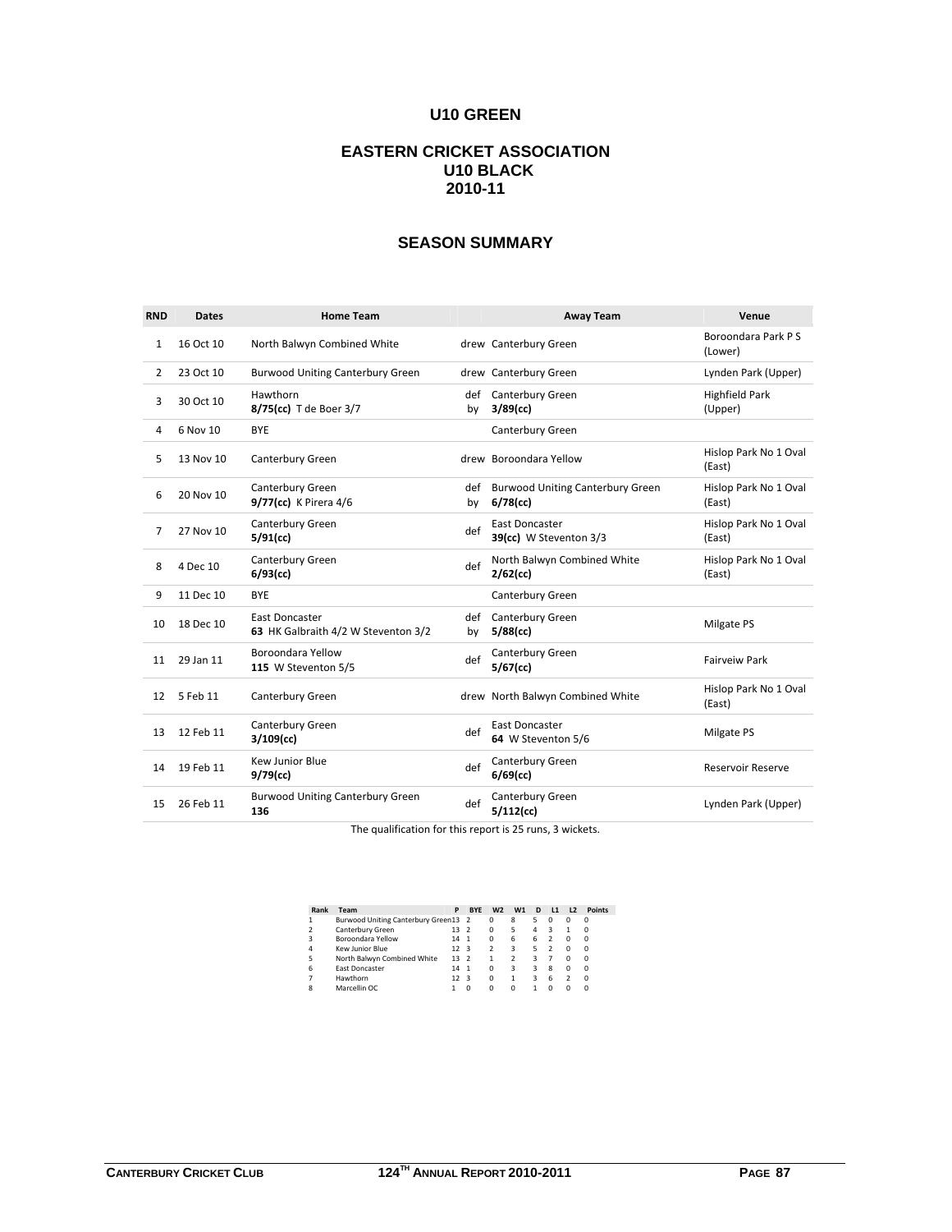# U10 GREEN

## EASTERN CRICKET ASSOCIATION
## U10 BLACK
## 2010-11

### SEASON SUMMARY

| RND | Dates | Home Team | | Away Team | Venue |
|---|---|---|---|---|---|
| 1 | 16 Oct 10 | North Balwyn Combined White | drew | Canterbury Green | Boroondara Park P S (Lower) |
| 2 | 23 Oct 10 | Burwood Uniting Canterbury Green | drew | Canterbury Green | Lynden Park (Upper) |
| 3 | 30 Oct 10 | Hawthorn **8/75(cc)** T de Boer 3/7 | def by | Canterbury Green **3/89(cc)** | Highfield Park (Upper) |
| 4 | 6 Nov 10 | BYE | | Canterbury Green | |
| 5 | 13 Nov 10 | Canterbury Green | drew | Boroondara Yellow | Hislop Park No 1 Oval (East) |
| 6 | 20 Nov 10 | Canterbury Green **9/77(cc)** K Pirera 4/6 | def by | Burwood Uniting Canterbury Green **6/78(cc)** | Hislop Park No 1 Oval (East) |
| 7 | 27 Nov 10 | Canterbury Green **5/91(cc)** | def | East Doncaster **39(cc)** W Steventon 3/3 | Hislop Park No 1 Oval (East) |
| 8 | 4 Dec 10 | Canterbury Green **6/93(cc)** | def | North Balwyn Combined White **2/62(cc)** | Hislop Park No 1 Oval (East) |
| 9 | 11 Dec 10 | BYE | | Canterbury Green | |
| 10 | 18 Dec 10 | East Doncaster **63** HK Galbraith 4/2 W Steventon 3/2 | def by | Canterbury Green **5/88(cc)** | Milgate PS |
| 11 | 29 Jan 11 | Boroondara Yellow **115** W Steventon 5/5 | def | Canterbury Green **5/67(cc)** | Fairveiw Park |
| 12 | 5 Feb 11 | Canterbury Green | drew | North Balwyn Combined White | Hislop Park No 1 Oval (East) |
| 13 | 12 Feb 11 | Canterbury Green **3/109(cc)** | def | East Doncaster **64** W Steventon 5/6 | Milgate PS |
| 14 | 19 Feb 11 | Kew Junior Blue **9/79(cc)** | def | Canterbury Green **6/69(cc)** | Reservoir Reserve |
| 15 | 26 Feb 11 | Burwood Uniting Canterbury Green **136** | def | Canterbury Green **5/112(cc)** | Lynden Park (Upper) |

The qualification for this report is 25 runs, 3 wickets.

| Rank | Team | P | BYE | W2 | W1 | D | L1 | L2 | Points |
|---|---|---|---|---|---|---|---|---|---|
| 1 | Burwood Uniting Canterbury Green | 13 | 2 | 0 | 8 | 5 | 0 | 0 | 0 |
| 2 | Canterbury Green | 13 | 2 | 0 | 5 | 4 | 3 | 1 | 0 |
| 3 | Boroondara Yellow | 14 | 1 | 0 | 6 | 6 | 2 | 0 | 0 |
| 4 | Kew Junior Blue | 12 | 3 | 2 | 3 | 5 | 2 | 0 | 0 |
| 5 | North Balwyn Combined White | 13 | 2 | 1 | 2 | 3 | 7 | 0 | 0 |
| 6 | East Doncaster | 14 | 1 | 0 | 3 | 3 | 8 | 0 | 0 |
| 7 | Hawthorn | 12 | 3 | 0 | 1 | 3 | 6 | 2 | 0 |
| 8 | Marcellin OC | 1 | 0 | 0 | 0 | 1 | 0 | 0 | 0 |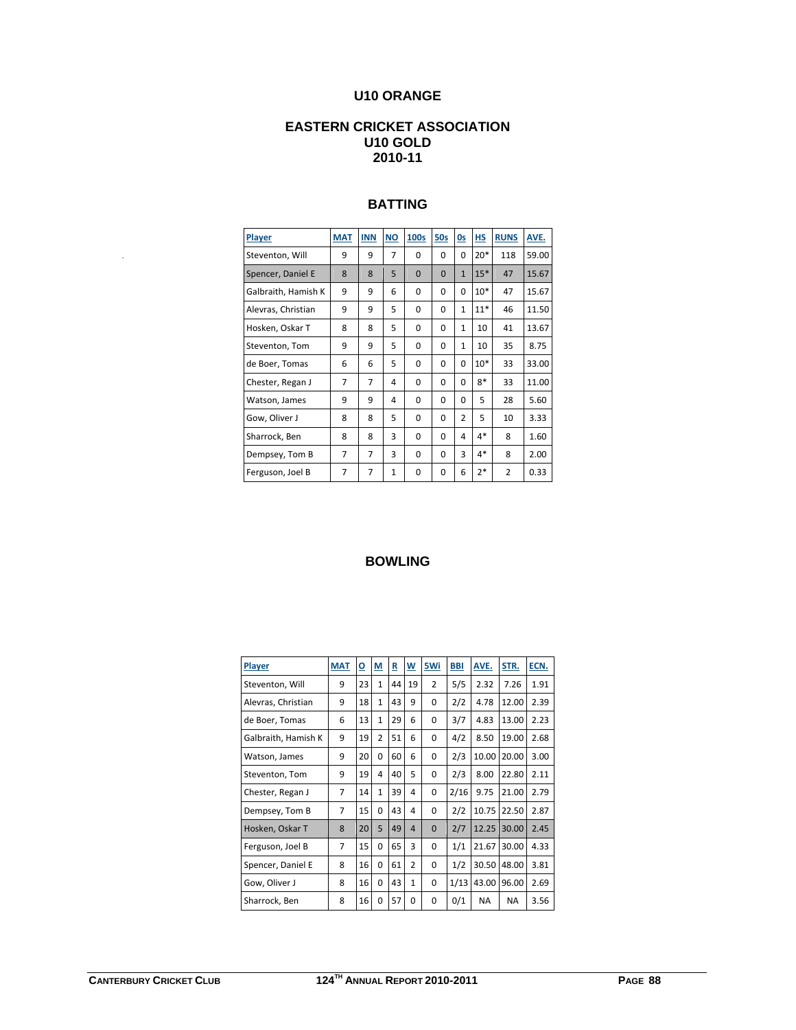## U10 ORANGE

## EASTERN CRICKET ASSOCIATION
## U10 GOLD
## 2010-11

### BATTING

| Player | MAT | INN | NO | 100s | 50s | 0s | HS | RUNS | AVE. |
|---|---|---|---|---|---|---|---|---|---|
| Steventon, Will | 9 | 9 | 7 | 0 | 0 | 0 | 20* | 118 | 59.00 |
| Spencer, Daniel E | 8 | 8 | 5 | 0 | 0 | 1 | 15* | 47 | 15.67 |
| Galbraith, Hamish K | 9 | 9 | 6 | 0 | 0 | 0 | 10* | 47 | 15.67 |
| Alevras, Christian | 9 | 9 | 5 | 0 | 0 | 1 | 11* | 46 | 11.50 |
| Hosken, Oskar T | 8 | 8 | 5 | 0 | 0 | 1 | 10 | 41 | 13.67 |
| Steventon, Tom | 9 | 9 | 5 | 0 | 0 | 1 | 10 | 35 | 8.75 |
| de Boer, Tomas | 6 | 6 | 5 | 0 | 0 | 0 | 10* | 33 | 33.00 |
| Chester, Regan J | 7 | 7 | 4 | 0 | 0 | 0 | 8* | 33 | 11.00 |
| Watson, James | 9 | 9 | 4 | 0 | 0 | 0 | 5 | 28 | 5.60 |
| Gow, Oliver J | 8 | 8 | 5 | 0 | 0 | 2 | 5 | 10 | 3.33 |
| Sharrock, Ben | 8 | 8 | 3 | 0 | 0 | 4 | 4* | 8 | 1.60 |
| Dempsey, Tom B | 7 | 7 | 3 | 0 | 0 | 3 | 4* | 8 | 2.00 |
| Ferguson, Joel B | 7 | 7 | 1 | 0 | 0 | 6 | 2* | 2 | 0.33 |

### BOWLING

| Player | MAT | O | M | R | W | 5Wi | BBI | AVE. | STR. | ECN. |
|---|---|---|---|---|---|---|---|---|---|---|
| Steventon, Will | 9 | 23 | 1 | 44 | 19 | 2 | 5/5 | 2.32 | 7.26 | 1.91 |
| Alevras, Christian | 9 | 18 | 1 | 43 | 9 | 0 | 2/2 | 4.78 | 12.00 | 2.39 |
| de Boer, Tomas | 6 | 13 | 1 | 29 | 6 | 0 | 3/7 | 4.83 | 13.00 | 2.23 |
| Galbraith, Hamish K | 9 | 19 | 2 | 51 | 6 | 0 | 4/2 | 8.50 | 19.00 | 2.68 |
| Watson, James | 9 | 20 | 0 | 60 | 6 | 0 | 2/3 | 10.00 | 20.00 | 3.00 |
| Steventon, Tom | 9 | 19 | 4 | 40 | 5 | 0 | 2/3 | 8.00 | 22.80 | 2.11 |
| Chester, Regan J | 7 | 14 | 1 | 39 | 4 | 0 | 2/16 | 9.75 | 21.00 | 2.79 |
| Dempsey, Tom B | 7 | 15 | 0 | 43 | 4 | 0 | 2/2 | 10.75 | 22.50 | 2.87 |
| Hosken, Oskar T | 8 | 20 | 5 | 49 | 4 | 0 | 2/7 | 12.25 | 30.00 | 2.45 |
| Ferguson, Joel B | 7 | 15 | 0 | 65 | 3 | 0 | 1/1 | 21.67 | 30.00 | 4.33 |
| Spencer, Daniel E | 8 | 16 | 0 | 61 | 2 | 0 | 1/2 | 30.50 | 48.00 | 3.81 |
| Gow, Oliver J | 8 | 16 | 0 | 43 | 1 | 0 | 1/13 | 43.00 | 96.00 | 2.69 |
| Sharrock, Ben | 8 | 16 | 0 | 57 | 0 | 0 | 0/1 | NA | NA | 3.56 |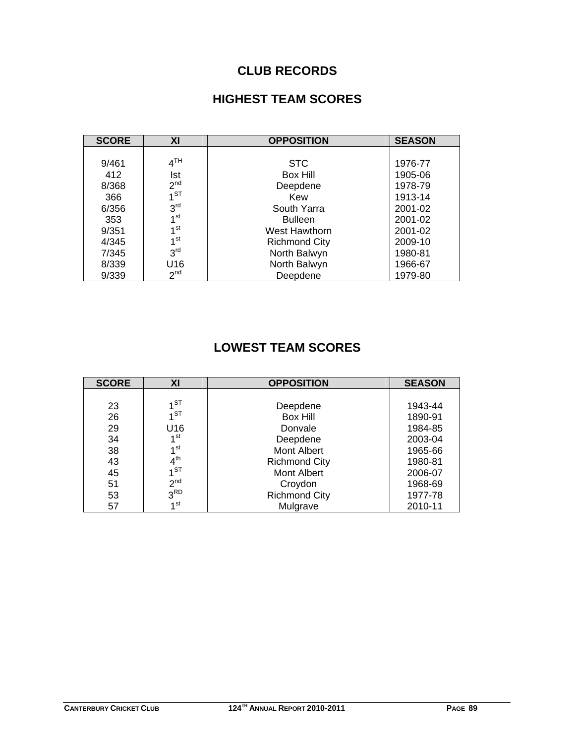# CLUB RECORDS

## HIGHEST TEAM SCORES

| SCORE | XI | OPPOSITION | SEASON |
|---|---|---|---|
| 9/461 | 4TH | STC | 1976-77 |
| 412 | Ist | Box Hill | 1905-06 |
| 8/368 | 2nd | Deepdene | 1978-79 |
| 366 | 1ST | Kew | 1913-14 |
| 6/356 | 3rd | South Yarra | 2001-02 |
| 353 | 1st | Bulleen | 2001-02 |
| 9/351 | 1st | West Hawthorn | 2001-02 |
| 4/345 | 1st | Richmond City | 2009-10 |
| 7/345 | 3rd | North Balwyn | 1980-81 |
| 8/339 | U16 | North Balwyn | 1966-67 |
| 9/339 | 2nd | Deepdene | 1979-80 |

## LOWEST TEAM SCORES

| SCORE | XI | OPPOSITION | SEASON |
|---|---|---|---|
| 23 | 1ST | Deepdene | 1943-44 |
| 26 | 1ST | Box Hill | 1890-91 |
| 29 | U16 | Donvale | 1984-85 |
| 34 | 1st | Deepdene | 2003-04 |
| 38 | 1st | Mont Albert | 1965-66 |
| 43 | 4th | Richmond City | 1980-81 |
| 45 | 1ST | Mont Albert | 2006-07 |
| 51 | 2nd | Croydon | 1968-69 |
| 53 | 3RD | Richmond City | 1977-78 |
| 57 | 1st | Mulgrave | 2010-11 |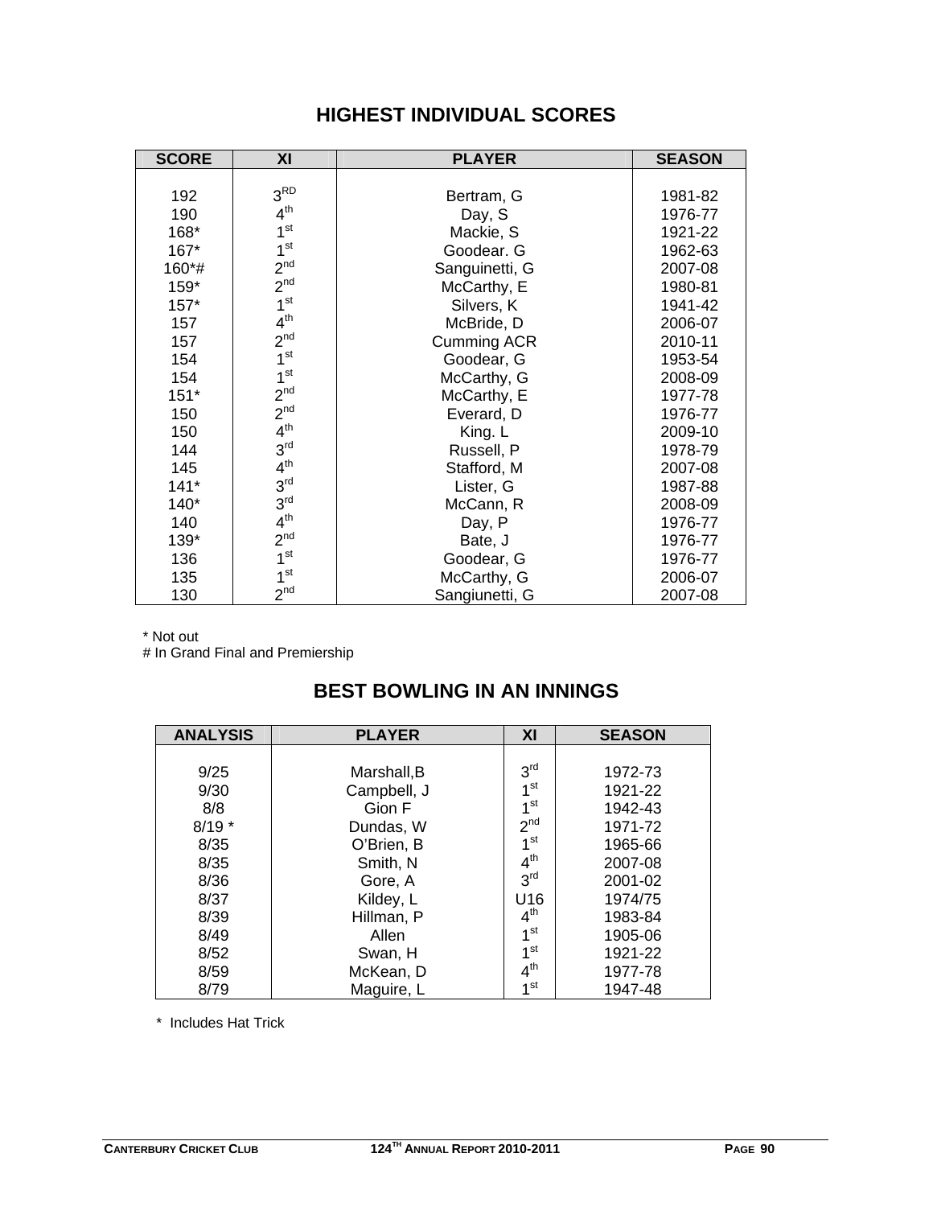## HIGHEST INDIVIDUAL SCORES

| SCORE | XI | PLAYER | SEASON |
|---|---|---|---|
| 192 | 3RD | Bertram, G | 1981-82 |
| 190 | 4th | Day, S | 1976-77 |
| 168* | 1st | Mackie, S | 1921-22 |
| 167* | 1st | Goodear. G | 1962-63 |
| 160*# | 2nd | Sanguinetti, G | 2007-08 |
| 159* | 2nd | McCarthy, E | 1980-81 |
| 157* | 1st | Silvers, K | 1941-42 |
| 157 | 4th | McBride, D | 2006-07 |
| 157 | 2nd | Cumming ACR | 2010-11 |
| 154 | 1st | Goodear, G | 1953-54 |
| 154 | 1st | McCarthy, G | 2008-09 |
| 151* | 2nd | McCarthy, E | 1977-78 |
| 150 | 2nd | Everard, D | 1976-77 |
| 150 | 4th | King. L | 2009-10 |
| 144 | 3rd | Russell, P | 1978-79 |
| 145 | 4th | Stafford, M | 2007-08 |
| 141* | 3rd | Lister, G | 1987-88 |
| 140* | 3rd | McCann, R | 2008-09 |
| 140 | 4th | Day, P | 1976-77 |
| 139* | 2nd | Bate, J | 1976-77 |
| 136 | 1st | Goodear, G | 1976-77 |
| 135 | 1st | McCarthy, G | 2006-07 |
| 130 | 2nd | Sangiunetti, G | 2007-08 |

\* Not out
# In Grand Final and Premiership

## BEST BOWLING IN AN INNINGS

| ANALYSIS | PLAYER | XI | SEASON |
|---|---|---|---|
| 9/25 | Marshall,B | 3rd | 1972-73 |
| 9/30 | Campbell, J | 1st | 1921-22 |
| 8/8 | Gion F | 1st | 1942-43 |
| 8/19 * | Dundas, W | 2nd | 1971-72 |
| 8/35 | O'Brien, B | 1st | 1965-66 |
| 8/35 | Smith, N | 4th | 2007-08 |
| 8/36 | Gore, A | 3rd | 2001-02 |
| 8/37 | Kildey, L | U16 | 1974/75 |
| 8/39 | Hillman, P | 4th | 1983-84 |
| 8/49 | Allen | 1st | 1905-06 |
| 8/52 | Swan, H | 1st | 1921-22 |
| 8/59 | McKean, D | 4th | 1977-78 |
| 8/79 | Maguire, L | 1st | 1947-48 |

\* Includes Hat Trick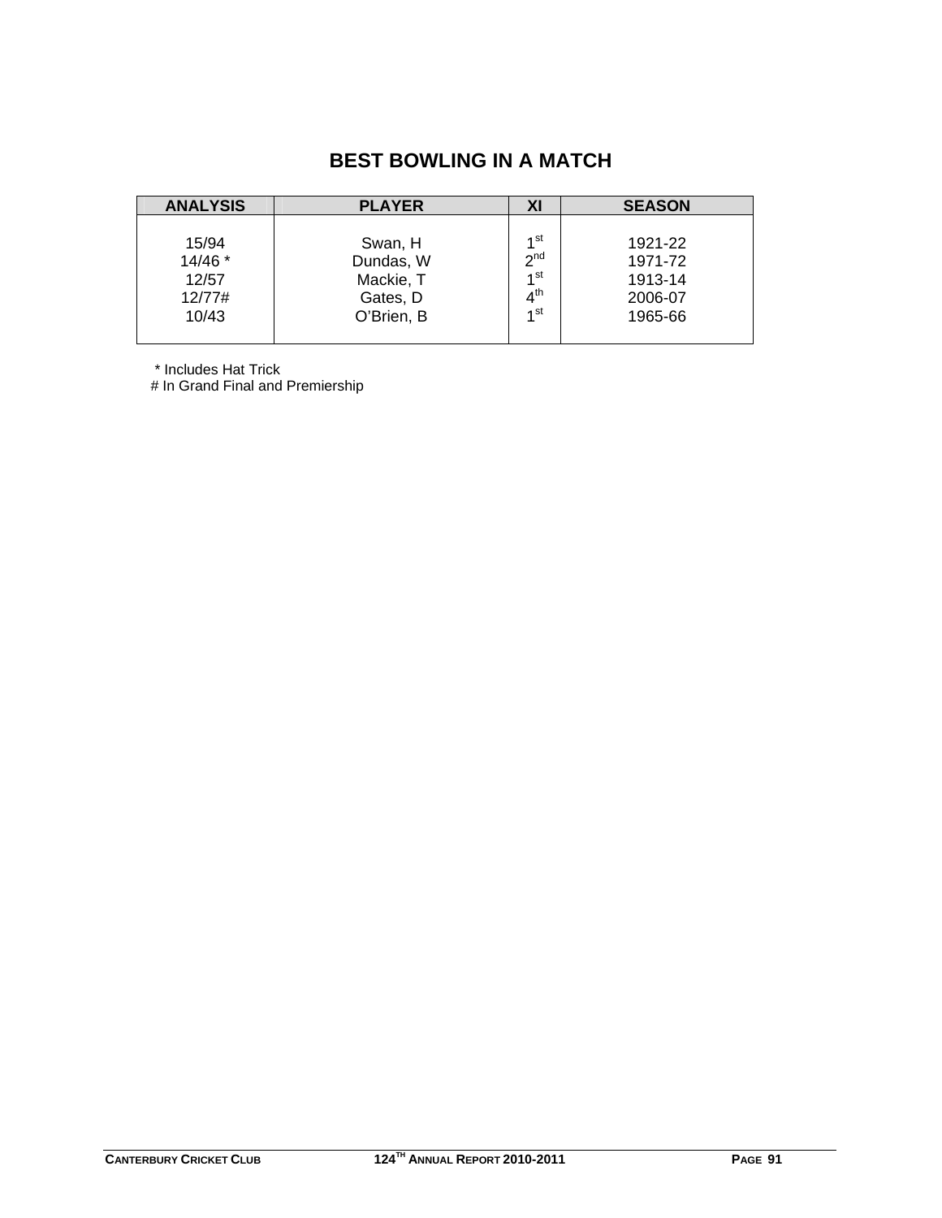## BEST BOWLING IN A MATCH

| ANALYSIS | PLAYER | XI | SEASON |
|---|---|---|---|
| 15/94 | Swan, H | 1st | 1921-22 |
| 14/46 * | Dundas, W | 2nd | 1971-72 |
| 12/57 | Mackie, T | 1st | 1913-14 |
| 12/77# | Gates, D | 4th | 2006-07 |
| 10/43 | O'Brien, B | 1st | 1965-66 |

* Includes Hat Trick
# In Grand Final and Premiership